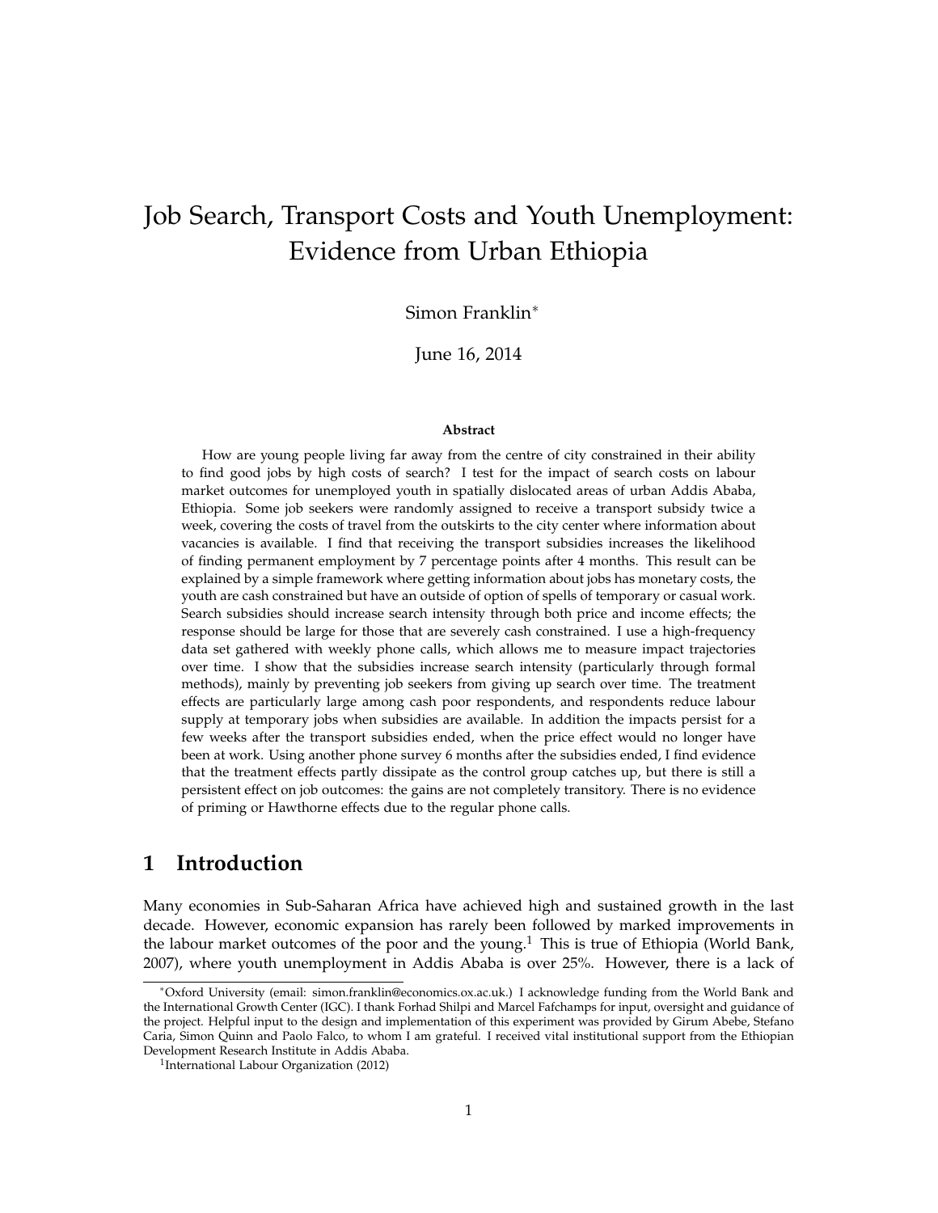# Job Search, Transport Costs and Youth Unemployment: Evidence from Urban Ethiopia

Simon Franklin[*]

June 16, 2014

**Abstract**

How are young people living far away from the centre of city constrained in their ability to find good jobs by high costs of search? I test for the impact of search costs on labour market outcomes for unemployed youth in spatially dislocated areas of urban Addis Ababa, Ethiopia. Some job seekers were randomly assigned to receive a transport subsidy twice a week, covering the costs of travel from the outskirts to the city center where information about vacancies is available. I find that receiving the transport subsidies increases the likelihood of finding permanent employment by 7 percentage points after 4 months. This result can be explained by a simple framework where getting information about jobs has monetary costs, the youth are cash constrained but have an outside of option of spells of temporary or casual work. Search subsidies should increase search intensity through both price and income effects; the response should be large for those that are severely cash constrained. I use a high-frequency data set gathered with weekly phone calls, which allows me to measure impact trajectories over time. I show that the subsidies increase search intensity (particularly through formal methods), mainly by preventing job seekers from giving up search over time. The treatment effects are particularly large among cash poor respondents, and respondents reduce labour supply at temporary jobs when subsidies are available. In addition the impacts persist for a few weeks after the transport subsidies ended, when the price effect would no longer have been at work. Using another phone survey 6 months after the subsidies ended, I find evidence that the treatment effects partly dissipate as the control group catches up, but there is still a persistent effect on job outcomes: the gains are not completely transitory. There is no evidence of priming or Hawthorne effects due to the regular phone calls.

## 1 Introduction

Many economies in Sub-Saharan Africa have achieved high and sustained growth in the last decade. However, economic expansion has rarely been followed by marked improvements in the labour market outcomes of the poor and the young.[1] This is true of Ethiopia (World Bank, 2007), where youth unemployment in Addis Ababa is over 25%. However, there is a lack of

---

[*] Oxford University (email: simon.franklin@economics.ox.ac.uk.) I acknowledge funding from the World Bank and the International Growth Center (IGC). I thank Forhad Shilpi and Marcel Fafchamps for input, oversight and guidance of the project. Helpful input to the design and implementation of this experiment was provided by Girum Abebe, Stefano Caria, Simon Quinn and Paolo Falco, to whom I am grateful. I received vital institutional support from the Ethiopian Development Research Institute in Addis Ababa.

[1] International Labour Organization (2012)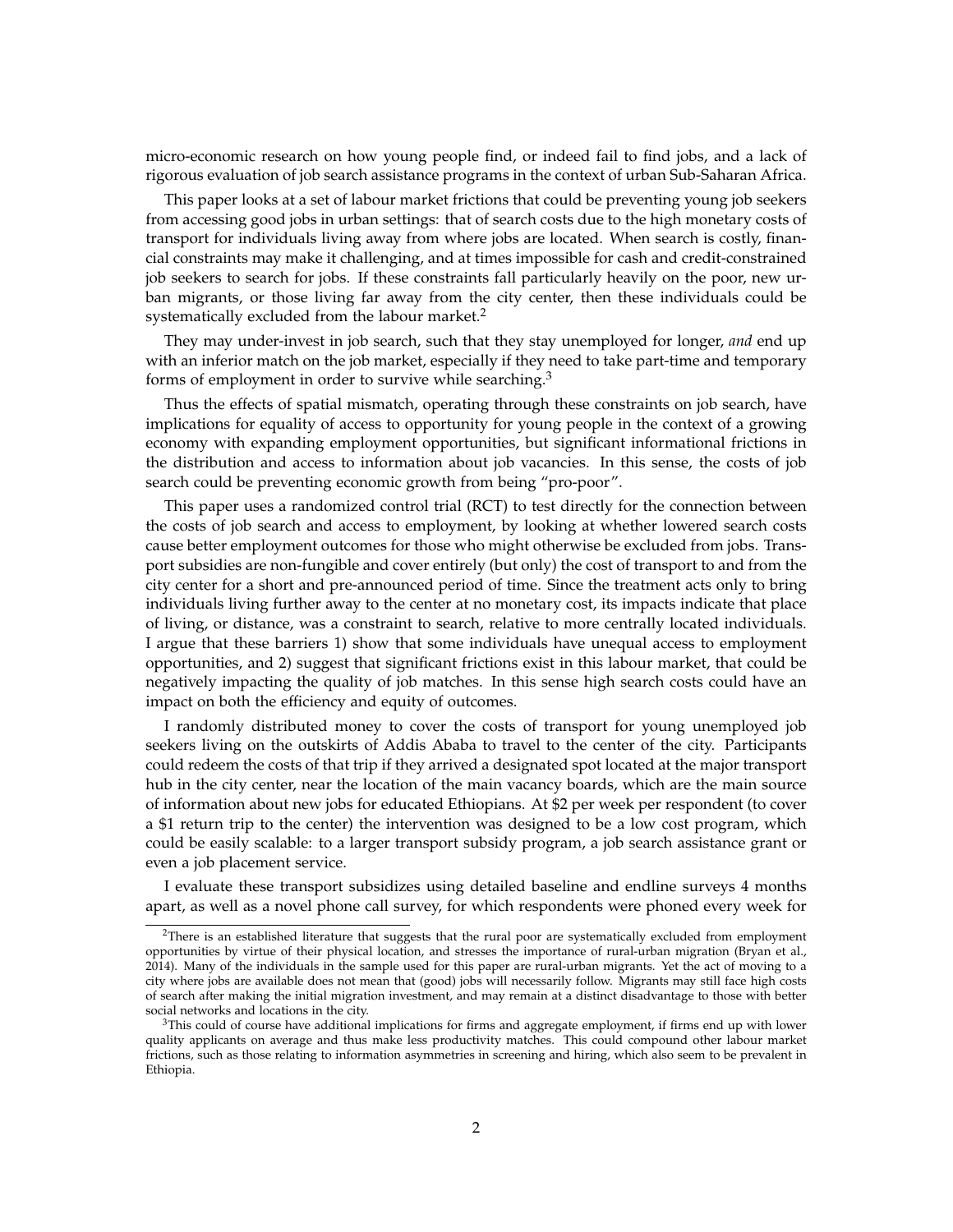micro-economic research on how young people find, or indeed fail to find jobs, and a lack of rigorous evaluation of job search assistance programs in the context of urban Sub-Saharan Africa.

This paper looks at a set of labour market frictions that could be preventing young job seekers from accessing good jobs in urban settings: that of search costs due to the high monetary costs of transport for individuals living away from where jobs are located. When search is costly, financial constraints may make it challenging, and at times impossible for cash and credit-constrained job seekers to search for jobs. If these constraints fall particularly heavily on the poor, new urban migrants, or those living far away from the city center, then these individuals could be systematically excluded from the labour market.[2]

They may under-invest in job search, such that they stay unemployed for longer, *and* end up with an inferior match on the job market, especially if they need to take part-time and temporary forms of employment in order to survive while searching.[3]

Thus the effects of spatial mismatch, operating through these constraints on job search, have implications for equality of access to opportunity for young people in the context of a growing economy with expanding employment opportunities, but significant informational frictions in the distribution and access to information about job vacancies. In this sense, the costs of job search could be preventing economic growth from being "pro-poor".

This paper uses a randomized control trial (RCT) to test directly for the connection between the costs of job search and access to employment, by looking at whether lowered search costs cause better employment outcomes for those who might otherwise be excluded from jobs. Transport subsidies are non-fungible and cover entirely (but only) the cost of transport to and from the city center for a short and pre-announced period of time. Since the treatment acts only to bring individuals living further away to the center at no monetary cost, its impacts indicate that place of living, or distance, was a constraint to search, relative to more centrally located individuals. I argue that these barriers 1) show that some individuals have unequal access to employment opportunities, and 2) suggest that significant frictions exist in this labour market, that could be negatively impacting the quality of job matches. In this sense high search costs could have an impact on both the efficiency and equity of outcomes.

I randomly distributed money to cover the costs of transport for young unemployed job seekers living on the outskirts of Addis Ababa to travel to the center of the city. Participants could redeem the costs of that trip if they arrived a designated spot located at the major transport hub in the city center, near the location of the main vacancy boards, which are the main source of information about new jobs for educated Ethiopians. At \$2 per week per respondent (to cover a \$1 return trip to the center) the intervention was designed to be a low cost program, which could be easily scalable: to a larger transport subsidy program, a job search assistance grant or even a job placement service.

I evaluate these transport subsidizes using detailed baseline and endline surveys 4 months apart, as well as a novel phone call survey, for which respondents were phoned every week for

[2] There is an established literature that suggests that the rural poor are systematically excluded from employment opportunities by virtue of their physical location, and stresses the importance of rural-urban migration (Bryan et al., 2014). Many of the individuals in the sample used for this paper are rural-urban migrants. Yet the act of moving to a city where jobs are available does not mean that (good) jobs will necessarily follow. Migrants may still face high costs of search after making the initial migration investment, and may remain at a distinct disadvantage to those with better social networks and locations in the city.

[3] This could of course have additional implications for firms and aggregate employment, if firms end up with lower quality applicants on average and thus make less productivity matches. This could compound other labour market frictions, such as those relating to information asymmetries in screening and hiring, which also seem to be prevalent in Ethiopia.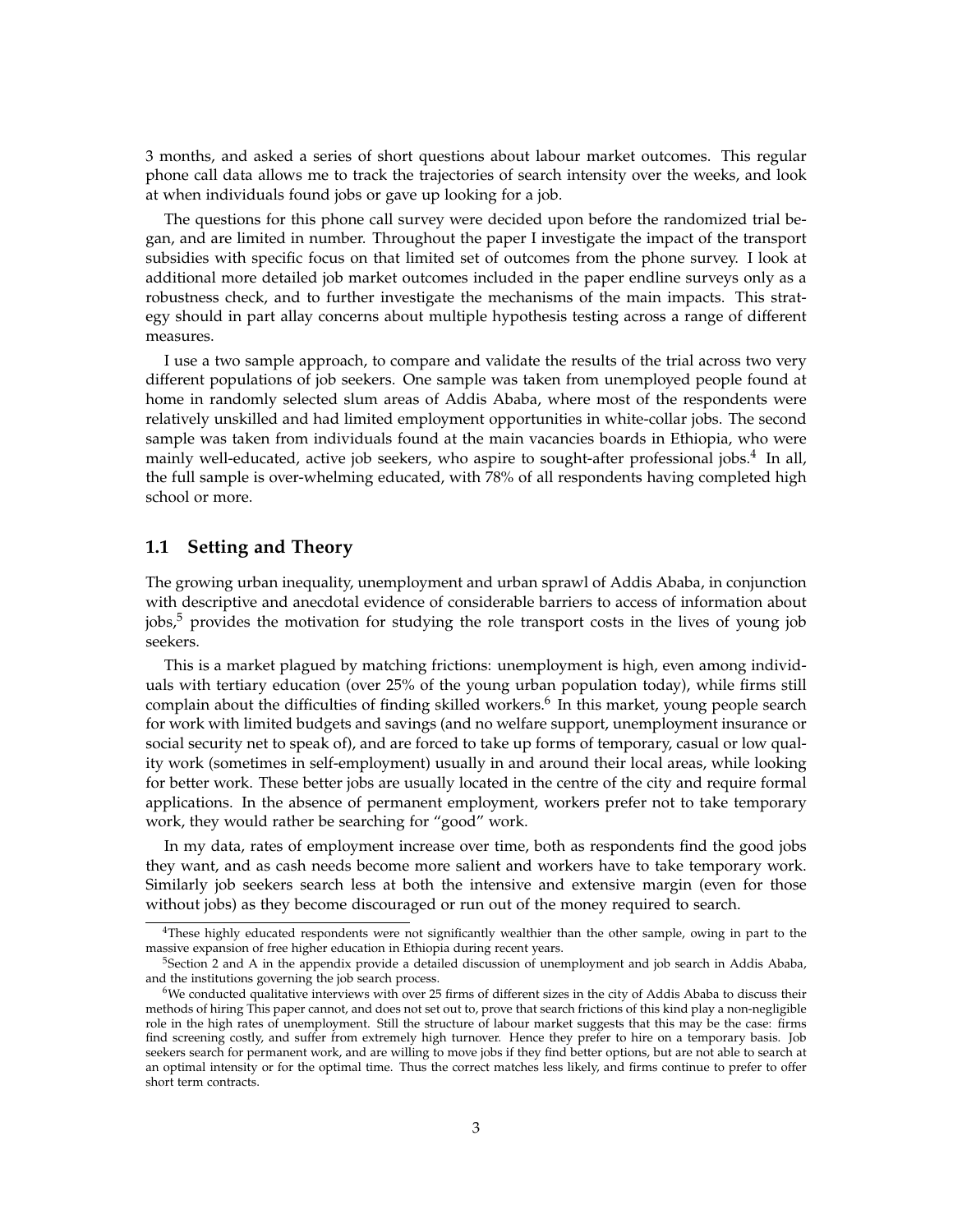3 months, and asked a series of short questions about labour market outcomes. This regular phone call data allows me to track the trajectories of search intensity over the weeks, and look at when individuals found jobs or gave up looking for a job.

The questions for this phone call survey were decided upon before the randomized trial began, and are limited in number. Throughout the paper I investigate the impact of the transport subsidies with specific focus on that limited set of outcomes from the phone survey. I look at additional more detailed job market outcomes included in the paper endline surveys only as a robustness check, and to further investigate the mechanisms of the main impacts. This strategy should in part allay concerns about multiple hypothesis testing across a range of different measures.

I use a two sample approach, to compare and validate the results of the trial across two very different populations of job seekers. One sample was taken from unemployed people found at home in randomly selected slum areas of Addis Ababa, where most of the respondents were relatively unskilled and had limited employment opportunities in white-collar jobs. The second sample was taken from individuals found at the main vacancies boards in Ethiopia, who were mainly well-educated, active job seekers, who aspire to sought-after professional jobs.[4] In all, the full sample is over-whelming educated, with 78% of all respondents having completed high school or more.

## 1.1 Setting and Theory

The growing urban inequality, unemployment and urban sprawl of Addis Ababa, in conjunction with descriptive and anecdotal evidence of considerable barriers to access of information about jobs,[5] provides the motivation for studying the role transport costs in the lives of young job seekers.

This is a market plagued by matching frictions: unemployment is high, even among individuals with tertiary education (over 25% of the young urban population today), while firms still complain about the difficulties of finding skilled workers.[6] In this market, young people search for work with limited budgets and savings (and no welfare support, unemployment insurance or social security net to speak of), and are forced to take up forms of temporary, casual or low quality work (sometimes in self-employment) usually in and around their local areas, while looking for better work. These better jobs are usually located in the centre of the city and require formal applications. In the absence of permanent employment, workers prefer not to take temporary work, they would rather be searching for "good" work.

In my data, rates of employment increase over time, both as respondents find the good jobs they want, and as cash needs become more salient and workers have to take temporary work. Similarly job seekers search less at both the intensive and extensive margin (even for those without jobs) as they become discouraged or run out of the money required to search.

[4] These highly educated respondents were not significantly wealthier than the other sample, owing in part to the massive expansion of free higher education in Ethiopia during recent years.

[5] Section 2 and A in the appendix provide a detailed discussion of unemployment and job search in Addis Ababa, and the institutions governing the job search process.

[6] We conducted qualitative interviews with over 25 firms of different sizes in the city of Addis Ababa to discuss their methods of hiring This paper cannot, and does not set out to, prove that search frictions of this kind play a non-negligible role in the high rates of unemployment. Still the structure of labour market suggests that this may be the case: firms find screening costly, and suffer from extremely high turnover. Hence they prefer to hire on a temporary basis. Job seekers search for permanent work, and are willing to move jobs if they find better options, but are not able to search at an optimal intensity or for the optimal time. Thus the correct matches less likely, and firms continue to prefer to offer short term contracts.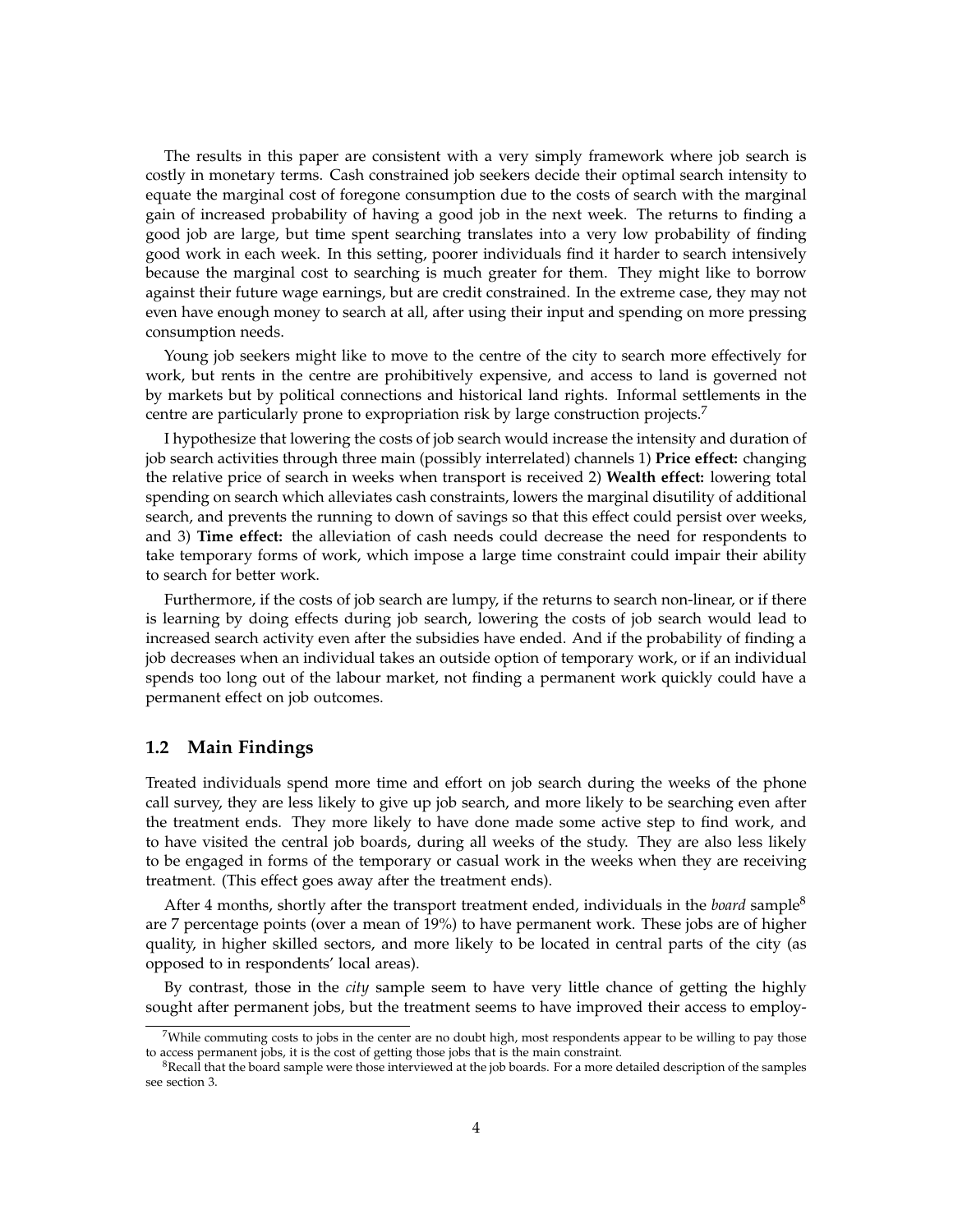The results in this paper are consistent with a very simply framework where job search is costly in monetary terms. Cash constrained job seekers decide their optimal search intensity to equate the marginal cost of foregone consumption due to the costs of search with the marginal gain of increased probability of having a good job in the next week. The returns to finding a good job are large, but time spent searching translates into a very low probability of finding good work in each week. In this setting, poorer individuals find it harder to search intensively because the marginal cost to searching is much greater for them. They might like to borrow against their future wage earnings, but are credit constrained. In the extreme case, they may not even have enough money to search at all, after using their input and spending on more pressing consumption needs.

Young job seekers might like to move to the centre of the city to search more effectively for work, but rents in the centre are prohibitively expensive, and access to land is governed not by markets but by political connections and historical land rights. Informal settlements in the centre are particularly prone to expropriation risk by large construction projects.[7]

I hypothesize that lowering the costs of job search would increase the intensity and duration of job search activities through three main (possibly interrelated) channels 1) **Price effect:** changing the relative price of search in weeks when transport is received 2) **Wealth effect:** lowering total spending on search which alleviates cash constraints, lowers the marginal disutility of additional search, and prevents the running to down of savings so that this effect could persist over weeks, and 3) **Time effect:** the alleviation of cash needs could decrease the need for respondents to take temporary forms of work, which impose a large time constraint could impair their ability to search for better work.

Furthermore, if the costs of job search are lumpy, if the returns to search non-linear, or if there is learning by doing effects during job search, lowering the costs of job search would lead to increased search activity even after the subsidies have ended. And if the probability of finding a job decreases when an individual takes an outside option of temporary work, or if an individual spends too long out of the labour market, not finding a permanent work quickly could have a permanent effect on job outcomes.

## 1.2 Main Findings

Treated individuals spend more time and effort on job search during the weeks of the phone call survey, they are less likely to give up job search, and more likely to be searching even after the treatment ends. They more likely to have done made some active step to find work, and to have visited the central job boards, during all weeks of the study. They are also less likely to be engaged in forms of the temporary or casual work in the weeks when they are receiving treatment. (This effect goes away after the treatment ends).

After 4 months, shortly after the transport treatment ended, individuals in the *board* sample[8] are 7 percentage points (over a mean of 19%) to have permanent work. These jobs are of higher quality, in higher skilled sectors, and more likely to be located in central parts of the city (as opposed to in respondents' local areas).

By contrast, those in the *city* sample seem to have very little chance of getting the highly sought after permanent jobs, but the treatment seems to have improved their access to employ-

[7] While commuting costs to jobs in the center are no doubt high, most respondents appear to be willing to pay those to access permanent jobs, it is the cost of getting those jobs that is the main constraint.

[8] Recall that the board sample were those interviewed at the job boards. For a more detailed description of the samples see section 3.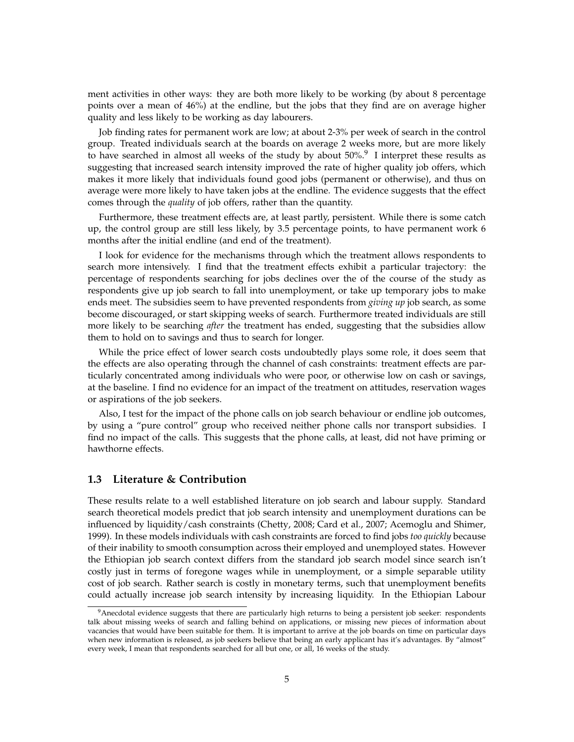ment activities in other ways: they are both more likely to be working (by about 8 percentage points over a mean of 46%) at the endline, but the jobs that they find are on average higher quality and less likely to be working as day labourers.

Job finding rates for permanent work are low; at about 2-3% per week of search in the control group. Treated individuals search at the boards on average 2 weeks more, but are more likely to have searched in almost all weeks of the study by about 50%.[9] I interpret these results as suggesting that increased search intensity improved the rate of higher quality job offers, which makes it more likely that individuals found good jobs (permanent or otherwise), and thus on average were more likely to have taken jobs at the endline. The evidence suggests that the effect comes through the *quality* of job offers, rather than the quantity.

Furthermore, these treatment effects are, at least partly, persistent. While there is some catch up, the control group are still less likely, by 3.5 percentage points, to have permanent work 6 months after the initial endline (and end of the treatment).

I look for evidence for the mechanisms through which the treatment allows respondents to search more intensively. I find that the treatment effects exhibit a particular trajectory: the percentage of respondents searching for jobs declines over the of the course of the study as respondents give up job search to fall into unemployment, or take up temporary jobs to make ends meet. The subsidies seem to have prevented respondents from *giving up* job search, as some become discouraged, or start skipping weeks of search. Furthermore treated individuals are still more likely to be searching *after* the treatment has ended, suggesting that the subsidies allow them to hold on to savings and thus to search for longer.

While the price effect of lower search costs undoubtedly plays some role, it does seem that the effects are also operating through the channel of cash constraints: treatment effects are particularly concentrated among individuals who were poor, or otherwise low on cash or savings, at the baseline. I find no evidence for an impact of the treatment on attitudes, reservation wages or aspirations of the job seekers.

Also, I test for the impact of the phone calls on job search behaviour or endline job outcomes, by using a "pure control" group who received neither phone calls nor transport subsidies. I find no impact of the calls. This suggests that the phone calls, at least, did not have priming or hawthorne effects.

### 1.3 Literature & Contribution

These results relate to a well established literature on job search and labour supply. Standard search theoretical models predict that job search intensity and unemployment durations can be influenced by liquidity/cash constraints (Chetty, 2008; Card et al., 2007; Acemoglu and Shimer, 1999). In these models individuals with cash constraints are forced to find jobs *too quickly* because of their inability to smooth consumption across their employed and unemployed states. However the Ethiopian job search context differs from the standard job search model since search isn't costly just in terms of foregone wages while in unemployment, or a simple separable utility cost of job search. Rather search is costly in monetary terms, such that unemployment benefits could actually increase job search intensity by increasing liquidity. In the Ethiopian Labour

[9] Anecdotal evidence suggests that there are particularly high returns to being a persistent job seeker: respondents talk about missing weeks of search and falling behind on applications, or missing new pieces of information about vacancies that would have been suitable for them. It is important to arrive at the job boards on time on particular days when new information is released, as job seekers believe that being an early applicant has it's advantages. By "almost" every week, I mean that respondents searched for all but one, or all, 16 weeks of the study.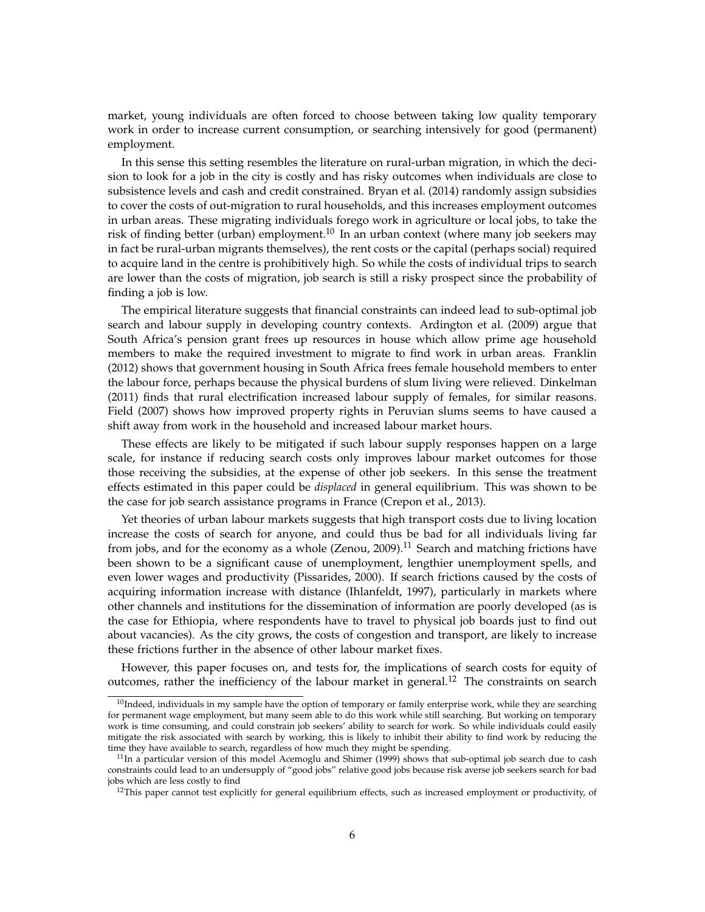market, young individuals are often forced to choose between taking low quality temporary work in order to increase current consumption, or searching intensively for good (permanent) employment.

In this sense this setting resembles the literature on rural-urban migration, in which the decision to look for a job in the city is costly and has risky outcomes when individuals are close to subsistence levels and cash and credit constrained. Bryan et al. (2014) randomly assign subsidies to cover the costs of out-migration to rural households, and this increases employment outcomes in urban areas. These migrating individuals forego work in agriculture or local jobs, to take the risk of finding better (urban) employment.[10] In an urban context (where many job seekers may in fact be rural-urban migrants themselves), the rent costs or the capital (perhaps social) required to acquire land in the centre is prohibitively high. So while the costs of individual trips to search are lower than the costs of migration, job search is still a risky prospect since the probability of finding a job is low.

The empirical literature suggests that financial constraints can indeed lead to sub-optimal job search and labour supply in developing country contexts. Ardington et al. (2009) argue that South Africa's pension grant frees up resources in house which allow prime age household members to make the required investment to migrate to find work in urban areas. Franklin (2012) shows that government housing in South Africa frees female household members to enter the labour force, perhaps because the physical burdens of slum living were relieved. Dinkelman (2011) finds that rural electrification increased labour supply of females, for similar reasons. Field (2007) shows how improved property rights in Peruvian slums seems to have caused a shift away from work in the household and increased labour market hours.

These effects are likely to be mitigated if such labour supply responses happen on a large scale, for instance if reducing search costs only improves labour market outcomes for those those receiving the subsidies, at the expense of other job seekers. In this sense the treatment effects estimated in this paper could be *displaced* in general equilibrium. This was shown to be the case for job search assistance programs in France (Crepon et al., 2013).

Yet theories of urban labour markets suggests that high transport costs due to living location increase the costs of search for anyone, and could thus be bad for all individuals living far from jobs, and for the economy as a whole (Zenou, 2009).[11] Search and matching frictions have been shown to be a significant cause of unemployment, lengthier unemployment spells, and even lower wages and productivity (Pissarides, 2000). If search frictions caused by the costs of acquiring information increase with distance (Ihlanfeldt, 1997), particularly in markets where other channels and institutions for the dissemination of information are poorly developed (as is the case for Ethiopia, where respondents have to travel to physical job boards just to find out about vacancies). As the city grows, the costs of congestion and transport, are likely to increase these frictions further in the absence of other labour market fixes.

However, this paper focuses on, and tests for, the implications of search costs for equity of outcomes, rather the inefficiency of the labour market in general.[12] The constraints on search

[10] Indeed, individuals in my sample have the option of temporary or family enterprise work, while they are searching for permanent wage employment, but many seem able to do this work while still searching. But working on temporary work is time consuming, and could constrain job seekers' ability to search for work. So while individuals could easily mitigate the risk associated with search by working, this is likely to inhibit their ability to find work by reducing the time they have available to search, regardless of how much they might be spending.

[11] In a particular version of this model Acemoglu and Shimer (1999) shows that sub-optimal job search due to cash constraints could lead to an undersupply of "good jobs" relative good jobs because risk averse job seekers search for bad jobs which are less costly to find

[12] This paper cannot test explicitly for general equilibrium effects, such as increased employment or productivity, of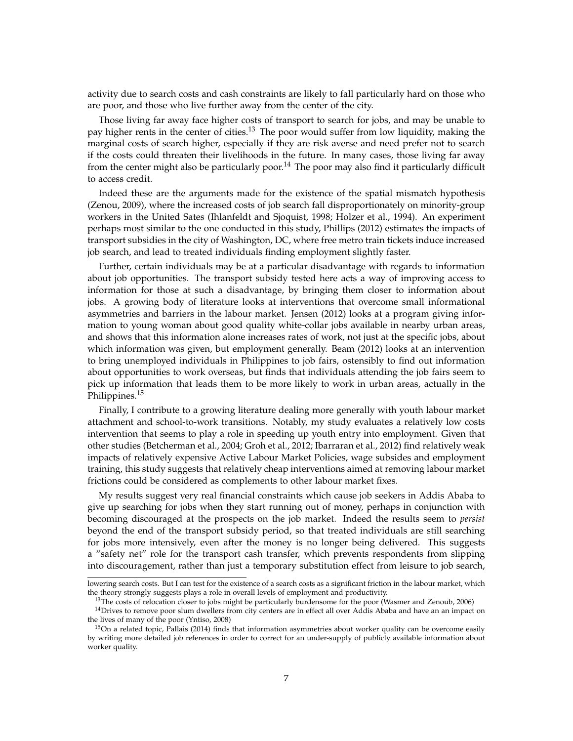activity due to search costs and cash constraints are likely to fall particularly hard on those who are poor, and those who live further away from the center of the city.

Those living far away face higher costs of transport to search for jobs, and may be unable to pay higher rents in the center of cities.[13] The poor would suffer from low liquidity, making the marginal costs of search higher, especially if they are risk averse and need prefer not to search if the costs could threaten their livelihoods in the future. In many cases, those living far away from the center might also be particularly poor.[14] The poor may also find it particularly difficult to access credit.

Indeed these are the arguments made for the existence of the spatial mismatch hypothesis (Zenou, 2009), where the increased costs of job search fall disproportionately on minority-group workers in the United Sates (Ihlanfeldt and Sjoquist, 1998; Holzer et al., 1994). An experiment perhaps most similar to the one conducted in this study, Phillips (2012) estimates the impacts of transport subsidies in the city of Washington, DC, where free metro train tickets induce increased job search, and lead to treated individuals finding employment slightly faster.

Further, certain individuals may be at a particular disadvantage with regards to information about job opportunities. The transport subsidy tested here acts a way of improving access to information for those at such a disadvantage, by bringing them closer to information about jobs. A growing body of literature looks at interventions that overcome small informational asymmetries and barriers in the labour market. Jensen (2012) looks at a program giving information to young woman about good quality white-collar jobs available in nearby urban areas, and shows that this information alone increases rates of work, not just at the specific jobs, about which information was given, but employment generally. Beam (2012) looks at an intervention to bring unemployed individuals in Philippines to job fairs, ostensibly to find out information about opportunities to work overseas, but finds that individuals attending the job fairs seem to pick up information that leads them to be more likely to work in urban areas, actually in the Philippines.[15]

Finally, I contribute to a growing literature dealing more generally with youth labour market attachment and school-to-work transitions. Notably, my study evaluates a relatively low costs intervention that seems to play a role in speeding up youth entry into employment. Given that other studies (Betcherman et al., 2004; Groh et al., 2012; Ibarraran et al., 2012) find relatively weak impacts of relatively expensive Active Labour Market Policies, wage subsides and employment training, this study suggests that relatively cheap interventions aimed at removing labour market frictions could be considered as complements to other labour market fixes.

My results suggest very real financial constraints which cause job seekers in Addis Ababa to give up searching for jobs when they start running out of money, perhaps in conjunction with becoming discouraged at the prospects on the job market. Indeed the results seem to *persist* beyond the end of the transport subsidy period, so that treated individuals are still searching for jobs more intensively, even after the money is no longer being delivered. This suggests a "safety net" role for the transport cash transfer, which prevents respondents from slipping into discouragement, rather than just a temporary substitution effect from leisure to job search,

---

lowering search costs. But I can test for the existence of a search costs as a significant friction in the labour market, which the theory strongly suggests plays a role in overall levels of employment and productivity.

[13] The costs of relocation closer to jobs might be particularly burdensome for the poor (Wasmer and Zenoub, 2006)

[14] Drives to remove poor slum dwellers from city centers are in effect all over Addis Ababa and have an an impact on the lives of many of the poor (Yntiso, 2008)

[15] On a related topic, Pallais (2014) finds that information asymmetries about worker quality can be overcome easily by writing more detailed job references in order to correct for an under-supply of publicly available information about worker quality.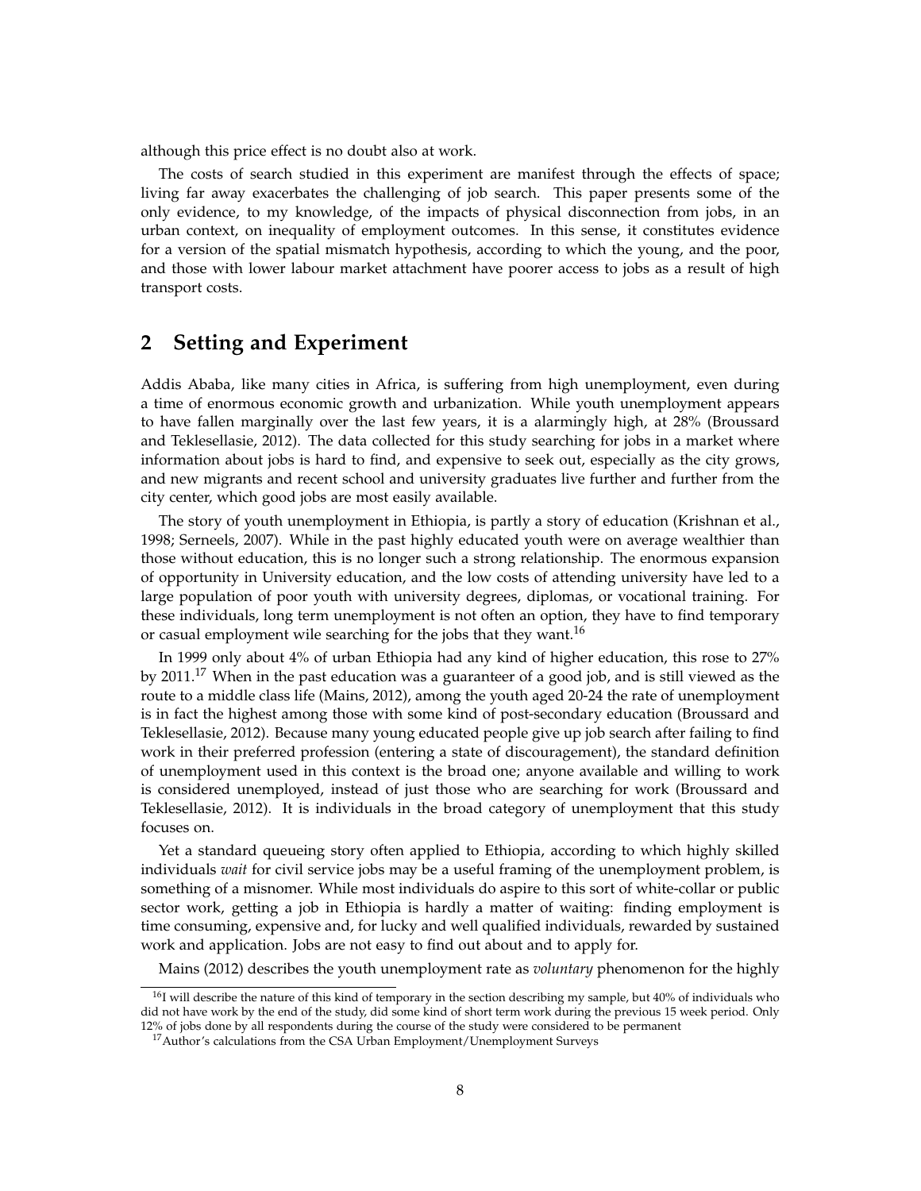although this price effect is no doubt also at work.

The costs of search studied in this experiment are manifest through the effects of space; living far away exacerbates the challenging of job search. This paper presents some of the only evidence, to my knowledge, of the impacts of physical disconnection from jobs, in an urban context, on inequality of employment outcomes. In this sense, it constitutes evidence for a version of the spatial mismatch hypothesis, according to which the young, and the poor, and those with lower labour market attachment have poorer access to jobs as a result of high transport costs.

## 2 Setting and Experiment

Addis Ababa, like many cities in Africa, is suffering from high unemployment, even during a time of enormous economic growth and urbanization. While youth unemployment appears to have fallen marginally over the last few years, it is a alarmingly high, at 28% (Broussard and Teklesellasie, 2012). The data collected for this study searching for jobs in a market where information about jobs is hard to find, and expensive to seek out, especially as the city grows, and new migrants and recent school and university graduates live further and further from the city center, which good jobs are most easily available.

The story of youth unemployment in Ethiopia, is partly a story of education (Krishnan et al., 1998; Serneels, 2007). While in the past highly educated youth were on average wealthier than those without education, this is no longer such a strong relationship. The enormous expansion of opportunity in University education, and the low costs of attending university have led to a large population of poor youth with university degrees, diplomas, or vocational training. For these individuals, long term unemployment is not often an option, they have to find temporary or casual employment wile searching for the jobs that they want.[16]

In 1999 only about 4% of urban Ethiopia had any kind of higher education, this rose to 27% by 2011.[17] When in the past education was a guaranteer of a good job, and is still viewed as the route to a middle class life (Mains, 2012), among the youth aged 20-24 the rate of unemployment is in fact the highest among those with some kind of post-secondary education (Broussard and Teklesellasie, 2012). Because many young educated people give up job search after failing to find work in their preferred profession (entering a state of discouragement), the standard definition of unemployment used in this context is the broad one; anyone available and willing to work is considered unemployed, instead of just those who are searching for work (Broussard and Teklesellasie, 2012). It is individuals in the broad category of unemployment that this study focuses on.

Yet a standard queueing story often applied to Ethiopia, according to which highly skilled individuals *wait* for civil service jobs may be a useful framing of the unemployment problem, is something of a misnomer. While most individuals do aspire to this sort of white-collar or public sector work, getting a job in Ethiopia is hardly a matter of waiting: finding employment is time consuming, expensive and, for lucky and well qualified individuals, rewarded by sustained work and application. Jobs are not easy to find out about and to apply for.

Mains (2012) describes the youth unemployment rate as *voluntary* phenomenon for the highly

[16] I will describe the nature of this kind of temporary in the section describing my sample, but 40% of individuals who did not have work by the end of the study, did some kind of short term work during the previous 15 week period. Only 12% of jobs done by all respondents during the course of the study were considered to be permanent

[17] Author's calculations from the CSA Urban Employment/Unemployment Surveys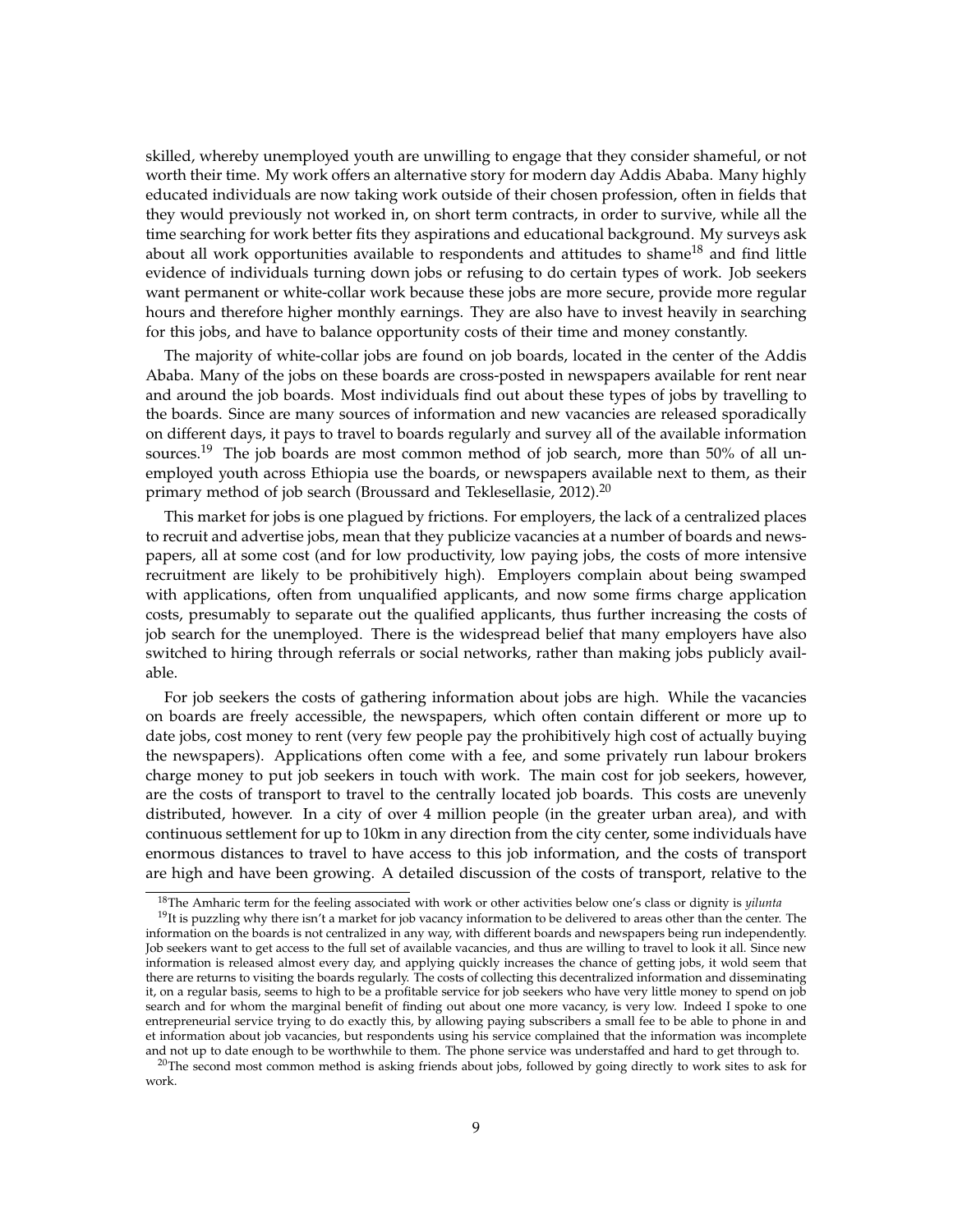skilled, whereby unemployed youth are unwilling to engage that they consider shameful, or not worth their time. My work offers an alternative story for modern day Addis Ababa. Many highly educated individuals are now taking work outside of their chosen profession, often in fields that they would previously not worked in, on short term contracts, in order to survive, while all the time searching for work better fits they aspirations and educational background. My surveys ask about all work opportunities available to respondents and attitudes to shame[18] and find little evidence of individuals turning down jobs or refusing to do certain types of work. Job seekers want permanent or white-collar work because these jobs are more secure, provide more regular hours and therefore higher monthly earnings. They are also have to invest heavily in searching for this jobs, and have to balance opportunity costs of their time and money constantly.

The majority of white-collar jobs are found on job boards, located in the center of the Addis Ababa. Many of the jobs on these boards are cross-posted in newspapers available for rent near and around the job boards. Most individuals find out about these types of jobs by travelling to the boards. Since are many sources of information and new vacancies are released sporadically on different days, it pays to travel to boards regularly and survey all of the available information sources.[19] The job boards are most common method of job search, more than 50% of all unemployed youth across Ethiopia use the boards, or newspapers available next to them, as their primary method of job search (Broussard and Teklesellasie, 2012).[20]

This market for jobs is one plagued by frictions. For employers, the lack of a centralized places to recruit and advertise jobs, mean that they publicize vacancies at a number of boards and newspapers, all at some cost (and for low productivity, low paying jobs, the costs of more intensive recruitment are likely to be prohibitively high). Employers complain about being swamped with applications, often from unqualified applicants, and now some firms charge application costs, presumably to separate out the qualified applicants, thus further increasing the costs of job search for the unemployed. There is the widespread belief that many employers have also switched to hiring through referrals or social networks, rather than making jobs publicly available.

For job seekers the costs of gathering information about jobs are high. While the vacancies on boards are freely accessible, the newspapers, which often contain different or more up to date jobs, cost money to rent (very few people pay the prohibitively high cost of actually buying the newspapers). Applications often come with a fee, and some privately run labour brokers charge money to put job seekers in touch with work. The main cost for job seekers, however, are the costs of transport to travel to the centrally located job boards. This costs are unevenly distributed, however. In a city of over 4 million people (in the greater urban area), and with continuous settlement for up to 10km in any direction from the city center, some individuals have enormous distances to travel to have access to this job information, and the costs of transport are high and have been growing. A detailed discussion of the costs of transport, relative to the

[18] The Amharic term for the feeling associated with work or other activities below one's class or dignity is *yilunta*

[19] It is puzzling why there isn't a market for job vacancy information to be delivered to areas other than the center. The information on the boards is not centralized in any way, with different boards and newspapers being run independently. Job seekers want to get access to the full set of available vacancies, and thus are willing to travel to look it all. Since new information is released almost every day, and applying quickly increases the chance of getting jobs, it wold seem that there are returns to visiting the boards regularly. The costs of collecting this decentralized information and disseminating it, on a regular basis, seems to high to be a profitable service for job seekers who have very little money to spend on job search and for whom the marginal benefit of finding out about one more vacancy, is very low. Indeed I spoke to one entrepreneurial service trying to do exactly this, by allowing paying subscribers a small fee to be able to phone in and et information about job vacancies, but respondents using his service complained that the information was incomplete and not up to date enough to be worthwhile to them. The phone service was understaffed and hard to get through to.

[20] The second most common method is asking friends about jobs, followed by going directly to work sites to ask for work.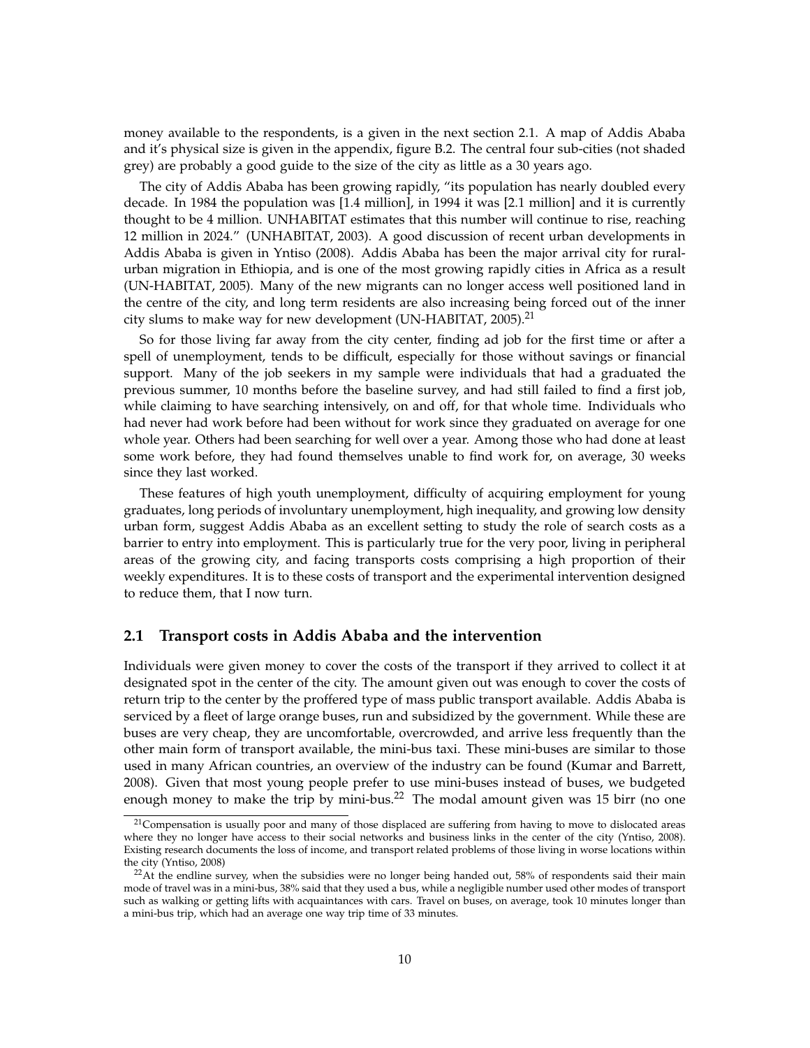money available to the respondents, is a given in the next section 2.1. A map of Addis Ababa and it's physical size is given in the appendix, figure B.2. The central four sub-cities (not shaded grey) are probably a good guide to the size of the city as little as a 30 years ago.

The city of Addis Ababa has been growing rapidly, "its population has nearly doubled every decade. In 1984 the population was [1.4 million], in 1994 it was [2.1 million] and it is currently thought to be 4 million. UNHABITAT estimates that this number will continue to rise, reaching 12 million in 2024." (UNHABITAT, 2003). A good discussion of recent urban developments in Addis Ababa is given in Yntiso (2008). Addis Ababa has been the major arrival city for rural-urban migration in Ethiopia, and is one of the most growing rapidly cities in Africa as a result (UN-HABITAT, 2005). Many of the new migrants can no longer access well positioned land in the centre of the city, and long term residents are also increasing being forced out of the inner city slums to make way for new development (UN-HABITAT, 2005).[21]

So for those living far away from the city center, finding ad job for the first time or after a spell of unemployment, tends to be difficult, especially for those without savings or financial support. Many of the job seekers in my sample were individuals that had a graduated the previous summer, 10 months before the baseline survey, and had still failed to find a first job, while claiming to have searching intensively, on and off, for that whole time. Individuals who had never had work before had been without for work since they graduated on average for one whole year. Others had been searching for well over a year. Among those who had done at least some work before, they had found themselves unable to find work for, on average, 30 weeks since they last worked.

These features of high youth unemployment, difficulty of acquiring employment for young graduates, long periods of involuntary unemployment, high inequality, and growing low density urban form, suggest Addis Ababa as an excellent setting to study the role of search costs as a barrier to entry into employment. This is particularly true for the very poor, living in peripheral areas of the growing city, and facing transports costs comprising a high proportion of their weekly expenditures. It is to these costs of transport and the experimental intervention designed to reduce them, that I now turn.

## 2.1 Transport costs in Addis Ababa and the intervention

Individuals were given money to cover the costs of the transport if they arrived to collect it at designated spot in the center of the city. The amount given out was enough to cover the costs of return trip to the center by the proffered type of mass public transport available. Addis Ababa is serviced by a fleet of large orange buses, run and subsidized by the government. While these are buses are very cheap, they are uncomfortable, overcrowded, and arrive less frequently than the other main form of transport available, the mini-bus taxi. These mini-buses are similar to those used in many African countries, an overview of the industry can be found (Kumar and Barrett, 2008). Given that most young people prefer to use mini-buses instead of buses, we budgeted enough money to make the trip by mini-bus.[22] The modal amount given was 15 birr (no one

[21] Compensation is usually poor and many of those displaced are suffering from having to move to dislocated areas where they no longer have access to their social networks and business links in the center of the city (Yntiso, 2008). Existing research documents the loss of income, and transport related problems of those living in worse locations within the city (Yntiso, 2008)

[22] At the endline survey, when the subsidies were no longer being handed out, 58% of respondents said their main mode of travel was in a mini-bus, 38% said that they used a bus, while a negligible number used other modes of transport such as walking or getting lifts with acquaintances with cars. Travel on buses, on average, took 10 minutes longer than a mini-bus trip, which had an average one way trip time of 33 minutes.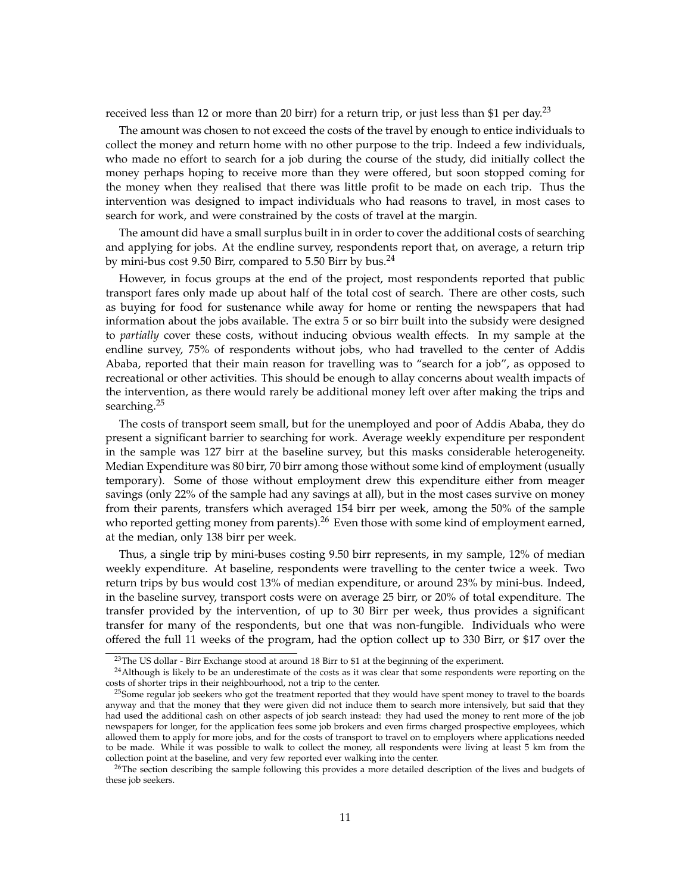received less than 12 or more than 20 birr) for a return trip, or just less than $1 per day.[23]

The amount was chosen to not exceed the costs of the travel by enough to entice individuals to collect the money and return home with no other purpose to the trip. Indeed a few individuals, who made no effort to search for a job during the course of the study, did initially collect the money perhaps hoping to receive more than they were offered, but soon stopped coming for the money when they realised that there was little profit to be made on each trip. Thus the intervention was designed to impact individuals who had reasons to travel, in most cases to search for work, and were constrained by the costs of travel at the margin.

The amount did have a small surplus built in in order to cover the additional costs of searching and applying for jobs. At the endline survey, respondents report that, on average, a return trip by mini-bus cost 9.50 Birr, compared to 5.50 Birr by bus.[24]

However, in focus groups at the end of the project, most respondents reported that public transport fares only made up about half of the total cost of search. There are other costs, such as buying for food for sustenance while away for home or renting the newspapers that had information about the jobs available. The extra 5 or so birr built into the subsidy were designed to *partially* cover these costs, without inducing obvious wealth effects. In my sample at the endline survey, 75% of respondents without jobs, who had travelled to the center of Addis Ababa, reported that their main reason for travelling was to "search for a job", as opposed to recreational or other activities. This should be enough to allay concerns about wealth impacts of the intervention, as there would rarely be additional money left over after making the trips and searching.[25]

The costs of transport seem small, but for the unemployed and poor of Addis Ababa, they do present a significant barrier to searching for work. Average weekly expenditure per respondent in the sample was 127 birr at the baseline survey, but this masks considerable heterogeneity. Median Expenditure was 80 birr, 70 birr among those without some kind of employment (usually temporary). Some of those without employment drew this expenditure either from meager savings (only 22% of the sample had any savings at all), but in the most cases survive on money from their parents, transfers which averaged 154 birr per week, among the 50% of the sample who reported getting money from parents).[26] Even those with some kind of employment earned, at the median, only 138 birr per week.

Thus, a single trip by mini-buses costing 9.50 birr represents, in my sample, 12% of median weekly expenditure. At baseline, respondents were travelling to the center twice a week. Two return trips by bus would cost 13% of median expenditure, or around 23% by mini-bus. Indeed, in the baseline survey, transport costs were on average 25 birr, or 20% of total expenditure. The transfer provided by the intervention, of up to 30 Birr per week, thus provides a significant transfer for many of the respondents, but one that was non-fungible. Individuals who were offered the full 11 weeks of the program, had the option collect up to 330 Birr, or $17 over the

[23] The US dollar - Birr Exchange stood at around 18 Birr to $1 at the beginning of the experiment.

[24] Although is likely to be an underestimate of the costs as it was clear that some respondents were reporting on the costs of shorter trips in their neighbourhood, not a trip to the center.

[25] Some regular job seekers who got the treatment reported that they would have spent money to travel to the boards anyway and that the money that they were given did not induce them to search more intensively, but said that they had used the additional cash on other aspects of job search instead: they had used the money to rent more of the job newspapers for longer, for the application fees some job brokers and even firms charged prospective employees, which allowed them to apply for more jobs, and for the costs of transport to travel on to employers where applications needed to be made. While it was possible to walk to collect the money, all respondents were living at least 5 km from the collection point at the baseline, and very few reported ever walking into the center.

[26] The section describing the sample following this provides a more detailed description of the lives and budgets of these job seekers.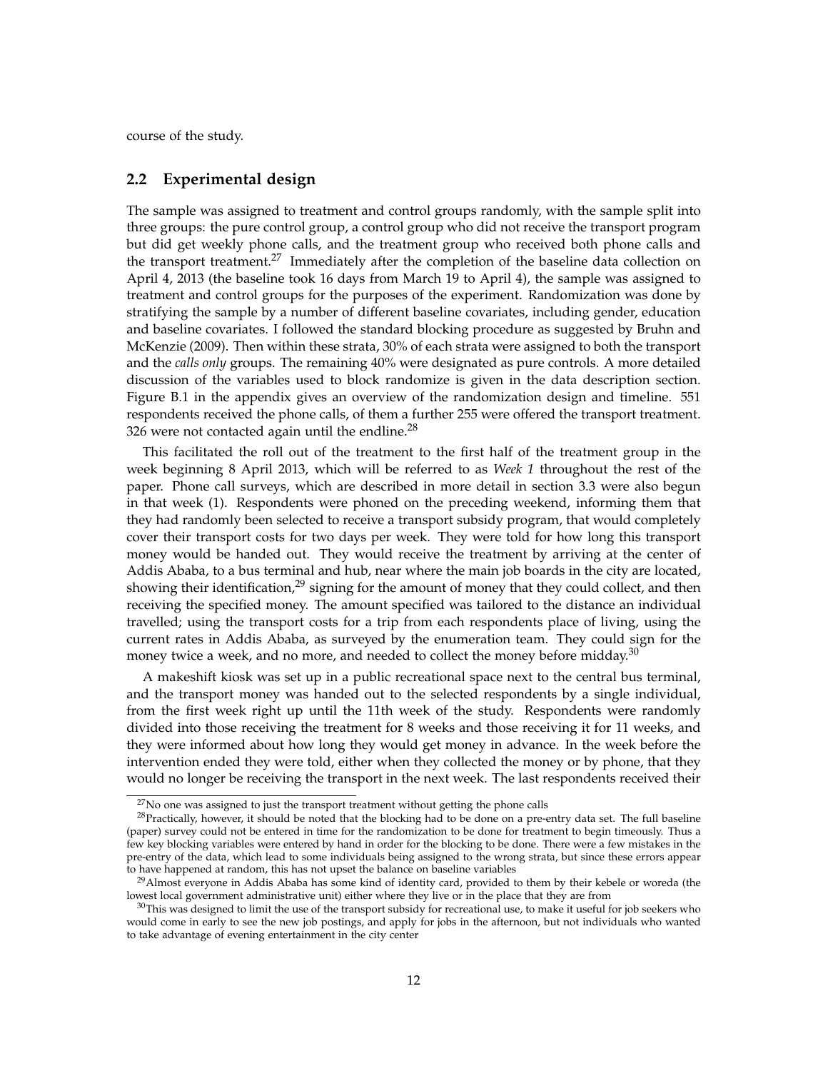course of the study.

## 2.2 Experimental design

The sample was assigned to treatment and control groups randomly, with the sample split into three groups: the pure control group, a control group who did not receive the transport program but did get weekly phone calls, and the treatment group who received both phone calls and the transport treatment.[27] Immediately after the completion of the baseline data collection on April 4, 2013 (the baseline took 16 days from March 19 to April 4), the sample was assigned to treatment and control groups for the purposes of the experiment. Randomization was done by stratifying the sample by a number of different baseline covariates, including gender, education and baseline covariates. I followed the standard blocking procedure as suggested by Bruhn and McKenzie (2009). Then within these strata, 30% of each strata were assigned to both the transport and the *calls only* groups. The remaining 40% were designated as pure controls. A more detailed discussion of the variables used to block randomize is given in the data description section. Figure B.1 in the appendix gives an overview of the randomization design and timeline. 551 respondents received the phone calls, of them a further 255 were offered the transport treatment. 326 were not contacted again until the endline.[28]

This facilitated the roll out of the treatment to the first half of the treatment group in the week beginning 8 April 2013, which will be referred to as *Week 1* throughout the rest of the paper. Phone call surveys, which are described in more detail in section 3.3 were also begun in that week (1). Respondents were phoned on the preceding weekend, informing them that they had randomly been selected to receive a transport subsidy program, that would completely cover their transport costs for two days per week. They were told for how long this transport money would be handed out. They would receive the treatment by arriving at the center of Addis Ababa, to a bus terminal and hub, near where the main job boards in the city are located, showing their identification,[29] signing for the amount of money that they could collect, and then receiving the specified money. The amount specified was tailored to the distance an individual travelled; using the transport costs for a trip from each respondents place of living, using the current rates in Addis Ababa, as surveyed by the enumeration team. They could sign for the money twice a week, and no more, and needed to collect the money before midday.[30]

A makeshift kiosk was set up in a public recreational space next to the central bus terminal, and the transport money was handed out to the selected respondents by a single individual, from the first week right up until the 11th week of the study. Respondents were randomly divided into those receiving the treatment for 8 weeks and those receiving it for 11 weeks, and they were informed about how long they would get money in advance. In the week before the intervention ended they were told, either when they collected the money or by phone, that they would no longer be receiving the transport in the next week. The last respondents received their

[27] No one was assigned to just the transport treatment without getting the phone calls

[28] Practically, however, it should be noted that the blocking had to be done on a pre-entry data set. The full baseline (paper) survey could not be entered in time for the randomization to be done for treatment to begin timeously. Thus a few key blocking variables were entered by hand in order for the blocking to be done. There were a few mistakes in the pre-entry of the data, which lead to some individuals being assigned to the wrong strata, but since these errors appear to have happened at random, this has not upset the balance on baseline variables

[29] Almost everyone in Addis Ababa has some kind of identity card, provided to them by their kebele or woreda (the lowest local government administrative unit) either where they live or in the place that they are from

[30] This was designed to limit the use of the transport subsidy for recreational use, to make it useful for job seekers who would come in early to see the new job postings, and apply for jobs in the afternoon, but not individuals who wanted to take advantage of evening entertainment in the city center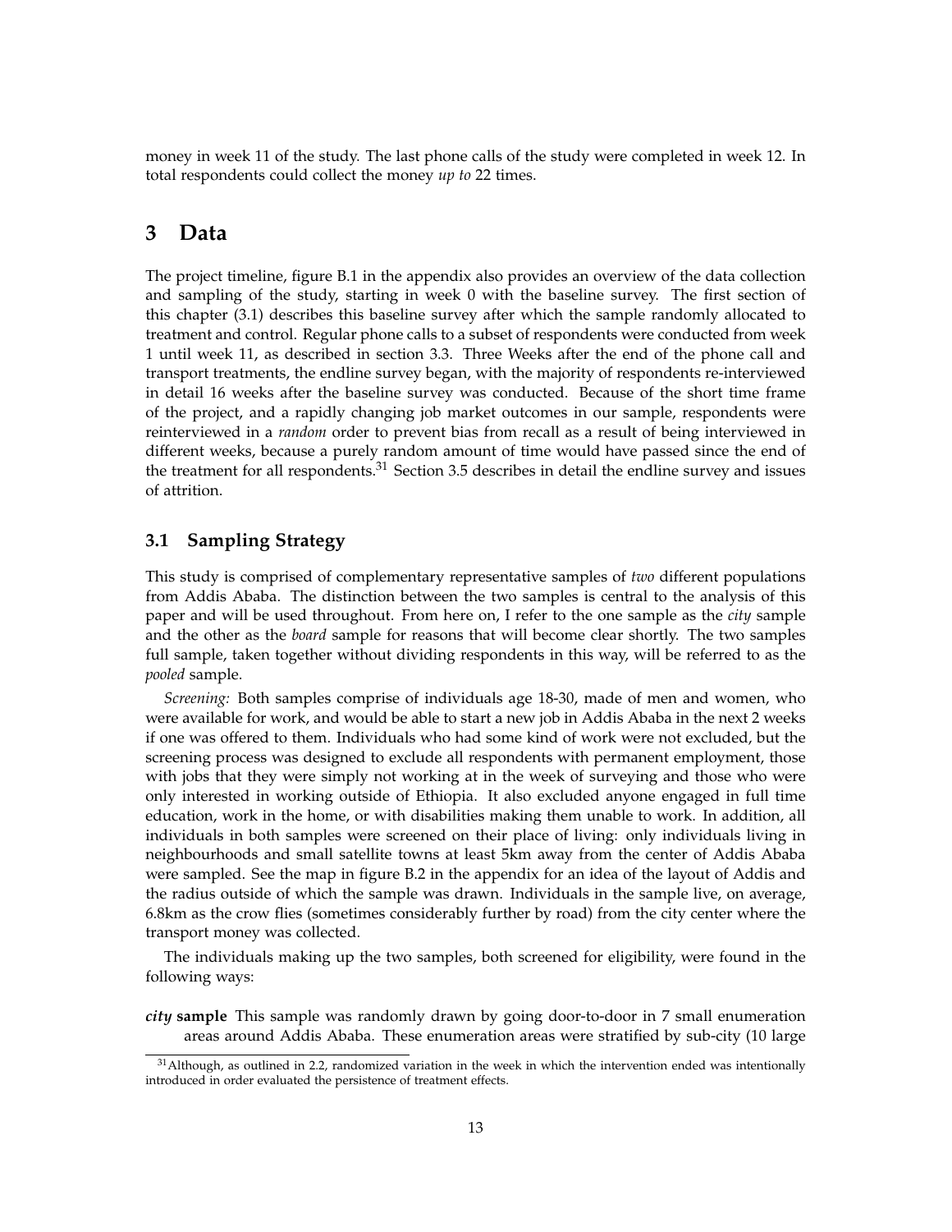money in week 11 of the study. The last phone calls of the study were completed in week 12. In total respondents could collect the money *up to* 22 times.

# 3 Data

The project timeline, figure B.1 in the appendix also provides an overview of the data collection and sampling of the study, starting in week 0 with the baseline survey. The first section of this chapter (3.1) describes this baseline survey after which the sample randomly allocated to treatment and control. Regular phone calls to a subset of respondents were conducted from week 1 until week 11, as described in section 3.3. Three Weeks after the end of the phone call and transport treatments, the endline survey began, with the majority of respondents re-interviewed in detail 16 weeks after the baseline survey was conducted. Because of the short time frame of the project, and a rapidly changing job market outcomes in our sample, respondents were reinterviewed in a *random* order to prevent bias from recall as a result of being interviewed in different weeks, because a purely random amount of time would have passed since the end of the treatment for all respondents.[31] Section 3.5 describes in detail the endline survey and issues of attrition.

## 3.1 Sampling Strategy

This study is comprised of complementary representative samples of *two* different populations from Addis Ababa. The distinction between the two samples is central to the analysis of this paper and will be used throughout. From here on, I refer to the one sample as the *city* sample and the other as the *board* sample for reasons that will become clear shortly. The two samples full sample, taken together without dividing respondents in this way, will be referred to as the *pooled* sample.

*Screening:* Both samples comprise of individuals age 18-30, made of men and women, who were available for work, and would be able to start a new job in Addis Ababa in the next 2 weeks if one was offered to them. Individuals who had some kind of work were not excluded, but the screening process was designed to exclude all respondents with permanent employment, those with jobs that they were simply not working at in the week of surveying and those who were only interested in working outside of Ethiopia. It also excluded anyone engaged in full time education, work in the home, or with disabilities making them unable to work. In addition, all individuals in both samples were screened on their place of living: only individuals living in neighbourhoods and small satellite towns at least 5km away from the center of Addis Ababa were sampled. See the map in figure B.2 in the appendix for an idea of the layout of Addis and the radius outside of which the sample was drawn. Individuals in the sample live, on average, 6.8km as the crow flies (sometimes considerably further by road) from the city center where the transport money was collected.

The individuals making up the two samples, both screened for eligibility, were found in the following ways:

***city* sample** This sample was randomly drawn by going door-to-door in 7 small enumeration areas around Addis Ababa. These enumeration areas were stratified by sub-city (10 large

[31] Although, as outlined in 2.2, randomized variation in the week in which the intervention ended was intentionally introduced in order evaluated the persistence of treatment effects.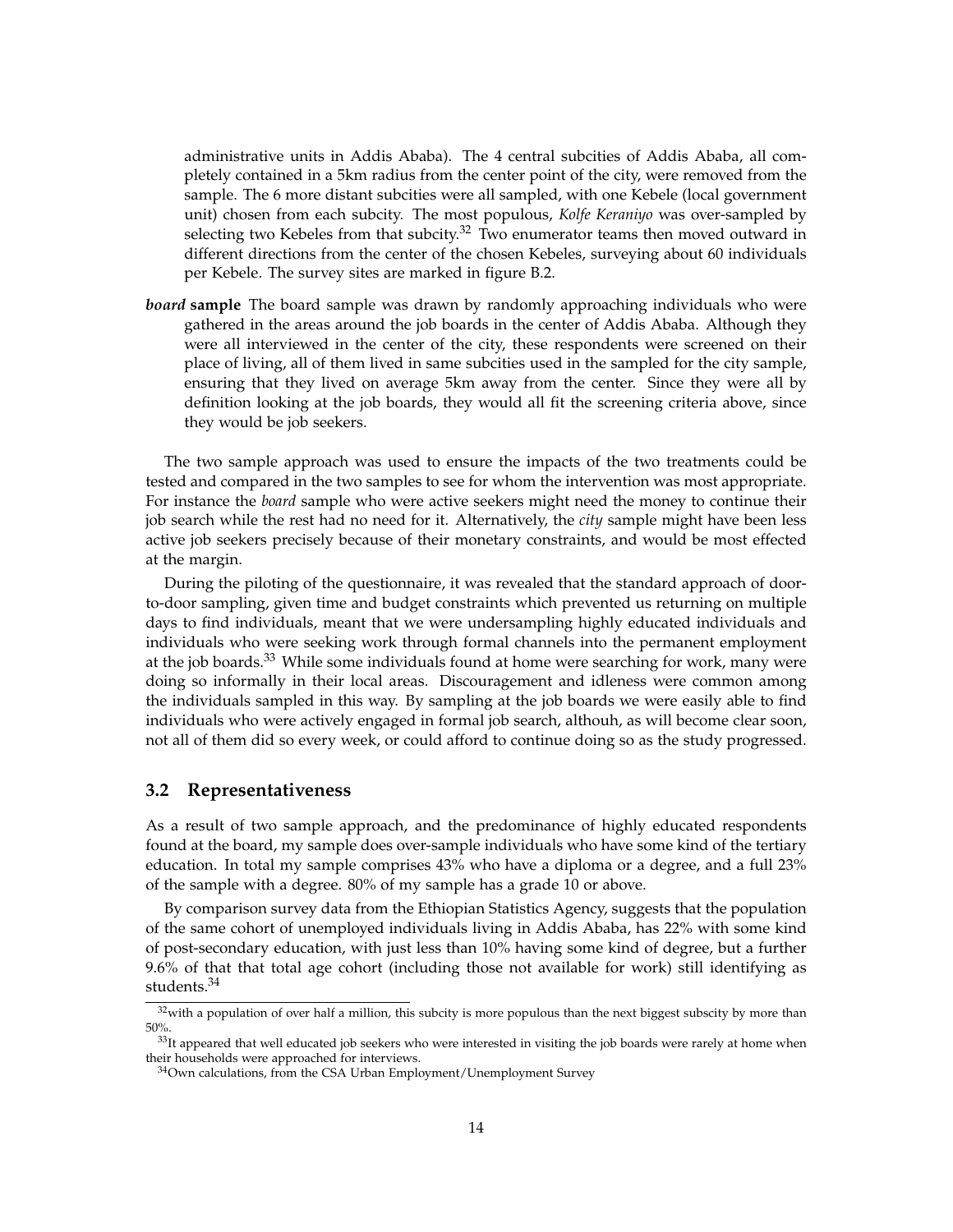administrative units in Addis Ababa). The 4 central subcities of Addis Ababa, all completely contained in a 5km radius from the center point of the city, were removed from the sample. The 6 more distant subcities were all sampled, with one Kebele (local government unit) chosen from each subcity. The most populous, *Kolfe Keraniyo* was over-sampled by selecting two Kebeles from that subcity.[32] Two enumerator teams then moved outward in different directions from the center of the chosen Kebeles, surveying about 60 individuals per Kebele. The survey sites are marked in figure B.2.

***board* sample** The board sample was drawn by randomly approaching individuals who were gathered in the areas around the job boards in the center of Addis Ababa. Although they were all interviewed in the center of the city, these respondents were screened on their place of living, all of them lived in same subcities used in the sampled for the city sample, ensuring that they lived on average 5km away from the center. Since they were all by definition looking at the job boards, they would all fit the screening criteria above, since they would be job seekers.

The two sample approach was used to ensure the impacts of the two treatments could be tested and compared in the two samples to see for whom the intervention was most appropriate. For instance the *board* sample who were active seekers might need the money to continue their job search while the rest had no need for it. Alternatively, the *city* sample might have been less active job seekers precisely because of their monetary constraints, and would be most effected at the margin.

During the piloting of the questionnaire, it was revealed that the standard approach of door-to-door sampling, given time and budget constraints which prevented us returning on multiple days to find individuals, meant that we were undersampling highly educated individuals and individuals who were seeking work through formal channels into the permanent employment at the job boards.[33] While some individuals found at home were searching for work, many were doing so informally in their local areas. Discouragement and idleness were common among the individuals sampled in this way. By sampling at the job boards we were easily able to find individuals who were actively engaged in formal job search, althouh, as will become clear soon, not all of them did so every week, or could afford to continue doing so as the study progressed.

### 3.2 Representativeness

As a result of two sample approach, and the predominance of highly educated respondents found at the board, my sample does over-sample individuals who have some kind of the tertiary education. In total my sample comprises 43% who have a diploma or a degree, and a full 23% of the sample with a degree. 80% of my sample has a grade 10 or above.

By comparison survey data from the Ethiopian Statistics Agency, suggests that the population of the same cohort of unemployed individuals living in Addis Ababa, has 22% with some kind of post-secondary education, with just less than 10% having some kind of degree, but a further 9.6% of that that total age cohort (including those not available for work) still identifying as students.[34]

---

[32] with a population of over half a million, this subcity is more populous than the next biggest subscity by more than 50%.

[33] It appeared that well educated job seekers who were interested in visiting the job boards were rarely at home when their households were approached for interviews.

[34] Own calculations, from the CSA Urban Employment/Unemployment Survey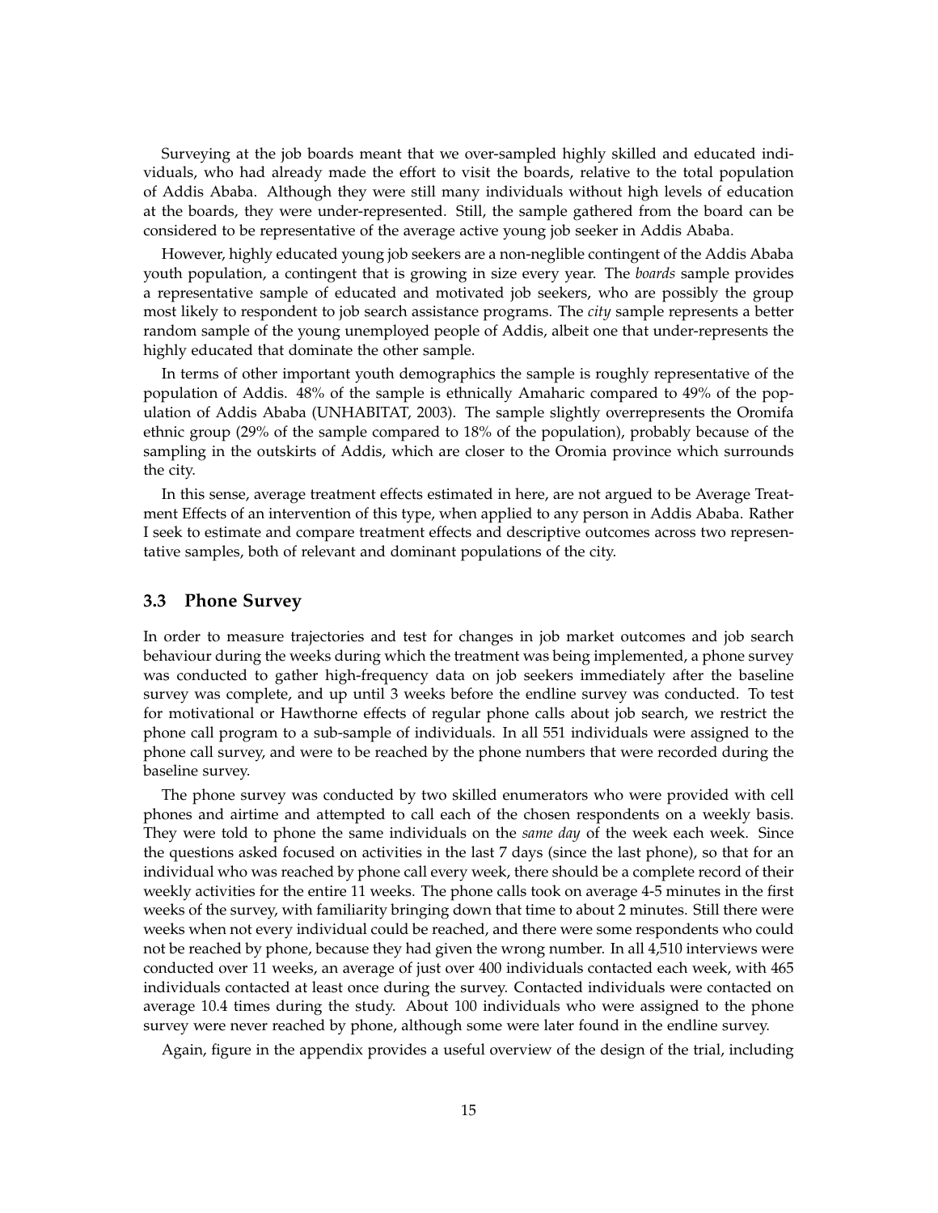Surveying at the job boards meant that we over-sampled highly skilled and educated individuals, who had already made the effort to visit the boards, relative to the total population of Addis Ababa. Although they were still many individuals without high levels of education at the boards, they were under-represented. Still, the sample gathered from the board can be considered to be representative of the average active young job seeker in Addis Ababa.

However, highly educated young job seekers are a non-neglible contingent of the Addis Ababa youth population, a contingent that is growing in size every year. The *boards* sample provides a representative sample of educated and motivated job seekers, who are possibly the group most likely to respondent to job search assistance programs. The *city* sample represents a better random sample of the young unemployed people of Addis, albeit one that under-represents the highly educated that dominate the other sample.

In terms of other important youth demographics the sample is roughly representative of the population of Addis. 48% of the sample is ethnically Amaharic compared to 49% of the population of Addis Ababa (UNHABITAT, 2003). The sample slightly overrepresents the Oromifa ethnic group (29% of the sample compared to 18% of the population), probably because of the sampling in the outskirts of Addis, which are closer to the Oromia province which surrounds the city.

In this sense, average treatment effects estimated in here, are not argued to be Average Treatment Effects of an intervention of this type, when applied to any person in Addis Ababa. Rather I seek to estimate and compare treatment effects and descriptive outcomes across two representative samples, both of relevant and dominant populations of the city.

### 3.3 Phone Survey

In order to measure trajectories and test for changes in job market outcomes and job search behaviour during the weeks during which the treatment was being implemented, a phone survey was conducted to gather high-frequency data on job seekers immediately after the baseline survey was complete, and up until 3 weeks before the endline survey was conducted. To test for motivational or Hawthorne effects of regular phone calls about job search, we restrict the phone call program to a sub-sample of individuals. In all 551 individuals were assigned to the phone call survey, and were to be reached by the phone numbers that were recorded during the baseline survey.

The phone survey was conducted by two skilled enumerators who were provided with cell phones and airtime and attempted to call each of the chosen respondents on a weekly basis. They were told to phone the same individuals on the *same day* of the week each week. Since the questions asked focused on activities in the last 7 days (since the last phone), so that for an individual who was reached by phone call every week, there should be a complete record of their weekly activities for the entire 11 weeks. The phone calls took on average 4-5 minutes in the first weeks of the survey, with familiarity bringing down that time to about 2 minutes. Still there were weeks when not every individual could be reached, and there were some respondents who could not be reached by phone, because they had given the wrong number. In all 4,510 interviews were conducted over 11 weeks, an average of just over 400 individuals contacted each week, with 465 individuals contacted at least once during the survey. Contacted individuals were contacted on average 10.4 times during the study. About 100 individuals who were assigned to the phone survey were never reached by phone, although some were later found in the endline survey.

Again, figure in the appendix provides a useful overview of the design of the trial, including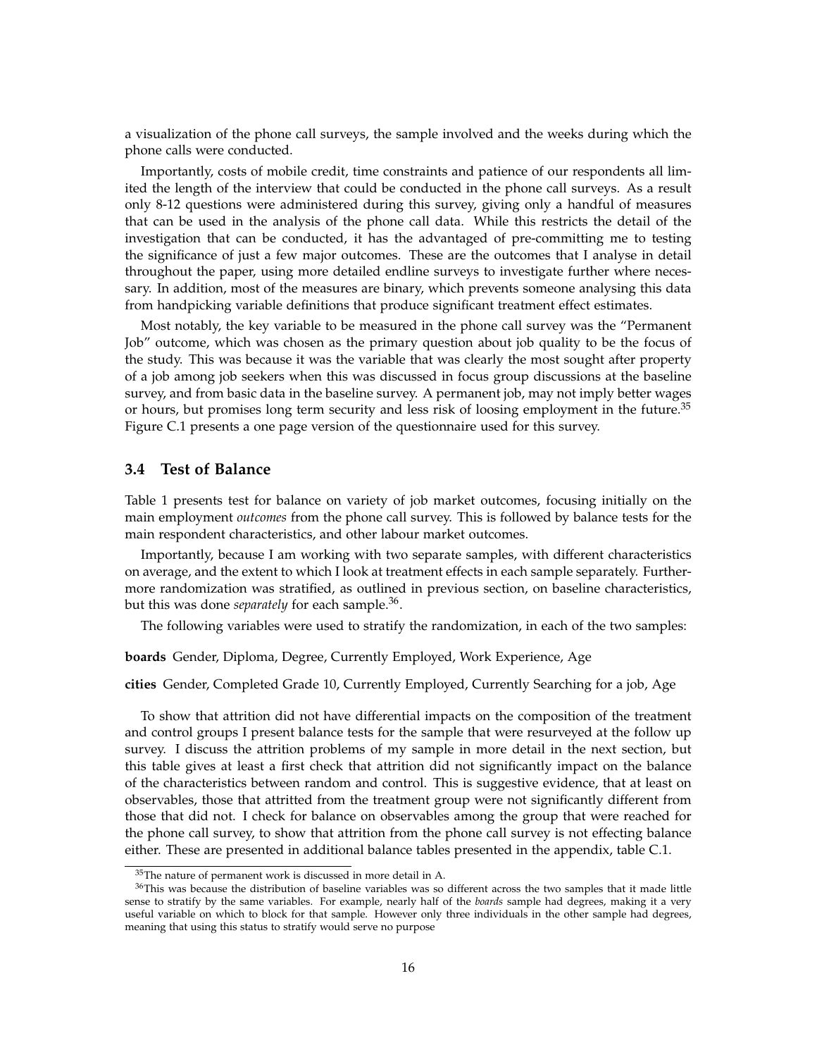a visualization of the phone call surveys, the sample involved and the weeks during which the phone calls were conducted.

Importantly, costs of mobile credit, time constraints and patience of our respondents all limited the length of the interview that could be conducted in the phone call surveys. As a result only 8-12 questions were administered during this survey, giving only a handful of measures that can be used in the analysis of the phone call data. While this restricts the detail of the investigation that can be conducted, it has the advantaged of pre-committing me to testing the significance of just a few major outcomes. These are the outcomes that I analyse in detail throughout the paper, using more detailed endline surveys to investigate further where necessary. In addition, most of the measures are binary, which prevents someone analysing this data from handpicking variable definitions that produce significant treatment effect estimates.

Most notably, the key variable to be measured in the phone call survey was the "Permanent Job" outcome, which was chosen as the primary question about job quality to be the focus of the study. This was because it was the variable that was clearly the most sought after property of a job among job seekers when this was discussed in focus group discussions at the baseline survey, and from basic data in the baseline survey. A permanent job, may not imply better wages or hours, but promises long term security and less risk of loosing employment in the future.[35] Figure C.1 presents a one page version of the questionnaire used for this survey.

### 3.4 Test of Balance

Table 1 presents test for balance on variety of job market outcomes, focusing initially on the main employment *outcomes* from the phone call survey. This is followed by balance tests for the main respondent characteristics, and other labour market outcomes.

Importantly, because I am working with two separate samples, with different characteristics on average, and the extent to which I look at treatment effects in each sample separately. Furthermore randomization was stratified, as outlined in previous section, on baseline characteristics, but this was done *separately* for each sample.[36].

The following variables were used to stratify the randomization, in each of the two samples:

**boards** Gender, Diploma, Degree, Currently Employed, Work Experience, Age

**cities** Gender, Completed Grade 10, Currently Employed, Currently Searching for a job, Age

To show that attrition did not have differential impacts on the composition of the treatment and control groups I present balance tests for the sample that were resurveyed at the follow up survey. I discuss the attrition problems of my sample in more detail in the next section, but this table gives at least a first check that attrition did not significantly impact on the balance of the characteristics between random and control. This is suggestive evidence, that at least on observables, those that attritted from the treatment group were not significantly different from those that did not. I check for balance on observables among the group that were reached for the phone call survey, to show that attrition from the phone call survey is not effecting balance either. These are presented in additional balance tables presented in the appendix, table C.1.

[35]The nature of permanent work is discussed in more detail in A.

[36]This was because the distribution of baseline variables was so different across the two samples that it made little sense to stratify by the same variables. For example, nearly half of the *boards* sample had degrees, making it a very useful variable on which to block for that sample. However only three individuals in the other sample had degrees, meaning that using this status to stratify would serve no purpose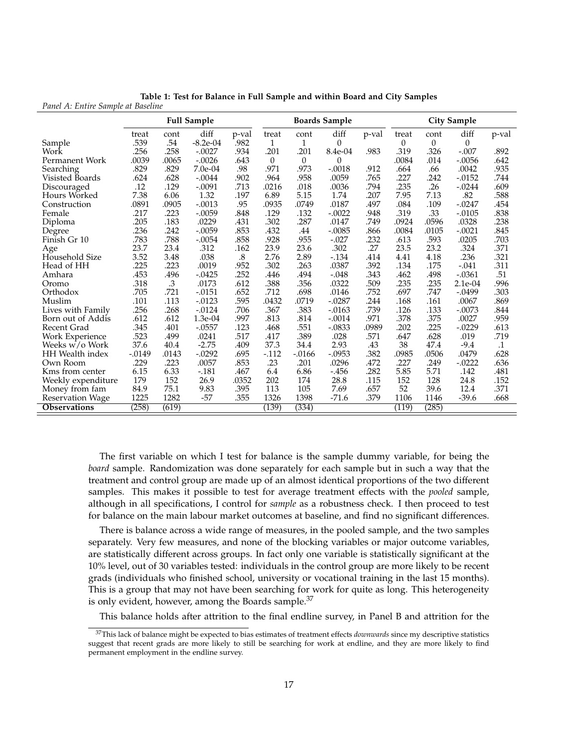**Table 1: Test for Balance in Full Sample and within Board and City Samples**

*Panel A: Entire Sample at Baseline*

| | Full Sample | | | | Boards Sample | | | | City Sample | | | |
|---|---|---|---|---|---|---|---|---|---|---|---|---|
| | treat | cont | diff | p-val | treat | cont | diff | p-val | treat | cont | diff | p-val |
| Sample | .539 | .54 | -8.2e-04 | .982 | 1 | 1 | 0 | | 0 | 0 | 0 | |
| Work | .256 | .258 | -.0027 | .934 | .201 | .201 | 8.4e-04 | .983 | .319 | .326 | -.007 | .892 |
| Permanent Work | .0039 | .0065 | -.0026 | .643 | 0 | 0 | 0 | | .0084 | .014 | -.0056 | .642 |
| Searching | .829 | .829 | 7.0e-04 | .98 | .971 | .973 | -.0018 | .912 | .664 | .66 | .0042 | .935 |
| Visisted Boards | .624 | .628 | -.0044 | .902 | .964 | .958 | .0059 | .765 | .227 | .242 | -.0152 | .744 |
| Discouraged | .12 | .129 | -.0091 | .713 | .0216 | .018 | .0036 | .794 | .235 | .26 | -.0244 | .609 |
| Hours Worked | 7.38 | 6.06 | 1.32 | .197 | 6.89 | 5.15 | 1.74 | .207 | 7.95 | 7.13 | .82 | .588 |
| Construction | .0891 | .0905 | -.0013 | .95 | .0935 | .0749 | .0187 | .497 | .084 | .109 | -.0247 | .454 |
| Female | .217 | .223 | -.0059 | .848 | .129 | .132 | -.0022 | .948 | .319 | .33 | -.0105 | .838 |
| Diploma | .205 | .183 | .0229 | .431 | .302 | .287 | .0147 | .749 | .0924 | .0596 | .0328 | .238 |
| Degree | .236 | .242 | -.0059 | .853 | .432 | .44 | -.0085 | .866 | .0084 | .0105 | -.0021 | .845 |
| Finish Gr 10 | .783 | .788 | -.0054 | .858 | .928 | .955 | -.027 | .232 | .613 | .593 | .0205 | .703 |
| Age | 23.7 | 23.4 | .312 | .162 | 23.9 | 23.6 | .302 | .27 | 23.5 | 23.2 | .324 | .371 |
| Household Size | 3.52 | 3.48 | .038 | .8 | 2.76 | 2.89 | -.134 | .414 | 4.41 | 4.18 | .236 | .321 |
| Head of HH | .225 | .223 | .0019 | .952 | .302 | .263 | .0387 | .392 | .134 | .175 | -.041 | .311 |
| Amhara | .453 | .496 | -.0425 | .252 | .446 | .494 | -.048 | .343 | .462 | .498 | -.0361 | .51 |
| Oromo | .318 | .3 | .0173 | .612 | .388 | .356 | .0322 | .509 | .235 | .235 | 2.1e-04 | .996 |
| Orthodox | .705 | .721 | -.0151 | .652 | .712 | .698 | .0146 | .752 | .697 | .747 | -.0499 | .303 |
| Muslim | .101 | .113 | -.0123 | .595 | .0432 | .0719 | -.0287 | .244 | .168 | .161 | .0067 | .869 |
| Lives with Family | .256 | .268 | -.0124 | .706 | .367 | .383 | -.0163 | .739 | .126 | .133 | -.0073 | .844 |
| Born out of Addis | .612 | .612 | 1.3e-04 | .997 | .813 | .814 | -.0014 | .971 | .378 | .375 | .0027 | .959 |
| Recent Grad | .345 | .401 | -.0557 | .123 | .468 | .551 | -.0833 | .0989 | .202 | .225 | -.0229 | .613 |
| Work Experience | .523 | .499 | .0241 | .517 | .417 | .389 | .028 | .571 | .647 | .628 | .019 | .719 |
| Weeks w/o Work | 37.6 | 40.4 | -2.75 | .409 | 37.3 | 34.4 | 2.93 | .43 | 38 | 47.4 | -9.4 | .1 |
| HH Wealth index | -.0149 | .0143 | -.0292 | .695 | -.112 | -.0166 | -.0953 | .382 | .0985 | .0506 | .0479 | .628 |
| Own Room | .229 | .223 | .0057 | .853 | .23 | .201 | .0296 | .472 | .227 | .249 | -.0222 | .636 |
| Kms from center | 6.15 | 6.33 | -.181 | .467 | 6.4 | 6.86 | -.456 | .282 | 5.85 | 5.71 | .142 | .481 |
| Weekly expenditure | 179 | 152 | 26.9 | .0352 | 202 | 174 | 28.8 | .115 | 152 | 128 | 24.8 | .152 |
| Money from fam | 84.9 | 75.1 | 9.83 | .395 | 113 | 105 | 7.69 | .657 | 52 | 39.6 | 12.4 | .371 |
| Reservation Wage | 1225 | 1282 | -57 | .355 | 1326 | 1398 | -71.6 | .379 | 1106 | 1146 | -39.6 | .668 |
| **Observations** | (258) | (619) | | | (139) | (334) | | | (119) | (285) | | |

The first variable on which I test for balance is the sample dummy variable, for being the *board* sample. Randomization was done separately for each sample but in such a way that the treatment and control group are made up of an almost identical proportions of the two different samples. This makes it possible to test for average treatment effects with the *pooled* sample, although in all specifications, I control for *sample* as a robustness check. I then proceed to test for balance on the main labour market outcomes at baseline, and find no significant differences.

There is balance across a wide range of measures, in the pooled sample, and the two samples separately. Very few measures, and none of the blocking variables or major outcome variables, are statistically different across groups. In fact only one variable is statistically significant at the 10% level, out of 30 variables tested: individuals in the control group are more likely to be recent grads (individuals who finished school, university or vocational training in the last 15 months). This is a group that may not have been searching for work for quite as long. This heterogeneity is only evident, however, among the Boards sample.[37]

This balance holds after attrition to the final endline survey, in Panel B and attrition for the

[37] This lack of balance might be expected to bias estimates of treatment effects *downwards* since my descriptive statistics suggest that recent grads are more likely to still be searching for work at endline, and they are more likely to find permanent employment in the endline survey.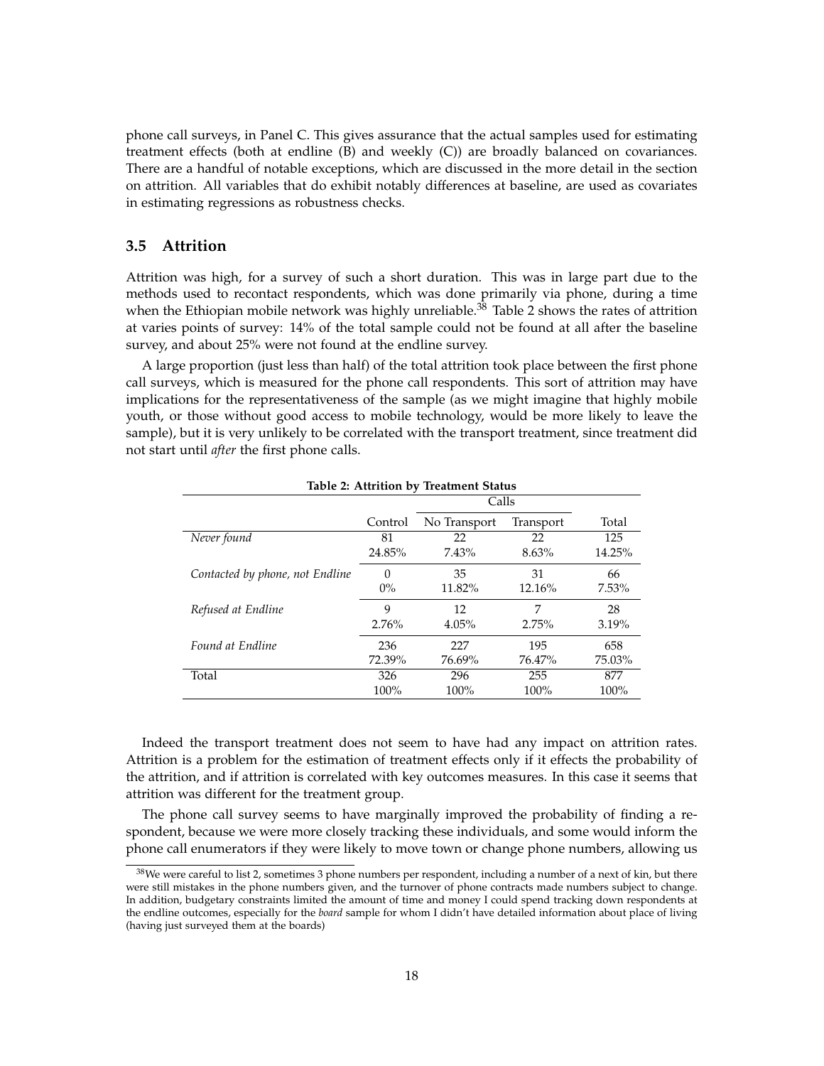phone call surveys, in Panel C. This gives assurance that the actual samples used for estimating treatment effects (both at endline (B) and weekly (C)) are broadly balanced on covariances. There are a handful of notable exceptions, which are discussed in the more detail in the section on attrition. All variables that do exhibit notably differences at baseline, are used as covariates in estimating regressions as robustness checks.

### 3.5 Attrition

Attrition was high, for a survey of such a short duration. This was in large part due to the methods used to recontact respondents, which was done primarily via phone, during a time when the Ethiopian mobile network was highly unreliable.[38] Table 2 shows the rates of attrition at varies points of survey: 14% of the total sample could not be found at all after the baseline survey, and about 25% were not found at the endline survey.

A large proportion (just less than half) of the total attrition took place between the first phone call surveys, which is measured for the phone call respondents. This sort of attrition may have implications for the representativeness of the sample (as we might imagine that highly mobile youth, or those without good access to mobile technology, would be more likely to leave the sample), but it is very unlikely to be correlated with the transport treatment, since treatment did not start until *after* the first phone calls.

**Table 2: Attrition by Treatment Status**

| | | Calls | | |
|---|---|---|---|---|
| | Control | No Transport | Transport | Total |
| *Never found* | 81 | 22 | 22 | 125 |
| | 24.85% | 7.43% | 8.63% | 14.25% |
| *Contacted by phone, not Endline* | 0 | 35 | 31 | 66 |
| | 0% | 11.82% | 12.16% | 7.53% |
| *Refused at Endline* | 9 | 12 | 7 | 28 |
| | 2.76% | 4.05% | 2.75% | 3.19% |
| *Found at Endline* | 236 | 227 | 195 | 658 |
| | 72.39% | 76.69% | 76.47% | 75.03% |
| Total | 326 | 296 | 255 | 877 |
| | 100% | 100% | 100% | 100% |

Indeed the transport treatment does not seem to have had any impact on attrition rates. Attrition is a problem for the estimation of treatment effects only if it effects the probability of the attrition, and if attrition is correlated with key outcomes measures. In this case it seems that attrition was different for the treatment group.

The phone call survey seems to have marginally improved the probability of finding a respondent, because we were more closely tracking these individuals, and some would inform the phone call enumerators if they were likely to move town or change phone numbers, allowing us

[38] We were careful to list 2, sometimes 3 phone numbers per respondent, including a number of a next of kin, but there were still mistakes in the phone numbers given, and the turnover of phone contracts made numbers subject to change. In addition, budgetary constraints limited the amount of time and money I could spend tracking down respondents at the endline outcomes, especially for the *board* sample for whom I didn't have detailed information about place of living (having just surveyed them at the boards)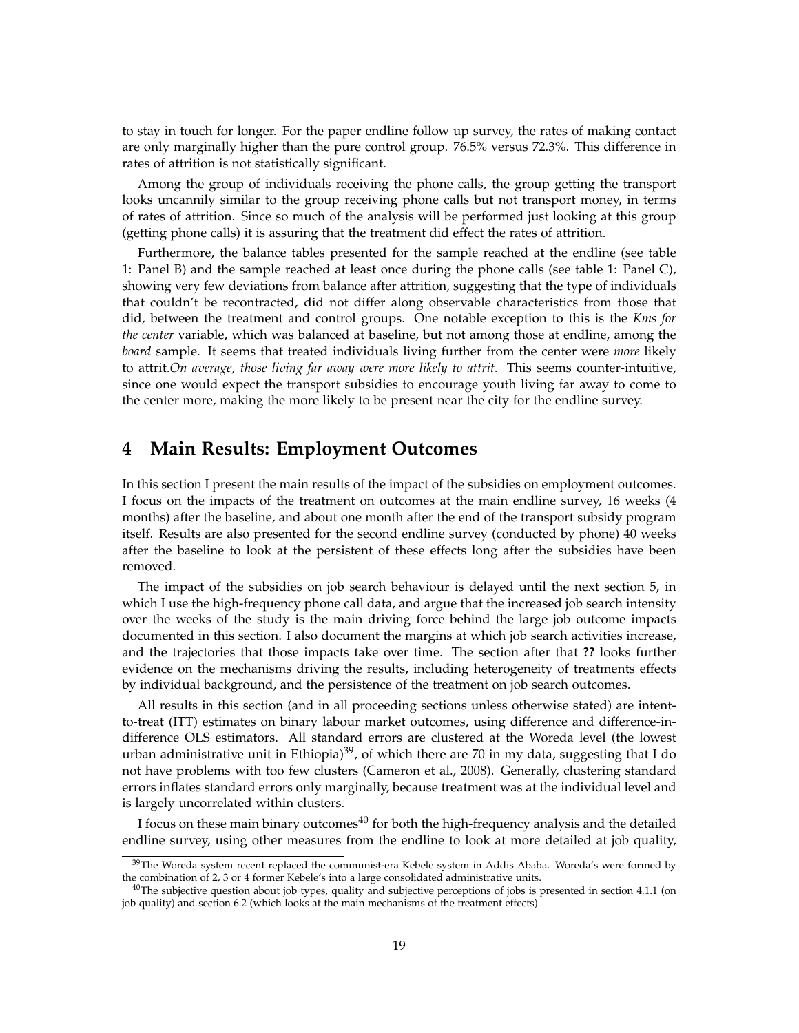to stay in touch for longer. For the paper endline follow up survey, the rates of making contact are only marginally higher than the pure control group. 76.5% versus 72.3%. This difference in rates of attrition is not statistically significant.

Among the group of individuals receiving the phone calls, the group getting the transport looks uncannily similar to the group receiving phone calls but not transport money, in terms of rates of attrition. Since so much of the analysis will be performed just looking at this group (getting phone calls) it is assuring that the treatment did effect the rates of attrition.

Furthermore, the balance tables presented for the sample reached at the endline (see table 1: Panel B) and the sample reached at least once during the phone calls (see table 1: Panel C), showing very few deviations from balance after attrition, suggesting that the type of individuals that couldn't be recontracted, did not differ along observable characteristics from those that did, between the treatment and control groups. One notable exception to this is the *Kms for the center* variable, which was balanced at baseline, but not among those at endline, among the *board* sample. It seems that treated individuals living further from the center were *more* likely to attrit.*On average, those living far away were more likely to attrit.* This seems counter-intuitive, since one would expect the transport subsidies to encourage youth living far away to come to the center more, making the more likely to be present near the city for the endline survey.

# 4 Main Results: Employment Outcomes

In this section I present the main results of the impact of the subsidies on employment outcomes. I focus on the impacts of the treatment on outcomes at the main endline survey, 16 weeks (4 months) after the baseline, and about one month after the end of the transport subsidy program itself. Results are also presented for the second endline survey (conducted by phone) 40 weeks after the baseline to look at the persistent of these effects long after the subsidies have been removed.

The impact of the subsidies on job search behaviour is delayed until the next section 5, in which I use the high-frequency phone call data, and argue that the increased job search intensity over the weeks of the study is the main driving force behind the large job outcome impacts documented in this section. I also document the margins at which job search activities increase, and the trajectories that those impacts take over time. The section after that **??** looks further evidence on the mechanisms driving the results, including heterogeneity of treatments effects by individual background, and the persistence of the treatment on job search outcomes.

All results in this section (and in all proceeding sections unless otherwise stated) are intent-to-treat (ITT) estimates on binary labour market outcomes, using difference and difference-in-difference OLS estimators. All standard errors are clustered at the Woreda level (the lowest urban administrative unit in Ethiopia)[39], of which there are 70 in my data, suggesting that I do not have problems with too few clusters (Cameron et al., 2008). Generally, clustering standard errors inflates standard errors only marginally, because treatment was at the individual level and is largely uncorrelated within clusters.

I focus on these main binary outcomes[40] for both the high-frequency analysis and the detailed endline survey, using other measures from the endline to look at more detailed at job quality,

[39]The Woreda system recent replaced the communist-era Kebele system in Addis Ababa. Woreda's were formed by the combination of 2, 3 or 4 former Kebele's into a large consolidated administrative units.

[40]The subjective question about job types, quality and subjective perceptions of jobs is presented in section 4.1.1 (on job quality) and section 6.2 (which looks at the main mechanisms of the treatment effects)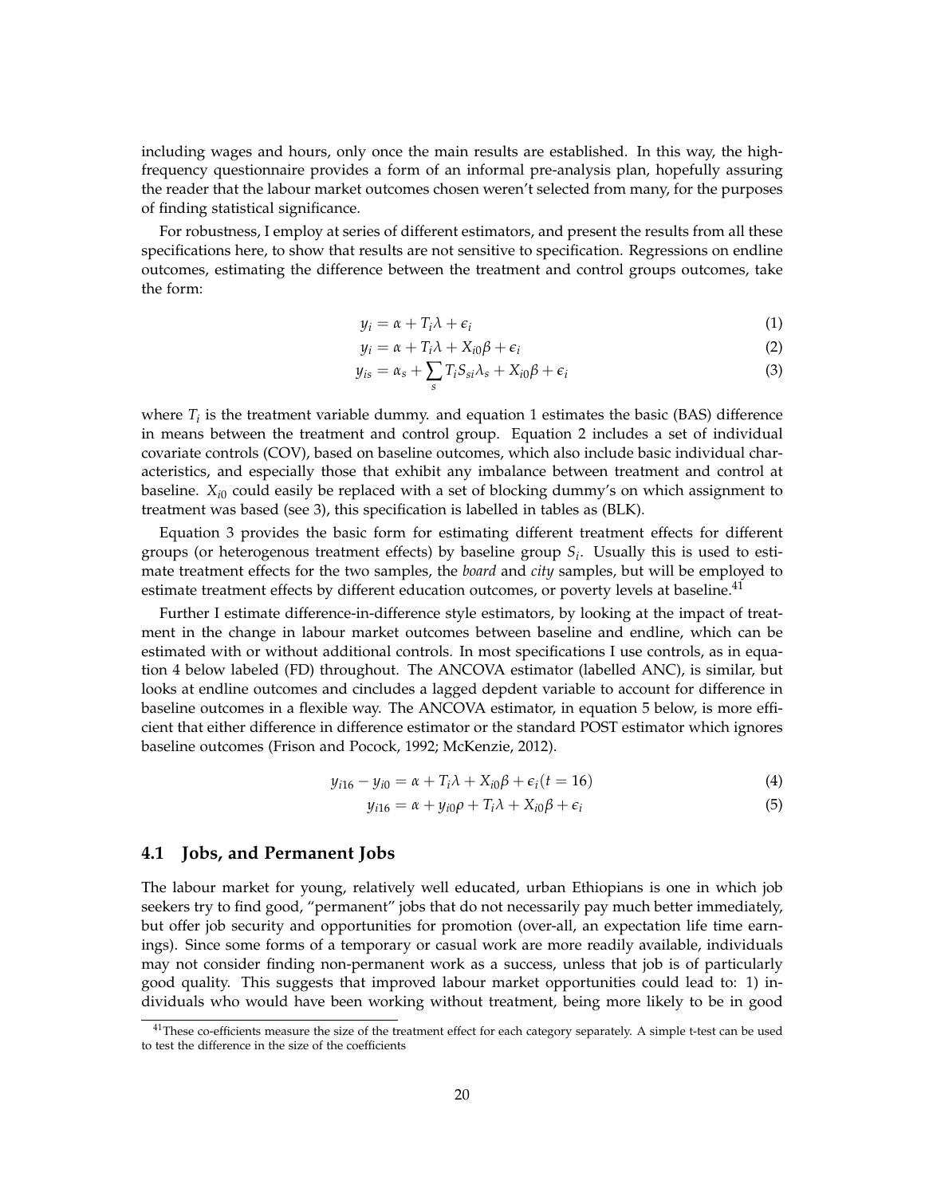including wages and hours, only once the main results are established. In this way, the high-frequency questionnaire provides a form of an informal pre-analysis plan, hopefully assuring the reader that the labour market outcomes chosen weren't selected from many, for the purposes of finding statistical significance.

For robustness, I employ at series of different estimators, and present the results from all these specifications here, to show that results are not sensitive to specification. Regressions on endline outcomes, estimating the difference between the treatment and control groups outcomes, take the form:

$$y_i = \alpha + T_i\lambda + \epsilon_i \tag{1}$$

$$y_i = \alpha + T_i\lambda + X_{i0}\beta + \epsilon_i \tag{2}$$

$$y_{is} = \alpha_s + \sum_s T_i S_{si}\lambda_s + X_{i0}\beta + \epsilon_i \tag{3}$$

where $T_i$ is the treatment variable dummy. and equation 1 estimates the basic (BAS) difference in means between the treatment and control group. Equation 2 includes a set of individual covariate controls (COV), based on baseline outcomes, which also include basic individual characteristics, and especially those that exhibit any imbalance between treatment and control at baseline. $X_{i0}$ could easily be replaced with a set of blocking dummy's on which assignment to treatment was based (see 3), this specification is labelled in tables as (BLK).

Equation 3 provides the basic form for estimating different treatment effects for different groups (or heterogenous treatment effects) by baseline group $S_i$. Usually this is used to estimate treatment effects for the two samples, the *board* and *city* samples, but will be employed to estimate treatment effects by different education outcomes, or poverty levels at baseline.[41]

Further I estimate difference-in-difference style estimators, by looking at the impact of treatment in the change in labour market outcomes between baseline and endline, which can be estimated with or without additional controls. In most specifications I use controls, as in equation 4 below labeled (FD) throughout. The ANCOVA estimator (labelled ANC), is similar, but looks at endline outcomes and cincludes a lagged depdent variable to account for difference in baseline outcomes in a flexible way. The ANCOVA estimator, in equation 5 below, is more efficient that either difference in difference estimator or the standard POST estimator which ignores baseline outcomes (Frison and Pocock, 1992; McKenzie, 2012).

$$y_{i16} - y_{i0} = \alpha + T_i\lambda + X_{i0}\beta + \epsilon_i (t = 16) \tag{4}$$

$$y_{i16} = \alpha + y_{i0}\rho + T_i\lambda + X_{i0}\beta + \epsilon_i \tag{5}$$

## 4.1 Jobs, and Permanent Jobs

The labour market for young, relatively well educated, urban Ethiopians is one in which job seekers try to find good, "permanent" jobs that do not necessarily pay much better immediately, but offer job security and opportunities for promotion (over-all, an expectation life time earnings). Since some forms of a temporary or casual work are more readily available, individuals may not consider finding non-permanent work as a success, unless that job is of particularly good quality. This suggests that improved labour market opportunities could lead to: 1) individuals who would have been working without treatment, being more likely to be in good

[41] These co-efficients measure the size of the treatment effect for each category separately. A simple t-test can be used to test the difference in the size of the coefficients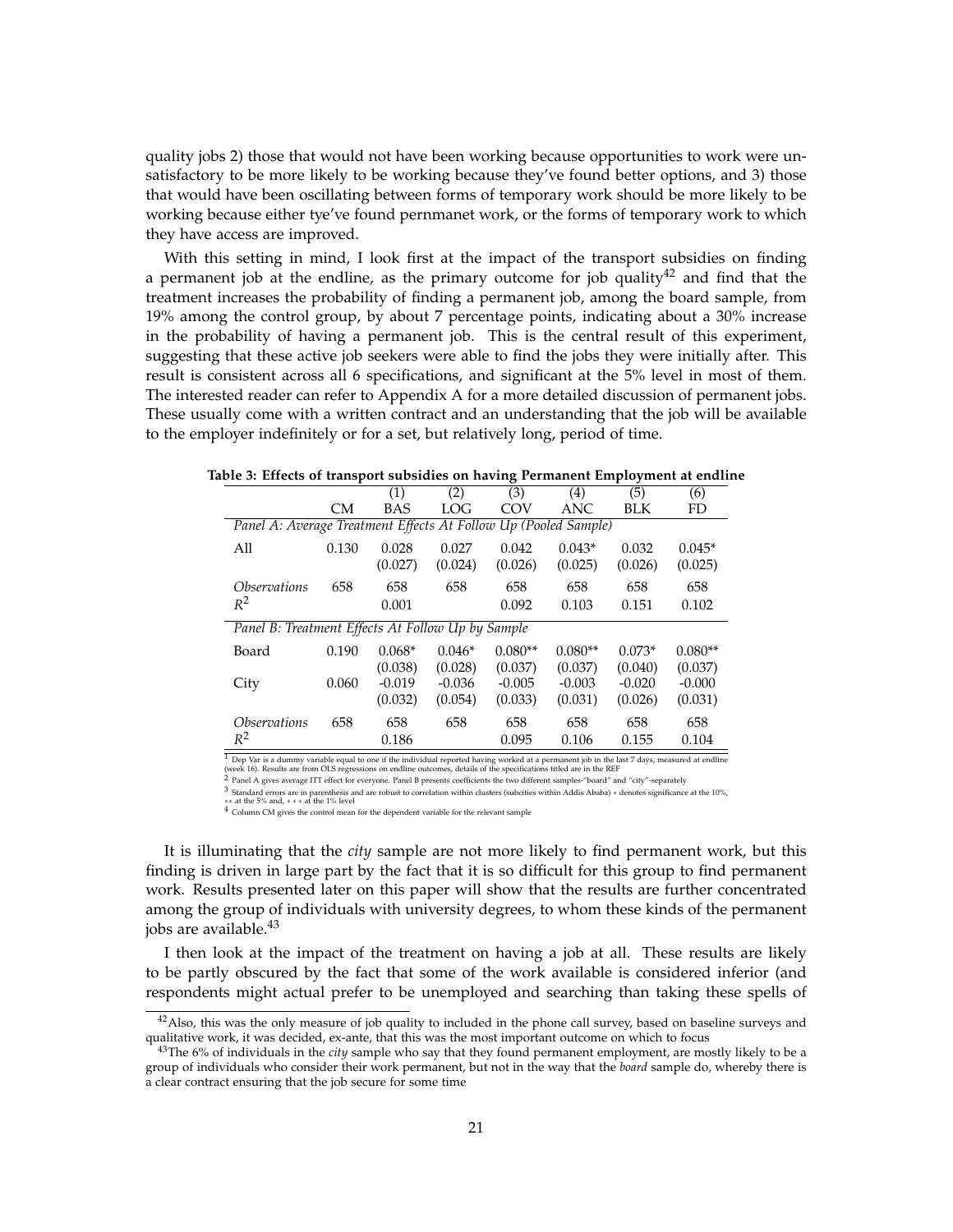quality jobs 2) those that would not have been working because opportunities to work were unsatisfactory to be more likely to be working because they've found better options, and 3) those that would have been oscillating between forms of temporary work should be more likely to be working because either tye've found pernmanet work, or the forms of temporary work to which they have access are improved.

With this setting in mind, I look first at the impact of the transport subsidies on finding a permanent job at the endline, as the primary outcome for job quality[42] and find that the treatment increases the probability of finding a permanent job, among the board sample, from 19% among the control group, by about 7 percentage points, indicating about a 30% increase in the probability of having a permanent job. This is the central result of this experiment, suggesting that these active job seekers were able to find the jobs they were initially after. This result is consistent across all 6 specifications, and significant at the 5% level in most of them. The interested reader can refer to Appendix A for a more detailed discussion of permanent jobs. These usually come with a written contract and an understanding that the job will be available to the employer indefinitely or for a set, but relatively long, period of time.

**Table 3: Effects of transport subsidies on having Permanent Employment at endline**

| | CM | (1) BAS | (2) LOG | (3) COV | (4) ANC | (5) BLK | (6) FD |
|---|---|---|---|---|---|---|---|
| *Panel A: Average Treatment Effects At Follow Up (Pooled Sample)* | | | | | | | |
| All | 0.130 | 0.028 | 0.027 | 0.042 | 0.043* | 0.032 | 0.045* |
| | | (0.027) | (0.024) | (0.026) | (0.025) | (0.026) | (0.025) |
| *Observations* | 658 | 658 | 658 | 658 | 658 | 658 | 658 |
| $R^2$ | | 0.001 | | 0.092 | 0.103 | 0.151 | 0.102 |
| *Panel B: Treatment Effects At Follow Up by Sample* | | | | | | | |
| Board | 0.190 | 0.068* | 0.046* | 0.080** | 0.080** | 0.073* | 0.080** |
| | | (0.038) | (0.028) | (0.037) | (0.037) | (0.040) | (0.037) |
| City | 0.060 | -0.019 | -0.036 | -0.005 | -0.003 | -0.020 | -0.000 |
| | | (0.032) | (0.054) | (0.033) | (0.031) | (0.026) | (0.031) |
| *Observations* | 658 | 658 | 658 | 658 | 658 | 658 | 658 |
| $R^2$ | | 0.186 | | 0.095 | 0.106 | 0.155 | 0.104 |

[1] Dep Var is a dummy variable equal to one if the individual reported having worked at a permanent job in the last 7 days, measured at endline (week 16). Results are from OLS regressions on endline outcomes, details of the specifications titled are in the REF

[2] Panel A gives average ITT effect for everyone. Panel B presents coefficients the two different samples-"board" and "city"-separately

[3] Standard errors are in parenthesis and are robust to correlation within clusters (subcities within Addis Ababa) * denotes significance at the 10%, ** at the 5% and, *** at the 1% level

[4] Column CM gives the control mean for the dependent variable for the relevant sample

It is illuminating that the *city* sample are not more likely to find permanent work, but this finding is driven in large part by the fact that it is so difficult for this group to find permanent work. Results presented later on this paper will show that the results are further concentrated among the group of individuals with university degrees, to whom these kinds of the permanent jobs are available.[43]

I then look at the impact of the treatment on having a job at all. These results are likely to be partly obscured by the fact that some of the work available is considered inferior (and respondents might actual prefer to be unemployed and searching than taking these spells of

[42] Also, this was the only measure of job quality to included in the phone call survey, based on baseline surveys and qualitative work, it was decided, ex-ante, that this was the most important outcome on which to focus

[43] The 6% of individuals in the *city* sample who say that they found permanent employment, are mostly likely to be a group of individuals who consider their work permanent, but not in the way that the *board* sample do, whereby there is a clear contract ensuring that the job secure for some time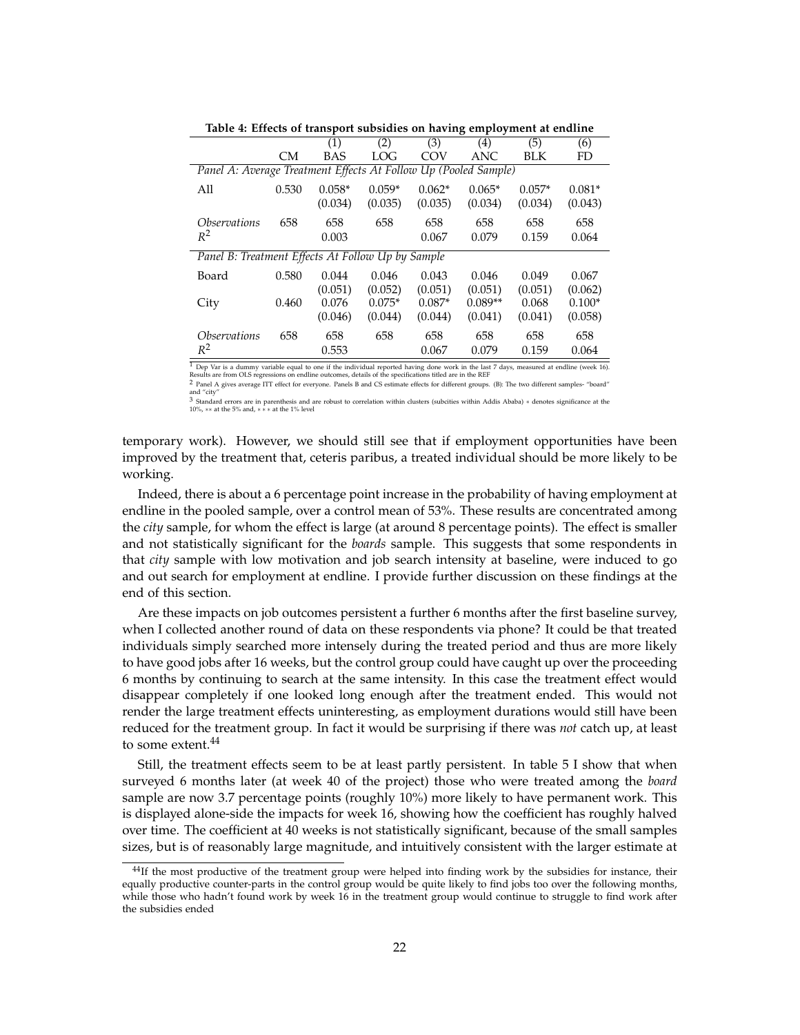**Table 4: Effects of transport subsidies on having employment at endline**

| | CM | (1) BAS | (2) LOG | (3) COV | (4) ANC | (5) BLK | (6) FD |
|---|---|---|---|---|---|---|---|
| *Panel A: Average Treatment Effects At Follow Up (Pooled Sample)* | | | | | | | |
| All | 0.530 | 0.058* | 0.059* | 0.062* | 0.065* | 0.057* | 0.081* |
| | | (0.034) | (0.035) | (0.035) | (0.034) | (0.034) | (0.043) |
| *Observations* | 658 | 658 | 658 | 658 | 658 | 658 | 658 |
| $R^2$ | | 0.003 | | 0.067 | 0.079 | 0.159 | 0.064 |
| *Panel B: Treatment Effects At Follow Up by Sample* | | | | | | | |
| Board | 0.580 | 0.044 | 0.046 | 0.043 | 0.046 | 0.049 | 0.067 |
| | | (0.051) | (0.052) | (0.051) | (0.051) | (0.051) | (0.062) |
| City | 0.460 | 0.076 | 0.075* | 0.087* | 0.089** | 0.068 | 0.100* |
| | | (0.046) | (0.044) | (0.044) | (0.041) | (0.041) | (0.058) |
| *Observations* | 658 | 658 | 658 | 658 | 658 | 658 | 658 |
| $R^2$ | | 0.553 | | 0.067 | 0.079 | 0.159 | 0.064 |

[1] Dep Var is a dummy variable equal to one if the individual reported having done work in the last 7 days, measured at endline (week 16). Results are from OLS regressions on endline outcomes, details of the specifications titled are in the REF

[2] Panel A gives average ITT effect for everyone. Panels B and CS estimate effects for different groups. (B): The two different samples- "board" and "city"

[3] Standard errors are in parenthesis and are robust to correlation within clusters (subcities within Addis Ababa) * denotes significance at the 10%, ** at the 5% and, *** at the 1% level

temporary work). However, we should still see that if employment opportunities have been improved by the treatment that, ceteris paribus, a treated individual should be more likely to be working.

Indeed, there is about a 6 percentage point increase in the probability of having employment at endline in the pooled sample, over a control mean of 53%. These results are concentrated among the *city* sample, for whom the effect is large (at around 8 percentage points). The effect is smaller and not statistically significant for the *boards* sample. This suggests that some respondents in that *city* sample with low motivation and job search intensity at baseline, were induced to go and out search for employment at endline. I provide further discussion on these findings at the end of this section.

Are these impacts on job outcomes persistent a further 6 months after the first baseline survey, when I collected another round of data on these respondents via phone? It could be that treated individuals simply searched more intensely during the treated period and thus are more likely to have good jobs after 16 weeks, but the control group could have caught up over the proceeding 6 months by continuing to search at the same intensity. In this case the treatment effect would disappear completely if one looked long enough after the treatment ended. This would not render the large treatment effects uninteresting, as employment durations would still have been reduced for the treatment group. In fact it would be surprising if there was *not* catch up, at least to some extent.[44]

Still, the treatment effects seem to be at least partly persistent. In table 5 I show that when surveyed 6 months later (at week 40 of the project) those who were treated among the *board* sample are now 3.7 percentage points (roughly 10%) more likely to have permanent work. This is displayed alone-side the impacts for week 16, showing how the coefficient has roughly halved over time. The coefficient at 40 weeks is not statistically significant, because of the small samples sizes, but is of reasonably large magnitude, and intuitively consistent with the larger estimate at

[44] If the most productive of the treatment group were helped into finding work by the subsidies for instance, their equally productive counter-parts in the control group would be quite likely to find jobs too over the following months, while those who hadn't found work by week 16 in the treatment group would continue to struggle to find work after the subsidies ended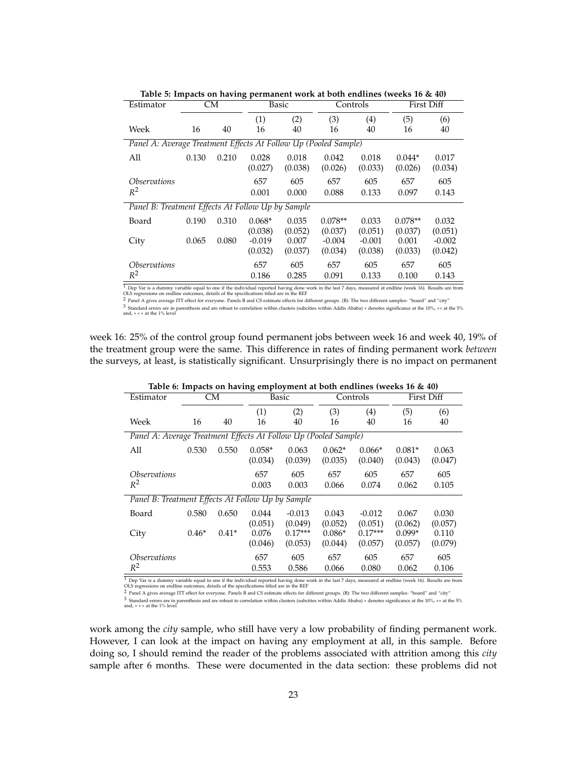**Table 5: Impacts on having permanent work at both endlines (weeks 16 & 40)**

| Estimator | CM | | Basic | | Controls | | First Diff | |
|---|---|---|---|---|---|---|---|---|
| | | | (1) | (2) | (3) | (4) | (5) | (6) |
| Week | 16 | 40 | 16 | 40 | 16 | 40 | 16 | 40 |
| *Panel A: Average Treatment Effects At Follow Up (Pooled Sample)* | | | | | | | | |
| All | 0.130 | 0.210 | 0.028 | 0.018 | 0.042 | 0.018 | 0.044* | 0.017 |
| | | | (0.027) | (0.038) | (0.026) | (0.033) | (0.026) | (0.034) |
| *Observations* | | | 657 | 605 | 657 | 605 | 657 | 605 |
| $R^2$ | | | 0.001 | 0.000 | 0.088 | 0.133 | 0.097 | 0.143 |
| *Panel B: Treatment Effects At Follow Up by Sample* | | | | | | | | |
| Board | 0.190 | 0.310 | 0.068* | 0.035 | 0.078** | 0.033 | 0.078** | 0.032 |
| | | | (0.038) | (0.052) | (0.037) | (0.051) | (0.037) | (0.051) |
| City | 0.065 | 0.080 | -0.019 | 0.007 | -0.004 | -0.001 | 0.001 | -0.002 |
| | | | (0.032) | (0.037) | (0.034) | (0.038) | (0.033) | (0.042) |
| *Observations* | | | 657 | 605 | 657 | 605 | 657 | 605 |
| $R^2$ | | | 0.186 | 0.285 | 0.091 | 0.133 | 0.100 | 0.143 |

[1] Dep Var is a dummy variable equal to one if the individual reported having done work in the last 7 days, measured at endline (week 16). Results are from OLS regressions on endline outcomes, details of the specifications titled are in the REF

[2] Panel A gives average ITT effect for everyone. Panels B and CS estimate effects for different groups. (B): The two different samples- "board" and "city"

[3] Standard errors are in parenthesis and are robust to correlation within clusters (subcities within Addis Ababa) * denotes significance at the 10%, ** at the 5% and, *** at the 1% level

week 16: 25% of the control group found permanent jobs between week 16 and week 40, 19% of the treatment group were the same. This difference in rates of finding permanent work *between* the surveys, at least, is statistically significant. Unsurprisingly there is no impact on permanent

**Table 6: Impacts on having employment at both endlines (weeks 16 & 40)**

| Estimator | CM | | Basic | | Controls | | First Diff | |
|---|---|---|---|---|---|---|---|---|
| | | | (1) | (2) | (3) | (4) | (5) | (6) |
| Week | 16 | 40 | 16 | 40 | 16 | 40 | 16 | 40 |
| *Panel A: Average Treatment Effects At Follow Up (Pooled Sample)* | | | | | | | | |
| All | 0.530 | 0.550 | 0.058* | 0.063 | 0.062* | 0.066* | 0.081* | 0.063 |
| | | | (0.034) | (0.039) | (0.035) | (0.040) | (0.043) | (0.047) |
| *Observations* | | | 657 | 605 | 657 | 605 | 657 | 605 |
| $R^2$ | | | 0.003 | 0.003 | 0.066 | 0.074 | 0.062 | 0.105 |
| *Panel B: Treatment Effects At Follow Up by Sample* | | | | | | | | |
| Board | 0.580 | 0.650 | 0.044 | -0.013 | 0.043 | -0.012 | 0.067 | 0.030 |
| | | | (0.051) | (0.049) | (0.052) | (0.051) | (0.062) | (0.057) |
| City | 0.46* | 0.41* | 0.076 | 0.17*** | 0.086* | 0.17*** | 0.099* | 0.110 |
| | | | (0.046) | (0.053) | (0.044) | (0.057) | (0.057) | (0.079) |
| *Observations* | | | 657 | 605 | 657 | 605 | 657 | 605 |
| $R^2$ | | | 0.553 | 0.586 | 0.066 | 0.080 | 0.062 | 0.106 |

[1] Dep Var is a dummy variable equal to one if the individual reported having done work in the last 7 days, measured at endline (week 16). Results are from OLS regressions on endline outcomes, details of the specifications titled are in the REF

[2] Panel A gives average ITT effect for everyone. Panels B and CS estimate effects for different groups. (B): The two different samples- "board" and "city"

[3] Standard errors are in parenthesis and are robust to correlation within clusters (subcities within Addis Ababa) * denotes significance at the 10%, ** at the 5% and, *** at the 1% level

work among the *city* sample, who still have very a low probability of finding permanent work. However, I can look at the impact on having any employment at all, in this sample. Before doing so, I should remind the reader of the problems associated with attrition among this *city* sample after 6 months. These were documented in the data section: these problems did not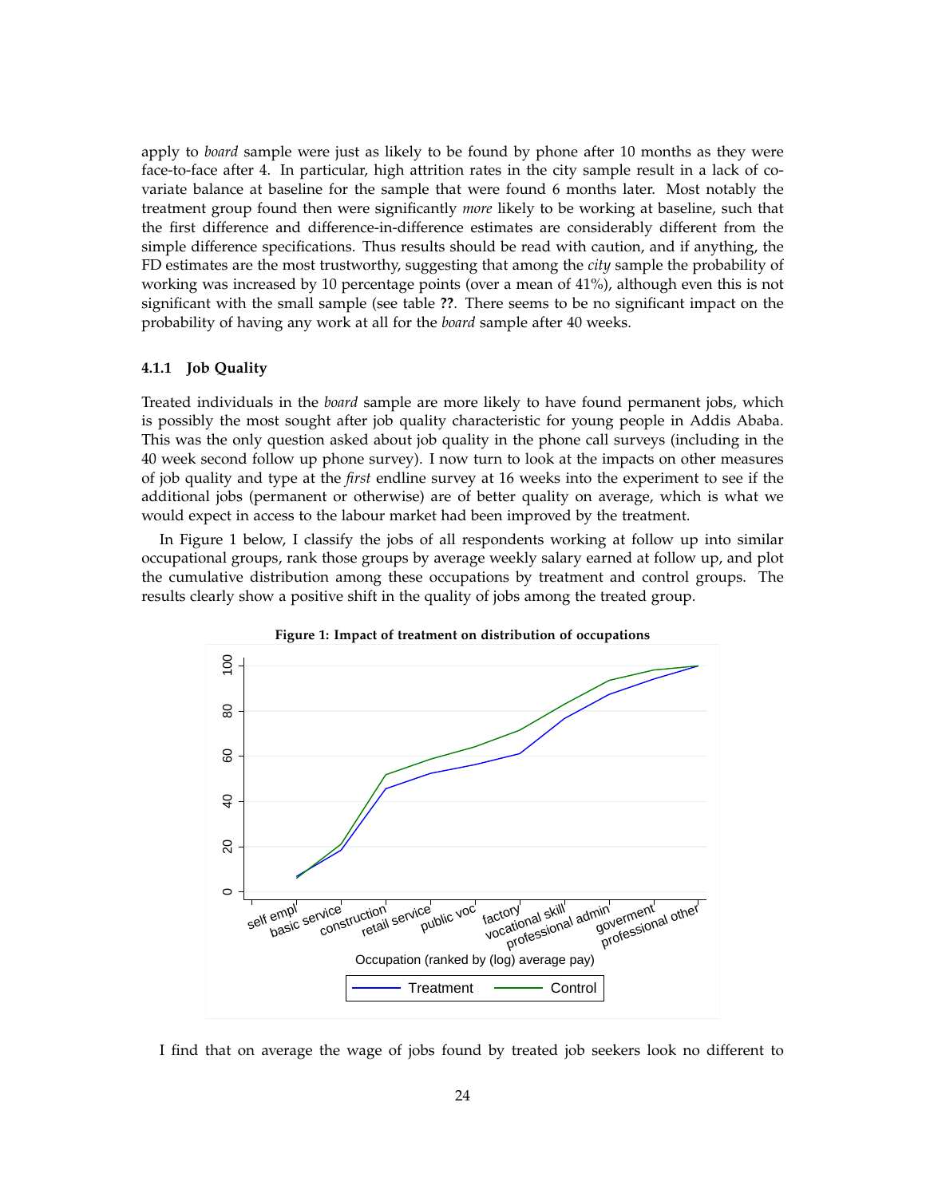apply to *board* sample were just as likely to be found by phone after 10 months as they were face-to-face after 4. In particular, high attrition rates in the city sample result in a lack of covariate balance at baseline for the sample that were found 6 months later. Most notably the treatment group found then were significantly *more* likely to be working at baseline, such that the first difference and difference-in-difference estimates are considerably different from the simple difference specifications. Thus results should be read with caution, and if anything, the FD estimates are the most trustworthy, suggesting that among the *city* sample the probability of working was increased by 10 percentage points (over a mean of 41%), although even this is not significant with the small sample (see table **??**. There seems to be no significant impact on the probability of having any work at all for the *board* sample after 40 weeks.

### 4.1.1 Job Quality

Treated individuals in the *board* sample are more likely to have found permanent jobs, which is possibly the most sought after job quality characteristic for young people in Addis Ababa. This was the only question asked about job quality in the phone call surveys (including in the 40 week second follow up phone survey). I now turn to look at the impacts on other measures of job quality and type at the *first* endline survey at 16 weeks into the experiment to see if the additional jobs (permanent or otherwise) are of better quality on average, which is what we would expect in access to the labour market had been improved by the treatment.

In Figure 1 below, I classify the jobs of all respondents working at follow up into similar occupational groups, rank those groups by average weekly salary earned at follow up, and plot the cumulative distribution among these occupations by treatment and control groups. The results clearly show a positive shift in the quality of jobs among the treated group.

**Figure 1: Impact of treatment on distribution of occupations**

I find that on average the wage of jobs found by treated job seekers look no different to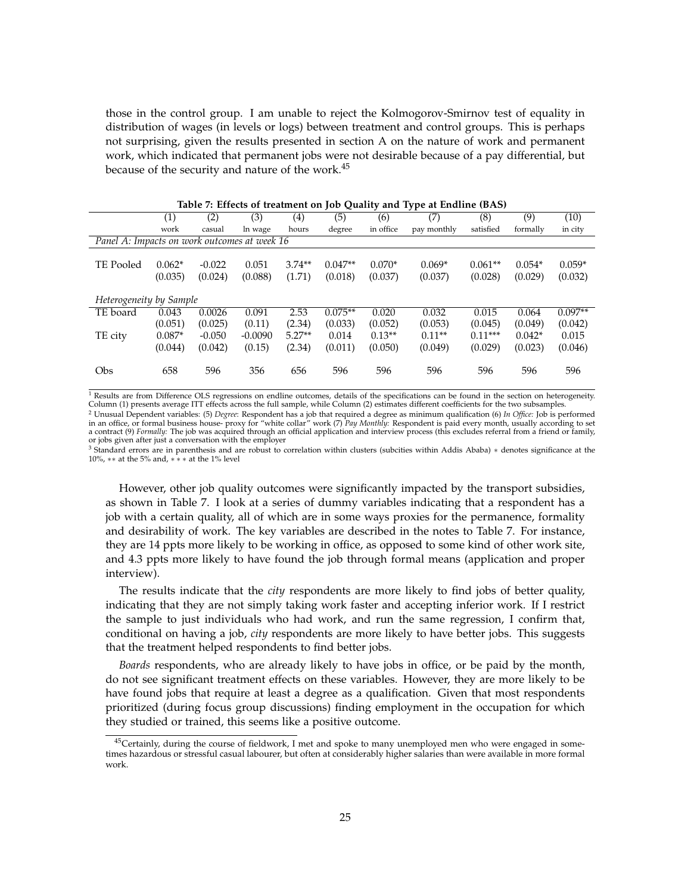those in the control group. I am unable to reject the Kolmogorov-Smirnov test of equality in distribution of wages (in levels or logs) between treatment and control groups. This is perhaps not surprising, given the results presented in section A on the nature of work and permanent work, which indicated that permanent jobs were not desirable because of a pay differential, but because of the security and nature of the work.[45]

**Table 7: Effects of treatment on Job Quality and Type at Endline (BAS)**

| | (1) | (2) | (3) | (4) | (5) | (6) | (7) | (8) | (9) | (10) |
|---|---|---|---|---|---|---|---|---|---|---|
| | work | casual | ln wage | hours | degree | in office | pay monthly | satisfied | formally | in city |
| *Panel A: Impacts on work outcomes at week 16* | | | | | | | | | | |
| TE Pooled | 0.062* | -0.022 | 0.051 | 3.74** | 0.047** | 0.070* | 0.069* | 0.061** | 0.054* | 0.059* |
| | (0.035) | (0.024) | (0.088) | (1.71) | (0.018) | (0.037) | (0.037) | (0.028) | (0.029) | (0.032) |
| *Heterogeneity by Sample* | | | | | | | | | | |
| TE board | 0.043 | 0.0026 | 0.091 | 2.53 | 0.075** | 0.020 | 0.032 | 0.015 | 0.064 | 0.097** |
| | (0.051) | (0.025) | (0.11) | (2.34) | (0.033) | (0.052) | (0.053) | (0.045) | (0.049) | (0.042) |
| TE city | 0.087* | -0.050 | -0.0090 | 5.27** | 0.014 | 0.13** | 0.11** | 0.11*** | 0.042* | 0.015 |
| | (0.044) | (0.042) | (0.15) | (2.34) | (0.011) | (0.050) | (0.049) | (0.029) | (0.023) | (0.046) |
| Obs | 658 | 596 | 356 | 656 | 596 | 596 | 596 | 596 | 596 | 596 |

[1] Results are from Difference OLS regressions on endline outcomes, details of the specifications can be found in the section on heterogeneity. Column (1) presents average ITT effects across the full sample, while Column (2) estimates different coefficients for the two subsamples.
[2] Unusual Dependent variables: (5) *Degree*: Respondent has a job that required a degree as minimum qualification (6) *In Office:* Job is performed in an office, or formal business house- proxy for "white collar" work (7) *Pay Monthly:* Respondent is paid every month, usually according to set a contract (9) *Formally:* The job was acquired through an official application and interview process (this excludes referral from a friend or family, or jobs given after just a conversation with the employer
[3] Standard errors are in parenthesis and are robust to correlation within clusters (subcities within Addis Ababa) * denotes significance at the 10%, ** at the 5% and, *** at the 1% level

However, other job quality outcomes were significantly impacted by the transport subsidies, as shown in Table 7. I look at a series of dummy variables indicating that a respondent has a job with a certain quality, all of which are in some ways proxies for the permanence, formality and desirability of work. The key variables are described in the notes to Table 7. For instance, they are 14 ppts more likely to be working in office, as opposed to some kind of other work site, and 4.3 ppts more likely to have found the job through formal means (application and proper interview).

The results indicate that the *city* respondents are more likely to find jobs of better quality, indicating that they are not simply taking work faster and accepting inferior work. If I restrict the sample to just individuals who had work, and run the same regression, I confirm that, conditional on having a job, *city* respondents are more likely to have better jobs. This suggests that the treatment helped respondents to find better jobs.

*Boards* respondents, who are already likely to have jobs in office, or be paid by the month, do not see significant treatment effects on these variables. However, they are more likely to be have found jobs that require at least a degree as a qualification. Given that most respondents prioritized (during focus group discussions) finding employment in the occupation for which they studied or trained, this seems like a positive outcome.

[45] Certainly, during the course of fieldwork, I met and spoke to many unemployed men who were engaged in sometimes hazardous or stressful casual labourer, but often at considerably higher salaries than were available in more formal work.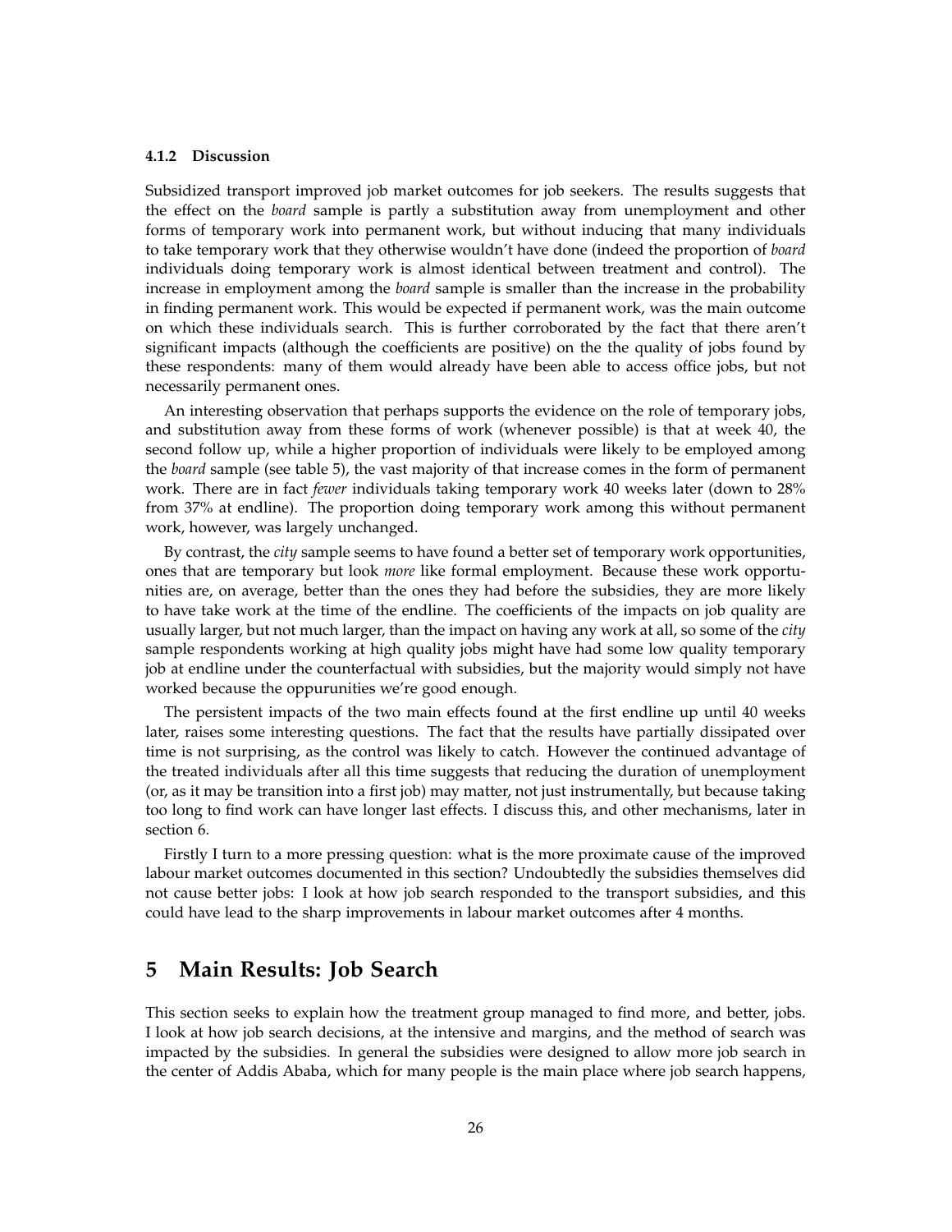#### 4.1.2 Discussion

Subsidized transport improved job market outcomes for job seekers. The results suggests that the effect on the *board* sample is partly a substitution away from unemployment and other forms of temporary work into permanent work, but without inducing that many individuals to take temporary work that they otherwise wouldn't have done (indeed the proportion of *board* individuals doing temporary work is almost identical between treatment and control). The increase in employment among the *board* sample is smaller than the increase in the probability in finding permanent work. This would be expected if permanent work, was the main outcome on which these individuals search. This is further corroborated by the fact that there aren't significant impacts (although the coefficients are positive) on the the quality of jobs found by these respondents: many of them would already have been able to access office jobs, but not necessarily permanent ones.

An interesting observation that perhaps supports the evidence on the role of temporary jobs, and substitution away from these forms of work (whenever possible) is that at week 40, the second follow up, while a higher proportion of individuals were likely to be employed among the *board* sample (see table 5), the vast majority of that increase comes in the form of permanent work. There are in fact *fewer* individuals taking temporary work 40 weeks later (down to 28% from 37% at endline). The proportion doing temporary work among this without permanent work, however, was largely unchanged.

By contrast, the *city* sample seems to have found a better set of temporary work opportunities, ones that are temporary but look *more* like formal employment. Because these work opportunities are, on average, better than the ones they had before the subsidies, they are more likely to have take work at the time of the endline. The coefficients of the impacts on job quality are usually larger, but not much larger, than the impact on having any work at all, so some of the *city* sample respondents working at high quality jobs might have had some low quality temporary job at endline under the counterfactual with subsidies, but the majority would simply not have worked because the oppurunities we're good enough.

The persistent impacts of the two main effects found at the first endline up until 40 weeks later, raises some interesting questions. The fact that the results have partially dissipated over time is not surprising, as the control was likely to catch. However the continued advantage of the treated individuals after all this time suggests that reducing the duration of unemployment (or, as it may be transition into a first job) may matter, not just instrumentally, but because taking too long to find work can have longer last effects. I discuss this, and other mechanisms, later in section 6.

Firstly I turn to a more pressing question: what is the more proximate cause of the improved labour market outcomes documented in this section? Undoubtedly the subsidies themselves did not cause better jobs: I look at how job search responded to the transport subsidies, and this could have lead to the sharp improvements in labour market outcomes after 4 months.

## 5 Main Results: Job Search

This section seeks to explain how the treatment group managed to find more, and better, jobs. I look at how job search decisions, at the intensive and margins, and the method of search was impacted by the subsidies. In general the subsidies were designed to allow more job search in the center of Addis Ababa, which for many people is the main place where job search happens,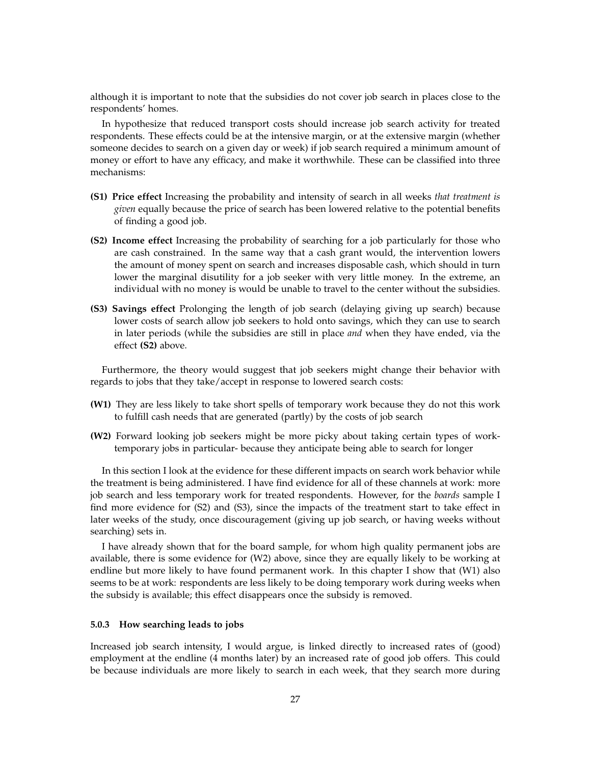although it is important to note that the subsidies do not cover job search in places close to the respondents' homes.

In hypothesize that reduced transport costs should increase job search activity for treated respondents. These effects could be at the intensive margin, or at the extensive margin (whether someone decides to search on a given day or week) if job search required a minimum amount of money or effort to have any efficacy, and make it worthwhile. These can be classified into three mechanisms:

- **(S1) Price effect** Increasing the probability and intensity of search in all weeks *that treatment is given* equally because the price of search has been lowered relative to the potential benefits of finding a good job.
- **(S2) Income effect** Increasing the probability of searching for a job particularly for those who are cash constrained. In the same way that a cash grant would, the intervention lowers the amount of money spent on search and increases disposable cash, which should in turn lower the marginal disutility for a job seeker with very little money. In the extreme, an individual with no money is would be unable to travel to the center without the subsidies.
- **(S3) Savings effect** Prolonging the length of job search (delaying giving up search) because lower costs of search allow job seekers to hold onto savings, which they can use to search in later periods (while the subsidies are still in place *and* when they have ended, via the effect **(S2)** above.

Furthermore, the theory would suggest that job seekers might change their behavior with regards to jobs that they take/accept in response to lowered search costs:

- **(W1)** They are less likely to take short spells of temporary work because they do not this work to fulfill cash needs that are generated (partly) by the costs of job search
- **(W2)** Forward looking job seekers might be more picky about taking certain types of work-temporary jobs in particular- because they anticipate being able to search for longer

In this section I look at the evidence for these different impacts on search work behavior while the treatment is being administered. I have find evidence for all of these channels at work: more job search and less temporary work for treated respondents. However, for the *boards* sample I find more evidence for (S2) and (S3), since the impacts of the treatment start to take effect in later weeks of the study, once discouragement (giving up job search, or having weeks without searching) sets in.

I have already shown that for the board sample, for whom high quality permanent jobs are available, there is some evidence for (W2) above, since they are equally likely to be working at endline but more likely to have found permanent work. In this chapter I show that (W1) also seems to be at work: respondents are less likely to be doing temporary work during weeks when the subsidy is available; this effect disappears once the subsidy is removed.

#### 5.0.3 How searching leads to jobs

Increased job search intensity, I would argue, is linked directly to increased rates of (good) employment at the endline (4 months later) by an increased rate of good job offers. This could be because individuals are more likely to search in each week, that they search more during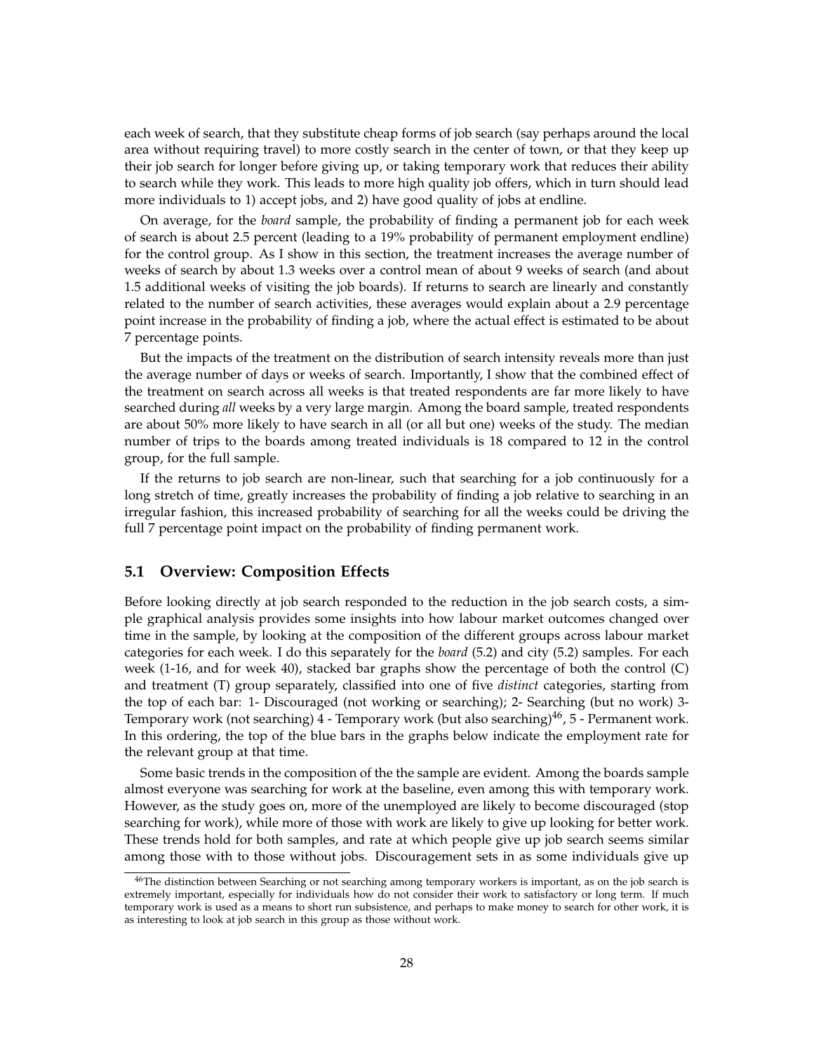each week of search, that they substitute cheap forms of job search (say perhaps around the local area without requiring travel) to more costly search in the center of town, or that they keep up their job search for longer before giving up, or taking temporary work that reduces their ability to search while they work. This leads to more high quality job offers, which in turn should lead more individuals to 1) accept jobs, and 2) have good quality of jobs at endline.

On average, for the *board* sample, the probability of finding a permanent job for each week of search is about 2.5 percent (leading to a 19% probability of permanent employment endline) for the control group. As I show in this section, the treatment increases the average number of weeks of search by about 1.3 weeks over a control mean of about 9 weeks of search (and about 1.5 additional weeks of visiting the job boards). If returns to search are linearly and constantly related to the number of search activities, these averages would explain about a 2.9 percentage point increase in the probability of finding a job, where the actual effect is estimated to be about 7 percentage points.

But the impacts of the treatment on the distribution of search intensity reveals more than just the average number of days or weeks of search. Importantly, I show that the combined effect of the treatment on search across all weeks is that treated respondents are far more likely to have searched during *all* weeks by a very large margin. Among the board sample, treated respondents are about 50% more likely to have search in all (or all but one) weeks of the study. The median number of trips to the boards among treated individuals is 18 compared to 12 in the control group, for the full sample.

If the returns to job search are non-linear, such that searching for a job continuously for a long stretch of time, greatly increases the probability of finding a job relative to searching in an irregular fashion, this increased probability of searching for all the weeks could be driving the full 7 percentage point impact on the probability of finding permanent work.

## 5.1 Overview: Composition Effects

Before looking directly at job search responded to the reduction in the job search costs, a simple graphical analysis provides some insights into how labour market outcomes changed over time in the sample, by looking at the composition of the different groups across labour market categories for each week. I do this separately for the *board* (5.2) and city (5.2) samples. For each week (1-16, and for week 40), stacked bar graphs show the percentage of both the control (C) and treatment (T) group separately, classified into one of five *distinct* categories, starting from the top of each bar: 1- Discouraged (not working or searching); 2- Searching (but no work) 3- Temporary work (not searching) 4 - Temporary work (but also searching)[46], 5 - Permanent work. In this ordering, the top of the blue bars in the graphs below indicate the employment rate for the relevant group at that time.

Some basic trends in the composition of the the sample are evident. Among the boards sample almost everyone was searching for work at the baseline, even among this with temporary work. However, as the study goes on, more of the unemployed are likely to become discouraged (stop searching for work), while more of those with work are likely to give up looking for better work. These trends hold for both samples, and rate at which people give up job search seems similar among those with to those without jobs. Discouragement sets in as some individuals give up

[46]The distinction between Searching or not searching among temporary workers is important, as on the job search is extremely important, especially for individuals how do not consider their work to satisfactory or long term. If much temporary work is used as a means to short run subsistence, and perhaps to make money to search for other work, it is as interesting to look at job search in this group as those without work.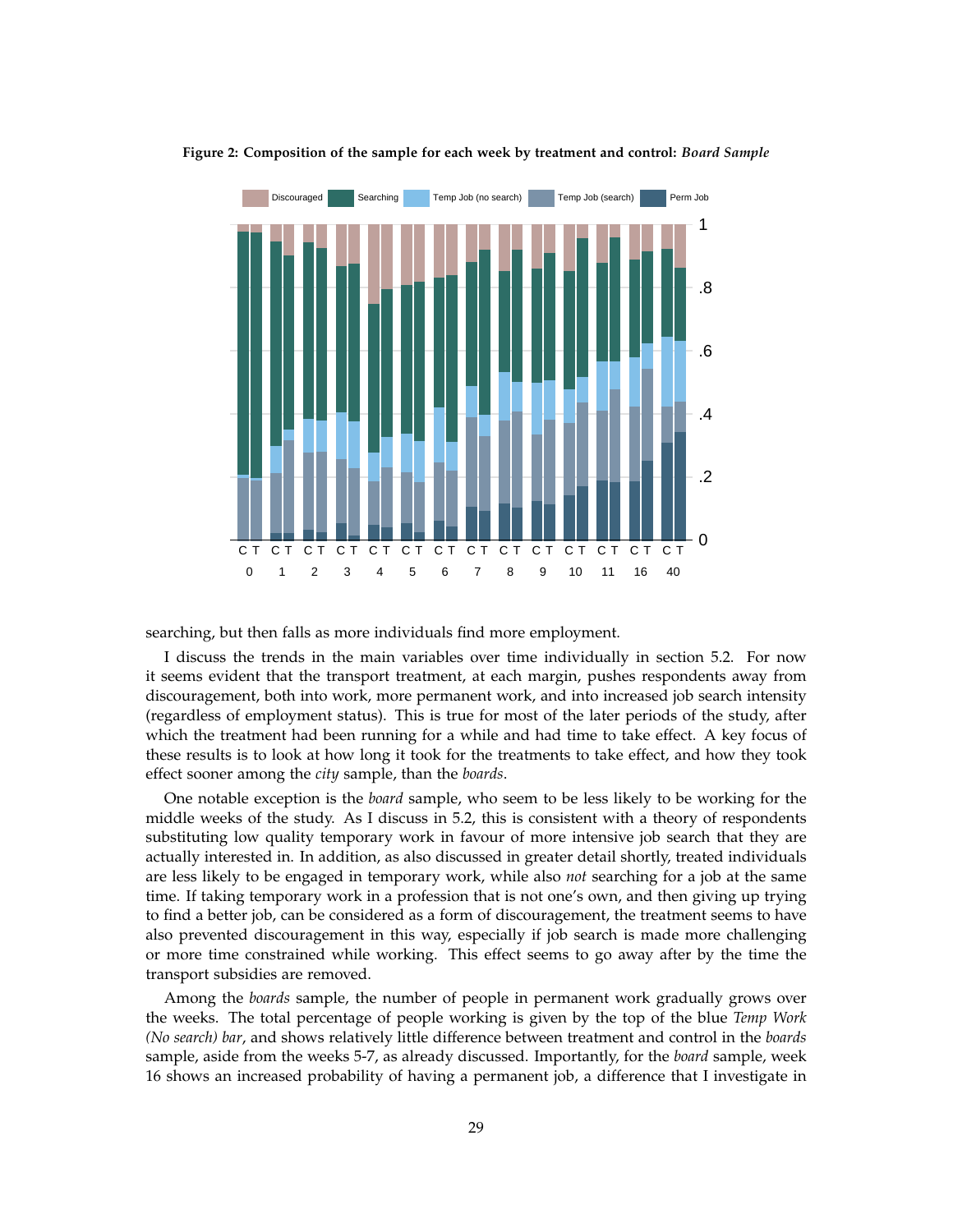**Figure 2: Composition of the sample for each week by treatment and control: *Board Sample***

searching, but then falls as more individuals find more employment.

I discuss the trends in the main variables over time individually in section 5.2. For now it seems evident that the transport treatment, at each margin, pushes respondents away from discouragement, both into work, more permanent work, and into increased job search intensity (regardless of employment status). This is true for most of the later periods of the study, after which the treatment had been running for a while and had time to take effect. A key focus of these results is to look at how long it took for the treatments to take effect, and how they took effect sooner among the *city* sample, than the *boards*.

One notable exception is the *board* sample, who seem to be less likely to be working for the middle weeks of the study. As I discuss in 5.2, this is consistent with a theory of respondents substituting low quality temporary work in favour of more intensive job search that they are actually interested in. In addition, as also discussed in greater detail shortly, treated individuals are less likely to be engaged in temporary work, while also *not* searching for a job at the same time. If taking temporary work in a profession that is not one's own, and then giving up trying to find a better job, can be considered as a form of discouragement, the treatment seems to have also prevented discouragement in this way, especially if job search is made more challenging or more time constrained while working. This effect seems to go away after by the time the transport subsidies are removed.

Among the *boards* sample, the number of people in permanent work gradually grows over the weeks. The total percentage of people working is given by the top of the blue *Temp Work (No search) bar*, and shows relatively little difference between treatment and control in the *boards* sample, aside from the weeks 5-7, as already discussed. Importantly, for the *board* sample, week 16 shows an increased probability of having a permanent job, a difference that I investigate in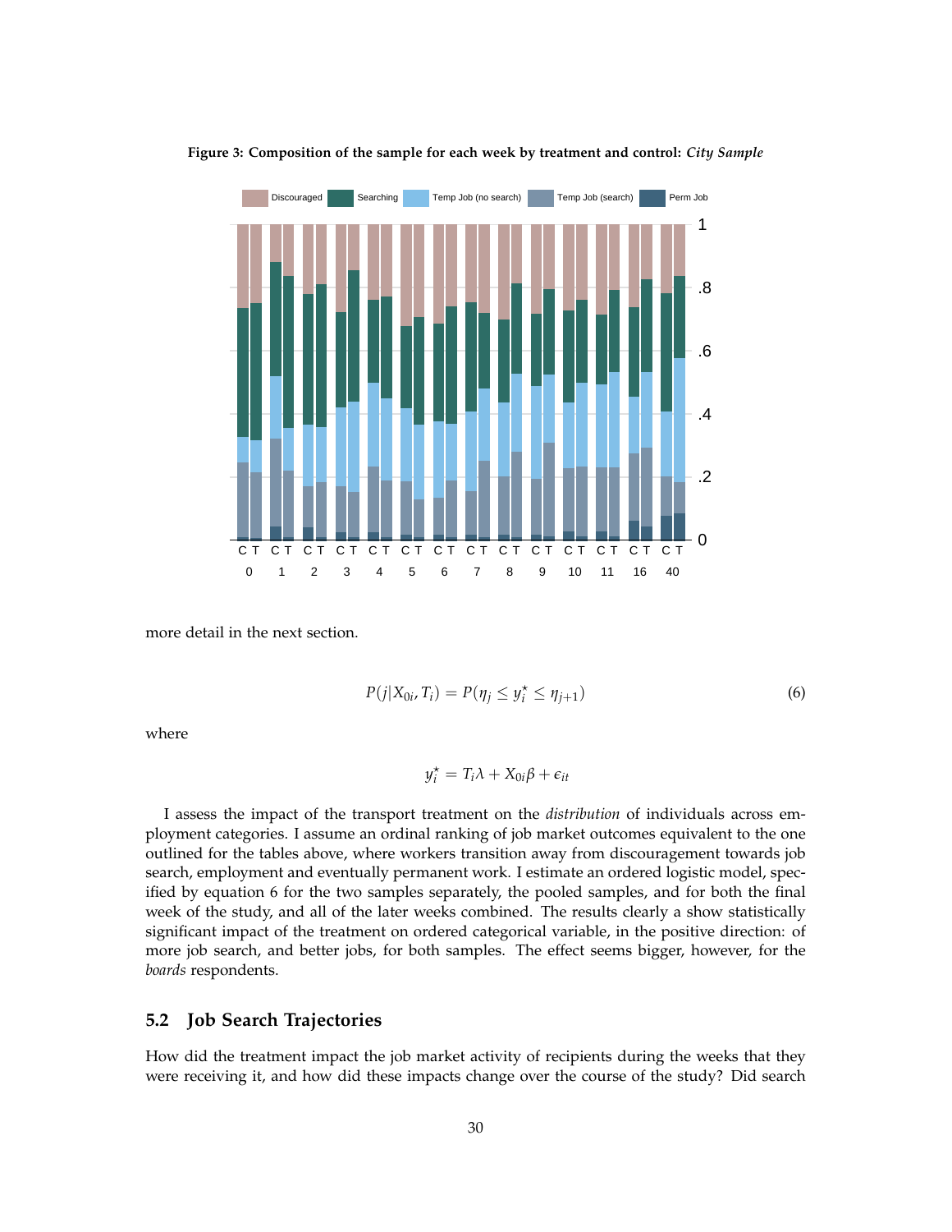**Figure 3: Composition of the sample for each week by treatment and control: *City Sample***

more detail in the next section.

$$P(j|X_{0i}, T_i) = P(\eta_j \leq y_i^\star \leq \eta_{j+1}) \tag{6}$$

where

$$y_i^\star = T_i\lambda + X_{0i}\beta + \epsilon_{it}$$

I assess the impact of the transport treatment on the *distribution* of individuals across employment categories. I assume an ordinal ranking of job market outcomes equivalent to the one outlined for the tables above, where workers transition away from discouragement towards job search, employment and eventually permanent work. I estimate an ordered logistic model, specified by equation 6 for the two samples separately, the pooled samples, and for both the final week of the study, and all of the later weeks combined. The results clearly a show statistically significant impact of the treatment on ordered categorical variable, in the positive direction: of more job search, and better jobs, for both samples. The effect seems bigger, however, for the *boards* respondents.

## 5.2 Job Search Trajectories

How did the treatment impact the job market activity of recipients during the weeks that they were receiving it, and how did these impacts change over the course of the study? Did search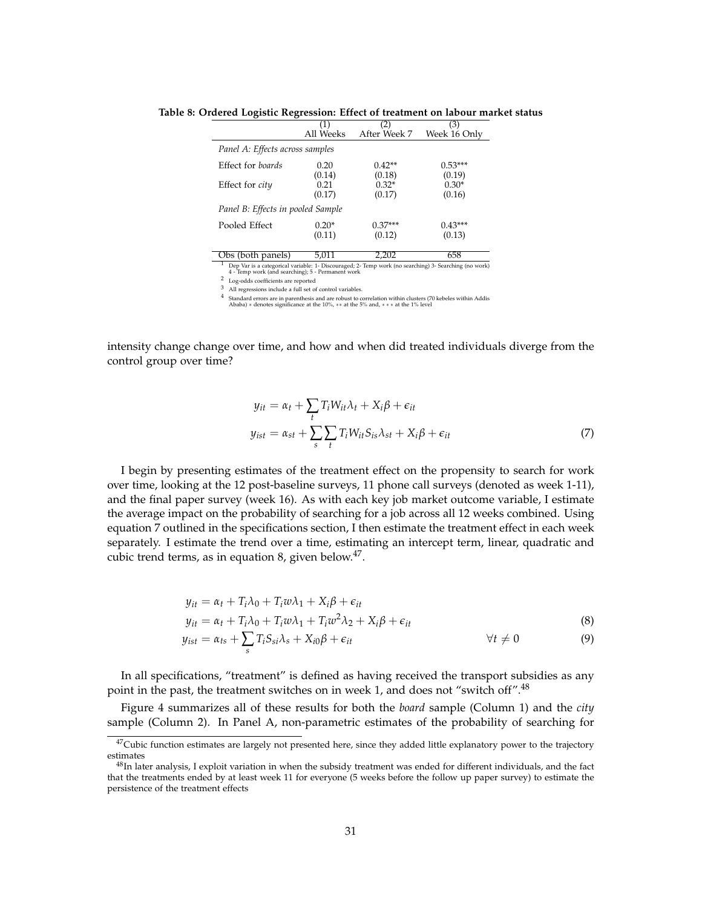**Table 8: Ordered Logistic Regression: Effect of treatment on labour market status**

| | (1) All Weeks | (2) After Week 7 | (3) Week 16 Only |
|---|---|---|---|
| *Panel A: Effects across samples* | | | |
| Effect for *boards* | 0.20 | 0.42** | 0.53*** |
| | (0.14) | (0.18) | (0.19) |
| Effect for *city* | 0.21 | 0.32* | 0.30* |
| | (0.17) | (0.17) | (0.16) |
| *Panel B: Effects in pooled Sample* | | | |
| Pooled Effect | 0.20* | 0.37*** | 0.43*** |
| | (0.11) | (0.12) | (0.13) |
| Obs (both panels) | 5,011 | 2,202 | 658 |

[1] Dep Var is a categorical variable: 1- Discouraged; 2- Temp work (no searching) 3- Searching (no work) 4 - Temp work (and searching); 5 - Permanent work

[2] Log-odds coefficients are reported

[3] All regressions include a full set of control variables.

[4] Standard errors are in parenthesis and are robust to correlation within clusters (70 kebeles within Addis Ababa) * denotes significance at the 10%, ** at the 5% and, *** at the 1% level

intensity change change over time, and how and when did treated individuals diverge from the control group over time?

$$
\begin{aligned}
y_{it} &= \alpha_t + \sum_t T_i W_{it} \lambda_t + X_i \beta + \epsilon_{it} \\
y_{ist} &= \alpha_{st} + \sum_s \sum_t T_i W_{it} S_{is} \lambda_{st} + X_i \beta + \epsilon_{it} \qquad (7)
\end{aligned}
$$

I begin by presenting estimates of the treatment effect on the propensity to search for work over time, looking at the 12 post-baseline surveys, 11 phone call surveys (denoted as week 1-11), and the final paper survey (week 16). As with each key job market outcome variable, I estimate the average impact on the probability of searching for a job across all 12 weeks combined. Using equation 7 outlined in the specifications section, I then estimate the treatment effect in each week separately. I estimate the trend over a time, estimating an intercept term, linear, quadratic and cubic trend terms, as in equation 8, given below.[47].

$$
\begin{aligned}
y_{it} &= \alpha_t + T_i \lambda_0 + T_i w \lambda_1 + X_i \beta + \epsilon_{it} \\
y_{it} &= \alpha_t + T_i \lambda_0 + T_i w \lambda_1 + T_i w^2 \lambda_2 + X_i \beta + \epsilon_{it} \qquad (8) \\
y_{ist} &= \alpha_{ts} + \sum_s T_i S_{si} \lambda_s + X_{i0} \beta + \epsilon_{it} \qquad \forall t \neq 0 \qquad (9)
\end{aligned}
$$

In all specifications, "treatment" is defined as having received the transport subsidies as any point in the past, the treatment switches on in week 1, and does not "switch off".[48]

Figure 4 summarizes all of these results for both the *board* sample (Column 1) and the *city* sample (Column 2). In Panel A, non-parametric estimates of the probability of searching for

[47] Cubic function estimates are largely not presented here, since they added little explanatory power to the trajectory estimates

[48] In later analysis, I exploit variation in when the subsidy treatment was ended for different individuals, and the fact that the treatments ended by at least week 11 for everyone (5 weeks before the follow up paper survey) to estimate the persistence of the treatment effects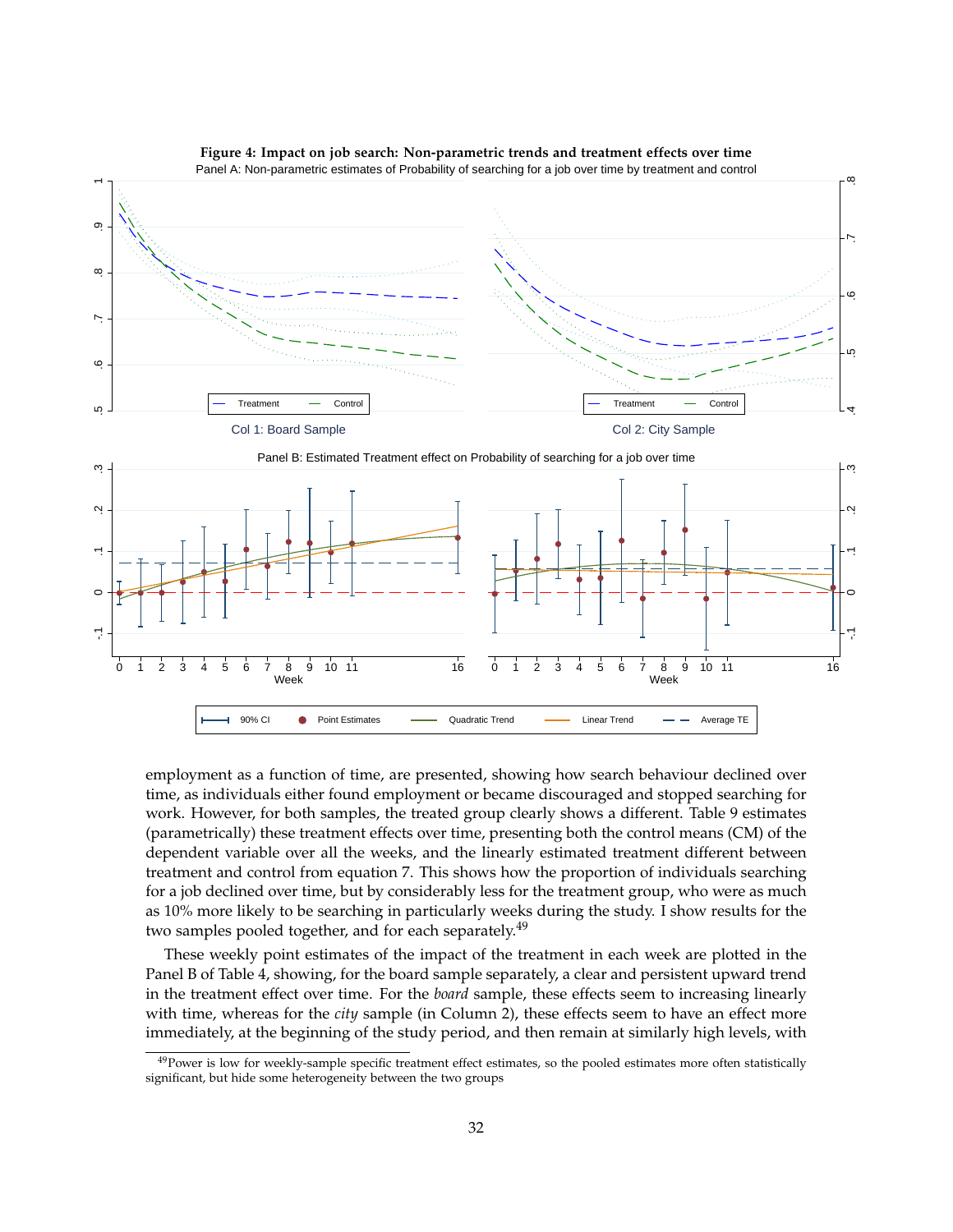**Figure 4: Impact on job search: Non-parametric trends and treatment effects over time**

Panel A: Non-parametric estimates of Probability of searching for a job over time by treatment and control

Col 1: Board Sample | Col 2: City Sample

Panel B: Estimated Treatment effect on Probability of searching for a job over time

employment as a function of time, are presented, showing how search behaviour declined over time, as individuals either found employment or became discouraged and stopped searching for work. However, for both samples, the treated group clearly shows a different. Table 9 estimates (parametrically) these treatment effects over time, presenting both the control means (CM) of the dependent variable over all the weeks, and the linearly estimated treatment different between treatment and control from equation 7. This shows how the proportion of individuals searching for a job declined over time, but by considerably less for the treatment group, who were as much as 10% more likely to be searching in particularly weeks during the study. I show results for the two samples pooled together, and for each separately.[49]

These weekly point estimates of the impact of the treatment in each week are plotted in the Panel B of Table 4, showing, for the board sample separately, a clear and persistent upward trend in the treatment effect over time. For the *board* sample, these effects seem to increasing linearly with time, whereas for the *city* sample (in Column 2), these effects seem to have an effect more immediately, at the beginning of the study period, and then remain at similarly high levels, with

[49]Power is low for weekly-sample specific treatment effect estimates, so the pooled estimates more often statistically significant, but hide some heterogeneity between the two groups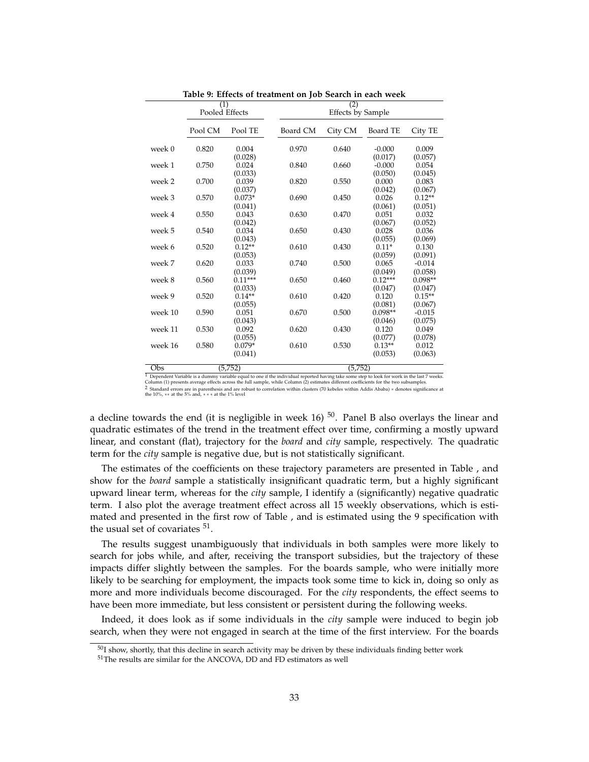**Table 9: Effects of treatment on Job Search in each week**

| | (1) Pooled Effects | | (2) Effects by Sample | | | |
|---|---|---|---|---|---|---|
| | Pool CM | Pool TE | Board CM | City CM | Board TE | City TE |
| week 0 | 0.820 | 0.004 | 0.970 | 0.640 | -0.000 | 0.009 |
| | | (0.028) | | | (0.017) | (0.057) |
| week 1 | 0.750 | 0.024 | 0.840 | 0.660 | -0.000 | 0.054 |
| | | (0.033) | | | (0.050) | (0.045) |
| week 2 | 0.700 | 0.039 | 0.820 | 0.550 | 0.000 | 0.083 |
| | | (0.037) | | | (0.042) | (0.067) |
| week 3 | 0.570 | 0.073* | 0.690 | 0.450 | 0.026 | 0.12** |
| | | (0.041) | | | (0.061) | (0.051) |
| week 4 | 0.550 | 0.043 | 0.630 | 0.470 | 0.051 | 0.032 |
| | | (0.042) | | | (0.067) | (0.052) |
| week 5 | 0.540 | 0.034 | 0.650 | 0.430 | 0.028 | 0.036 |
| | | (0.043) | | | (0.055) | (0.069) |
| week 6 | 0.520 | 0.12** | 0.610 | 0.430 | 0.11* | 0.130 |
| | | (0.053) | | | (0.059) | (0.091) |
| week 7 | 0.620 | 0.033 | 0.740 | 0.500 | 0.065 | -0.014 |
| | | (0.039) | | | (0.049) | (0.058) |
| week 8 | 0.560 | 0.11*** | 0.650 | 0.460 | 0.12*** | 0.098** |
| | | (0.033) | | | (0.047) | (0.047) |
| week 9 | 0.520 | 0.14** | 0.610 | 0.420 | 0.120 | 0.15** |
| | | (0.055) | | | (0.081) | (0.067) |
| week 10 | 0.590 | 0.051 | 0.670 | 0.500 | 0.098** | -0.015 |
| | | (0.043) | | | (0.046) | (0.075) |
| week 11 | 0.530 | 0.092 | 0.620 | 0.430 | 0.120 | 0.049 |
| | | (0.055) | | | (0.077) | (0.078) |
| week 16 | 0.580 | 0.079* | 0.610 | 0.530 | 0.13** | 0.012 |
| | | (0.041) | | | (0.053) | (0.063) |
| Obs | (5,752) | | (5,752) | | | |

[1] Dependent Variable is a dummy variable equal to one if the individual reported having take some step to look for work in the last 7 weeks. Column (1) presents average effects across the full sample, while Column (2) estimates different coefficients for the two subsamples.
[2] Standard errors are in parenthesis and are robust to correlation within clusters (70 kebeles within Addis Ababa) * denotes significance at the 10%, ** at the 5% and, *** at the 1% level

a decline towards the end (it is negligible in week 16) [50]. Panel B also overlays the linear and quadratic estimates of the trend in the treatment effect over time, confirming a mostly upward linear, and constant (flat), trajectory for the *board* and *city* sample, respectively. The quadratic term for the *city* sample is negative due, but is not statistically significant.

The estimates of the coefficients on these trajectory parameters are presented in Table , and show for the *board* sample a statistically insignificant quadratic term, but a highly significant upward linear term, whereas for the *city* sample, I identify a (significantly) negative quadratic term. I also plot the average treatment effect across all 15 weekly observations, which is estimated and presented in the first row of Table , and is estimated using the 9 specification with the usual set of covariates [51].

The results suggest unambiguously that individuals in both samples were more likely to search for jobs while, and after, receiving the transport subsidies, but the trajectory of these impacts differ slightly between the samples. For the boards sample, who were initially more likely to be searching for employment, the impacts took some time to kick in, doing so only as more and more individuals become discouraged. For the *city* respondents, the effect seems to have been more immediate, but less consistent or persistent during the following weeks.

Indeed, it does look as if some individuals in the *city* sample were induced to begin job search, when they were not engaged in search at the time of the first interview. For the boards

[50] I show, shortly, that this decline in search activity may be driven by these individuals finding better work

[51] The results are similar for the ANCOVA, DD and FD estimators as well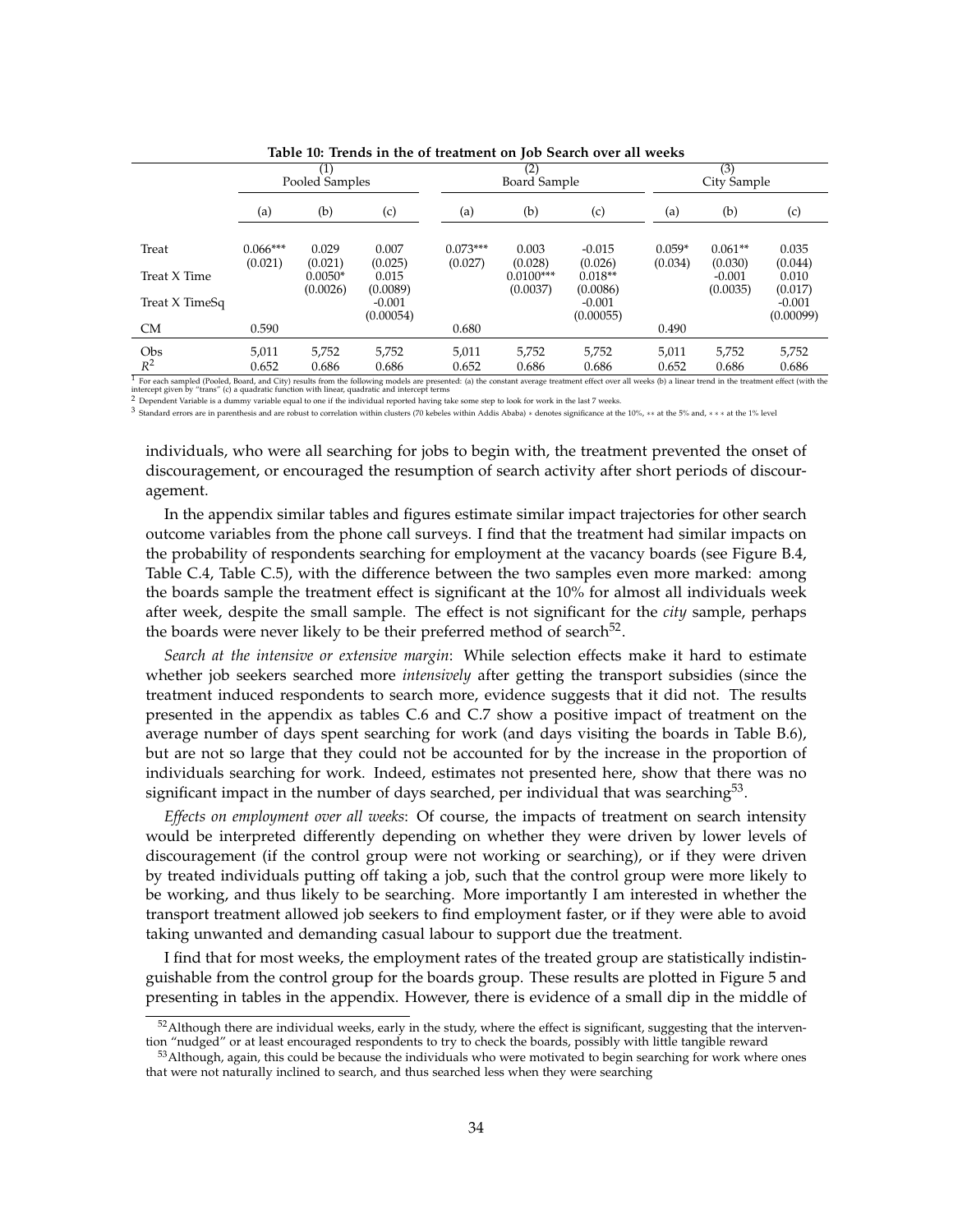**Table 10: Trends in the of treatment on Job Search over all weeks**

| | (1) Pooled Samples | | | (2) Board Sample | | | (3) City Sample | | |
|---|---|---|---|---|---|---|---|---|---|
| | (a) | (b) | (c) | (a) | (b) | (c) | (a) | (b) | (c) |
| Treat | 0.066*** | 0.029 | 0.007 | 0.073*** | 0.003 | -0.015 | 0.059* | 0.061** | 0.035 |
| | (0.021) | (0.021) | (0.025) | (0.027) | (0.028) | (0.026) | (0.034) | (0.030) | (0.044) |
| Treat X Time | | 0.0050* | 0.015 | | 0.0100*** | 0.018** | | -0.001 | 0.010 |
| | | (0.0026) | (0.0089) | | (0.0037) | (0.0086) | | (0.0035) | (0.017) |
| Treat X TimeSq | | | -0.001 | | | -0.001 | | | -0.001 |
| | | | (0.00054) | | | (0.00055) | | | (0.00099) |
| CM | 0.590 | | | 0.680 | | | 0.490 | | |
| Obs | 5,011 | 5,752 | 5,752 | 5,011 | 5,752 | 5,752 | 5,011 | 5,752 | 5,752 |
| $R^2$ | 0.652 | 0.686 | 0.686 | 0.652 | 0.686 | 0.686 | 0.652 | 0.686 | 0.686 |

[1] For each sampled (Pooled, Board, and City) results from the following models are presented: (a) the constant average treatment effect over all weeks (b) a linear trend in the treatment effect (with the intercept given by "trans" (c) a quadratic function with linear, quadratic and intercept terms

[2] Dependent Variable is a dummy variable equal to one if the individual reported having take some step to look for work in the last 7 weeks.

[3] Standard errors are in parenthesis and are robust to correlation within clusters (70 kebeles within Addis Ababa) * denotes significance at the 10%, ** at the 5% and, *** at the 1% level

individuals, who were all searching for jobs to begin with, the treatment prevented the onset of discouragement, or encouraged the resumption of search activity after short periods of discouragement.

In the appendix similar tables and figures estimate similar impact trajectories for other search outcome variables from the phone call surveys. I find that the treatment had similar impacts on the probability of respondents searching for employment at the vacancy boards (see Figure B.4, Table C.4, Table C.5), with the difference between the two samples even more marked: among the boards sample the treatment effect is significant at the 10% for almost all individuals week after week, despite the small sample. The effect is not significant for the *city* sample, perhaps the boards were never likely to be their preferred method of search[52].

*Search at the intensive or extensive margin*: While selection effects make it hard to estimate whether job seekers searched more *intensively* after getting the transport subsidies (since the treatment induced respondents to search more, evidence suggests that it did not. The results presented in the appendix as tables C.6 and C.7 show a positive impact of treatment on the average number of days spent searching for work (and days visiting the boards in Table B.6), but are not so large that they could not be accounted for by the increase in the proportion of individuals searching for work. Indeed, estimates not presented here, show that there was no significant impact in the number of days searched, per individual that was searching[53].

*Effects on employment over all weeks*: Of course, the impacts of treatment on search intensity would be interpreted differently depending on whether they were driven by lower levels of discouragement (if the control group were not working or searching), or if they were driven by treated individuals putting off taking a job, such that the control group were more likely to be working, and thus likely to be searching. More importantly I am interested in whether the transport treatment allowed job seekers to find employment faster, or if they were able to avoid taking unwanted and demanding casual labour to support due the treatment.

I find that for most weeks, the employment rates of the treated group are statistically indistinguishable from the control group for the boards group. These results are plotted in Figure 5 and presenting in tables in the appendix. However, there is evidence of a small dip in the middle of

[52] Although there are individual weeks, early in the study, where the effect is significant, suggesting that the intervention "nudged" or at least encouraged respondents to try to check the boards, possibly with little tangible reward

[53] Although, again, this could be because the individuals who were motivated to begin searching for work where ones that were not naturally inclined to search, and thus searched less when they were searching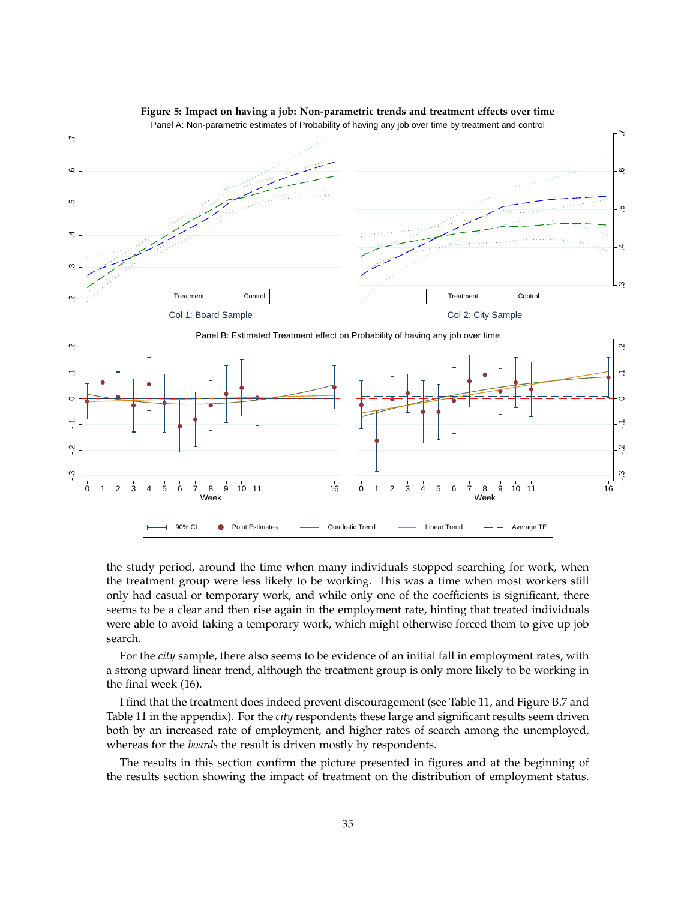**Figure 5: Impact on having a job: Non-parametric trends and treatment effects over time**

the study period, around the time when many individuals stopped searching for work, when the treatment group were less likely to be working. This was a time when most workers still only had casual or temporary work, and while only one of the coefficients is significant, there seems to be a clear and then rise again in the employment rate, hinting that treated individuals were able to avoid taking a temporary work, which might otherwise forced them to give up job search.

For the *city* sample, there also seems to be evidence of an initial fall in employment rates, with a strong upward linear trend, although the treatment group is only more likely to be working in the final week (16).

I find that the treatment does indeed prevent discouragement (see Table 11, and Figure B.7 and Table 11 in the appendix). For the *city* respondents these large and significant results seem driven both by an increased rate of employment, and higher rates of search among the unemployed, whereas for the *boards* the result is driven mostly by respondents.

The results in this section confirm the picture presented in figures and at the beginning of the results section showing the impact of treatment on the distribution of employment status.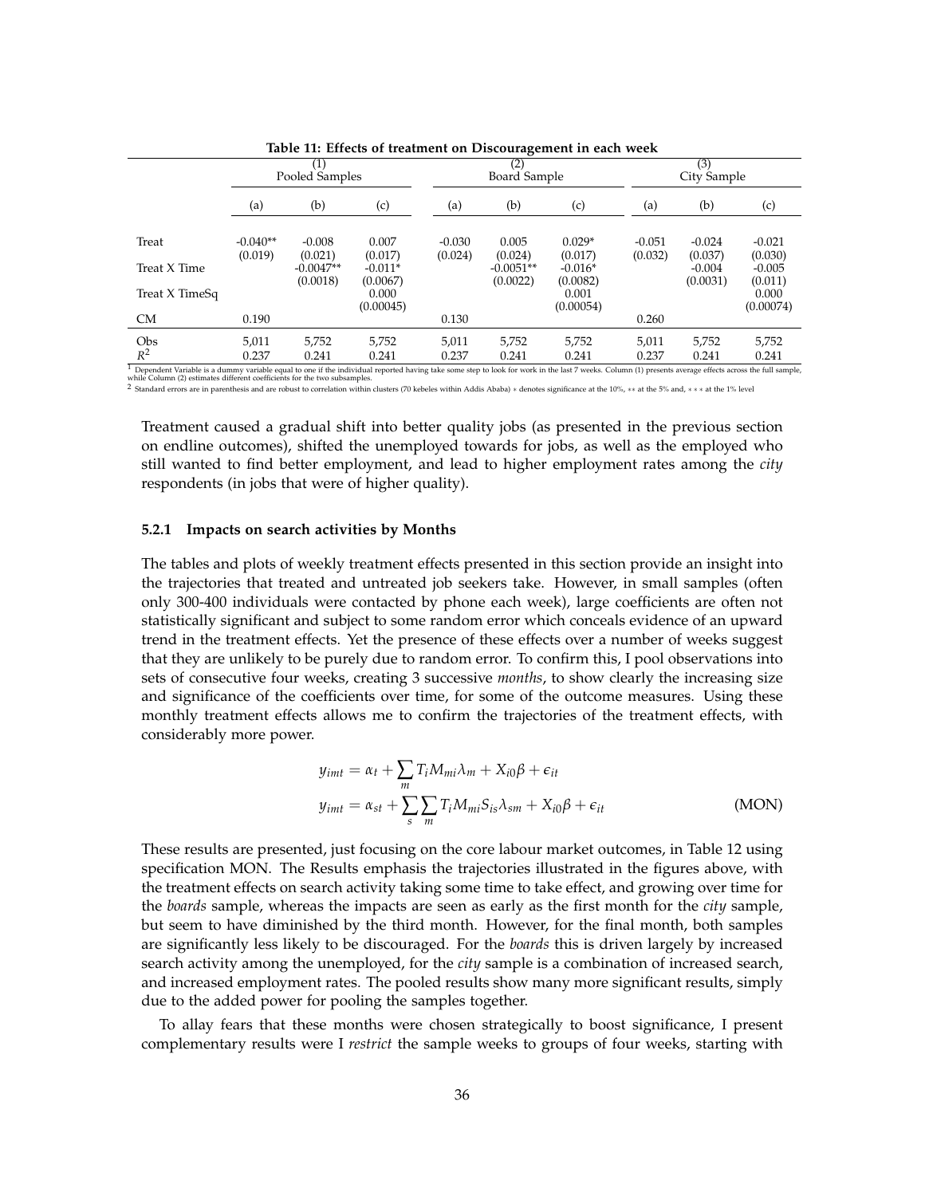**Table 11: Effects of treatment on Discouragement in each week**

| | (1) Pooled Samples | | | (2) Board Sample | | | (3) City Sample | | |
|---|---|---|---|---|---|---|---|---|---|
| | (a) | (b) | (c) | (a) | (b) | (c) | (a) | (b) | (c) |
| Treat | -0.040** | -0.008 | 0.007 | -0.030 | 0.005 | 0.029* | -0.051 | -0.024 | -0.021 |
| | (0.019) | (0.021) | (0.017) | (0.024) | (0.024) | (0.017) | (0.032) | (0.037) | (0.030) |
| Treat X Time | | -0.0047** | -0.011* | | -0.0051** | -0.016* | | -0.004 | -0.005 |
| | | (0.0018) | (0.0067) | | (0.0022) | (0.0082) | | (0.0031) | (0.011) |
| Treat X TimeSq | | | 0.000 | | | 0.001 | | | 0.000 |
| | | | (0.00045) | | | (0.00054) | | | (0.00074) |
| CM | 0.190 | | | 0.130 | | | 0.260 | | |
| Obs | 5,011 | 5,752 | 5,752 | 5,011 | 5,752 | 5,752 | 5,011 | 5,752 | 5,752 |
| $R^2$ | 0.237 | 0.241 | 0.241 | 0.237 | 0.241 | 0.241 | 0.237 | 0.241 | 0.241 |

[1] Dependent Variable is a dummy variable equal to one if the individual reported having take some step to look for work in the last 7 weeks. Column (1) presents average effects across the full sample, while Column (2) estimates different coefficients for the two subsamples.

[2] Standard errors are in parenthesis and are robust to correlation within clusters (70 kebeles within Addis Ababa) * denotes significance at the 10%, ** at the 5% and, *** at the 1% level

Treatment caused a gradual shift into better quality jobs (as presented in the previous section on endline outcomes), shifted the unemployed towards for jobs, as well as the employed who still wanted to find better employment, and lead to higher employment rates among the *city* respondents (in jobs that were of higher quality).

### 5.2.1 Impacts on search activities by Months

The tables and plots of weekly treatment effects presented in this section provide an insight into the trajectories that treated and untreated job seekers take. However, in small samples (often only 300-400 individuals were contacted by phone each week), large coefficients are often not statistically significant and subject to some random error which conceals evidence of an upward trend in the treatment effects. Yet the presence of these effects over a number of weeks suggest that they are unlikely to be purely due to random error. To confirm this, I pool observations into sets of consecutive four weeks, creating 3 successive *months*, to show clearly the increasing size and significance of the coefficients over time, for some of the outcome measures. Using these monthly treatment effects allows me to confirm the trajectories of the treatment effects, with considerably more power.

$$
\begin{aligned}
y_{imt} &= \alpha_t + \sum_m T_i M_{mi} \lambda_m + X_{i0}\beta + \epsilon_{it} \\
y_{imt} &= \alpha_{st} + \sum_s \sum_m T_i M_{mi} S_{is} \lambda_{sm} + X_{i0}\beta + \epsilon_{it} \qquad \text{(MON)}
\end{aligned}
$$

These results are presented, just focusing on the core labour market outcomes, in Table 12 using specification MON. The Results emphasis the trajectories illustrated in the figures above, with the treatment effects on search activity taking some time to take effect, and growing over time for the *boards* sample, whereas the impacts are seen as early as the first month for the *city* sample, but seem to have diminished by the third month. However, for the final month, both samples are significantly less likely to be discouraged. For the *boards* this is driven largely by increased search activity among the unemployed, for the *city* sample is a combination of increased search, and increased employment rates. The pooled results show many more significant results, simply due to the added power for pooling the samples together.

To allay fears that these months were chosen strategically to boost significance, I present complementary results were I *restrict* the sample weeks to groups of four weeks, starting with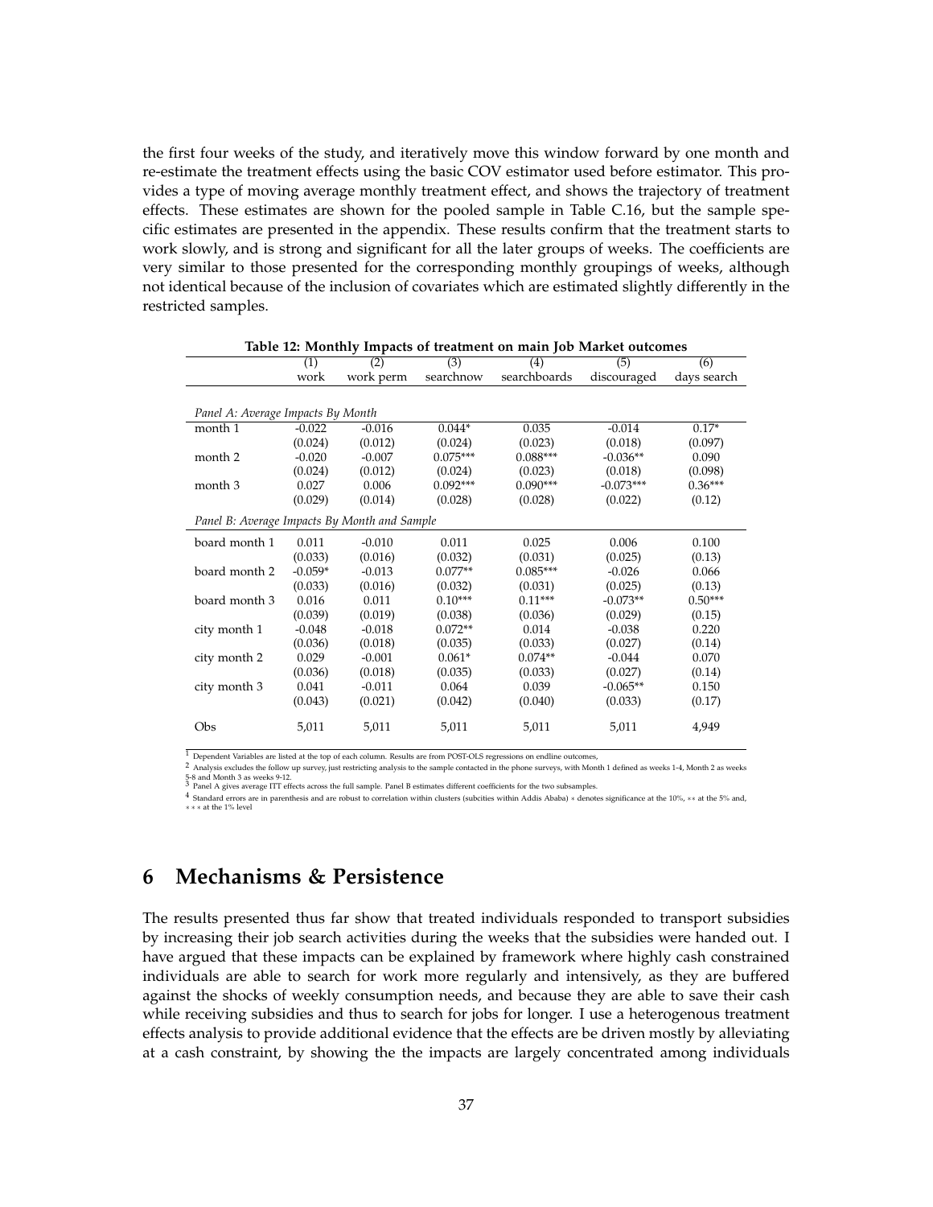the first four weeks of the study, and iteratively move this window forward by one month and re-estimate the treatment effects using the basic COV estimator used before estimator. This provides a type of moving average monthly treatment effect, and shows the trajectory of treatment effects. These estimates are shown for the pooled sample in Table C.16, but the sample specific estimates are presented in the appendix. These results confirm that the treatment starts to work slowly, and is strong and significant for all the later groups of weeks. The coefficients are very similar to those presented for the corresponding monthly groupings of weeks, although not identical because of the inclusion of covariates which are estimated slightly differently in the restricted samples.

**Table 12: Monthly Impacts of treatment on main Job Market outcomes**

| | (1) | (2) | (3) | (4) | (5) | (6) |
|---|---|---|---|---|---|---|
| | work | work perm | searchnow | searchboards | discouraged | days search |
| *Panel A: Average Impacts By Month* | | | | | | |
| month 1 | -0.022 | -0.016 | 0.044* | 0.035 | -0.014 | 0.17* |
| | (0.024) | (0.012) | (0.024) | (0.023) | (0.018) | (0.097) |
| month 2 | -0.020 | -0.007 | 0.075*** | 0.088*** | -0.036** | 0.090 |
| | (0.024) | (0.012) | (0.024) | (0.023) | (0.018) | (0.098) |
| month 3 | 0.027 | 0.006 | 0.092*** | 0.090*** | -0.073*** | 0.36*** |
| | (0.029) | (0.014) | (0.028) | (0.028) | (0.022) | (0.12) |
| *Panel B: Average Impacts By Month and Sample* | | | | | | |
| board month 1 | 0.011 | -0.010 | 0.011 | 0.025 | 0.006 | 0.100 |
| | (0.033) | (0.016) | (0.032) | (0.031) | (0.025) | (0.13) |
| board month 2 | -0.059* | -0.013 | 0.077** | 0.085*** | -0.026 | 0.066 |
| | (0.033) | (0.016) | (0.032) | (0.031) | (0.025) | (0.13) |
| board month 3 | 0.016 | 0.011 | 0.10*** | 0.11*** | -0.073** | 0.50*** |
| | (0.039) | (0.019) | (0.038) | (0.036) | (0.029) | (0.15) |
| city month 1 | -0.048 | -0.018 | 0.072** | 0.014 | -0.038 | 0.220 |
| | (0.036) | (0.018) | (0.035) | (0.033) | (0.027) | (0.14) |
| city month 2 | 0.029 | -0.001 | 0.061* | 0.074** | -0.044 | 0.070 |
| | (0.036) | (0.018) | (0.035) | (0.033) | (0.027) | (0.14) |
| city month 3 | 0.041 | -0.011 | 0.064 | 0.039 | -0.065** | 0.150 |
| | (0.043) | (0.021) | (0.042) | (0.040) | (0.033) | (0.17) |
| Obs | 5,011 | 5,011 | 5,011 | 5,011 | 5,011 | 4,949 |

[1] Dependent Variables are listed at the top of each column. Results are from POST-OLS regressions on endline outcomes,

[2] Analysis excludes the follow up survey, just restricting analysis to the sample contacted in the phone surveys, with Month 1 defined as weeks 1-4, Month 2 as weeks 5-8 and Month 3 as weeks 9-12.

[3] Panel A gives average ITT effects across the full sample. Panel B estimates different coefficients for the two subsamples.

[4] Standard errors are in parenthesis and are robust to correlation within clusters (subcities within Addis Ababa) * denotes significance at the 10%, ** at the 5% and, *** at the 1% level

# 6 Mechanisms & Persistence

The results presented thus far show that treated individuals responded to transport subsidies by increasing their job search activities during the weeks that the subsidies were handed out. I have argued that these impacts can be explained by framework where highly cash constrained individuals are able to search for work more regularly and intensively, as they are buffered against the shocks of weekly consumption needs, and because they are able to save their cash while receiving subsidies and thus to search for jobs for longer. I use a heterogenous treatment effects analysis to provide additional evidence that the effects are be driven mostly by alleviating at a cash constraint, by showing the the impacts are largely concentrated among individuals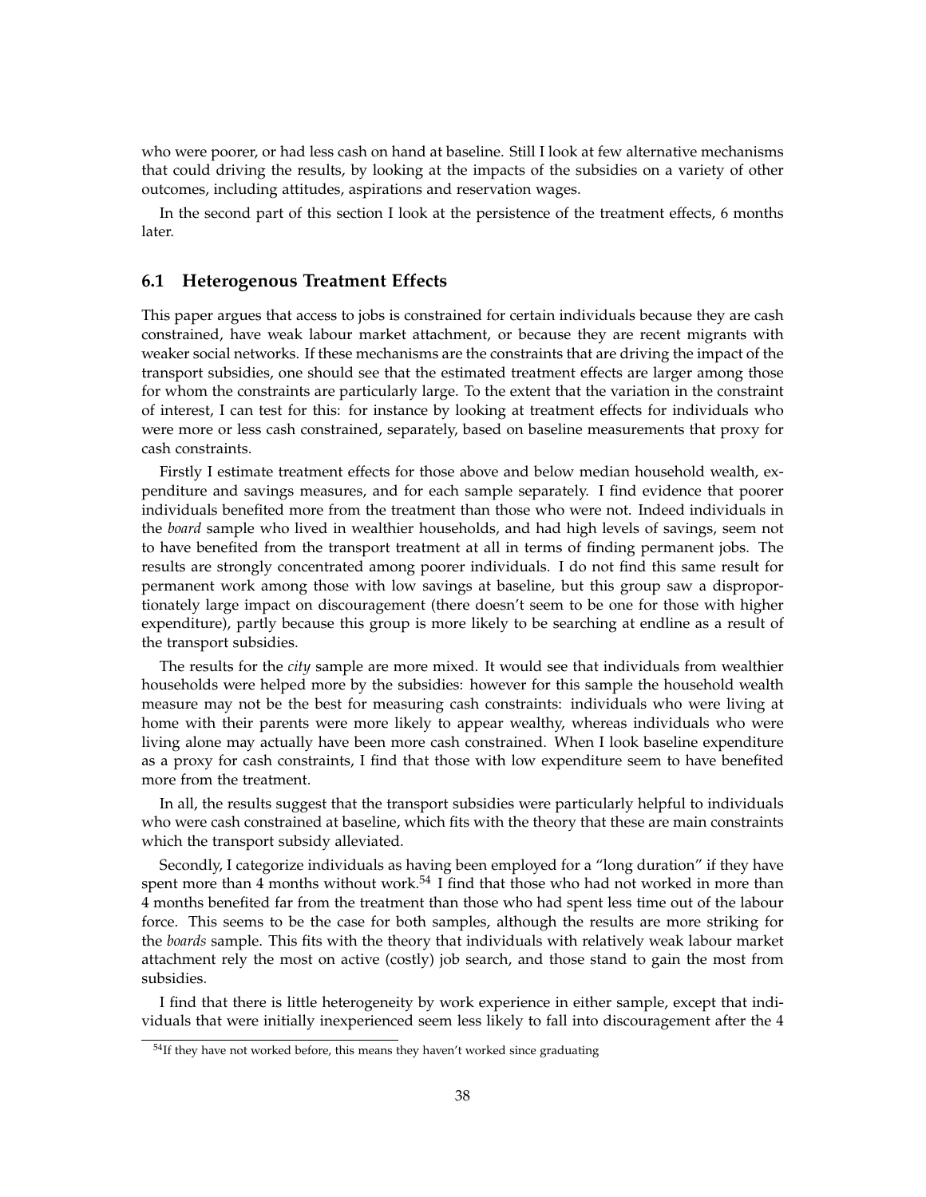who were poorer, or had less cash on hand at baseline. Still I look at few alternative mechanisms that could driving the results, by looking at the impacts of the subsidies on a variety of other outcomes, including attitudes, aspirations and reservation wages.

In the second part of this section I look at the persistence of the treatment effects, 6 months later.

## 6.1 Heterogenous Treatment Effects

This paper argues that access to jobs is constrained for certain individuals because they are cash constrained, have weak labour market attachment, or because they are recent migrants with weaker social networks. If these mechanisms are the constraints that are driving the impact of the transport subsidies, one should see that the estimated treatment effects are larger among those for whom the constraints are particularly large. To the extent that the variation in the constraint of interest, I can test for this: for instance by looking at treatment effects for individuals who were more or less cash constrained, separately, based on baseline measurements that proxy for cash constraints.

Firstly I estimate treatment effects for those above and below median household wealth, expenditure and savings measures, and for each sample separately. I find evidence that poorer individuals benefited more from the treatment than those who were not. Indeed individuals in the *board* sample who lived in wealthier households, and had high levels of savings, seem not to have benefited from the transport treatment at all in terms of finding permanent jobs. The results are strongly concentrated among poorer individuals. I do not find this same result for permanent work among those with low savings at baseline, but this group saw a disproportionately large impact on discouragement (there doesn't seem to be one for those with higher expenditure), partly because this group is more likely to be searching at endline as a result of the transport subsidies.

The results for the *city* sample are more mixed. It would see that individuals from wealthier households were helped more by the subsidies: however for this sample the household wealth measure may not be the best for measuring cash constraints: individuals who were living at home with their parents were more likely to appear wealthy, whereas individuals who were living alone may actually have been more cash constrained. When I look baseline expenditure as a proxy for cash constraints, I find that those with low expenditure seem to have benefited more from the treatment.

In all, the results suggest that the transport subsidies were particularly helpful to individuals who were cash constrained at baseline, which fits with the theory that these are main constraints which the transport subsidy alleviated.

Secondly, I categorize individuals as having been employed for a "long duration" if they have spent more than 4 months without work.[54] I find that those who had not worked in more than 4 months benefited far from the treatment than those who had spent less time out of the labour force. This seems to be the case for both samples, although the results are more striking for the *boards* sample. This fits with the theory that individuals with relatively weak labour market attachment rely the most on active (costly) job search, and those stand to gain the most from subsidies.

I find that there is little heterogeneity by work experience in either sample, except that individuals that were initially inexperienced seem less likely to fall into discouragement after the 4

[54] If they have not worked before, this means they haven't worked since graduating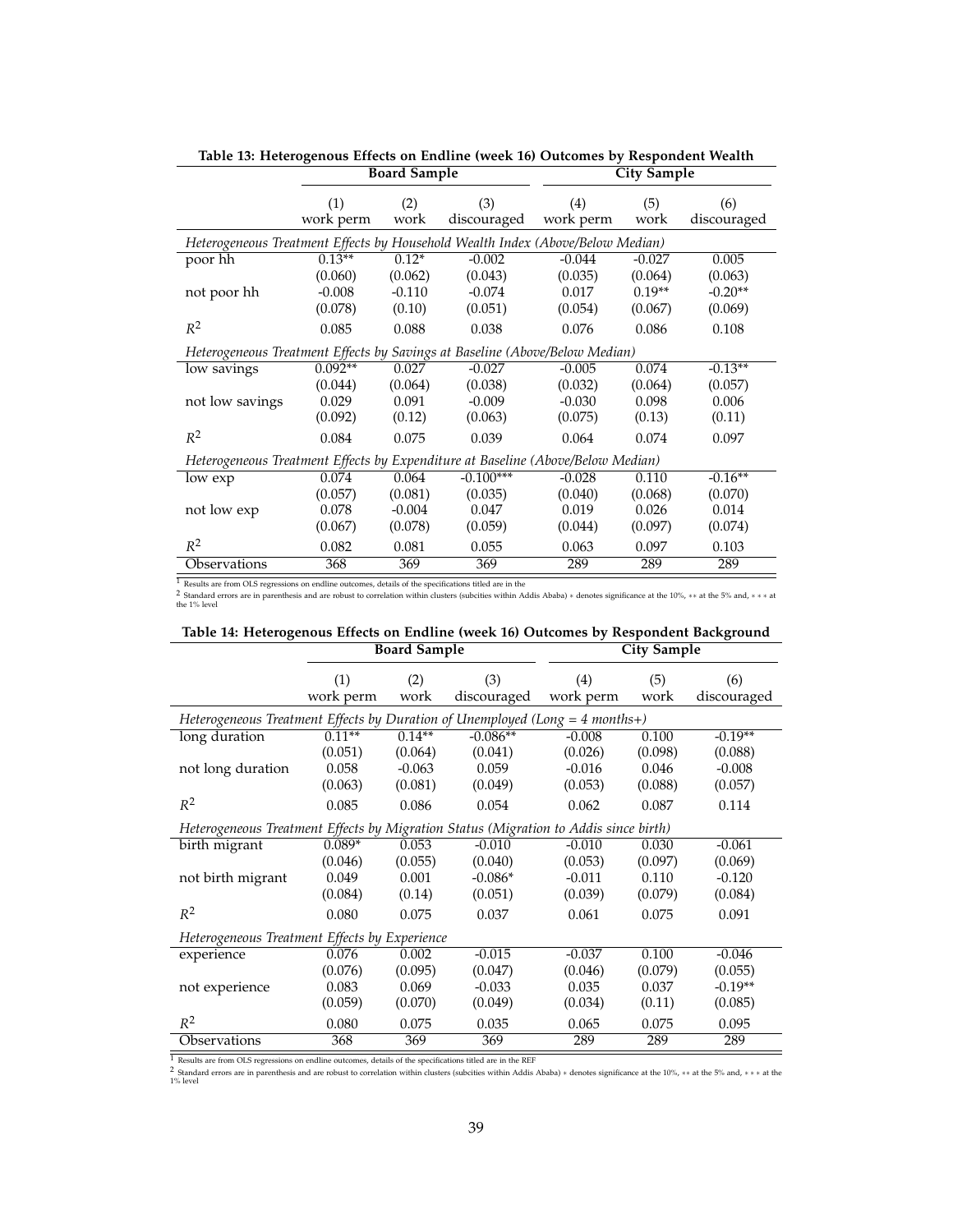**Table 13: Heterogenous Effects on Endline (week 16) Outcomes by Respondent Wealth**

| | Board Sample | | | City Sample | | |
|---|---|---|---|---|---|---|
| | (1) | (2) | (3) | (4) | (5) | (6) |
| | work perm | work | discouraged | work perm | work | discouraged |
| *Heterogeneous Treatment Effects by Household Wealth Index (Above/Below Median)* | | | | | | |
| poor hh | 0.13** | 0.12* | -0.002 | -0.044 | -0.027 | 0.005 |
| | (0.060) | (0.062) | (0.043) | (0.035) | (0.064) | (0.063) |
| not poor hh | -0.008 | -0.110 | -0.074 | 0.017 | 0.19** | -0.20** |
| | (0.078) | (0.10) | (0.051) | (0.054) | (0.067) | (0.069) |
| $R^2$ | 0.085 | 0.088 | 0.038 | 0.076 | 0.086 | 0.108 |
| *Heterogeneous Treatment Effects by Savings at Baseline (Above/Below Median)* | | | | | | |
| low savings | 0.092** | 0.027 | -0.027 | -0.005 | 0.074 | -0.13** |
| | (0.044) | (0.064) | (0.038) | (0.032) | (0.064) | (0.057) |
| not low savings | 0.029 | 0.091 | -0.009 | -0.030 | 0.098 | 0.006 |
| | (0.092) | (0.12) | (0.063) | (0.075) | (0.13) | (0.11) |
| $R^2$ | 0.084 | 0.075 | 0.039 | 0.064 | 0.074 | 0.097 |
| *Heterogeneous Treatment Effects by Expenditure at Baseline (Above/Below Median)* | | | | | | |
| low exp | 0.074 | 0.064 | -0.100*** | -0.028 | 0.110 | -0.16** |
| | (0.057) | (0.081) | (0.035) | (0.040) | (0.068) | (0.070) |
| not low exp | 0.078 | -0.004 | 0.047 | 0.019 | 0.026 | 0.014 |
| | (0.067) | (0.078) | (0.059) | (0.044) | (0.097) | (0.074) |
| $R^2$ | 0.082 | 0.081 | 0.055 | 0.063 | 0.097 | 0.103 |
| Observations | 368 | 369 | 369 | 289 | 289 | 289 |

[1] Results are from OLS regressions on endline outcomes, details of the specifications titled are in the

[2] Standard errors are in parenthesis and are robust to correlation within clusters (subcities within Addis Ababa) * denotes significance at the 10%, ** at the 5% and, *** at the 1% level

**Table 14: Heterogenous Effects on Endline (week 16) Outcomes by Respondent Background**

| | Board Sample | | | City Sample | | |
|---|---|---|---|---|---|---|
| | (1) | (2) | (3) | (4) | (5) | (6) |
| | work perm | work | discouraged | work perm | work | discouraged |
| *Heterogeneous Treatment Effects by Duration of Unemployed (Long = 4 months+)* | | | | | | |
| long duration | 0.11** | 0.14** | -0.086** | -0.008 | 0.100 | -0.19** |
| | (0.051) | (0.064) | (0.041) | (0.026) | (0.098) | (0.088) |
| not long duration | 0.058 | -0.063 | 0.059 | -0.016 | 0.046 | -0.008 |
| | (0.063) | (0.081) | (0.049) | (0.053) | (0.088) | (0.057) |
| $R^2$ | 0.085 | 0.086 | 0.054 | 0.062 | 0.087 | 0.114 |
| *Heterogeneous Treatment Effects by Migration Status (Migration to Addis since birth)* | | | | | | |
| birth migrant | 0.089* | 0.053 | -0.010 | -0.010 | 0.030 | -0.061 |
| | (0.046) | (0.055) | (0.040) | (0.053) | (0.097) | (0.069) |
| not birth migrant | 0.049 | 0.001 | -0.086* | -0.011 | 0.110 | -0.120 |
| | (0.084) | (0.14) | (0.051) | (0.039) | (0.079) | (0.084) |
| $R^2$ | 0.080 | 0.075 | 0.037 | 0.061 | 0.075 | 0.091 |
| *Heterogeneous Treatment Effects by Experience* | | | | | | |
| experience | 0.076 | 0.002 | -0.015 | -0.037 | 0.100 | -0.046 |
| | (0.076) | (0.095) | (0.047) | (0.046) | (0.079) | (0.055) |
| not experience | 0.083 | 0.069 | -0.033 | 0.035 | 0.037 | -0.19** |
| | (0.059) | (0.070) | (0.049) | (0.034) | (0.11) | (0.085) |
| $R^2$ | 0.080 | 0.075 | 0.035 | 0.065 | 0.075 | 0.095 |
| Observations | 368 | 369 | 369 | 289 | 289 | 289 |

[1] Results are from OLS regressions on endline outcomes, details of the specifications titled are in the REF

[2] Standard errors are in parenthesis and are robust to correlation within clusters (subcities within Addis Ababa) * denotes significance at the 10%, ** at the 5% and, *** at the 1% level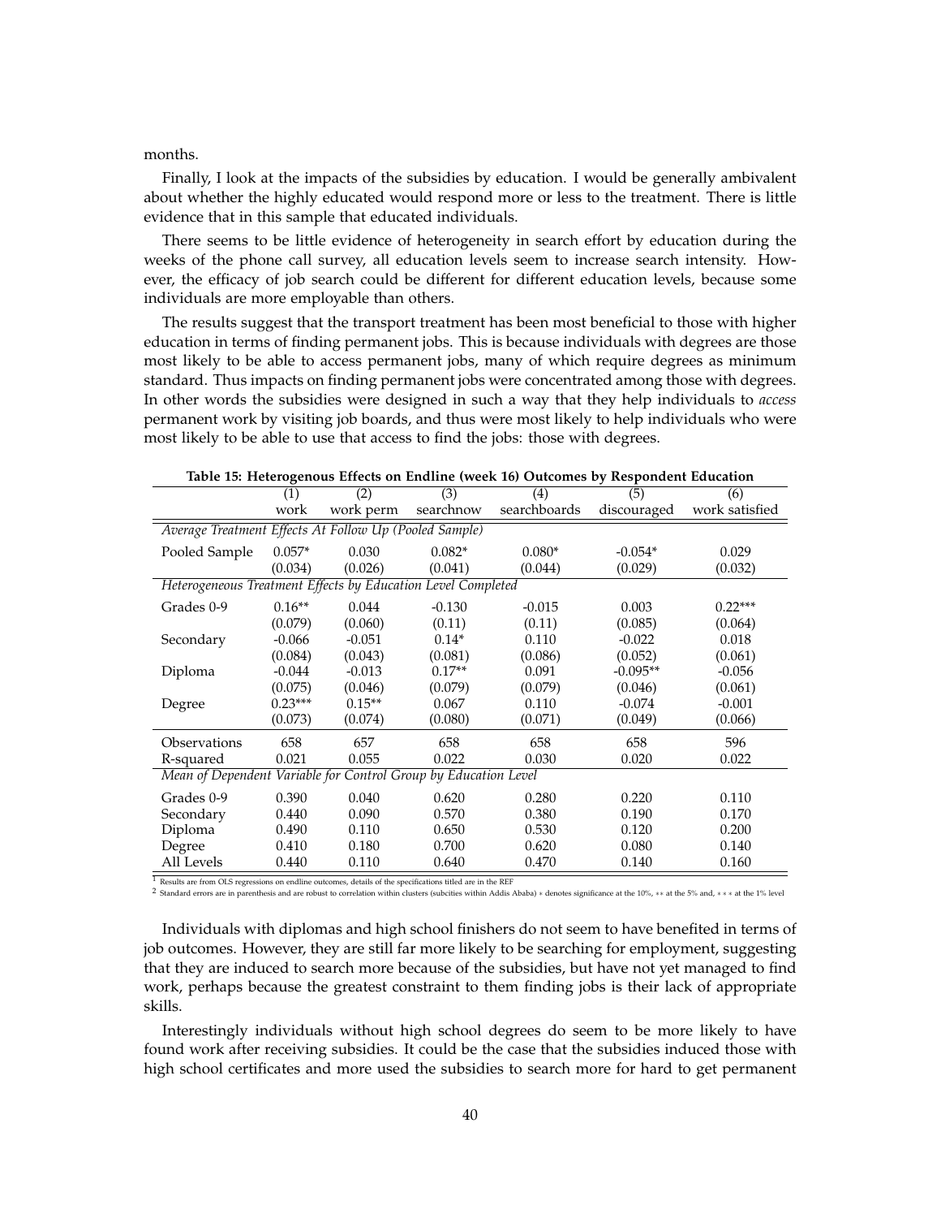months.

Finally, I look at the impacts of the subsidies by education. I would be generally ambivalent about whether the highly educated would respond more or less to the treatment. There is little evidence that in this sample that educated individuals.

There seems to be little evidence of heterogeneity in search effort by education during the weeks of the phone call survey, all education levels seem to increase search intensity. However, the efficacy of job search could be different for different education levels, because some individuals are more employable than others.

The results suggest that the transport treatment has been most beneficial to those with higher education in terms of finding permanent jobs. This is because individuals with degrees are those most likely to be able to access permanent jobs, many of which require degrees as minimum standard. Thus impacts on finding permanent jobs were concentrated among those with degrees. In other words the subsidies were designed in such a way that they help individuals to *access* permanent work by visiting job boards, and thus were most likely to help individuals who were most likely to be able to use that access to find the jobs: those with degrees.

**Table 15: Heterogenous Effects on Endline (week 16) Outcomes by Respondent Education**

| | (1) | (2) | (3) | (4) | (5) | (6) |
|---|---|---|---|---|---|---|
| | work | work perm | searchnow | searchboards | discouraged | work satisfied |
| *Average Treatment Effects At Follow Up (Pooled Sample)* | | | | | | |
| Pooled Sample | 0.057* | 0.030 | 0.082* | 0.080* | -0.054* | 0.029 |
| | (0.034) | (0.026) | (0.041) | (0.044) | (0.029) | (0.032) |
| *Heterogeneous Treatment Effects by Education Level Completed* | | | | | | |
| Grades 0-9 | 0.16** | 0.044 | -0.130 | -0.015 | 0.003 | 0.22*** |
| | (0.079) | (0.060) | (0.11) | (0.11) | (0.085) | (0.064) |
| Secondary | -0.066 | -0.051 | 0.14* | 0.110 | -0.022 | 0.018 |
| | (0.084) | (0.043) | (0.081) | (0.086) | (0.052) | (0.061) |
| Diploma | -0.044 | -0.013 | 0.17** | 0.091 | -0.095** | -0.056 |
| | (0.075) | (0.046) | (0.079) | (0.079) | (0.046) | (0.061) |
| Degree | 0.23*** | 0.15** | 0.067 | 0.110 | -0.074 | -0.001 |
| | (0.073) | (0.074) | (0.080) | (0.071) | (0.049) | (0.066) |
| Observations | 658 | 657 | 658 | 658 | 658 | 596 |
| R-squared | 0.021 | 0.055 | 0.022 | 0.030 | 0.020 | 0.022 |
| *Mean of Dependent Variable for Control Group by Education Level* | | | | | | |
| Grades 0-9 | 0.390 | 0.040 | 0.620 | 0.280 | 0.220 | 0.110 |
| Secondary | 0.440 | 0.090 | 0.570 | 0.380 | 0.190 | 0.170 |
| Diploma | 0.490 | 0.110 | 0.650 | 0.530 | 0.120 | 0.200 |
| Degree | 0.410 | 0.180 | 0.700 | 0.620 | 0.080 | 0.140 |
| All Levels | 0.440 | 0.110 | 0.640 | 0.470 | 0.140 | 0.160 |

[1] Results are from OLS regressions on endline outcomes, details of the specifications titled are in the REF

[2] Standard errors are in parenthesis and are robust to correlation within clusters (subcities within Addis Ababa) * denotes significance at the 10%, ** at the 5% and, *** at the 1% level

Individuals with diplomas and high school finishers do not seem to have benefited in terms of job outcomes. However, they are still far more likely to be searching for employment, suggesting that they are induced to search more because of the subsidies, but have not yet managed to find work, perhaps because the greatest constraint to them finding jobs is their lack of appropriate skills.

Interestingly individuals without high school degrees do seem to be more likely to have found work after receiving subsidies. It could be the case that the subsidies induced those with high school certificates and more used the subsidies to search more for hard to get permanent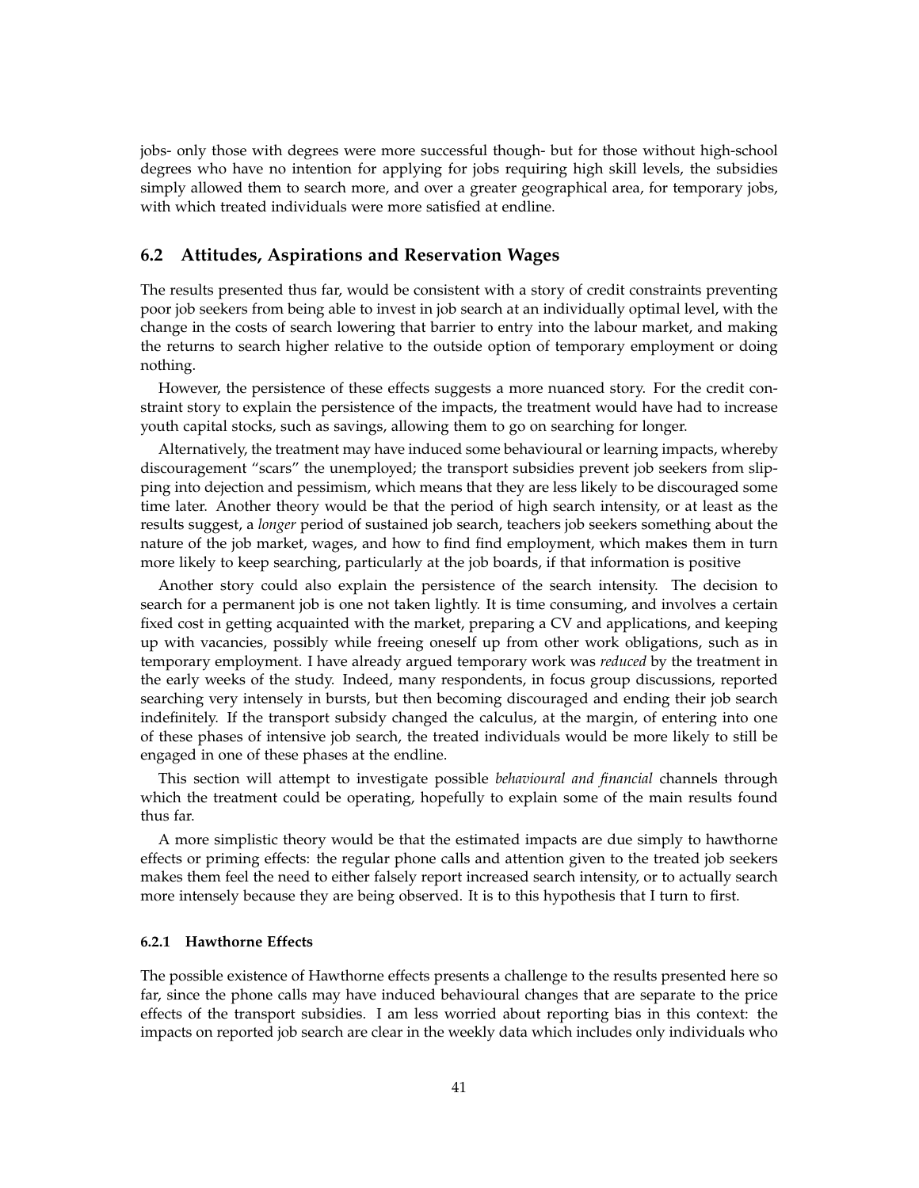jobs- only those with degrees were more successful though- but for those without high-school degrees who have no intention for applying for jobs requiring high skill levels, the subsidies simply allowed them to search more, and over a greater geographical area, for temporary jobs, with which treated individuals were more satisfied at endline.

## 6.2 Attitudes, Aspirations and Reservation Wages

The results presented thus far, would be consistent with a story of credit constraints preventing poor job seekers from being able to invest in job search at an individually optimal level, with the change in the costs of search lowering that barrier to entry into the labour market, and making the returns to search higher relative to the outside option of temporary employment or doing nothing.

However, the persistence of these effects suggests a more nuanced story. For the credit constraint story to explain the persistence of the impacts, the treatment would have had to increase youth capital stocks, such as savings, allowing them to go on searching for longer.

Alternatively, the treatment may have induced some behavioural or learning impacts, whereby discouragement "scars" the unemployed; the transport subsidies prevent job seekers from slipping into dejection and pessimism, which means that they are less likely to be discouraged some time later. Another theory would be that the period of high search intensity, or at least as the results suggest, a *longer* period of sustained job search, teachers job seekers something about the nature of the job market, wages, and how to find find employment, which makes them in turn more likely to keep searching, particularly at the job boards, if that information is positive

Another story could also explain the persistence of the search intensity. The decision to search for a permanent job is one not taken lightly. It is time consuming, and involves a certain fixed cost in getting acquainted with the market, preparing a CV and applications, and keeping up with vacancies, possibly while freeing oneself up from other work obligations, such as in temporary employment. I have already argued temporary work was *reduced* by the treatment in the early weeks of the study. Indeed, many respondents, in focus group discussions, reported searching very intensely in bursts, but then becoming discouraged and ending their job search indefinitely. If the transport subsidy changed the calculus, at the margin, of entering into one of these phases of intensive job search, the treated individuals would be more likely to still be engaged in one of these phases at the endline.

This section will attempt to investigate possible *behavioural and financial* channels through which the treatment could be operating, hopefully to explain some of the main results found thus far.

A more simplistic theory would be that the estimated impacts are due simply to hawthorne effects or priming effects: the regular phone calls and attention given to the treated job seekers makes them feel the need to either falsely report increased search intensity, or to actually search more intensely because they are being observed. It is to this hypothesis that I turn to first.

### 6.2.1 Hawthorne Effects

The possible existence of Hawthorne effects presents a challenge to the results presented here so far, since the phone calls may have induced behavioural changes that are separate to the price effects of the transport subsidies. I am less worried about reporting bias in this context: the impacts on reported job search are clear in the weekly data which includes only individuals who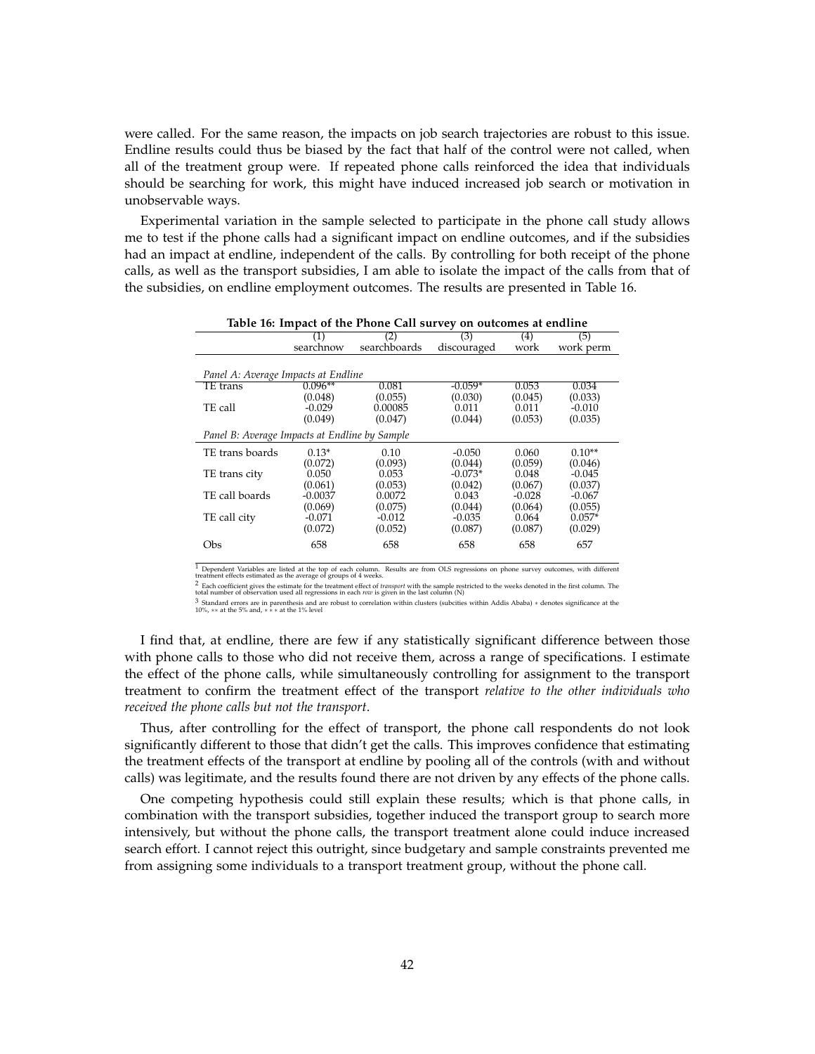were called. For the same reason, the impacts on job search trajectories are robust to this issue. Endline results could thus be biased by the fact that half of the control were not called, when all of the treatment group were. If repeated phone calls reinforced the idea that individuals should be searching for work, this might have induced increased job search or motivation in unobservable ways.

Experimental variation in the sample selected to participate in the phone call study allows me to test if the phone calls had a significant impact on endline outcomes, and if the subsidies had an impact at endline, independent of the calls. By controlling for both receipt of the phone calls, as well as the transport subsidies, I am able to isolate the impact of the calls from that of the subsidies, on endline employment outcomes. The results are presented in Table 16.

**Table 16: Impact of the Phone Call survey on outcomes at endline**

| | (1) searchnow | (2) searchboards | (3) discouraged | (4) work | (5) work perm |
|---|---|---|---|---|---|
| *Panel A: Average Impacts at Endline* | | | | | |
| TE trans | 0.096** | 0.081 | -0.059* | 0.053 | 0.034 |
| | (0.048) | (0.055) | (0.030) | (0.045) | (0.033) |
| TE call | -0.029 | 0.00085 | 0.011 | 0.011 | -0.010 |
| | (0.049) | (0.047) | (0.044) | (0.053) | (0.035) |
| *Panel B: Average Impacts at Endline by Sample* | | | | | |
| TE trans boards | 0.13* | 0.10 | -0.050 | 0.060 | 0.10** |
| | (0.072) | (0.093) | (0.044) | (0.059) | (0.046) |
| TE trans city | 0.050 | 0.053 | -0.073* | 0.048 | -0.045 |
| | (0.061) | (0.053) | (0.042) | (0.067) | (0.037) |
| TE call boards | -0.0037 | 0.0072 | 0.043 | -0.028 | -0.067 |
| | (0.069) | (0.075) | (0.044) | (0.064) | (0.055) |
| TE call city | -0.071 | -0.012 | -0.035 | 0.064 | 0.057* |
| | (0.072) | (0.052) | (0.087) | (0.087) | (0.029) |
| Obs | 658 | 658 | 658 | 658 | 657 |

[1] Dependent Variables are listed at the top of each column. Results are from OLS regressions on phone survey outcomes, with different treatment effects estimated as the average of groups of 4 weeks.

[2] Each coefficient gives the estimate for the treatment effect of *transport* with the sample restricted to the weeks denoted in the first column. The total number of observation used all regressions in each *row* is given in the last column (N)

[3] Standard errors are in parenthesis and are robust to correlation within clusters (subcities within Addis Ababa) * denotes significance at the 10%, ** at the 5% and, *** at the 1% level

I find that, at endline, there are few if any statistically significant difference between those with phone calls to those who did not receive them, across a range of specifications. I estimate the effect of the phone calls, while simultaneously controlling for assignment to the transport treatment to confirm the treatment effect of the transport *relative to the other individuals who received the phone calls but not the transport*.

Thus, after controlling for the effect of transport, the phone call respondents do not look significantly different to those that didn't get the calls. This improves confidence that estimating the treatment effects of the transport at endline by pooling all of the controls (with and without calls) was legitimate, and the results found there are not driven by any effects of the phone calls.

One competing hypothesis could still explain these results; which is that phone calls, in combination with the transport subsidies, together induced the transport group to search more intensively, but without the phone calls, the transport treatment alone could induce increased search effort. I cannot reject this outright, since budgetary and sample constraints prevented me from assigning some individuals to a transport treatment group, without the phone call.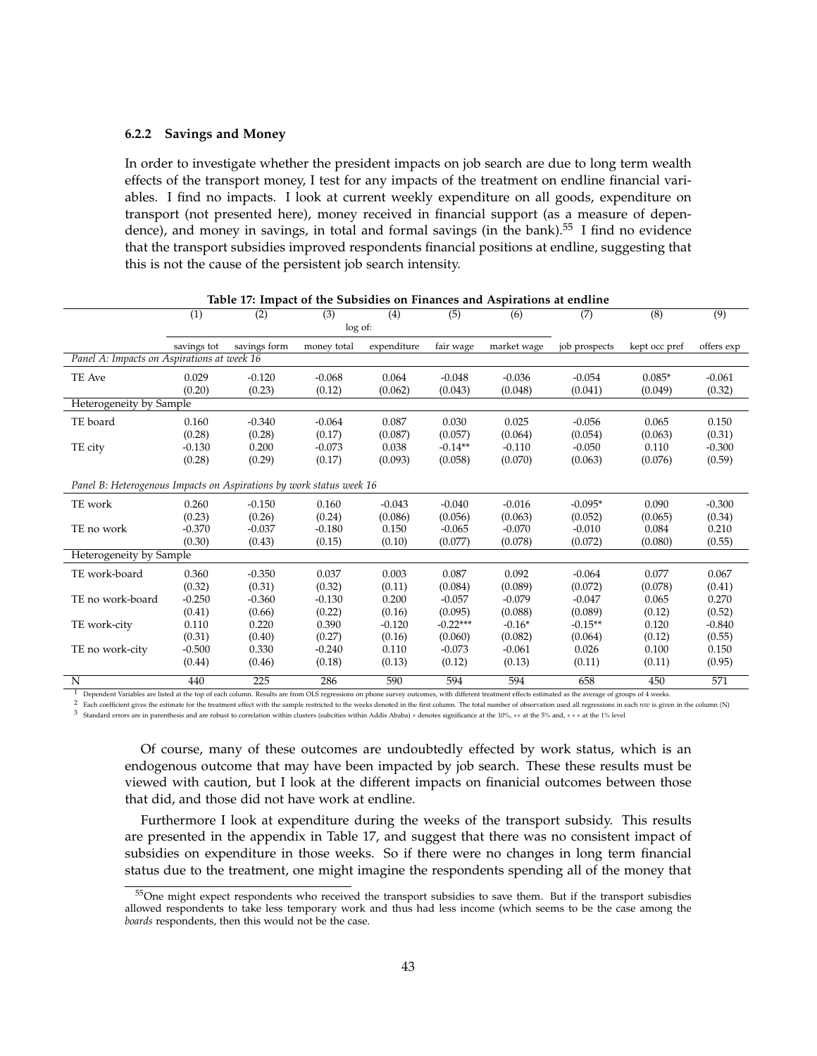### 6.2.2 Savings and Money

In order to investigate whether the president impacts on job search are due to long term wealth effects of the transport money, I test for any impacts of the treatment on endline financial variables. I find no impacts. I look at current weekly expenditure on all goods, expenditure on transport (not presented here), money received in financial support (as a measure of dependence), and money in savings, in total and formal savings (in the bank).[55] I find no evidence that the transport subsidies improved respondents financial positions at endline, suggesting that this is not the cause of the persistent job search intensity.

**Table 17: Impact of the Subsidies on Finances and Aspirations at endline**

| | (1) | (2) | (3) | (4) | (5) | (6) | (7) | (8) | (9) |
|---|---|---|---|---|---|---|---|---|---|
| | log of: | | | | | | | | |
| | savings tot | savings form | money total | expenditure | fair wage | market wage | job prospects | kept occ pref | offers exp |
| *Panel A: Impacts on Aspirations at week 16* | | | | | | | | | |
| TE Ave | 0.029 | -0.120 | -0.068 | 0.064 | -0.048 | -0.036 | -0.054 | 0.085* | -0.061 |
| | (0.20) | (0.23) | (0.12) | (0.062) | (0.043) | (0.048) | (0.041) | (0.049) | (0.32) |
| Heterogeneity by Sample | | | | | | | | | |
| TE board | 0.160 | -0.340 | -0.064 | 0.087 | 0.030 | 0.025 | -0.056 | 0.065 | 0.150 |
| | (0.28) | (0.28) | (0.17) | (0.087) | (0.057) | (0.064) | (0.054) | (0.063) | (0.31) |
| TE city | -0.130 | 0.200 | -0.073 | 0.038 | -0.14** | -0.110 | -0.050 | 0.110 | -0.300 |
| | (0.28) | (0.29) | (0.17) | (0.093) | (0.058) | (0.070) | (0.063) | (0.076) | (0.59) |
| *Panel B: Heterogenous Impacts on Aspirations by work status week 16* | | | | | | | | | |
| TE work | 0.260 | -0.150 | 0.160 | -0.043 | -0.040 | -0.016 | -0.095* | 0.090 | -0.300 |
| | (0.23) | (0.26) | (0.24) | (0.086) | (0.056) | (0.063) | (0.052) | (0.065) | (0.34) |
| TE no work | -0.370 | -0.037 | -0.180 | 0.150 | -0.065 | -0.070 | -0.010 | 0.084 | 0.210 |
| | (0.30) | (0.43) | (0.15) | (0.10) | (0.077) | (0.078) | (0.072) | (0.080) | (0.55) |
| Heterogeneity by Sample | | | | | | | | | |
| TE work-board | 0.360 | -0.350 | 0.037 | 0.003 | 0.087 | 0.092 | -0.064 | 0.077 | 0.067 |
| | (0.32) | (0.31) | (0.32) | (0.11) | (0.084) | (0.089) | (0.072) | (0.078) | (0.41) |
| TE no work-board | -0.250 | -0.360 | -0.130 | 0.200 | -0.057 | -0.079 | -0.047 | 0.065 | 0.270 |
| | (0.41) | (0.66) | (0.22) | (0.16) | (0.095) | (0.088) | (0.089) | (0.12) | (0.52) |
| TE work-city | 0.110 | 0.220 | 0.390 | -0.120 | -0.22*** | -0.16* | -0.15** | 0.120 | -0.840 |
| | (0.31) | (0.40) | (0.27) | (0.16) | (0.060) | (0.082) | (0.064) | (0.12) | (0.55) |
| TE no work-city | -0.500 | 0.330 | -0.240 | 0.110 | -0.073 | -0.061 | 0.026 | 0.100 | 0.150 |
| | (0.44) | (0.46) | (0.18) | (0.13) | (0.12) | (0.13) | (0.11) | (0.11) | (0.95) |
| N | 440 | 225 | 286 | 590 | 594 | 594 | 658 | 450 | 571 |

[1] Dependent Variables are listed at the top of each column. Results are from OLS regressions on phone survey outcomes, with different treatment effects estimated as the average of groups of 4 weeks.
[2] Each coefficient gives the estimate for the treatment effect with the sample restricted to the weeks denoted in the first column. The total number of observation used all regressions in each *row* is given in the column (N)
[3] Standard errors are in parenthesis and are robust to correlation within clusters (subcities within Addis Ababa) * denotes significance at the 10%, ** at the 5% and, *** at the 1% level

Of course, many of these outcomes are undoubtedly effected by work status, which is an endogenous outcome that may have been impacted by job search. These these results must be viewed with caution, but I look at the different impacts on finanicial outcomes between those that did, and those did not have work at endline.

Furthermore I look at expenditure during the weeks of the transport subsidy. This results are presented in the appendix in Table 17, and suggest that there was no consistent impact of subsidies on expenditure in those weeks. So if there were no changes in long term financial status due to the treatment, one might imagine the respondents spending all of the money that

[55] One might expect respondents who received the transport subsidies to save them. But if the transport subisdies allowed respondents to take less temporary work and thus had less income (which seems to be the case among the *boards* respondents, then this would not be the case.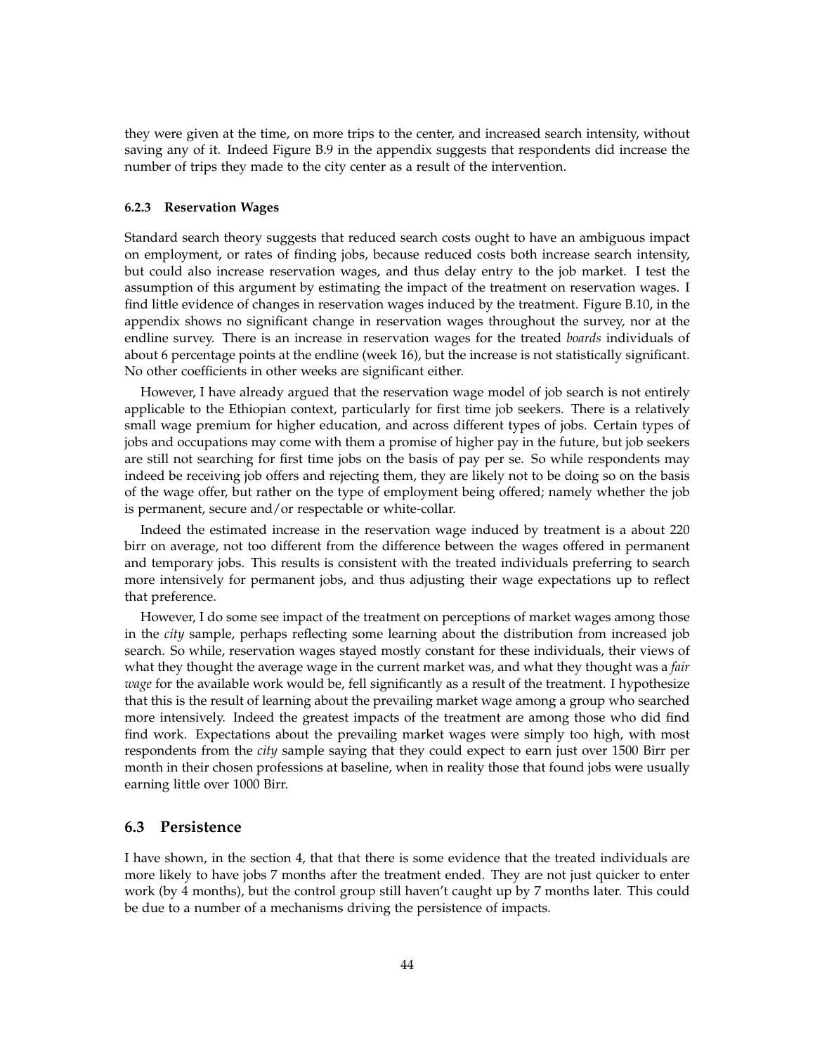they were given at the time, on more trips to the center, and increased search intensity, without saving any of it. Indeed Figure B.9 in the appendix suggests that respondents did increase the number of trips they made to the city center as a result of the intervention.

#### 6.2.3 Reservation Wages

Standard search theory suggests that reduced search costs ought to have an ambiguous impact on employment, or rates of finding jobs, because reduced costs both increase search intensity, but could also increase reservation wages, and thus delay entry to the job market. I test the assumption of this argument by estimating the impact of the treatment on reservation wages. I find little evidence of changes in reservation wages induced by the treatment. Figure B.10, in the appendix shows no significant change in reservation wages throughout the survey, nor at the endline survey. There is an increase in reservation wages for the treated *boards* individuals of about 6 percentage points at the endline (week 16), but the increase is not statistically significant. No other coefficients in other weeks are significant either.

However, I have already argued that the reservation wage model of job search is not entirely applicable to the Ethiopian context, particularly for first time job seekers. There is a relatively small wage premium for higher education, and across different types of jobs. Certain types of jobs and occupations may come with them a promise of higher pay in the future, but job seekers are still not searching for first time jobs on the basis of pay per se. So while respondents may indeed be receiving job offers and rejecting them, they are likely not to be doing so on the basis of the wage offer, but rather on the type of employment being offered; namely whether the job is permanent, secure and/or respectable or white-collar.

Indeed the estimated increase in the reservation wage induced by treatment is a about 220 birr on average, not too different from the difference between the wages offered in permanent and temporary jobs. This results is consistent with the treated individuals preferring to search more intensively for permanent jobs, and thus adjusting their wage expectations up to reflect that preference.

However, I do some see impact of the treatment on perceptions of market wages among those in the *city* sample, perhaps reflecting some learning about the distribution from increased job search. So while, reservation wages stayed mostly constant for these individuals, their views of what they thought the average wage in the current market was, and what they thought was a *fair wage* for the available work would be, fell significantly as a result of the treatment. I hypothesize that this is the result of learning about the prevailing market wage among a group who searched more intensively. Indeed the greatest impacts of the treatment are among those who did find find work. Expectations about the prevailing market wages were simply too high, with most respondents from the *city* sample saying that they could expect to earn just over 1500 Birr per month in their chosen professions at baseline, when in reality those that found jobs were usually earning little over 1000 Birr.

### 6.3 Persistence

I have shown, in the section 4, that that there is some evidence that the treated individuals are more likely to have jobs 7 months after the treatment ended. They are not just quicker to enter work (by 4 months), but the control group still haven't caught up by 7 months later. This could be due to a number of a mechanisms driving the persistence of impacts.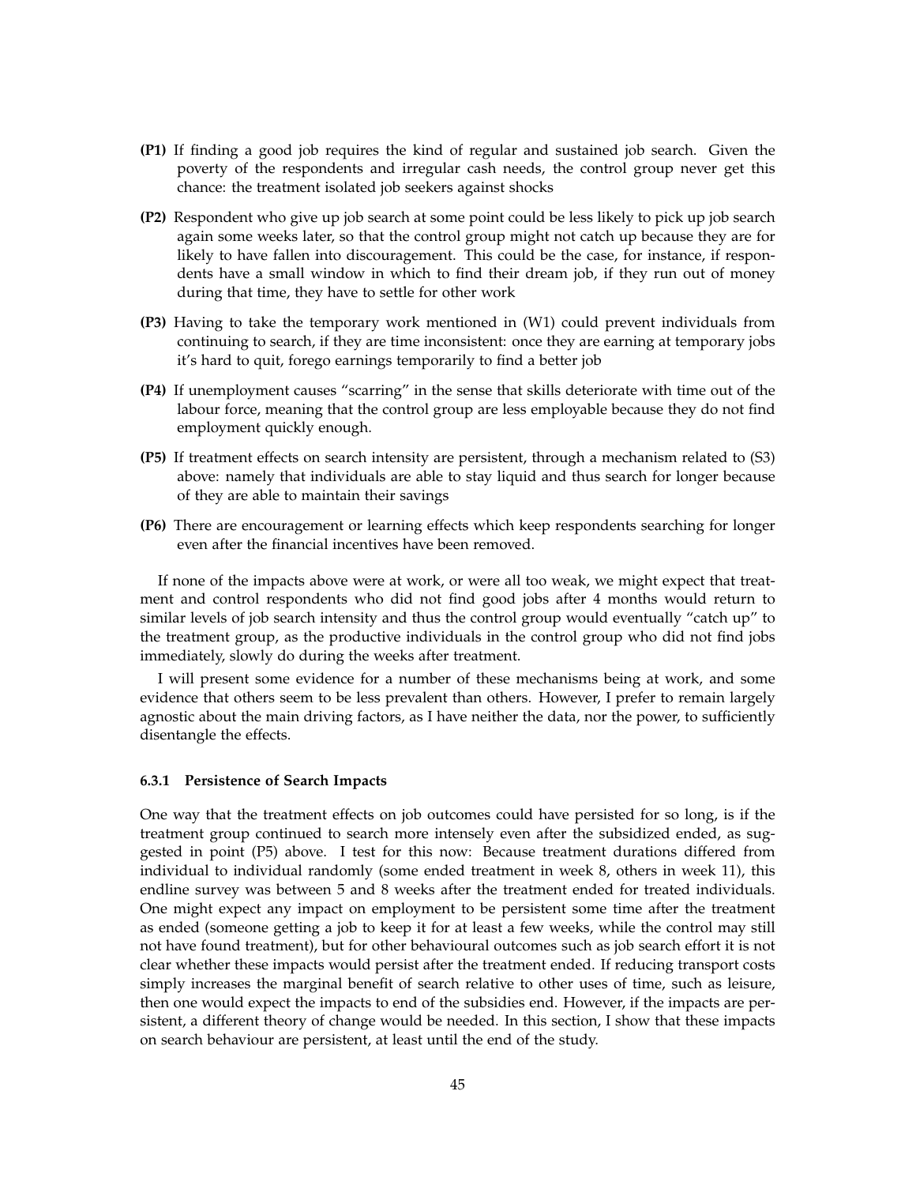- **(P1)** If finding a good job requires the kind of regular and sustained job search. Given the poverty of the respondents and irregular cash needs, the control group never get this chance: the treatment isolated job seekers against shocks
- **(P2)** Respondent who give up job search at some point could be less likely to pick up job search again some weeks later, so that the control group might not catch up because they are for likely to have fallen into discouragement. This could be the case, for instance, if respondents have a small window in which to find their dream job, if they run out of money during that time, they have to settle for other work
- **(P3)** Having to take the temporary work mentioned in (W1) could prevent individuals from continuing to search, if they are time inconsistent: once they are earning at temporary jobs it's hard to quit, forego earnings temporarily to find a better job
- **(P4)** If unemployment causes "scarring" in the sense that skills deteriorate with time out of the labour force, meaning that the control group are less employable because they do not find employment quickly enough.
- **(P5)** If treatment effects on search intensity are persistent, through a mechanism related to (S3) above: namely that individuals are able to stay liquid and thus search for longer because of they are able to maintain their savings
- **(P6)** There are encouragement or learning effects which keep respondents searching for longer even after the financial incentives have been removed.

If none of the impacts above were at work, or were all too weak, we might expect that treatment and control respondents who did not find good jobs after 4 months would return to similar levels of job search intensity and thus the control group would eventually "catch up" to the treatment group, as the productive individuals in the control group who did not find jobs immediately, slowly do during the weeks after treatment.

I will present some evidence for a number of these mechanisms being at work, and some evidence that others seem to be less prevalent than others. However, I prefer to remain largely agnostic about the main driving factors, as I have neither the data, nor the power, to sufficiently disentangle the effects.

### 6.3.1 Persistence of Search Impacts

One way that the treatment effects on job outcomes could have persisted for so long, is if the treatment group continued to search more intensely even after the subsidized ended, as suggested in point (P5) above. I test for this now: Because treatment durations differed from individual to individual randomly (some ended treatment in week 8, others in week 11), this endline survey was between 5 and 8 weeks after the treatment ended for treated individuals. One might expect any impact on employment to be persistent some time after the treatment as ended (someone getting a job to keep it for at least a few weeks, while the control may still not have found treatment), but for other behavioural outcomes such as job search effort it is not clear whether these impacts would persist after the treatment ended. If reducing transport costs simply increases the marginal benefit of search relative to other uses of time, such as leisure, then one would expect the impacts to end of the subsidies end. However, if the impacts are persistent, a different theory of change would be needed. In this section, I show that these impacts on search behaviour are persistent, at least until the end of the study.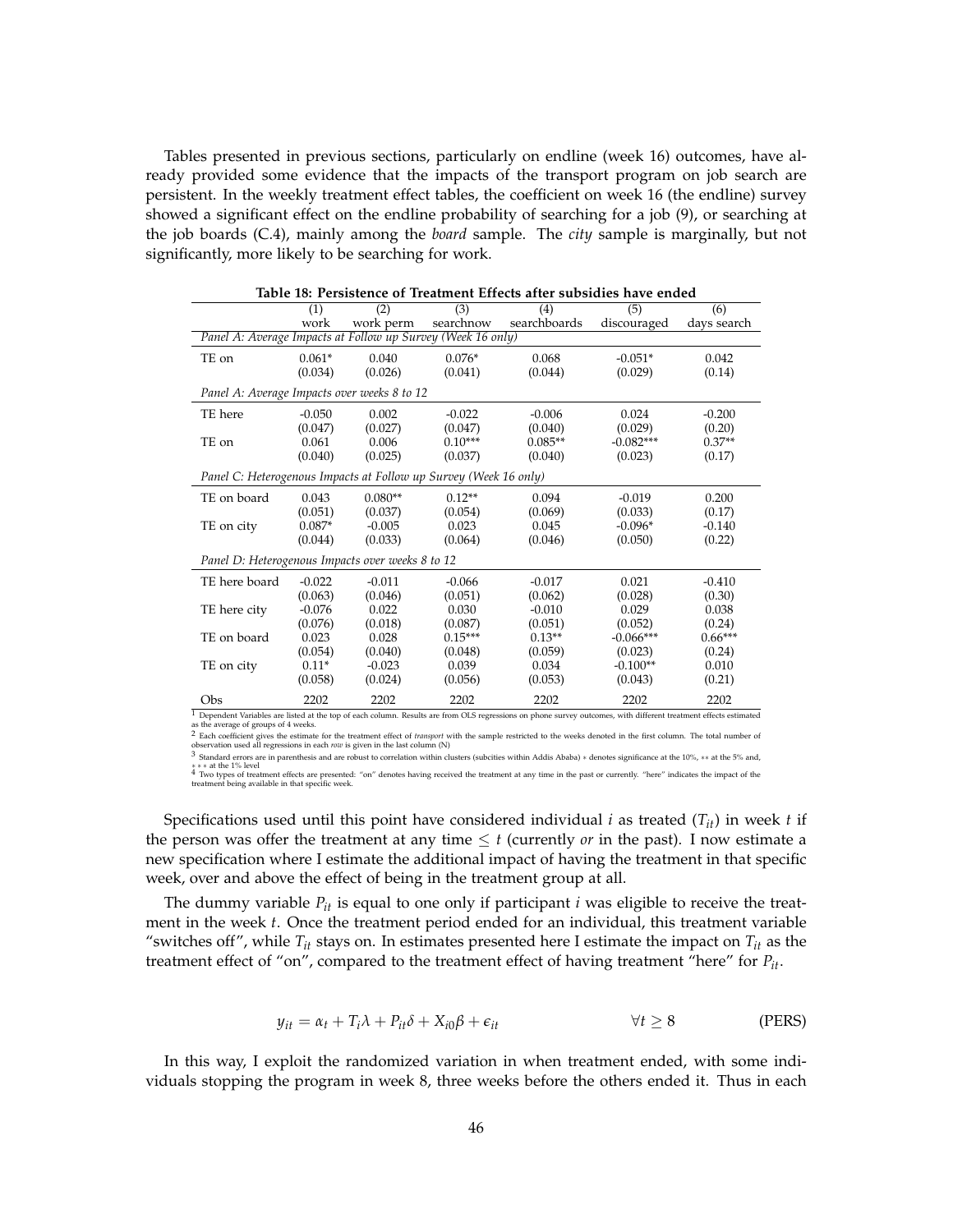Tables presented in previous sections, particularly on endline (week 16) outcomes, have already provided some evidence that the impacts of the transport program on job search are persistent. In the weekly treatment effect tables, the coefficient on week 16 (the endline) survey showed a significant effect on the endline probability of searching for a job (9), or searching at the job boards (C.4), mainly among the *board* sample. The *city* sample is marginally, but not significantly, more likely to be searching for work.

**Table 18: Persistence of Treatment Effects after subsidies have ended**

| | (1) work | (2) work perm | (3) searchnow | (4) searchboards | (5) discouraged | (6) days search |
|---|---|---|---|---|---|---|
| *Panel A: Average Impacts at Follow up Survey (Week 16 only)* | | | | | | |
| TE on | 0.061* | 0.040 | 0.076* | 0.068 | -0.051* | 0.042 |
| | (0.034) | (0.026) | (0.041) | (0.044) | (0.029) | (0.14) |
| *Panel A: Average Impacts over weeks 8 to 12* | | | | | | |
| TE here | -0.050 | 0.002 | -0.022 | -0.006 | 0.024 | -0.200 |
| | (0.047) | (0.027) | (0.047) | (0.040) | (0.029) | (0.20) |
| TE on | 0.061 | 0.006 | 0.10*** | 0.085** | -0.082*** | 0.37** |
| | (0.040) | (0.025) | (0.037) | (0.040) | (0.023) | (0.17) |
| *Panel C: Heterogenous Impacts at Follow up Survey (Week 16 only)* | | | | | | |
| TE on board | 0.043 | 0.080** | 0.12** | 0.094 | -0.019 | 0.200 |
| | (0.051) | (0.037) | (0.054) | (0.069) | (0.033) | (0.17) |
| TE on city | 0.087* | -0.005 | 0.023 | 0.045 | -0.096* | -0.140 |
| | (0.044) | (0.033) | (0.064) | (0.046) | (0.050) | (0.22) |
| *Panel D: Heterogenous Impacts over weeks 8 to 12* | | | | | | |
| TE here board | -0.022 | -0.011 | -0.066 | -0.017 | 0.021 | -0.410 |
| | (0.063) | (0.046) | (0.051) | (0.062) | (0.028) | (0.30) |
| TE here city | -0.076 | 0.022 | 0.030 | -0.010 | 0.029 | 0.038 |
| | (0.076) | (0.018) | (0.087) | (0.051) | (0.052) | (0.24) |
| TE on board | 0.023 | 0.028 | 0.15*** | 0.13** | -0.066*** | 0.66*** |
| | (0.054) | (0.040) | (0.048) | (0.059) | (0.023) | (0.24) |
| TE on city | 0.11* | -0.023 | 0.039 | 0.034 | -0.100** | 0.010 |
| | (0.058) | (0.024) | (0.056) | (0.053) | (0.043) | (0.21) |
| Obs | 2202 | 2202 | 2202 | 2202 | 2202 | 2202 |

[1] Dependent Variables are listed at the top of each column. Results are from OLS regressions on phone survey outcomes, with different treatment effects estimated as the average of groups of 4 weeks.
[2] Each coefficient gives the estimate for the treatment effect of *transport* with the sample restricted to the weeks denoted in the first column. The total number of observation used all regressions in each *row* is given in the last column (N)
[3] Standard errors are in parenthesis and are robust to correlation within clusters (subcities within Addis Ababa) ∗ denotes significance at the 10%, ∗∗ at the 5% and, ∗ ∗ ∗ at the 1% level
[4] Two types of treatment effects are presented: "on" denotes having received the treatment at any time in the past or currently. "here" indicates the impact of the treatment being available in that specific week.

Specifications used until this point have considered individual $i$ as treated ($T_{it}$) in week $t$ if the person was offer the treatment at any time $\leq t$ (currently *or* in the past). I now estimate a new specification where I estimate the additional impact of having the treatment in that specific week, over and above the effect of being in the treatment group at all.

The dummy variable $P_{it}$ is equal to one only if participant $i$ was eligible to receive the treatment in the week $t$. Once the treatment period ended for an individual, this treatment variable "switches off", while $T_{it}$ stays on. In estimates presented here I estimate the impact on $T_{it}$ as the treatment effect of "on", compared to the treatment effect of having treatment "here" for $P_{it}$.

$$y_{it} = \alpha_t + T_i\lambda + P_{it}\delta + X_{i0}\beta + \epsilon_{it} \qquad \forall t \geq 8 \qquad \text{(PERS)}$$

In this way, I exploit the randomized variation in when treatment ended, with some individuals stopping the program in week 8, three weeks before the others ended it. Thus in each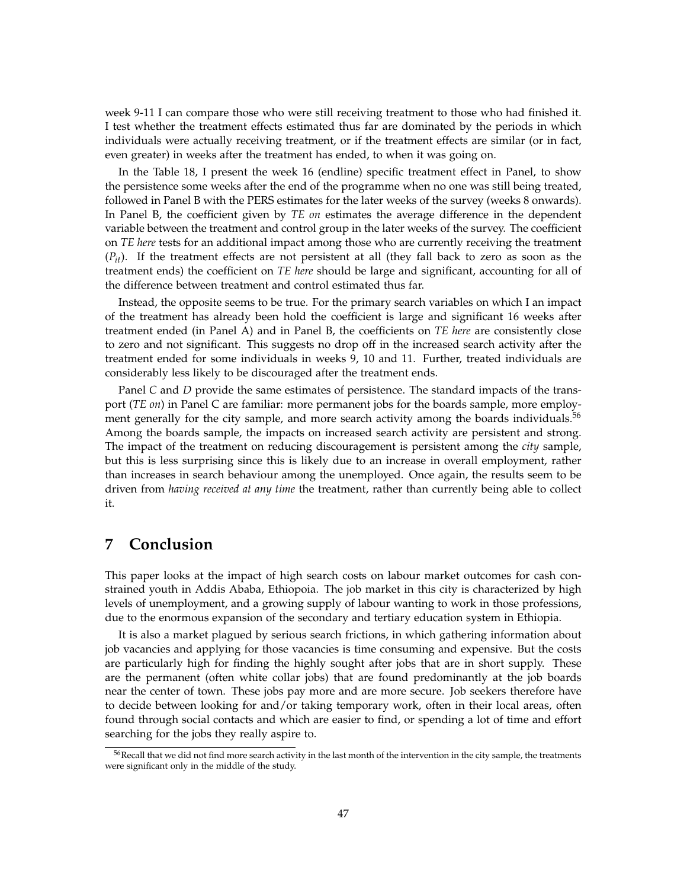week 9-11 I can compare those who were still receiving treatment to those who had finished it. I test whether the treatment effects estimated thus far are dominated by the periods in which individuals were actually receiving treatment, or if the treatment effects are similar (or in fact, even greater) in weeks after the treatment has ended, to when it was going on.

In the Table 18, I present the week 16 (endline) specific treatment effect in Panel, to show the persistence some weeks after the end of the programme when no one was still being treated, followed in Panel B with the PERS estimates for the later weeks of the survey (weeks 8 onwards). In Panel B, the coefficient given by *TE on* estimates the average difference in the dependent variable between the treatment and control group in the later weeks of the survey. The coefficient on *TE here* tests for an additional impact among those who are currently receiving the treatment ($P_{it}$). If the treatment effects are not persistent at all (they fall back to zero as soon as the treatment ends) the coefficient on *TE here* should be large and significant, accounting for all of the difference between treatment and control estimated thus far.

Instead, the opposite seems to be true. For the primary search variables on which I an impact of the treatment has already been hold the coefficient is large and significant 16 weeks after treatment ended (in Panel A) and in Panel B, the coefficients on *TE here* are consistently close to zero and not significant. This suggests no drop off in the increased search activity after the treatment ended for some individuals in weeks 9, 10 and 11. Further, treated individuals are considerably less likely to be discouraged after the treatment ends.

Panel *C* and *D* provide the same estimates of persistence. The standard impacts of the transport (*TE on*) in Panel C are familiar: more permanent jobs for the boards sample, more employment generally for the city sample, and more search activity among the boards individuals.[56] Among the boards sample, the impacts on increased search activity are persistent and strong. The impact of the treatment on reducing discouragement is persistent among the *city* sample, but this is less surprising since this is likely due to an increase in overall employment, rather than increases in search behaviour among the unemployed. Once again, the results seem to be driven from *having received at any time* the treatment, rather than currently being able to collect it.

## 7 Conclusion

This paper looks at the impact of high search costs on labour market outcomes for cash constrained youth in Addis Ababa, Ethiopoia. The job market in this city is characterized by high levels of unemployment, and a growing supply of labour wanting to work in those professions, due to the enormous expansion of the secondary and tertiary education system in Ethiopia.

It is also a market plagued by serious search frictions, in which gathering information about job vacancies and applying for those vacancies is time consuming and expensive. But the costs are particularly high for finding the highly sought after jobs that are in short supply. These are the permanent (often white collar jobs) that are found predominantly at the job boards near the center of town. These jobs pay more and are more secure. Job seekers therefore have to decide between looking for and/or taking temporary work, often in their local areas, often found through social contacts and which are easier to find, or spending a lot of time and effort searching for the jobs they really aspire to.

[56] Recall that we did not find more search activity in the last month of the intervention in the city sample, the treatments were significant only in the middle of the study.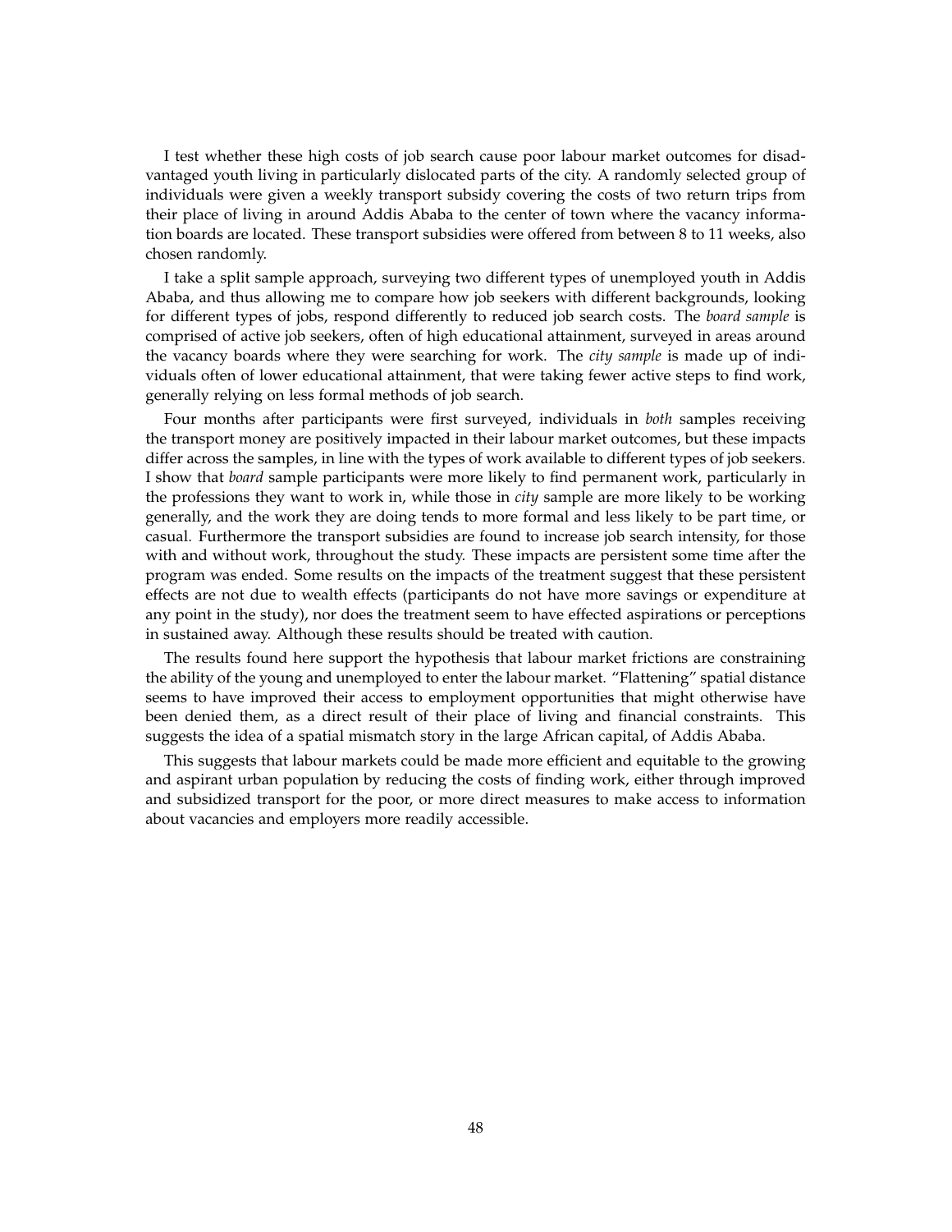I test whether these high costs of job search cause poor labour market outcomes for disadvantaged youth living in particularly dislocated parts of the city. A randomly selected group of individuals were given a weekly transport subsidy covering the costs of two return trips from their place of living in around Addis Ababa to the center of town where the vacancy information boards are located. These transport subsidies were offered from between 8 to 11 weeks, also chosen randomly.

I take a split sample approach, surveying two different types of unemployed youth in Addis Ababa, and thus allowing me to compare how job seekers with different backgrounds, looking for different types of jobs, respond differently to reduced job search costs. The *board sample* is comprised of active job seekers, often of high educational attainment, surveyed in areas around the vacancy boards where they were searching for work. The *city sample* is made up of individuals often of lower educational attainment, that were taking fewer active steps to find work, generally relying on less formal methods of job search.

Four months after participants were first surveyed, individuals in *both* samples receiving the transport money are positively impacted in their labour market outcomes, but these impacts differ across the samples, in line with the types of work available to different types of job seekers. I show that *board* sample participants were more likely to find permanent work, particularly in the professions they want to work in, while those in *city* sample are more likely to be working generally, and the work they are doing tends to more formal and less likely to be part time, or casual. Furthermore the transport subsidies are found to increase job search intensity, for those with and without work, throughout the study. These impacts are persistent some time after the program was ended. Some results on the impacts of the treatment suggest that these persistent effects are not due to wealth effects (participants do not have more savings or expenditure at any point in the study), nor does the treatment seem to have effected aspirations or perceptions in sustained away. Although these results should be treated with caution.

The results found here support the hypothesis that labour market frictions are constraining the ability of the young and unemployed to enter the labour market. "Flattening" spatial distance seems to have improved their access to employment opportunities that might otherwise have been denied them, as a direct result of their place of living and financial constraints. This suggests the idea of a spatial mismatch story in the large African capital, of Addis Ababa.

This suggests that labour markets could be made more efficient and equitable to the growing and aspirant urban population by reducing the costs of finding work, either through improved and subsidized transport for the poor, or more direct measures to make access to information about vacancies and employers more readily accessible.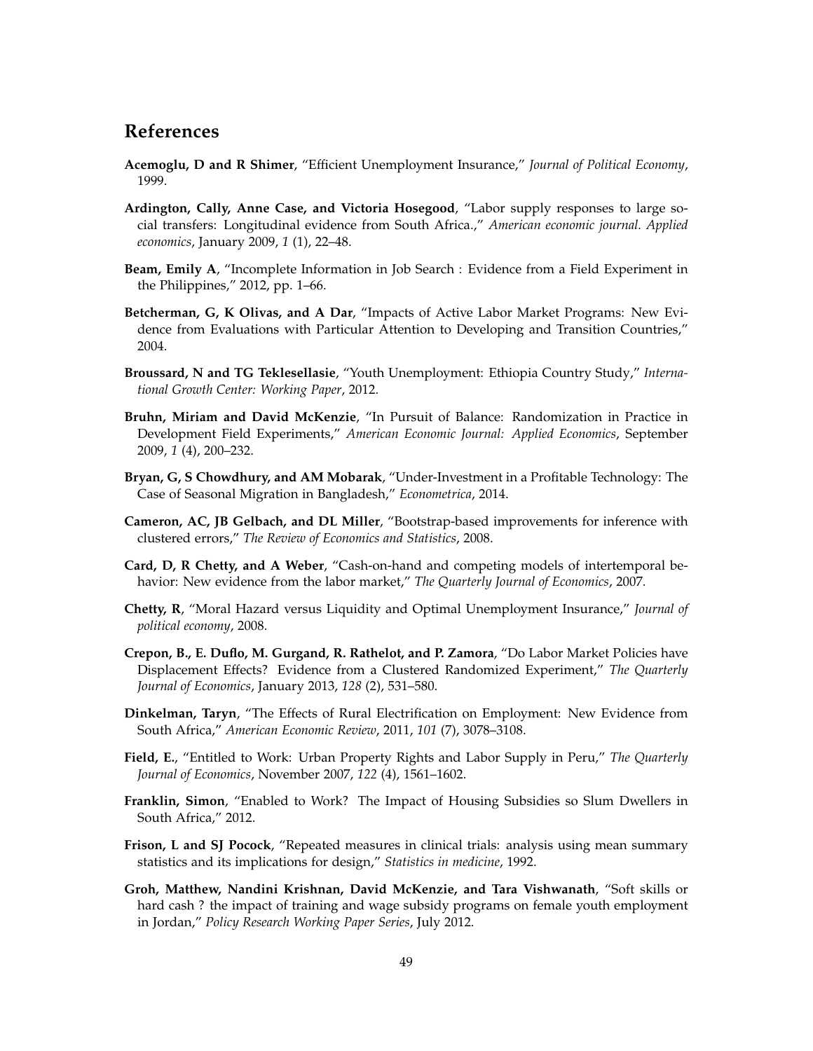## References

**Acemoglu, D and R Shimer**, "Efficient Unemployment Insurance," *Journal of Political Economy*, 1999.

**Ardington, Cally, Anne Case, and Victoria Hosegood**, "Labor supply responses to large social transfers: Longitudinal evidence from South Africa.," *American economic journal. Applied economics*, January 2009, *1* (1), 22–48.

**Beam, Emily A**, "Incomplete Information in Job Search : Evidence from a Field Experiment in the Philippines," 2012, pp. 1–66.

**Betcherman, G, K Olivas, and A Dar**, "Impacts of Active Labor Market Programs: New Evidence from Evaluations with Particular Attention to Developing and Transition Countries," 2004.

**Broussard, N and TG Teklesellasie**, "Youth Unemployment: Ethiopia Country Study," *International Growth Center: Working Paper*, 2012.

**Bruhn, Miriam and David McKenzie**, "In Pursuit of Balance: Randomization in Practice in Development Field Experiments," *American Economic Journal: Applied Economics*, September 2009, *1* (4), 200–232.

**Bryan, G, S Chowdhury, and AM Mobarak**, "Under-Investment in a Profitable Technology: The Case of Seasonal Migration in Bangladesh," *Econometrica*, 2014.

**Cameron, AC, JB Gelbach, and DL Miller**, "Bootstrap-based improvements for inference with clustered errors," *The Review of Economics and Statistics*, 2008.

**Card, D, R Chetty, and A Weber**, "Cash-on-hand and competing models of intertemporal behavior: New evidence from the labor market," *The Quarterly Journal of Economics*, 2007.

**Chetty, R**, "Moral Hazard versus Liquidity and Optimal Unemployment Insurance," *Journal of political economy*, 2008.

**Crepon, B., E. Duflo, M. Gurgand, R. Rathelot, and P. Zamora**, "Do Labor Market Policies have Displacement Effects? Evidence from a Clustered Randomized Experiment," *The Quarterly Journal of Economics*, January 2013, *128* (2), 531–580.

**Dinkelman, Taryn**, "The Effects of Rural Electrification on Employment: New Evidence from South Africa," *American Economic Review*, 2011, *101* (7), 3078–3108.

**Field, E.**, "Entitled to Work: Urban Property Rights and Labor Supply in Peru," *The Quarterly Journal of Economics*, November 2007, *122* (4), 1561–1602.

**Franklin, Simon**, "Enabled to Work? The Impact of Housing Subsidies so Slum Dwellers in South Africa," 2012.

**Frison, L and SJ Pocock**, "Repeated measures in clinical trials: analysis using mean summary statistics and its implications for design," *Statistics in medicine*, 1992.

**Groh, Matthew, Nandini Krishnan, David McKenzie, and Tara Vishwanath**, "Soft skills or hard cash ? the impact of training and wage subsidy programs on female youth employment in Jordan," *Policy Research Working Paper Series*, July 2012.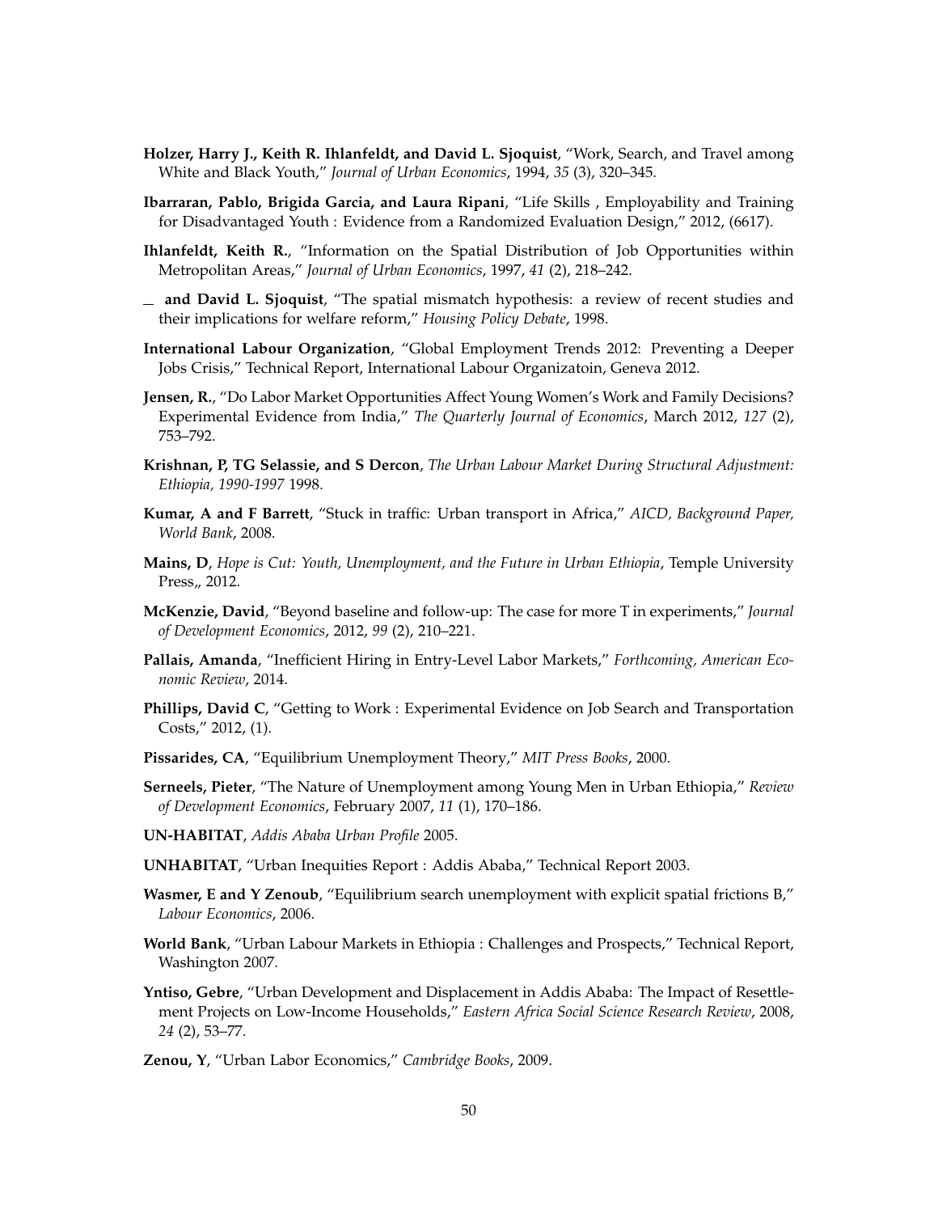**Holzer, Harry J., Keith R. Ihlanfeldt, and David L. Sjoquist**, "Work, Search, and Travel among White and Black Youth," *Journal of Urban Economics*, 1994, *35* (3), 320–345.

**Ibarraran, Pablo, Brigida Garcia, and Laura Ripani**, "Life Skills , Employability and Training for Disadvantaged Youth : Evidence from a Randomized Evaluation Design," 2012, (6617).

**Ihlanfeldt, Keith R.**, "Information on the Spatial Distribution of Job Opportunities within Metropolitan Areas," *Journal of Urban Economics*, 1997, *41* (2), 218–242.

_ **and David L. Sjoquist**, "The spatial mismatch hypothesis: a review of recent studies and their implications for welfare reform," *Housing Policy Debate*, 1998.

**International Labour Organization**, "Global Employment Trends 2012: Preventing a Deeper Jobs Crisis," Technical Report, International Labour Organizatoin, Geneva 2012.

**Jensen, R.**, "Do Labor Market Opportunities Affect Young Women's Work and Family Decisions? Experimental Evidence from India," *The Quarterly Journal of Economics*, March 2012, *127* (2), 753–792.

**Krishnan, P, TG Selassie, and S Dercon**, *The Urban Labour Market During Structural Adjustment: Ethiopia, 1990-1997* 1998.

**Kumar, A and F Barrett**, "Stuck in traffic: Urban transport in Africa," *AICD, Background Paper, World Bank*, 2008.

**Mains, D**, *Hope is Cut: Youth, Unemployment, and the Future in Urban Ethiopia*, Temple University Press,, 2012.

**McKenzie, David**, "Beyond baseline and follow-up: The case for more T in experiments," *Journal of Development Economics*, 2012, *99* (2), 210–221.

**Pallais, Amanda**, "Inefficient Hiring in Entry-Level Labor Markets," *Forthcoming, American Economic Review*, 2014.

**Phillips, David C**, "Getting to Work : Experimental Evidence on Job Search and Transportation Costs," 2012, (1).

**Pissarides, CA**, "Equilibrium Unemployment Theory," *MIT Press Books*, 2000.

**Serneels, Pieter**, "The Nature of Unemployment among Young Men in Urban Ethiopia," *Review of Development Economics*, February 2007, *11* (1), 170–186.

**UN-HABITAT**, *Addis Ababa Urban Profile* 2005.

**UNHABITAT**, "Urban Inequities Report : Addis Ababa," Technical Report 2003.

**Wasmer, E and Y Zenoub**, "Equilibrium search unemployment with explicit spatial frictions B," *Labour Economics*, 2006.

**World Bank**, "Urban Labour Markets in Ethiopia : Challenges and Prospects," Technical Report, Washington 2007.

**Yntiso, Gebre**, "Urban Development and Displacement in Addis Ababa: The Impact of Resettlement Projects on Low-Income Households," *Eastern Africa Social Science Research Review*, 2008, *24* (2), 53–77.

**Zenou, Y**, "Urban Labor Economics," *Cambridge Books*, 2009.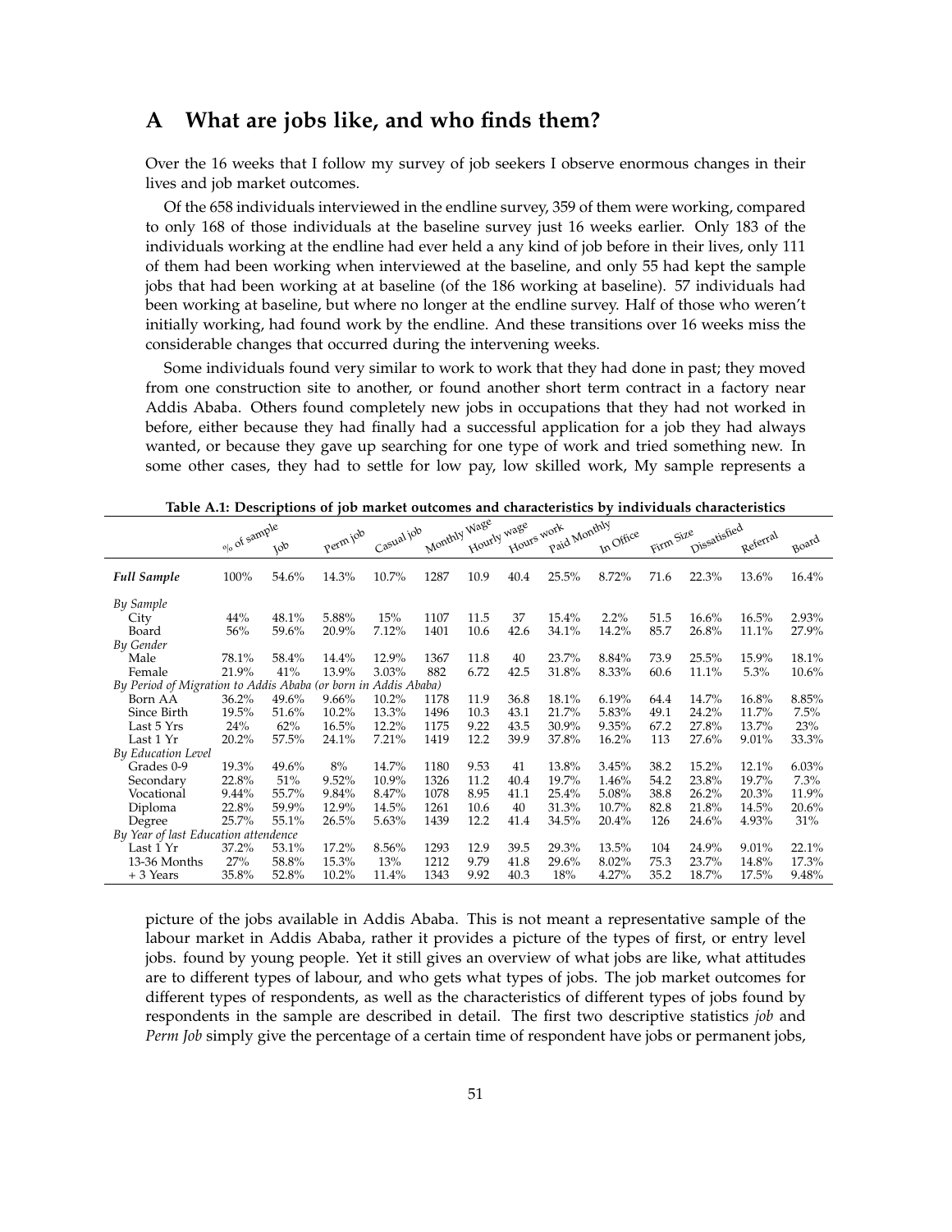# A What are jobs like, and who finds them?

Over the 16 weeks that I follow my survey of job seekers I observe enormous changes in their lives and job market outcomes.

Of the 658 individuals interviewed in the endline survey, 359 of them were working, compared to only 168 of those individuals at the baseline survey just 16 weeks earlier. Only 183 of the individuals working at the endline had ever held a any kind of job before in their lives, only 111 of them had been working when interviewed at the baseline, and only 55 had kept the sample jobs that had been working at at baseline (of the 186 working at baseline). 57 individuals had been working at baseline, but where no longer at the endline survey. Half of those who weren't initially working, had found work by the endline. And these transitions over 16 weeks miss the considerable changes that occurred during the intervening weeks.

Some individuals found very similar to work to work that they had done in past; they moved from one construction site to another, or found another short term contract in a factory near Addis Ababa. Others found completely new jobs in occupations that they had not worked in before, either because they had finally had a successful application for a job they had always wanted, or because they gave up searching for one type of work and tried something new. In some other cases, they had to settle for low pay, low skilled work, My sample represents a

**Table A.1: Descriptions of job market outcomes and characteristics by individuals characteristics**

| | % of sample | Job | Perm job | Casual job | Monthly Wage | Hourly wage | Hours work | Paid Monthly | In Office | Firm Size | Dissatisfied | Referral | Board |
|---|---|---|---|---|---|---|---|---|---|---|---|---|---|
| ***Full Sample*** | 100% | 54.6% | 14.3% | 10.7% | 1287 | 10.9 | 40.4 | 25.5% | 8.72% | 71.6 | 22.3% | 13.6% | 16.4% |
| *By Sample* | | | | | | | | | | | | | |
| City | 44% | 48.1% | 5.88% | 15% | 1107 | 11.5 | 37 | 15.4% | 2.2% | 51.5 | 16.6% | 16.5% | 2.93% |
| Board | 56% | 59.6% | 20.9% | 7.12% | 1401 | 10.6 | 42.6 | 34.1% | 14.2% | 85.7 | 26.8% | 11.1% | 27.9% |
| *By Gender* | | | | | | | | | | | | | |
| Male | 78.1% | 58.4% | 14.4% | 12.9% | 1367 | 11.8 | 40 | 23.7% | 8.84% | 73.9 | 25.5% | 15.9% | 18.1% |
| Female | 21.9% | 41% | 13.9% | 3.03% | 882 | 6.72 | 42.5 | 31.8% | 8.33% | 60.6 | 11.1% | 5.3% | 10.6% |
| *By Period of Migration to Addis Ababa (or born in Addis Ababa)* | | | | | | | | | | | | | |
| Born AA | 36.2% | 49.6% | 9.66% | 10.2% | 1178 | 11.9 | 36.8 | 18.1% | 6.19% | 64.4 | 14.7% | 16.8% | 8.85% |
| Since Birth | 19.5% | 51.6% | 10.2% | 13.3% | 1496 | 10.3 | 43.1 | 21.7% | 5.83% | 49.1 | 24.2% | 11.7% | 7.5% |
| Last 5 Yrs | 24% | 62% | 16.5% | 12.2% | 1175 | 9.22 | 43.5 | 30.9% | 9.35% | 67.2 | 27.8% | 13.7% | 23% |
| Last 1 Yr | 20.2% | 57.5% | 24.1% | 7.21% | 1419 | 12.2 | 39.9 | 37.8% | 16.2% | 113 | 27.6% | 9.01% | 33.3% |
| *By Education Level* | | | | | | | | | | | | | |
| Grades 0-9 | 19.3% | 49.6% | 8% | 14.7% | 1180 | 9.53 | 41 | 13.8% | 3.45% | 38.2 | 15.2% | 12.1% | 6.03% |
| Secondary | 22.8% | 51% | 9.52% | 10.9% | 1326 | 11.2 | 40.4 | 19.7% | 1.46% | 54.2 | 23.8% | 19.7% | 7.3% |
| Vocational | 9.44% | 55.7% | 9.84% | 8.47% | 1078 | 8.95 | 41.1 | 25.4% | 5.08% | 38.8 | 26.2% | 20.3% | 11.9% |
| Diploma | 22.8% | 59.9% | 12.9% | 14.5% | 1261 | 10.6 | 40 | 31.3% | 10.7% | 82.8 | 21.8% | 14.5% | 20.6% |
| Degree | 25.7% | 55.1% | 26.5% | 5.63% | 1439 | 12.2 | 41.4 | 34.5% | 20.4% | 126 | 24.6% | 4.93% | 31% |
| *By Year of last Education attendence* | | | | | | | | | | | | | |
| Last 1 Yr | 37.2% | 53.1% | 17.2% | 8.56% | 1293 | 12.9 | 39.5 | 29.3% | 13.5% | 104 | 24.9% | 9.01% | 22.1% |
| 13-36 Months | 27% | 58.8% | 15.3% | 13% | 1212 | 9.79 | 41.8 | 29.6% | 8.02% | 75.3 | 23.7% | 14.8% | 17.3% |
| + 3 Years | 35.8% | 52.8% | 10.2% | 11.4% | 1343 | 9.92 | 40.3 | 18% | 4.27% | 35.2 | 18.7% | 17.5% | 9.48% |

picture of the jobs available in Addis Ababa. This is not meant a representative sample of the labour market in Addis Ababa, rather it provides a picture of the types of first, or entry level jobs. found by young people. Yet it still gives an overview of what jobs are like, what attitudes are to different types of labour, and who gets what types of jobs. The job market outcomes for different types of respondents, as well as the characteristics of different types of jobs found by respondents in the sample are described in detail. The first two descriptive statistics *job* and *Perm Job* simply give the percentage of a certain time of respondent have jobs or permanent jobs,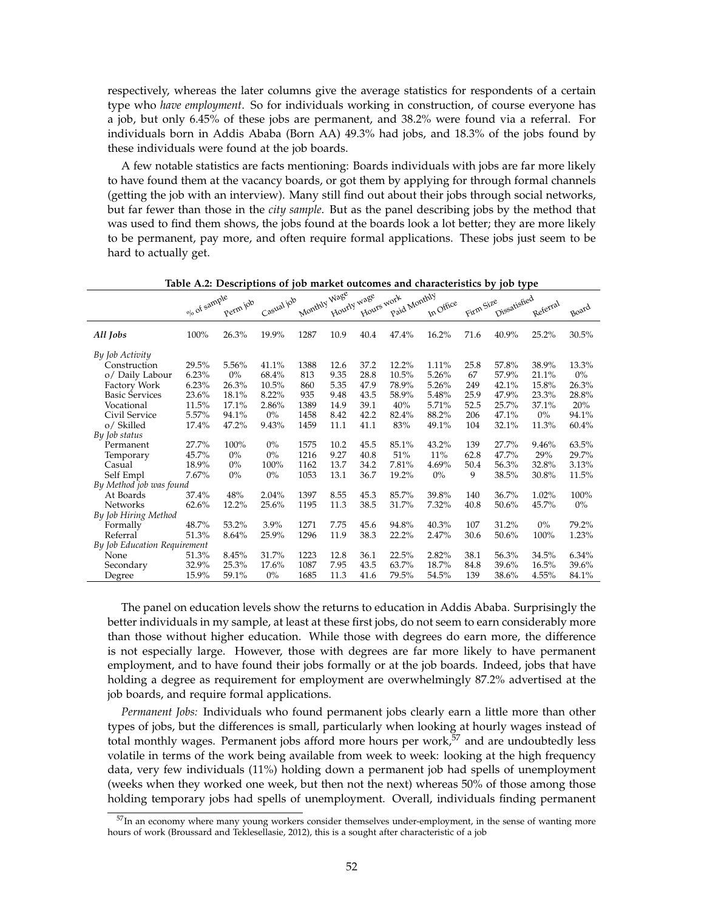respectively, whereas the later columns give the average statistics for respondents of a certain type who *have employment*. So for individuals working in construction, of course everyone has a job, but only 6.45% of these jobs are permanent, and 38.2% were found via a referral. For individuals born in Addis Ababa (Born AA) 49.3% had jobs, and 18.3% of the jobs found by these individuals were found at the job boards.

A few notable statistics are facts mentioning: Boards individuals with jobs are far more likely to have found them at the vacancy boards, or got them by applying for through formal channels (getting the job with an interview). Many still find out about their jobs through social networks, but far fewer than those in the *city sample*. But as the panel describing jobs by the method that was used to find them shows, the jobs found at the boards look a lot better; they are more likely to be permanent, pay more, and often require formal applications. These jobs just seem to be hard to actually get.

**Table A.2: Descriptions of job market outcomes and characteristics by job type**

| | % of sample | Perm job | Casual job | Monthly Wage | Hourly wage | Hours work | Paid Monthly | In Office | Firm Size | Dissatisfied | Referral | Board |
|---|---|---|---|---|---|---|---|---|---|---|---|---|
| ***All Jobs*** | 100% | 26.3% | 19.9% | 1287 | 10.9 | 40.4 | 47.4% | 16.2% | 71.6 | 40.9% | 25.2% | 30.5% |
| *By Job Activity* | | | | | | | | | | | | |
| Construction | 29.5% | 5.56% | 41.1% | 1388 | 12.6 | 37.2 | 12.2% | 1.11% | 25.8 | 57.8% | 38.9% | 13.3% |
| o/ Daily Labour | 6.23% | 0% | 68.4% | 813 | 9.35 | 28.8 | 10.5% | 5.26% | 67 | 57.9% | 21.1% | 0% |
| Factory Work | 6.23% | 26.3% | 10.5% | 860 | 5.35 | 47.9 | 78.9% | 5.26% | 249 | 42.1% | 15.8% | 26.3% |
| Basic Services | 23.6% | 18.1% | 8.22% | 935 | 9.48 | 43.5 | 58.9% | 5.48% | 25.9 | 47.9% | 23.3% | 28.8% |
| Vocational | 11.5% | 17.1% | 2.86% | 1389 | 14.9 | 39.1 | 40% | 5.71% | 52.5 | 25.7% | 37.1% | 20% |
| Civil Service | 5.57% | 94.1% | 0% | 1458 | 8.42 | 42.2 | 82.4% | 88.2% | 206 | 47.1% | 0% | 94.1% |
| o/ Skilled | 17.4% | 47.2% | 9.43% | 1459 | 11.1 | 41.1 | 83% | 49.1% | 104 | 32.1% | 11.3% | 60.4% |
| *By Job status* | | | | | | | | | | | | |
| Permanent | 27.7% | 100% | 0% | 1575 | 10.2 | 45.5 | 85.1% | 43.2% | 139 | 27.7% | 9.46% | 63.5% |
| Temporary | 45.7% | 0% | 0% | 1216 | 9.27 | 40.8 | 51% | 11% | 62.8 | 47.7% | 29% | 29.7% |
| Casual | 18.9% | 0% | 100% | 1162 | 13.7 | 34.2 | 7.81% | 4.69% | 50.4 | 56.3% | 32.8% | 3.13% |
| Self Empl | 7.67% | 0% | 0% | 1053 | 13.1 | 36.7 | 19.2% | 0% | 9 | 38.5% | 30.8% | 11.5% |
| *By Method job was found* | | | | | | | | | | | | |
| At Boards | 37.4% | 48% | 2.04% | 1397 | 8.55 | 45.3 | 85.7% | 39.8% | 140 | 36.7% | 1.02% | 100% |
| Networks | 62.6% | 12.2% | 25.6% | 1195 | 11.3 | 38.5 | 31.7% | 7.32% | 40.8 | 50.6% | 45.7% | 0% |
| *By Job Hiring Method* | | | | | | | | | | | | |
| Formally | 48.7% | 53.2% | 3.9% | 1271 | 7.75 | 45.6 | 94.8% | 40.3% | 107 | 31.2% | 0% | 79.2% |
| Referral | 51.3% | 8.64% | 25.9% | 1296 | 11.9 | 38.3 | 22.2% | 2.47% | 30.6 | 50.6% | 100% | 1.23% |
| *By Job Education Requirement* | | | | | | | | | | | | |
| None | 51.3% | 8.45% | 31.7% | 1223 | 12.8 | 36.1 | 22.5% | 2.82% | 38.1 | 56.3% | 34.5% | 6.34% |
| Secondary | 32.9% | 25.3% | 17.6% | 1087 | 7.95 | 43.5 | 63.7% | 18.7% | 84.8 | 39.6% | 16.5% | 39.6% |
| Degree | 15.9% | 59.1% | 0% | 1685 | 11.3 | 41.6 | 79.5% | 54.5% | 139 | 38.6% | 4.55% | 84.1% |

The panel on education levels show the returns to education in Addis Ababa. Surprisingly the better individuals in my sample, at least at these first jobs, do not seem to earn considerably more than those without higher education. While those with degrees do earn more, the difference is not especially large. However, those with degrees are far more likely to have permanent employment, and to have found their jobs formally or at the job boards. Indeed, jobs that have holding a degree as requirement for employment are overwhelmingly 87.2% advertised at the job boards, and require formal applications.

*Permanent Jobs:* Individuals who found permanent jobs clearly earn a little more than other types of jobs, but the differences is small, particularly when looking at hourly wages instead of total monthly wages. Permanent jobs afford more hours per work,[57] and are undoubtedly less volatile in terms of the work being available from week to week: looking at the high frequency data, very few individuals (11%) holding down a permanent job had spells of unemployment (weeks when they worked one week, but then not the next) whereas 50% of those among those holding temporary jobs had spells of unemployment. Overall, individuals finding permanent

[57] In an economy where many young workers consider themselves under-employment, in the sense of wanting more hours of work (Broussard and Teklesellasie, 2012), this is a sought after characteristic of a job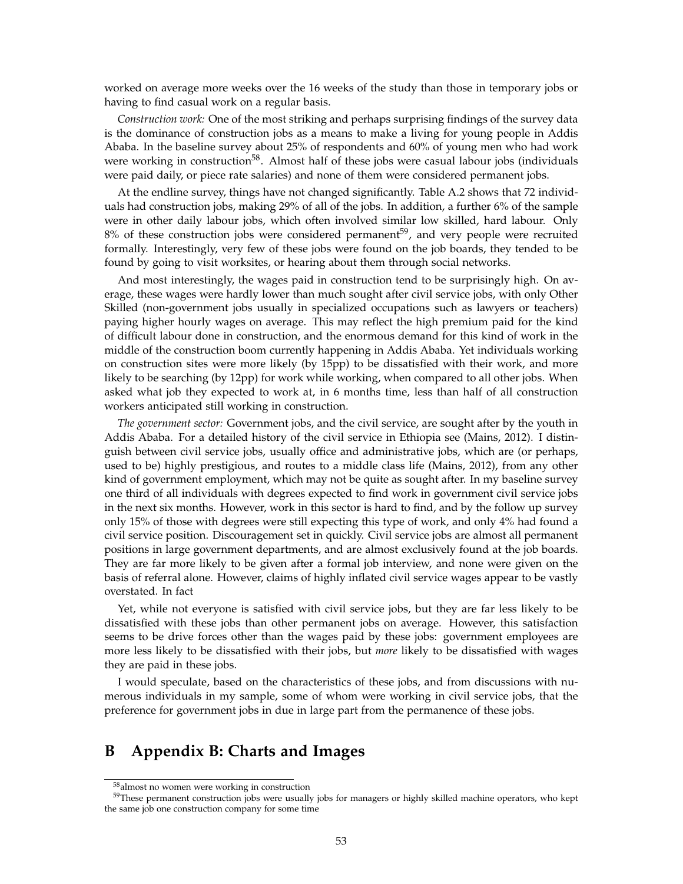worked on average more weeks over the 16 weeks of the study than those in temporary jobs or having to find casual work on a regular basis.

*Construction work:* One of the most striking and perhaps surprising findings of the survey data is the dominance of construction jobs as a means to make a living for young people in Addis Ababa. In the baseline survey about 25% of respondents and 60% of young men who had work were working in construction[58]. Almost half of these jobs were casual labour jobs (individuals were paid daily, or piece rate salaries) and none of them were considered permanent jobs.

At the endline survey, things have not changed significantly. Table A.2 shows that 72 individuals had construction jobs, making 29% of all of the jobs. In addition, a further 6% of the sample were in other daily labour jobs, which often involved similar low skilled, hard labour. Only 8% of these construction jobs were considered permanent[59], and very people were recruited formally. Interestingly, very few of these jobs were found on the job boards, they tended to be found by going to visit worksites, or hearing about them through social networks.

And most interestingly, the wages paid in construction tend to be surprisingly high. On average, these wages were hardly lower than much sought after civil service jobs, with only Other Skilled (non-government jobs usually in specialized occupations such as lawyers or teachers) paying higher hourly wages on average. This may reflect the high premium paid for the kind of difficult labour done in construction, and the enormous demand for this kind of work in the middle of the construction boom currently happening in Addis Ababa. Yet individuals working on construction sites were more likely (by 15pp) to be dissatisfied with their work, and more likely to be searching (by 12pp) for work while working, when compared to all other jobs. When asked what job they expected to work at, in 6 months time, less than half of all construction workers anticipated still working in construction.

*The government sector:* Government jobs, and the civil service, are sought after by the youth in Addis Ababa. For a detailed history of the civil service in Ethiopia see (Mains, 2012). I distinguish between civil service jobs, usually office and administrative jobs, which are (or perhaps, used to be) highly prestigious, and routes to a middle class life (Mains, 2012), from any other kind of government employment, which may not be quite as sought after. In my baseline survey one third of all individuals with degrees expected to find work in government civil service jobs in the next six months. However, work in this sector is hard to find, and by the follow up survey only 15% of those with degrees were still expecting this type of work, and only 4% had found a civil service position. Discouragement set in quickly. Civil service jobs are almost all permanent positions in large government departments, and are almost exclusively found at the job boards. They are far more likely to be given after a formal job interview, and none were given on the basis of referral alone. However, claims of highly inflated civil service wages appear to be vastly overstated. In fact

Yet, while not everyone is satisfied with civil service jobs, but they are far less likely to be dissatisfied with these jobs than other permanent jobs on average. However, this satisfaction seems to be drive forces other than the wages paid by these jobs: government employees are more less likely to be dissatisfied with their jobs, but *more* likely to be dissatisfied with wages they are paid in these jobs.

I would speculate, based on the characteristics of these jobs, and from discussions with numerous individuals in my sample, some of whom were working in civil service jobs, that the preference for government jobs in due in large part from the permanence of these jobs.

# B Appendix B: Charts and Images

[58] almost no women were working in construction

[59] These permanent construction jobs were usually jobs for managers or highly skilled machine operators, who kept the same job one construction company for some time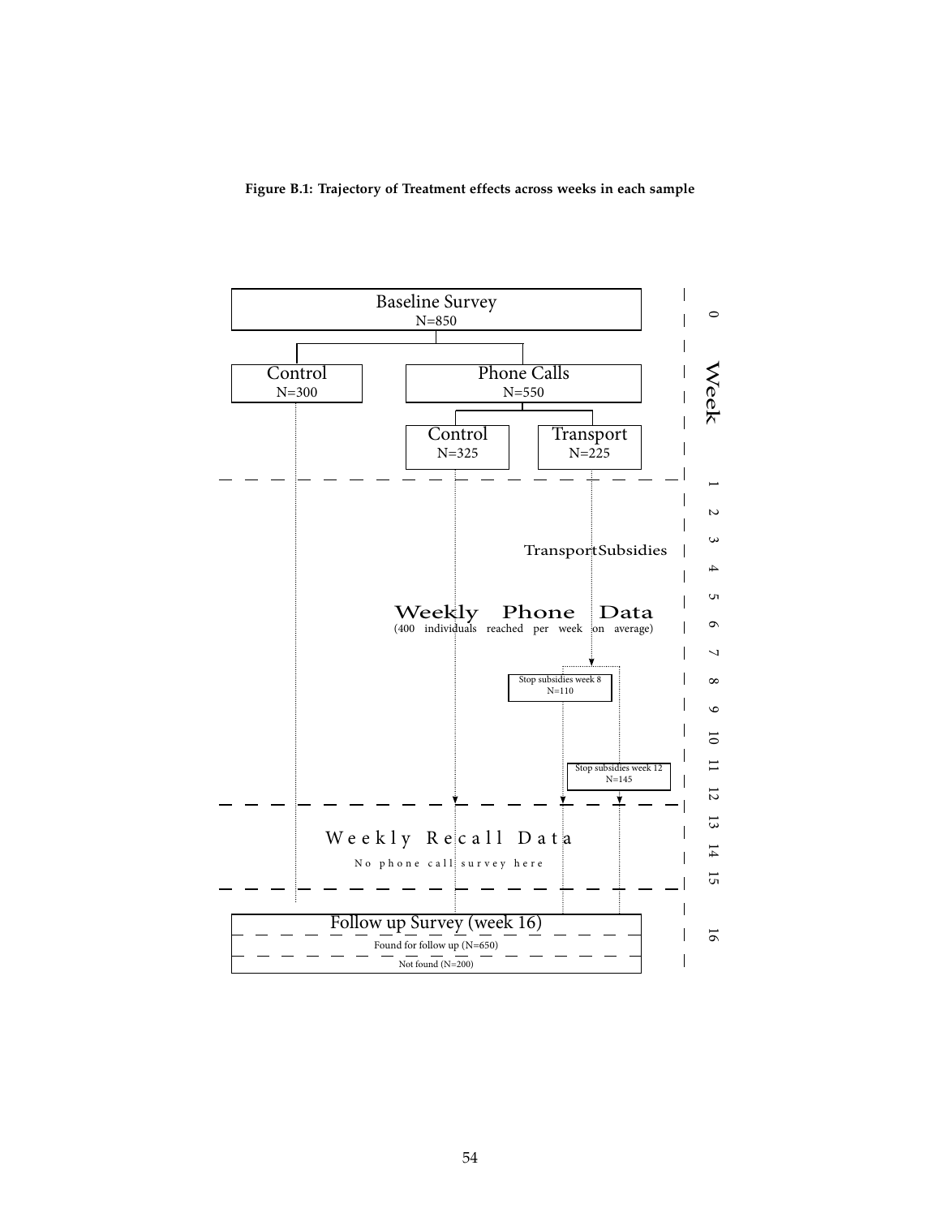**Figure B.1: Trajectory of Treatment effects across weeks in each sample**

Baseline Survey
N=850

Control
N=300

Phone Calls
N=550

Control
N=325

Transport
N=225

Transport Subsidies

Weekly Phone Data
(400 individuals reached per week on average)

Stop subsidies week 8
N=110

Stop subsidies week 12
N=145

Weekly Recall Data
No phone call survey here

Follow up Survey (week 16)
Found for follow up (N=650)
Not found (N=200)

Week: 0, 1, 2, 3, 4, 5, 6, 7, 8, 9, 10, 11, 12, 13, 14, 15, 16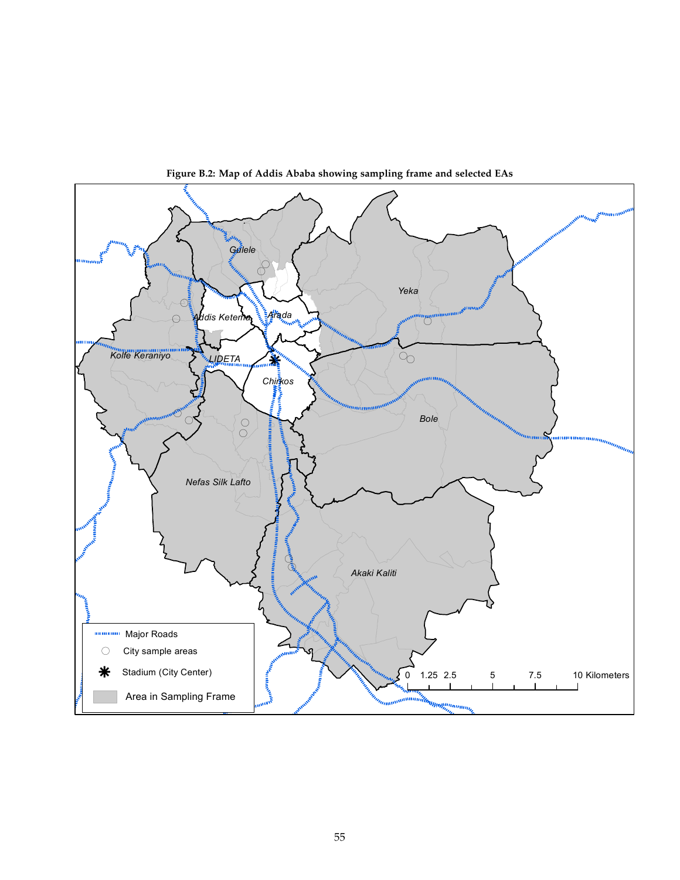**Figure B.2: Map of Addis Ababa showing sampling frame and selected EAs**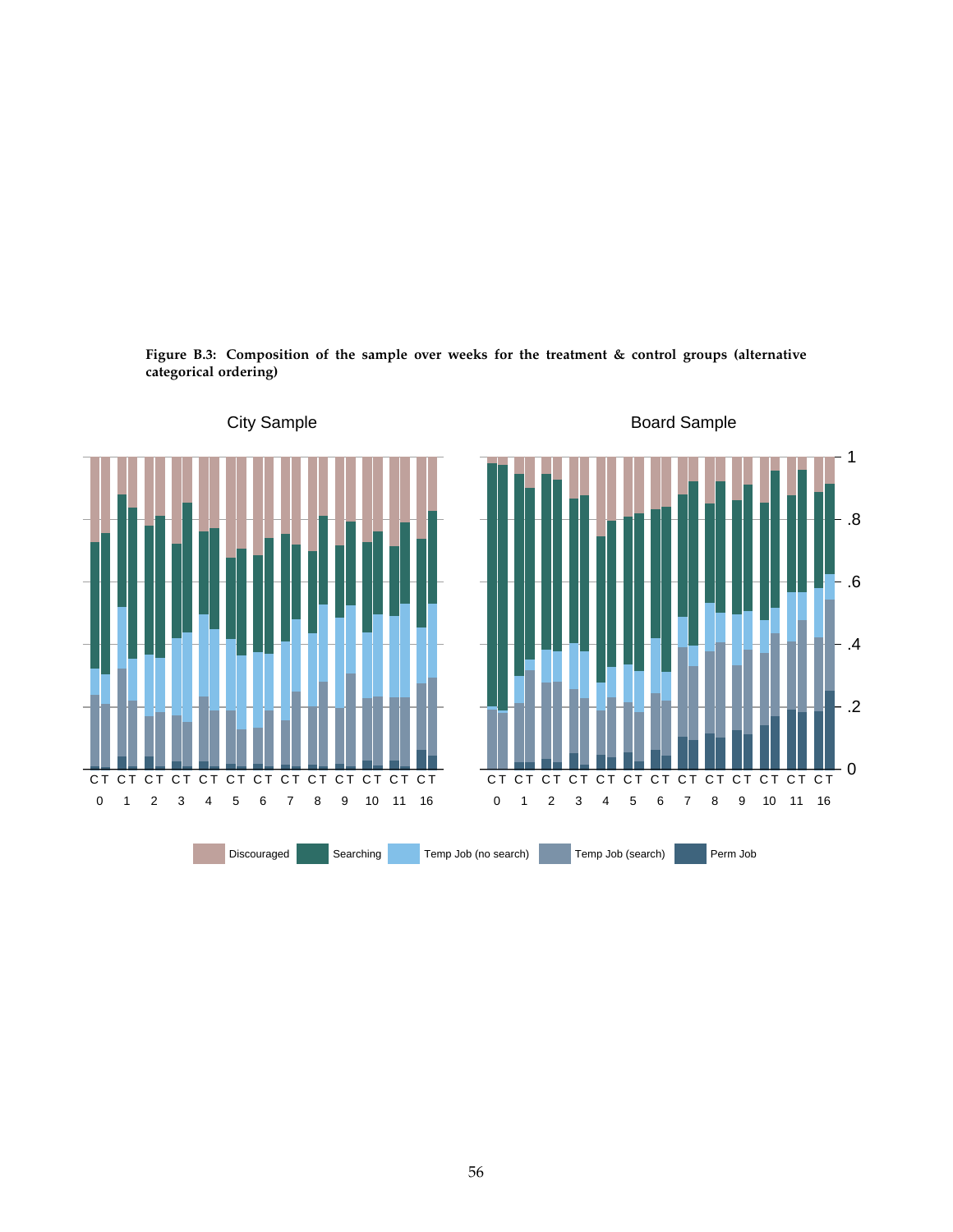**Figure B.3: Composition of the sample over weeks for the treatment & control groups (alternative categorical ordering)**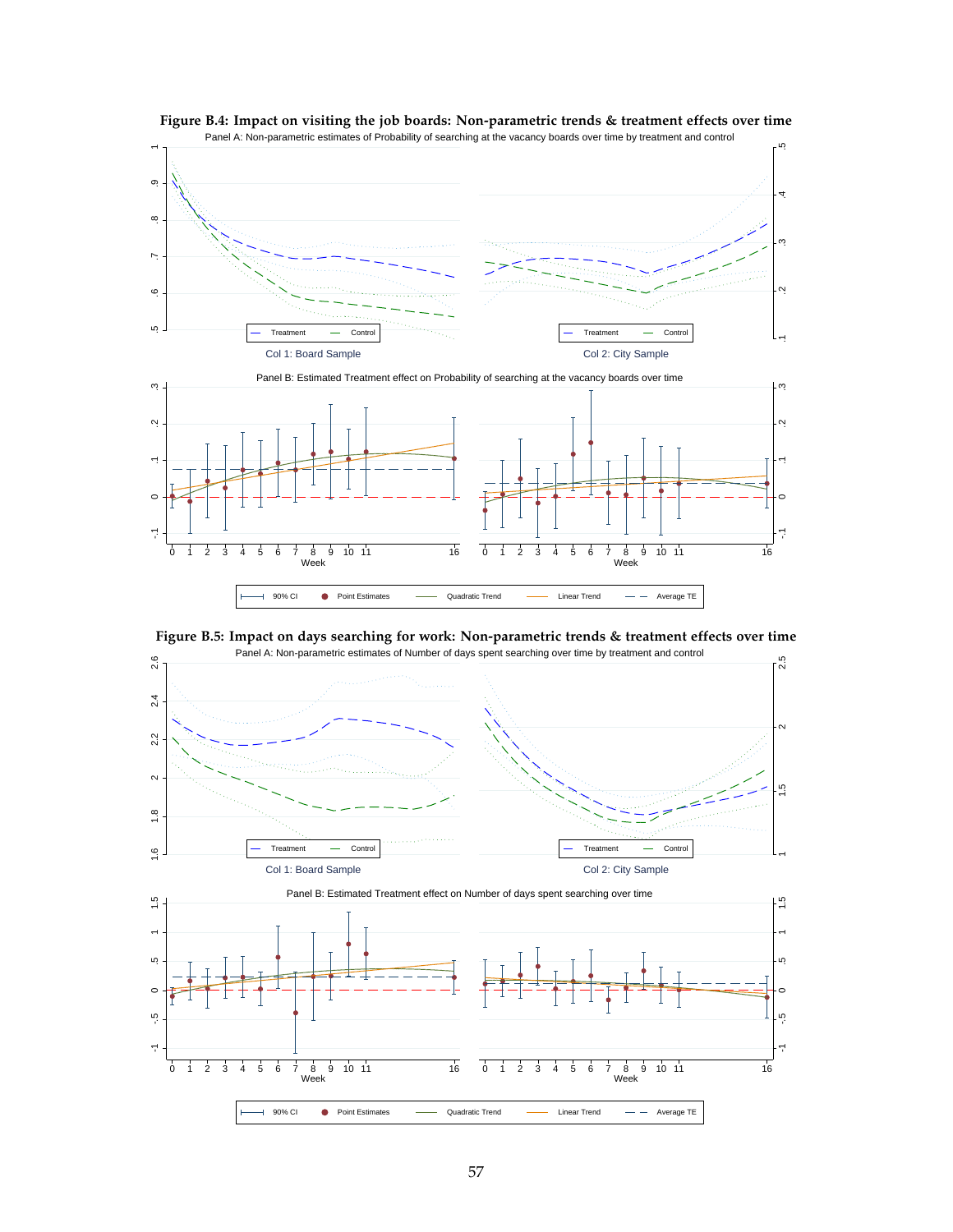**Figure B.4: Impact on visiting the job boards: Non-parametric trends & treatment effects over time**

Panel A: Non-parametric estimates of Probability of searching at the vacancy boards over time by treatment and control

Col 1: Board Sample — Col 2: City Sample

Panel B: Estimated Treatment effect on Probability of searching at the vacancy boards over time

**Figure B.5: Impact on days searching for work: Non-parametric trends & treatment effects over time**

Panel A: Non-parametric estimates of Number of days spent searching over time by treatment and control

Col 1: Board Sample — Col 2: City Sample

Panel B: Estimated Treatment effect on Number of days spent searching over time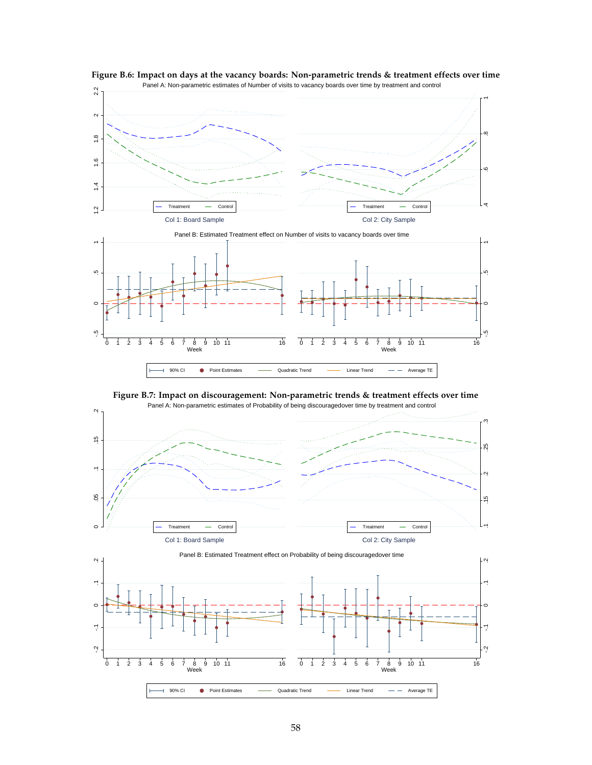**Figure B.6: Impact on days at the vacancy boards: Non-parametric trends & treatment effects over time**

**Figure B.7: Impact on discouragement: Non-parametric trends & treatment effects over time**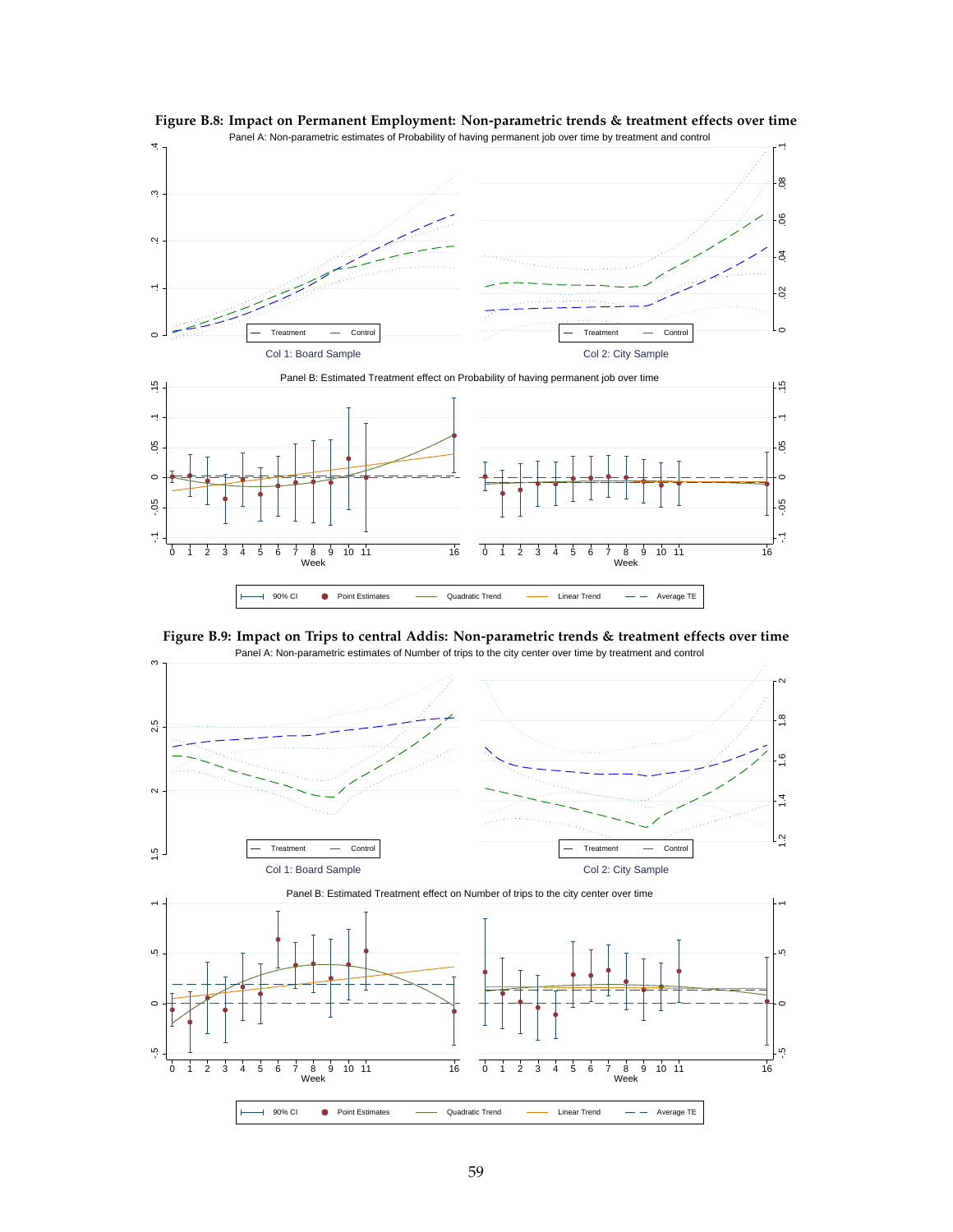**Figure B.8: Impact on Permanent Employment: Non-parametric trends & treatment effects over time**

Panel A: Non-parametric estimates of Probability of having permanent job over time by treatment and control

Col 1: Board Sample

Col 2: City Sample

Panel B: Estimated Treatment effect on Probability of having permanent job over time

**Figure B.9: Impact on Trips to central Addis: Non-parametric trends & treatment effects over time**

Panel A: Non-parametric estimates of Number of trips to the city center over time by treatment and control

Col 1: Board Sample

Col 2: City Sample

Panel B: Estimated Treatment effect on Number of trips to the city center over time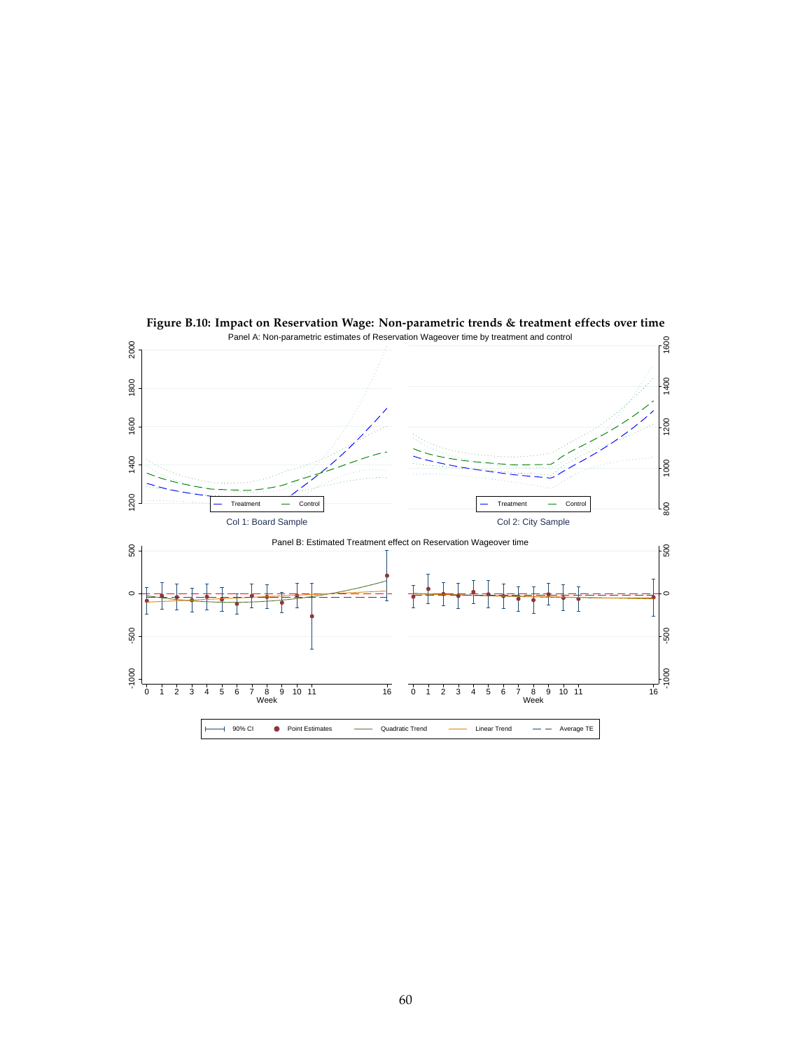**Figure B.10: Impact on Reservation Wage: Non-parametric trends & treatment effects over time**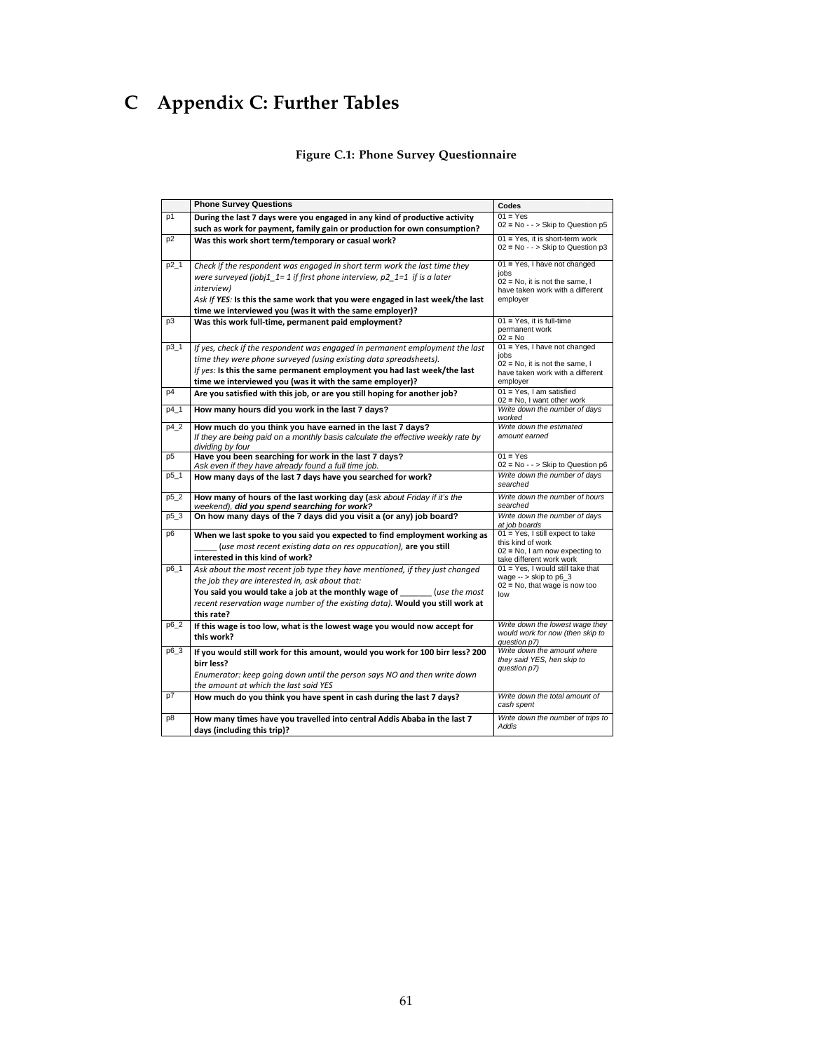# C Appendix C: Further Tables

**Figure C.1: Phone Survey Questionnaire**

| | **Phone Survey Questions** | **Codes** |
|---|---|---|
| p1 | **During the last 7 days were you engaged in any kind of productive activity such as work for payment, family gain or production for own consumption?** | 01 = Yes<br>02 = No - - > Skip to Question p5 |
| p2 | **Was this work short term/temporary or casual work?** | 01 = Yes, it is short-term work<br>02 = No - - > Skip to Question p3 |
| p2_1 | *Check if the respondent was engaged in short term work the last time they were surveyed (jobj1_1= 1 if first phone interview, p2_1=1 if is a later interview)*<br>*Ask If **YES**:* **Is this the same work that you were engaged in last week/the last time we interviewed you (was it with the same employer)?** | 01 = Yes, I have not changed jobs<br>02 = No, it is not the same, I have taken work with a different employer |
| p3 | **Was this work full-time, permanent paid employment?** | 01 = Yes, it is full-time permanent work<br>02 = No |
| p3_1 | *If yes, check if the respondent was engaged in permanent employment the last time they were phone surveyed (using existing data spreadsheets).*<br>*If yes:* **Is this the same permanent employment you had last week/the last time we interviewed you (was it with the same employer)?** | 01 = Yes, I have not changed jobs<br>02 = No, it is not the same, I have taken work with a different employer |
| p4 | **Are you satisfied with this job, or are you still hoping for another job?** | 01 = Yes, I am satisfied<br>02 = No, I want other work |
| p4_1 | **How many hours did you work in the last 7 days?** | *Write down the number of days worked* |
| p4_2 | **How much do you think you have earned in the last 7 days?**<br>*If they are being paid on a monthly basis calculate the effective weekly rate by dividing by four* | *Write down the estimated amount earned* |
| p5 | **Have you been searching for work in the last 7 days?**<br>*Ask even if they have already found a full time job.* | 01 = Yes<br>02 = No - - > Skip to Question p6 |
| p5_1 | **How many days of the last 7 days have you searched for work?** | *Write down the number of days searched* |
| p5_2 | **How many of hours of the last working day (***ask about Friday if it's the weekend***), *did you spend searching for work?*** | *Write down the number of hours searched* |
| p5_3 | **On how many days of the 7 days did you visit a (or any) job board?** | *Write down the number of days at job boards* |
| p6 | **When we last spoke to you said you expected to find employment working as** _____ *(use most recent existing data on res oppucation),* **are you still interested in this kind of work?** | 01 = Yes, I still expect to take this kind of work<br>02 = No, I am now expecting to take different work work |
| p6_1 | *Ask about the most recent job type they have mentioned, if they just changed the job they are interested in, ask about that:*<br>**You said you would take a job at the monthly wage of** _______ *(use the most recent reservation wage number of the existing data).* **Would you still work at this rate?** | 01 = Yes, I would still take that wage -- > skip to p6_3<br>02 = No, that wage is now too low |
| p6_2 | **If this wage is too low, what is the lowest wage you would now accept for this work?** | *Write down the lowest wage they would work for now (then skip to question p7)* |
| p6_3 | **If you would still work for this amount, would you work for 100 birr less? 200 birr less?**<br>*Enumerator: keep going down until the person says NO and then write down the amount at which the last said YES* | *Write down the amount where they said YES, hen skip to question p7)* |
| p7 | **How much do you think you have spent in cash during the last 7 days?** | *Write down the total amount of cash spent* |
| p8 | **How many times have you travelled into central Addis Ababa in the last 7 days (including this trip)?** | *Write down the number of trips to Addis* |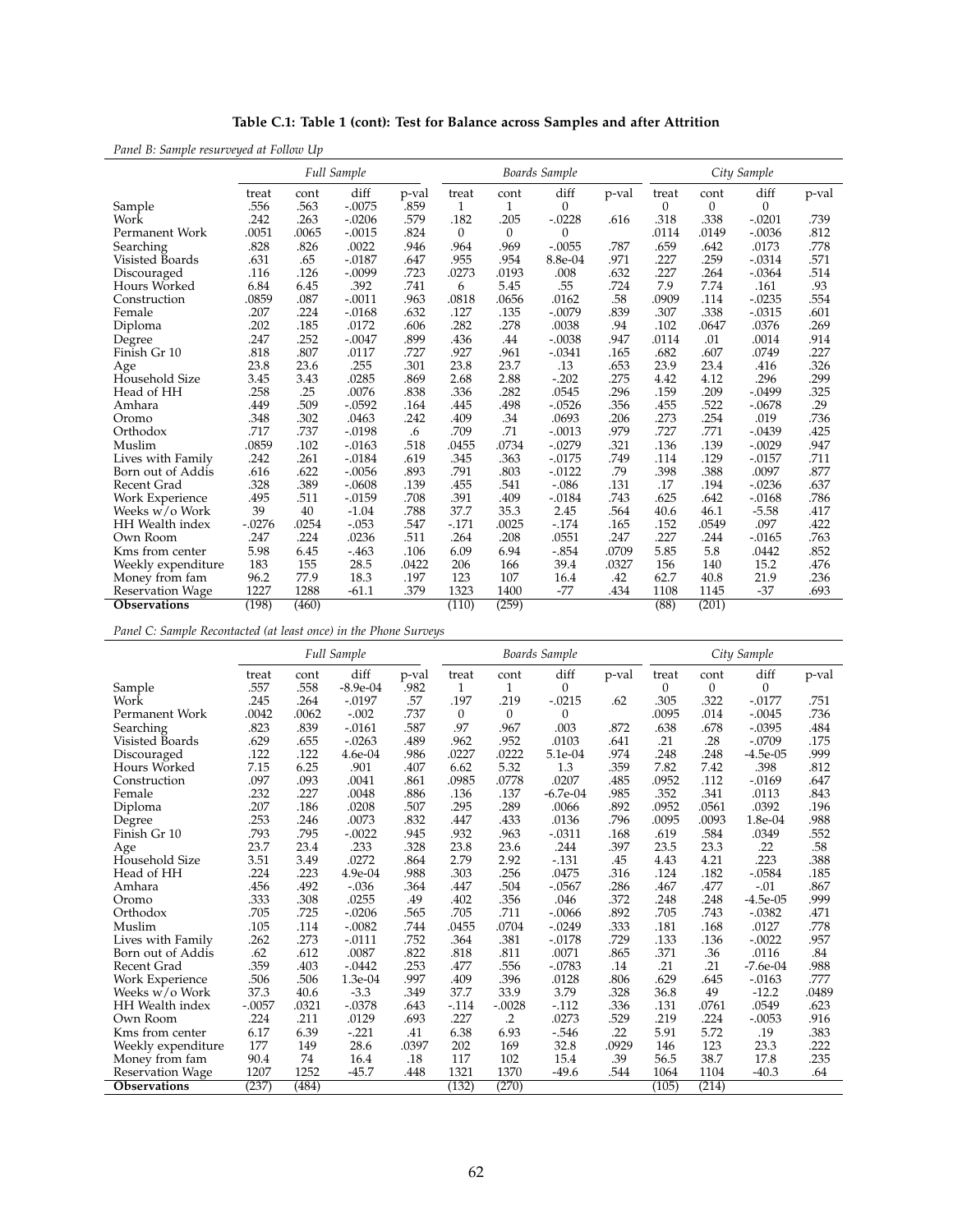**Table C.1: Table 1 (cont): Test for Balance across Samples and after Attrition**

*Panel B: Sample resurveyed at Follow Up*

| | Full Sample | | | | Boards Sample | | | | City Sample | | | |
|---|---|---|---|---|---|---|---|---|---|---|---|---|
| | treat | cont | diff | p-val | treat | cont | diff | p-val | treat | cont | diff | p-val |
| Sample | .556 | .563 | -.0075 | .859 | 1 | 1 | 0 | | 0 | 0 | 0 | |
| Work | .242 | .263 | -.0206 | .579 | .182 | .205 | -.0228 | .616 | .318 | .338 | -.0201 | .739 |
| Permanent Work | .0051 | .0065 | -.0015 | .824 | 0 | 0 | 0 | | .0114 | .0149 | -.0036 | .812 |
| Searching | .828 | .826 | .0022 | .946 | .964 | .969 | -.0055 | .787 | .659 | .642 | .0173 | .778 |
| Visisted Boards | .631 | .65 | -.0187 | .647 | .955 | .954 | 8.8e-04 | .971 | .227 | .259 | -.0314 | .571 |
| Discouraged | .116 | .126 | -.0099 | .723 | .0273 | .0193 | .008 | .632 | .227 | .264 | -.0364 | .514 |
| Hours Worked | 6.84 | 6.45 | .392 | .741 | 6 | 5.45 | .55 | .724 | 7.9 | 7.74 | .161 | .93 |
| Construction | .0859 | .087 | -.0011 | .963 | .0818 | .0656 | .0162 | .58 | .0909 | .114 | -.0235 | .554 |
| Female | .207 | .224 | -.0168 | .632 | .127 | .135 | -.0079 | .839 | .307 | .338 | -.0315 | .601 |
| Diploma | .202 | .185 | .0172 | .606 | .282 | .278 | .0038 | .94 | .102 | .0647 | .0376 | .269 |
| Degree | .247 | .252 | -.0047 | .899 | .436 | .44 | -.0038 | .947 | .0114 | .01 | .0014 | .914 |
| Finish Gr 10 | .818 | .807 | .0117 | .727 | .927 | .961 | -.0341 | .165 | .682 | .607 | .0749 | .227 |
| Age | 23.8 | 23.6 | .255 | .301 | 23.8 | 23.7 | .13 | .653 | 23.9 | 23.4 | .416 | .326 |
| Household Size | 3.45 | 3.43 | .0285 | .869 | 2.68 | 2.88 | -.202 | .275 | 4.42 | 4.12 | .296 | .299 |
| Head of HH | .258 | .25 | .0076 | .838 | .336 | .282 | .0545 | .296 | .159 | .209 | -.0499 | .325 |
| Amhara | .449 | .509 | -.0592 | .164 | .445 | .498 | -.0526 | .356 | .455 | .522 | -.0678 | .29 |
| Oromo | .348 | .302 | .0463 | .242 | .409 | .34 | .0693 | .206 | .273 | .254 | .019 | .736 |
| Orthodox | .717 | .737 | -.0198 | .6 | .709 | .71 | -.0013 | .979 | .727 | .771 | -.0439 | .425 |
| Muslim | .0859 | .102 | -.0163 | .518 | .0455 | .0734 | -.0279 | .321 | .136 | .139 | -.0029 | .947 |
| Lives with Family | .242 | .261 | -.0184 | .619 | .345 | .363 | -.0175 | .749 | .114 | .129 | -.0157 | .711 |
| Born out of Addis | .616 | .622 | -.0056 | .893 | .791 | .803 | -.0122 | .79 | .398 | .388 | .0097 | .877 |
| Recent Grad | .328 | .389 | -.0608 | .139 | .455 | .541 | -.086 | .131 | .17 | .194 | -.0236 | .637 |
| Work Experience | .495 | .511 | -.0159 | .708 | .391 | .409 | -.0184 | .743 | .625 | .642 | -.0168 | .786 |
| Weeks w/o Work | 39 | 40 | -1.04 | .788 | 37.7 | 35.3 | 2.45 | .564 | 40.6 | 46.1 | -5.58 | .417 |
| HH Wealth index | -.0276 | .0254 | -.053 | .547 | -.171 | .0025 | -.174 | .165 | .152 | .0549 | .097 | .422 |
| Own Room | .247 | .224 | .0236 | .511 | .264 | .208 | .0551 | .247 | .227 | .244 | -.0165 | .763 |
| Kms from center | 5.98 | 6.45 | -.463 | .106 | 6.09 | 6.94 | -.854 | .0709 | 5.85 | 5.8 | .0442 | .852 |
| Weekly expenditure | 183 | 155 | 28.5 | .0422 | 206 | 166 | 39.4 | .0327 | 156 | 140 | 15.2 | .476 |
| Money from fam | 96.2 | 77.9 | 18.3 | .197 | 123 | 107 | 16.4 | .42 | 62.7 | 40.8 | 21.9 | .236 |
| Reservation Wage | 1227 | 1288 | -61.1 | .379 | 1323 | 1400 | -77 | .434 | 1108 | 1145 | -37 | .693 |
| **Observations** | (198) | (460) | | | (110) | (259) | | | (88) | (201) | | |

*Panel C: Sample Recontacted (at least once) in the Phone Surveys*

| | Full Sample | | | | Boards Sample | | | | City Sample | | | |
|---|---|---|---|---|---|---|---|---|---|---|---|---|
| | treat | cont | diff | p-val | treat | cont | diff | p-val | treat | cont | diff | p-val |
| Sample | .557 | .558 | -8.9e-04 | .982 | 1 | 1 | 0 | | 0 | 0 | 0 | |
| Work | .245 | .264 | -.0197 | .57 | .197 | .219 | -.0215 | .62 | .305 | .322 | -.0177 | .751 |
| Permanent Work | .0042 | .0062 | -.002 | .737 | 0 | 0 | 0 | | .0095 | .014 | -.0045 | .736 |
| Searching | .823 | .839 | -.0161 | .587 | .97 | .967 | .003 | .872 | .638 | .678 | -.0395 | .484 |
| Visisted Boards | .629 | .655 | -.0263 | .489 | .962 | .952 | .0103 | .641 | .21 | .28 | -.0709 | .175 |
| Discouraged | .122 | .122 | 4.6e-04 | .986 | .0227 | .0222 | 5.1e-04 | .974 | .248 | .248 | -4.5e-05 | .999 |
| Hours Worked | 7.15 | 6.25 | .901 | .407 | 6.62 | 5.32 | 1.3 | .359 | 7.82 | 7.42 | .398 | .812 |
| Construction | .097 | .093 | .0041 | .861 | .0985 | .0778 | .0207 | .485 | .0952 | .112 | -.0169 | .647 |
| Female | .232 | .227 | .0048 | .886 | .136 | .137 | -6.7e-04 | .985 | .352 | .341 | .0113 | .843 |
| Diploma | .207 | .186 | .0208 | .507 | .295 | .289 | .0066 | .892 | .0952 | .0561 | .0392 | .196 |
| Degree | .253 | .246 | .0073 | .832 | .447 | .433 | .0136 | .796 | .0095 | .0093 | 1.8e-04 | .988 |
| Finish Gr 10 | .793 | .795 | -.0022 | .945 | .932 | .963 | -.0311 | .168 | .619 | .584 | .0349 | .552 |
| Age | 23.7 | 23.4 | .233 | .328 | 23.8 | 23.6 | .244 | .397 | 23.5 | 23.3 | .22 | .58 |
| Household Size | 3.51 | 3.49 | .0272 | .864 | 2.79 | 2.92 | -.131 | .45 | 4.43 | 4.21 | .223 | .388 |
| Head of HH | .224 | .223 | 4.9e-04 | .988 | .303 | .256 | .0475 | .316 | .124 | .182 | -.0584 | .185 |
| Amhara | .456 | .492 | -.036 | .364 | .447 | .504 | -.0567 | .286 | .467 | .477 | -.01 | .867 |
| Oromo | .333 | .308 | .0255 | .49 | .402 | .356 | .046 | .372 | .248 | .248 | -4.5e-05 | .999 |
| Orthodox | .705 | .725 | -.0206 | .565 | .705 | .711 | -.0066 | .892 | .705 | .743 | -.0382 | .471 |
| Muslim | .105 | .114 | -.0082 | .744 | .0455 | .0704 | -.0249 | .333 | .181 | .168 | .0127 | .778 |
| Lives with Family | .262 | .273 | -.0111 | .752 | .364 | .381 | -.0178 | .729 | .133 | .136 | -.0022 | .957 |
| Born out of Addis | .62 | .612 | .0087 | .822 | .818 | .811 | .0071 | .865 | .371 | .36 | .0116 | .84 |
| Recent Grad | .359 | .403 | -.0442 | .253 | .477 | .556 | -.0783 | .14 | .21 | .21 | -7.6e-04 | .988 |
| Work Experience | .506 | .506 | 1.3e-04 | .997 | .409 | .396 | .0128 | .806 | .629 | .645 | -.0163 | .777 |
| Weeks w/o Work | 37.3 | 40.6 | -3.3 | .349 | 37.7 | 33.9 | 3.79 | .328 | 36.8 | 49 | -12.2 | .0489 |
| HH Wealth index | -.0057 | .0321 | -.0378 | .643 | -.114 | -.0028 | -.112 | .336 | .131 | .0761 | .0549 | .623 |
| Own Room | .224 | .211 | .0129 | .693 | .227 | .2 | .0273 | .529 | .219 | .224 | -.0053 | .916 |
| Kms from center | 6.17 | 6.39 | -.221 | .41 | 6.38 | 6.93 | -.546 | .22 | 5.91 | 5.72 | .19 | .383 |
| Weekly expenditure | 177 | 149 | 28.6 | .0397 | 202 | 169 | 32.8 | .0929 | 146 | 123 | 23.3 | .222 |
| Money from fam | 90.4 | 74 | 16.4 | .18 | 117 | 102 | 15.4 | .39 | 56.5 | 38.7 | 17.8 | .235 |
| Reservation Wage | 1207 | 1252 | -45.7 | .448 | 1321 | 1370 | -49.6 | .544 | 1064 | 1104 | -40.3 | .64 |
| **Observations** | (237) | (484) | | | (132) | (270) | | | (105) | (214) | | |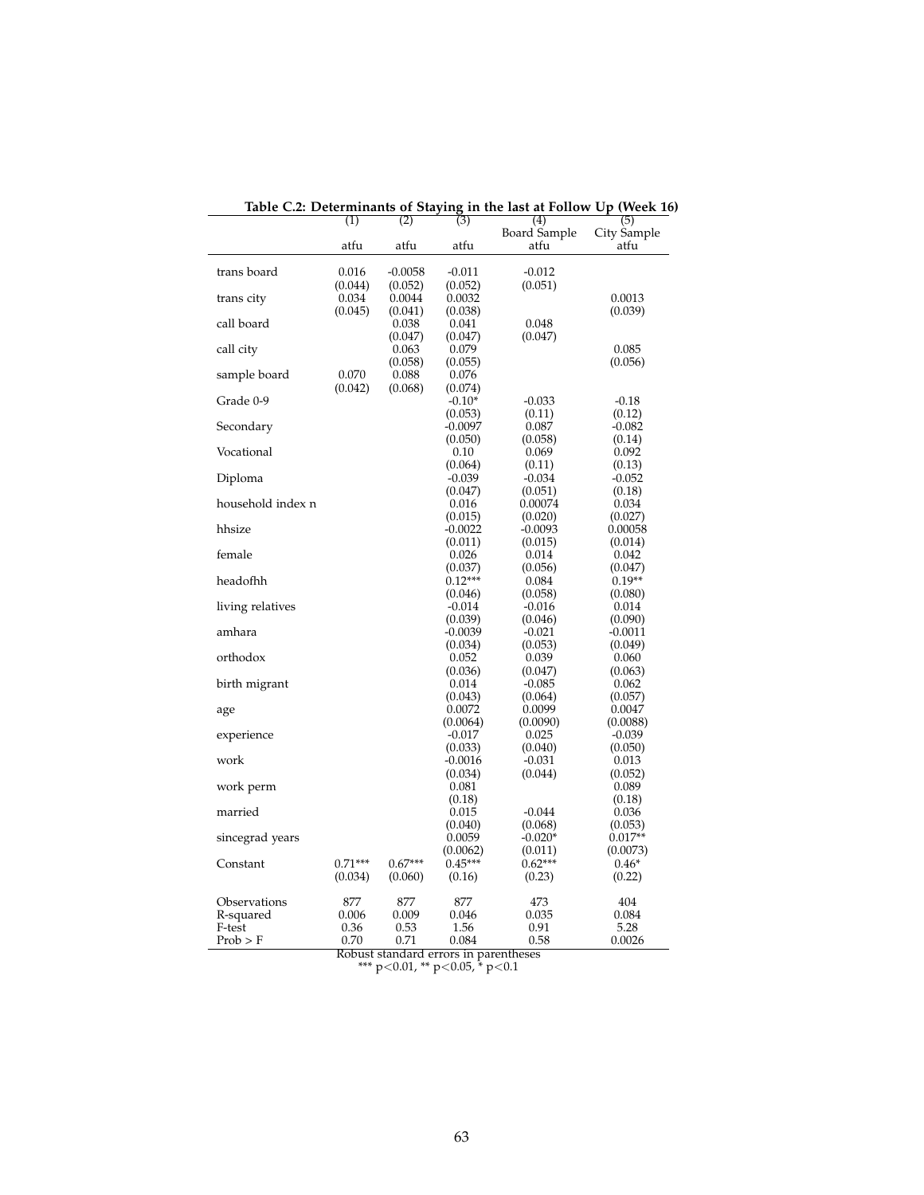**Table C.2: Determinants of Staying in the last at Follow Up (Week 16)**

| | (1) | (2) | (3) | (4) | (5) |
|---|---|---|---|---|---|
| | | | | Board Sample | City Sample |
| | atfu | atfu | atfu | atfu | atfu |
| trans board | 0.016 | -0.0058 | -0.011 | -0.012 | |
| | (0.044) | (0.052) | (0.052) | (0.051) | |
| trans city | 0.034 | 0.0044 | 0.0032 | | 0.0013 |
| | (0.045) | (0.041) | (0.038) | | (0.039) |
| call board | | 0.038 | 0.041 | 0.048 | |
| | | (0.047) | (0.047) | (0.047) | |
| call city | | 0.063 | 0.079 | | 0.085 |
| | | (0.058) | (0.055) | | (0.056) |
| sample board | 0.070 | 0.088 | 0.076 | | |
| | (0.042) | (0.068) | (0.074) | | |
| Grade 0-9 | | | -0.10* | -0.033 | -0.18 |
| | | | (0.053) | (0.11) | (0.12) |
| Secondary | | | -0.0097 | 0.087 | -0.082 |
| | | | (0.050) | (0.058) | (0.14) |
| Vocational | | | 0.10 | 0.069 | 0.092 |
| | | | (0.064) | (0.11) | (0.13) |
| Diploma | | | -0.039 | -0.034 | -0.052 |
| | | | (0.047) | (0.051) | (0.18) |
| household index n | | | 0.016 | 0.00074 | 0.034 |
| | | | (0.015) | (0.020) | (0.027) |
| hhsize | | | -0.0022 | -0.0093 | 0.00058 |
| | | | (0.011) | (0.015) | (0.014) |
| female | | | 0.026 | 0.014 | 0.042 |
| | | | (0.037) | (0.056) | (0.047) |
| headofhh | | | 0.12*** | 0.084 | 0.19** |
| | | | (0.046) | (0.058) | (0.080) |
| living relatives | | | -0.014 | -0.016 | 0.014 |
| | | | (0.039) | (0.046) | (0.090) |
| amhara | | | -0.0039 | -0.021 | -0.0011 |
| | | | (0.034) | (0.053) | (0.049) |
| orthodox | | | 0.052 | 0.039 | 0.060 |
| | | | (0.036) | (0.047) | (0.063) |
| birth migrant | | | 0.014 | -0.085 | 0.062 |
| | | | (0.043) | (0.064) | (0.057) |
| age | | | 0.0072 | 0.0099 | 0.0047 |
| | | | (0.0064) | (0.0090) | (0.0088) |
| experience | | | -0.017 | 0.025 | -0.039 |
| | | | (0.033) | (0.040) | (0.050) |
| work | | | -0.0016 | -0.031 | 0.013 |
| | | | (0.034) | (0.044) | (0.052) |
| work perm | | | 0.081 | | 0.089 |
| | | | (0.18) | | (0.18) |
| married | | | 0.015 | -0.044 | 0.036 |
| | | | (0.040) | (0.068) | (0.053) |
| sincegrad years | | | 0.0059 | -0.020* | 0.017** |
| | | | (0.0062) | (0.011) | (0.0073) |
| Constant | 0.71*** | 0.67*** | 0.45*** | 0.62*** | 0.46* |
| | (0.034) | (0.060) | (0.16) | (0.23) | (0.22) |
| Observations | 877 | 877 | 877 | 473 | 404 |
| R-squared | 0.006 | 0.009 | 0.046 | 0.035 | 0.084 |
| F-test | 0.36 | 0.53 | 1.56 | 0.91 | 5.28 |
| Prob > F | 0.70 | 0.71 | 0.084 | 0.58 | 0.0026 |

Robust standard errors in parentheses
*** p<0.01, ** p<0.05, * p<0.1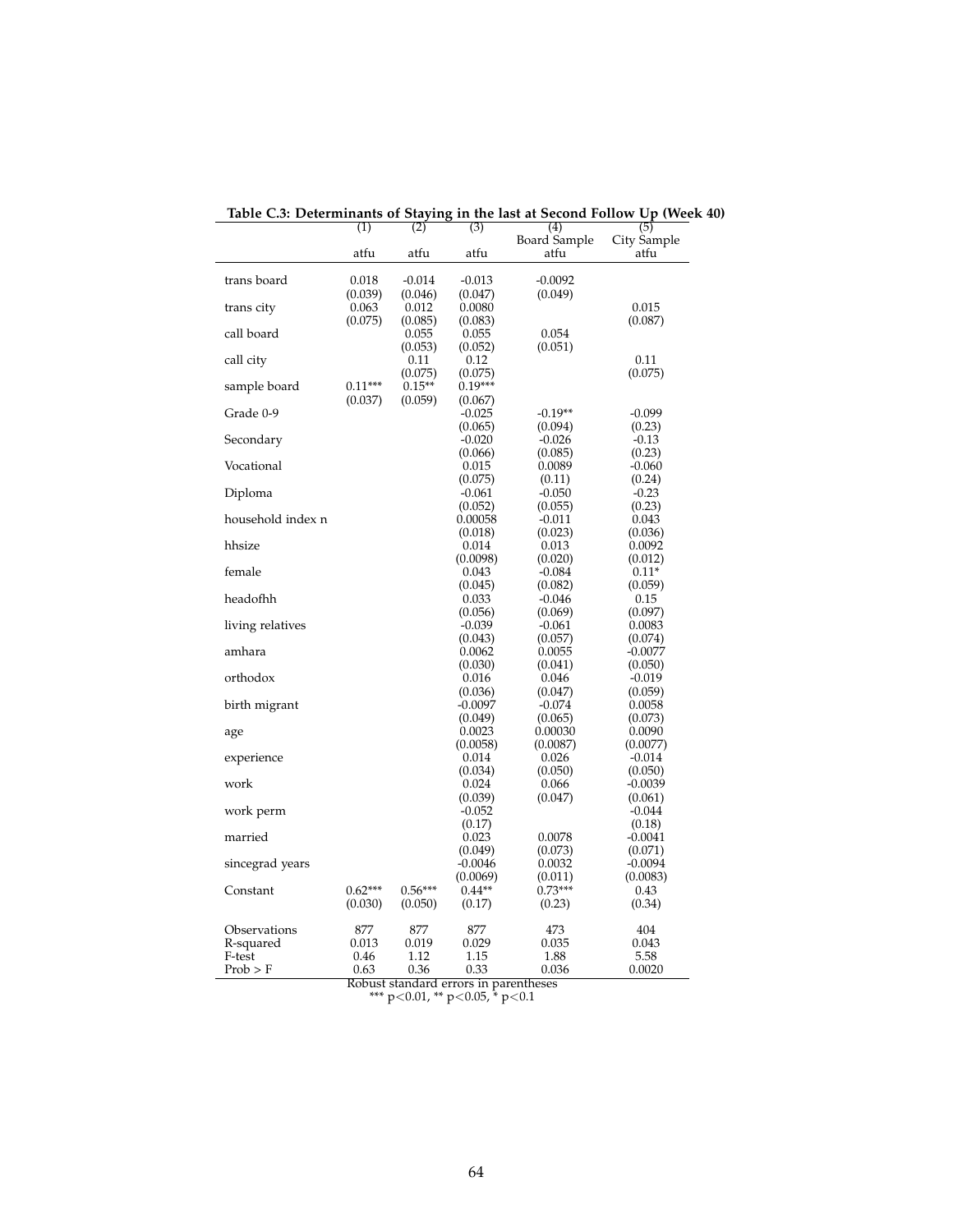**Table C.3: Determinants of Staying in the last at Second Follow Up (Week 40)**

| | (1) | (2) | (3) | (4) | (5) |
|---|---|---|---|---|---|
| | | | | Board Sample | City Sample |
| | atfu | atfu | atfu | atfu | atfu |
| trans board | 0.018 | -0.014 | -0.013 | -0.0092 | |
| | (0.039) | (0.046) | (0.047) | (0.049) | |
| trans city | 0.063 | 0.012 | 0.0080 | | 0.015 |
| | (0.075) | (0.085) | (0.083) | | (0.087) |
| call board | | 0.055 | 0.055 | 0.054 | |
| | | (0.053) | (0.052) | (0.051) | |
| call city | | 0.11 | 0.12 | | 0.11 |
| | | (0.075) | (0.075) | | (0.075) |
| sample board | 0.11*** | 0.15** | 0.19*** | | |
| | (0.037) | (0.059) | (0.067) | | |
| Grade 0-9 | | | -0.025 | -0.19** | -0.099 |
| | | | (0.065) | (0.094) | (0.23) |
| Secondary | | | -0.020 | -0.026 | -0.13 |
| | | | (0.066) | (0.085) | (0.23) |
| Vocational | | | 0.015 | 0.0089 | -0.060 |
| | | | (0.075) | (0.11) | (0.24) |
| Diploma | | | -0.061 | -0.050 | -0.23 |
| | | | (0.052) | (0.055) | (0.23) |
| household index n | | | 0.00058 | -0.011 | 0.043 |
| | | | (0.018) | (0.023) | (0.036) |
| hhsize | | | 0.014 | 0.013 | 0.0092 |
| | | | (0.0098) | (0.020) | (0.012) |
| female | | | 0.043 | -0.084 | 0.11* |
| | | | (0.045) | (0.082) | (0.059) |
| headofhh | | | 0.033 | -0.046 | 0.15 |
| | | | (0.056) | (0.069) | (0.097) |
| living relatives | | | -0.039 | -0.061 | 0.0083 |
| | | | (0.043) | (0.057) | (0.074) |
| amhara | | | 0.0062 | 0.0055 | -0.0077 |
| | | | (0.030) | (0.041) | (0.050) |
| orthodox | | | 0.016 | 0.046 | -0.019 |
| | | | (0.036) | (0.047) | (0.059) |
| birth migrant | | | -0.0097 | -0.074 | 0.0058 |
| | | | (0.049) | (0.065) | (0.073) |
| age | | | 0.0023 | 0.00030 | 0.0090 |
| | | | (0.0058) | (0.0087) | (0.0077) |
| experience | | | 0.014 | 0.026 | -0.014 |
| | | | (0.034) | (0.050) | (0.050) |
| work | | | 0.024 | 0.066 | -0.0039 |
| | | | (0.039) | (0.047) | (0.061) |
| work perm | | | -0.052 | | -0.044 |
| | | | (0.17) | | (0.18) |
| married | | | 0.023 | 0.0078 | -0.0041 |
| | | | (0.049) | (0.073) | (0.071) |
| sincegrad years | | | -0.0046 | 0.0032 | -0.0094 |
| | | | (0.0069) | (0.011) | (0.0083) |
| Constant | 0.62*** | 0.56*** | 0.44** | 0.73*** | 0.43 |
| | (0.030) | (0.050) | (0.17) | (0.23) | (0.34) |
| Observations | 877 | 877 | 877 | 473 | 404 |
| R-squared | 0.013 | 0.019 | 0.029 | 0.035 | 0.043 |
| F-test | 0.46 | 1.12 | 1.15 | 1.88 | 5.58 |
| Prob > F | 0.63 | 0.36 | 0.33 | 0.036 | 0.0020 |

Robust standard errors in parentheses
*** $p<0.01$, ** $p<0.05$, * $p<0.1$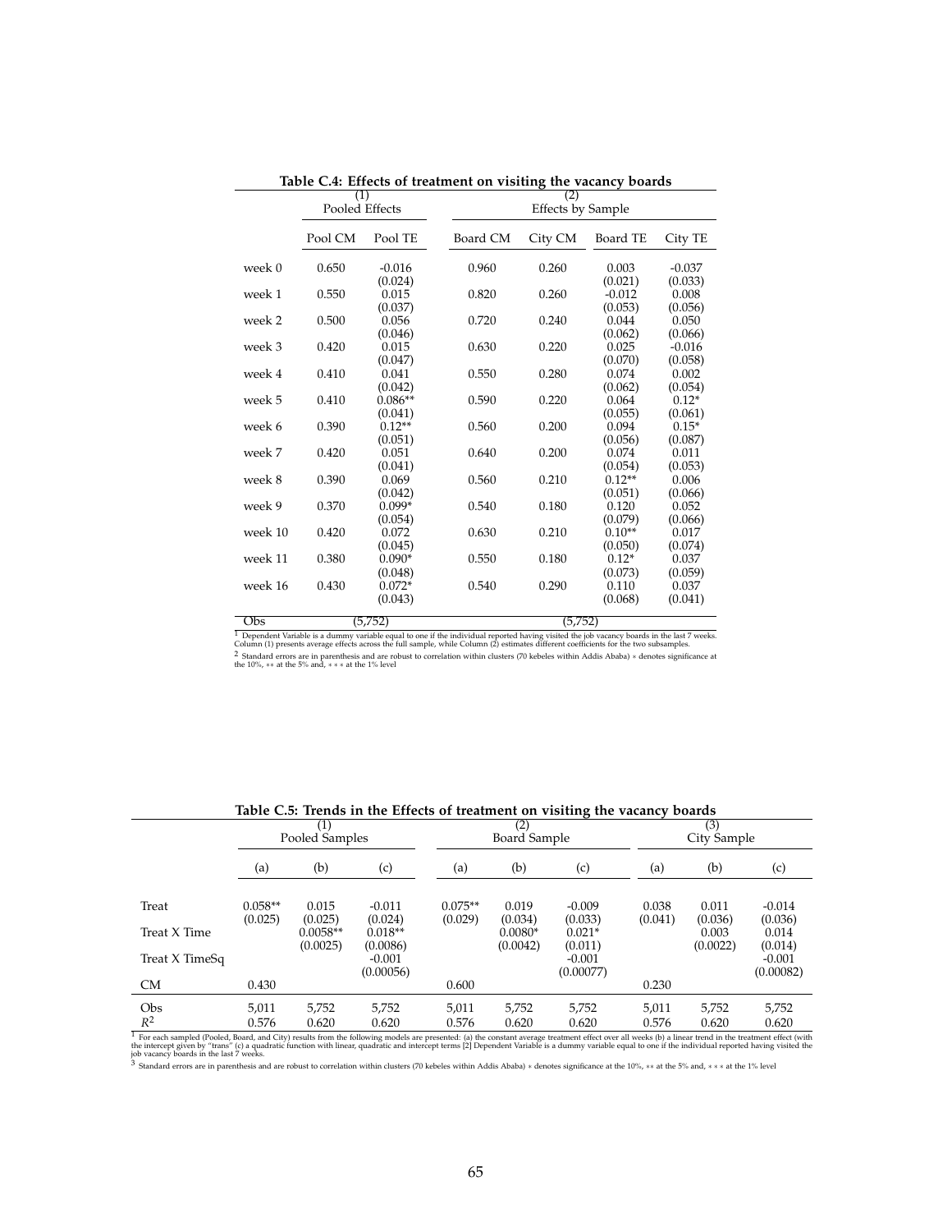**Table C.4: Effects of treatment on visiting the vacancy boards**

| | (1) Pooled Effects | | (2) Effects by Sample | | | |
|---|---|---|---|---|---|---|
| | Pool CM | Pool TE | Board CM | City CM | Board TE | City TE |
| week 0 | 0.650 | -0.016 | 0.960 | 0.260 | 0.003 | -0.037 |
| | | (0.024) | | | (0.021) | (0.033) |
| week 1 | 0.550 | 0.015 | 0.820 | 0.260 | -0.012 | 0.008 |
| | | (0.037) | | | (0.053) | (0.056) |
| week 2 | 0.500 | 0.056 | 0.720 | 0.240 | 0.044 | 0.050 |
| | | (0.046) | | | (0.062) | (0.066) |
| week 3 | 0.420 | 0.015 | 0.630 | 0.220 | 0.025 | -0.016 |
| | | (0.047) | | | (0.070) | (0.058) |
| week 4 | 0.410 | 0.041 | 0.550 | 0.280 | 0.074 | 0.002 |
| | | (0.042) | | | (0.062) | (0.054) |
| week 5 | 0.410 | 0.086** | 0.590 | 0.220 | 0.064 | 0.12* |
| | | (0.041) | | | (0.055) | (0.061) |
| week 6 | 0.390 | 0.12** | 0.560 | 0.200 | 0.094 | 0.15* |
| | | (0.051) | | | (0.056) | (0.087) |
| week 7 | 0.420 | 0.051 | 0.640 | 0.200 | 0.074 | 0.011 |
| | | (0.041) | | | (0.054) | (0.053) |
| week 8 | 0.390 | 0.069 | 0.560 | 0.210 | 0.12** | 0.006 |
| | | (0.042) | | | (0.051) | (0.066) |
| week 9 | 0.370 | 0.099* | 0.540 | 0.180 | 0.120 | 0.052 |
| | | (0.054) | | | (0.079) | (0.066) |
| week 10 | 0.420 | 0.072 | 0.630 | 0.210 | 0.10** | 0.017 |
| | | (0.045) | | | (0.050) | (0.074) |
| week 11 | 0.380 | 0.090* | 0.550 | 0.180 | 0.12* | 0.037 |
| | | (0.048) | | | (0.073) | (0.059) |
| week 16 | 0.430 | 0.072* | 0.540 | 0.290 | 0.110 | 0.037 |
| | | (0.043) | | | (0.068) | (0.041) |
| Obs | (5,752) | | (5,752) | | | |

[1] Dependent Variable is a dummy variable equal to one if the individual reported having visited the job vacancy boards in the last 7 weeks. Column (1) presents average effects across the full sample, while Column (2) estimates different coefficients for the two subsamples.
[2] Standard errors are in parenthesis and are robust to correlation within clusters (70 kebeles within Addis Ababa) * denotes significance at the 10%, ** at the 5% and, *** at the 1% level

**Table C.5: Trends in the Effects of treatment on visiting the vacancy boards**

| | (1) Pooled Samples | | | (2) Board Sample | | | (3) City Sample | | |
|---|---|---|---|---|---|---|---|---|---|
| | (a) | (b) | (c) | (a) | (b) | (c) | (a) | (b) | (c) |
| Treat | 0.058** | 0.015 | -0.011 | 0.075** | 0.019 | -0.009 | 0.038 | 0.011 | -0.014 |
| | (0.025) | (0.025) | (0.024) | (0.029) | (0.034) | (0.033) | (0.041) | (0.036) | (0.036) |
| Treat X Time | | 0.0058** | 0.018** | | 0.0080* | 0.021* | | 0.003 | 0.014 |
| | | (0.0025) | (0.0086) | | (0.0042) | (0.011) | | (0.0022) | (0.014) |
| Treat X TimeSq | | | -0.001 | | | -0.001 | | | -0.001 |
| | | | (0.00056) | | | (0.00077) | | | (0.00082) |
| CM | 0.430 | | | 0.600 | | | 0.230 | | |
| Obs | 5,011 | 5,752 | 5,752 | 5,011 | 5,752 | 5,752 | 5,011 | 5,752 | 5,752 |
| $R^2$ | 0.576 | 0.620 | 0.620 | 0.576 | 0.620 | 0.620 | 0.576 | 0.620 | 0.620 |

[1] For each sampled (Pooled, Board, and City) results from the following models are presented: (a) the constant average treatment effect over all weeks (b) a linear trend in the treatment effect (with the intercept given by "trans" (c) a quadratic function with linear, quadratic and intercept terms [2] Dependent Variable is a dummy variable equal to one if the individual reported having visited the job vacancy boards in the last 7 weeks.
[3] Standard errors are in parenthesis and are robust to correlation within clusters (70 kebeles within Addis Ababa) * denotes significance at the 10%, ** at the 5% and, *** at the 1% level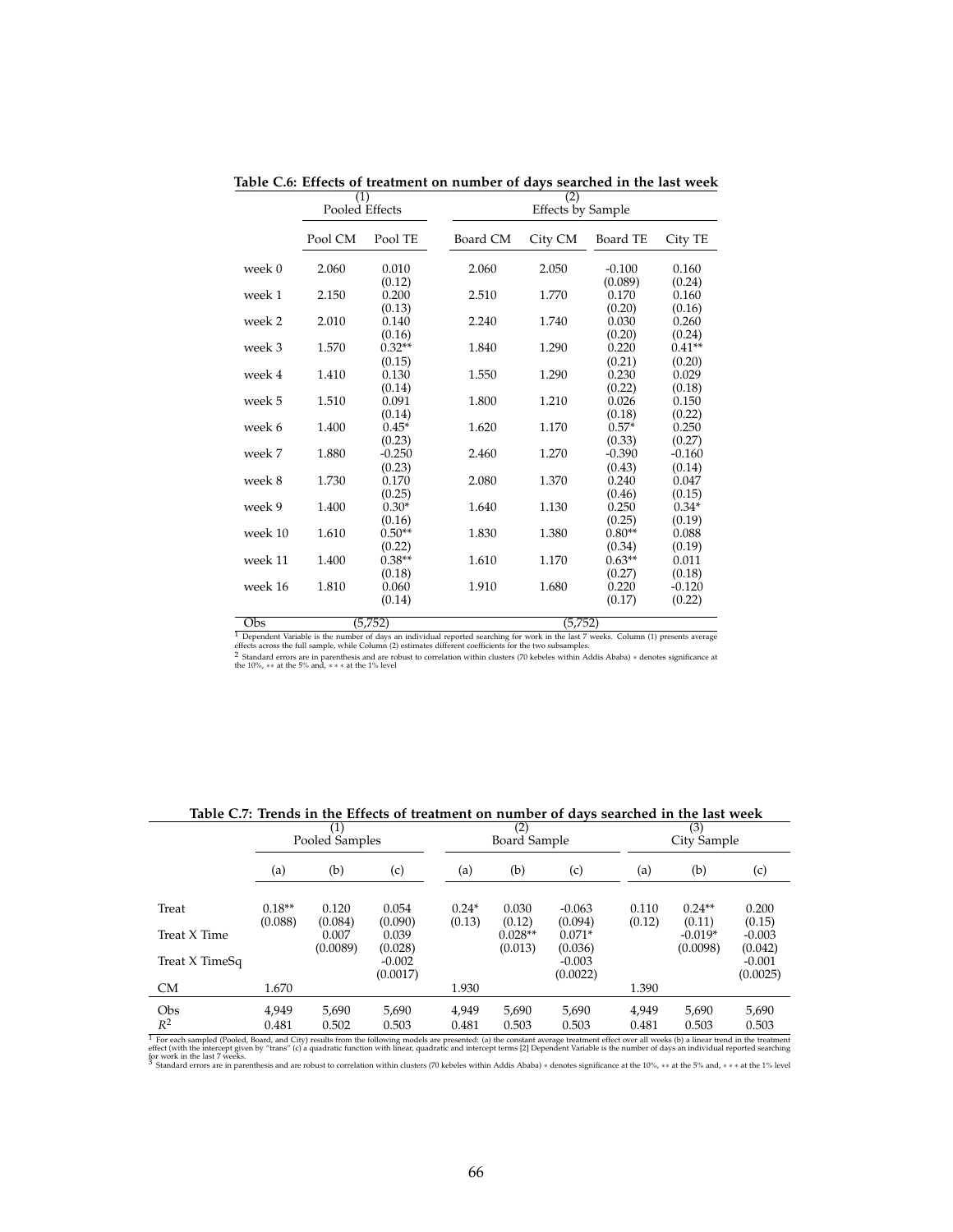**Table C.6: Effects of treatment on number of days searched in the last week**

| | (1) Pooled Effects | | (2) Effects by Sample | | | |
|---|---|---|---|---|---|---|
| | Pool CM | Pool TE | Board CM | City CM | Board TE | City TE |
| week 0 | 2.060 | 0.010 | 2.060 | 2.050 | -0.100 | 0.160 |
| | | (0.12) | | | (0.089) | (0.24) |
| week 1 | 2.150 | 0.200 | 2.510 | 1.770 | 0.170 | 0.160 |
| | | (0.13) | | | (0.20) | (0.16) |
| week 2 | 2.010 | 0.140 | 2.240 | 1.740 | 0.030 | 0.260 |
| | | (0.16) | | | (0.20) | (0.24) |
| week 3 | 1.570 | 0.32** | 1.840 | 1.290 | 0.220 | 0.41** |
| | | (0.15) | | | (0.21) | (0.20) |
| week 4 | 1.410 | 0.130 | 1.550 | 1.290 | 0.230 | 0.029 |
| | | (0.14) | | | (0.22) | (0.18) |
| week 5 | 1.510 | 0.091 | 1.800 | 1.210 | 0.026 | 0.150 |
| | | (0.14) | | | (0.18) | (0.22) |
| week 6 | 1.400 | 0.45* | 1.620 | 1.170 | 0.57* | 0.250 |
| | | (0.23) | | | (0.33) | (0.27) |
| week 7 | 1.880 | -0.250 | 2.460 | 1.270 | -0.390 | -0.160 |
| | | (0.23) | | | (0.43) | (0.14) |
| week 8 | 1.730 | 0.170 | 2.080 | 1.370 | 0.240 | 0.047 |
| | | (0.25) | | | (0.46) | (0.15) |
| week 9 | 1.400 | 0.30* | 1.640 | 1.130 | 0.250 | 0.34* |
| | | (0.16) | | | (0.25) | (0.19) |
| week 10 | 1.610 | 0.50** | 1.830 | 1.380 | 0.80** | 0.088 |
| | | (0.22) | | | (0.34) | (0.19) |
| week 11 | 1.400 | 0.38** | 1.610 | 1.170 | 0.63** | 0.011 |
| | | (0.18) | | | (0.27) | (0.18) |
| week 16 | 1.810 | 0.060 | 1.910 | 1.680 | 0.220 | -0.120 |
| | | (0.14) | | | (0.17) | (0.22) |
| Obs | (5,752) | | (5,752) | | | |

[1] Dependent Variable is the number of days an individual reported searching for work in the last 7 weeks. Column (1) presents average effects across the full sample, while Column (2) estimates different coefficients for the two subsamples.
[2] Standard errors are in parenthesis and are robust to correlation within clusters (70 kebeles within Addis Ababa) * denotes significance at the 10%, ** at the 5% and, *** at the 1% level

**Table C.7: Trends in the Effects of treatment on number of days searched in the last week**

| | (1) Pooled Samples | | | (2) Board Sample | | | (3) City Sample | | |
|---|---|---|---|---|---|---|---|---|---|
| | (a) | (b) | (c) | (a) | (b) | (c) | (a) | (b) | (c) |
| Treat | 0.18** | 0.120 | 0.054 | 0.24* | 0.030 | -0.063 | 0.110 | 0.24** | 0.200 |
| | (0.088) | (0.084) | (0.090) | (0.13) | (0.12) | (0.094) | (0.12) | (0.11) | (0.15) |
| Treat X Time | | 0.007 | 0.039 | | 0.028** | 0.071* | | -0.019* | -0.003 |
| | | (0.0089) | (0.028) | | (0.013) | (0.036) | | (0.0098) | (0.042) |
| Treat X TimeSq | | | -0.002 | | | -0.003 | | | -0.001 |
| | | | (0.0017) | | | (0.0022) | | | (0.0025) |
| CM | 1.670 | | | 1.930 | | | 1.390 | | |
| Obs | 4,949 | 5,690 | 5,690 | 4,949 | 5,690 | 5,690 | 4,949 | 5,690 | 5,690 |
| $R^2$ | 0.481 | 0.502 | 0.503 | 0.481 | 0.503 | 0.503 | 0.481 | 0.503 | 0.503 |

[1] For each sampled (Pooled, Board, and City) results from the following models are presented: (a) the constant average treatment effect over all weeks (b) a linear trend in the treatment effect (with the intercept given by "trans" (c) a quadratic function with linear, quadratic and intercept terms [2] Dependent Variable is the number of days an individual reported searching for work in the last 7 weeks.
[3] Standard errors are in parenthesis and are robust to correlation within clusters (70 kebeles within Addis Ababa) * denotes significance at the 10%, ** at the 5% and, *** at the 1% level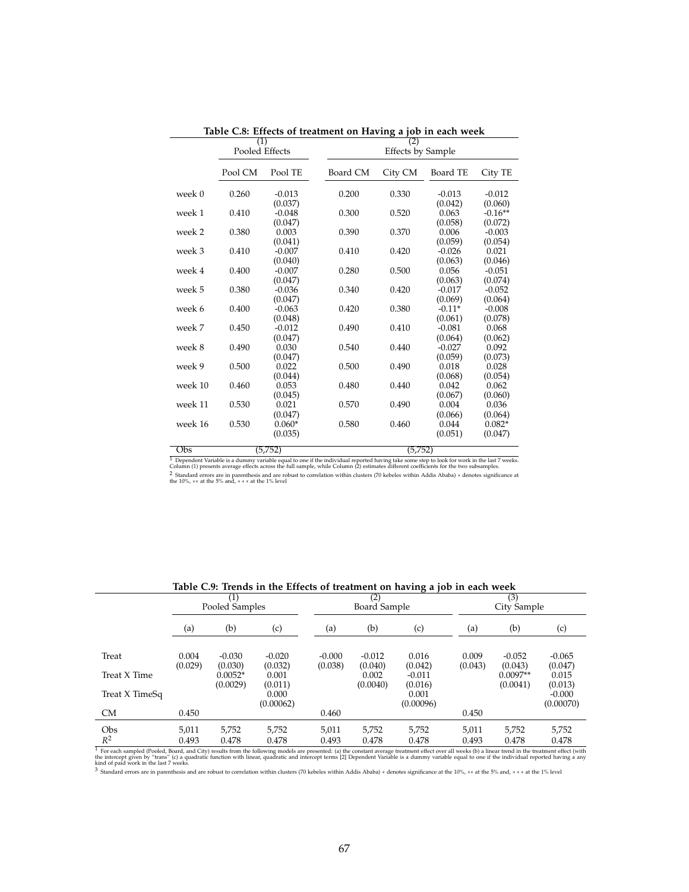**Table C.8: Effects of treatment on Having a job in each week**

| | (1) Pooled Effects | | (2) Effects by Sample | | | |
|---|---|---|---|---|---|---|
| | Pool CM | Pool TE | Board CM | City CM | Board TE | City TE |
| week 0 | 0.260 | -0.013 | 0.200 | 0.330 | -0.013 | -0.012 |
| | | (0.037) | | | (0.042) | (0.060) |
| week 1 | 0.410 | -0.048 | 0.300 | 0.520 | 0.063 | -0.16** |
| | | (0.047) | | | (0.058) | (0.072) |
| week 2 | 0.380 | 0.003 | 0.390 | 0.370 | 0.006 | -0.003 |
| | | (0.041) | | | (0.059) | (0.054) |
| week 3 | 0.410 | -0.007 | 0.410 | 0.420 | -0.026 | 0.021 |
| | | (0.040) | | | (0.063) | (0.046) |
| week 4 | 0.400 | -0.007 | 0.280 | 0.500 | 0.056 | -0.051 |
| | | (0.047) | | | (0.063) | (0.074) |
| week 5 | 0.380 | -0.036 | 0.340 | 0.420 | -0.017 | -0.052 |
| | | (0.047) | | | (0.069) | (0.064) |
| week 6 | 0.400 | -0.063 | 0.420 | 0.380 | -0.11* | -0.008 |
| | | (0.048) | | | (0.061) | (0.078) |
| week 7 | 0.450 | -0.012 | 0.490 | 0.410 | -0.081 | 0.068 |
| | | (0.047) | | | (0.064) | (0.062) |
| week 8 | 0.490 | 0.030 | 0.540 | 0.440 | -0.027 | 0.092 |
| | | (0.047) | | | (0.059) | (0.073) |
| week 9 | 0.500 | 0.022 | 0.500 | 0.490 | 0.018 | 0.028 |
| | | (0.044) | | | (0.068) | (0.054) |
| week 10 | 0.460 | 0.053 | 0.480 | 0.440 | 0.042 | 0.062 |
| | | (0.045) | | | (0.067) | (0.060) |
| week 11 | 0.530 | 0.021 | 0.570 | 0.490 | 0.004 | 0.036 |
| | | (0.047) | | | (0.066) | (0.064) |
| week 16 | 0.530 | 0.060* | 0.580 | 0.460 | 0.044 | 0.082* |
| | | (0.035) | | | (0.051) | (0.047) |
| Obs | (5,752) | | (5,752) | | | |

[1] Dependent Variable is a dummy variable equal to one if the individual reported having take some step to look for work in the last 7 weeks. Column (1) presents average effects across the full sample, while Column (2) estimates different coefficients for the two subsamples.

[2] Standard errors are in parenthesis and are robust to correlation within clusters (70 kebeles within Addis Ababa) * denotes significance at the 10%, ** at the 5% and, *** at the 1% level

**Table C.9: Trends in the Effects of treatment on having a job in each week**

| | (1) Pooled Samples | | | (2) Board Sample | | | (3) City Sample | | |
|---|---|---|---|---|---|---|---|---|---|
| | (a) | (b) | (c) | (a) | (b) | (c) | (a) | (b) | (c) |
| Treat | 0.004 | -0.030 | -0.020 | -0.000 | -0.012 | 0.016 | 0.009 | -0.052 | -0.065 |
| | (0.029) | (0.030) | (0.032) | (0.038) | (0.040) | (0.042) | (0.043) | (0.043) | (0.047) |
| Treat X Time | | 0.0052* | 0.001 | | 0.002 | -0.011 | | 0.0097** | 0.015 |
| | | (0.0029) | (0.011) | | (0.0040) | (0.016) | | (0.0041) | (0.013) |
| Treat X TimeSq | | | 0.000 | | | 0.001 | | | -0.000 |
| | | | (0.00062) | | | (0.00096) | | | (0.00070) |
| CM | 0.450 | | | 0.460 | | | 0.450 | | |
| Obs | 5,011 | 5,752 | 5,752 | 5,011 | 5,752 | 5,752 | 5,011 | 5,752 | 5,752 |
| $R^2$ | 0.493 | 0.478 | 0.478 | 0.493 | 0.478 | 0.478 | 0.493 | 0.478 | 0.478 |

[1] For each sampled (Pooled, Board, and City) results from the following models are presented: (a) the constant average treatment effect over all weeks (b) a linear trend in the treatment effect (with the intercept given by "trans" (c) a quadratic function with linear, quadratic and intercept terms [2] Dependent Variable is a dummy variable equal to one if the individual reported having a any kind of paid work in the last 7 weeks.

[3] Standard errors are in parenthesis and are robust to correlation within clusters (70 kebeles within Addis Ababa) * denotes significance at the 10%, ** at the 5% and, *** at the 1% level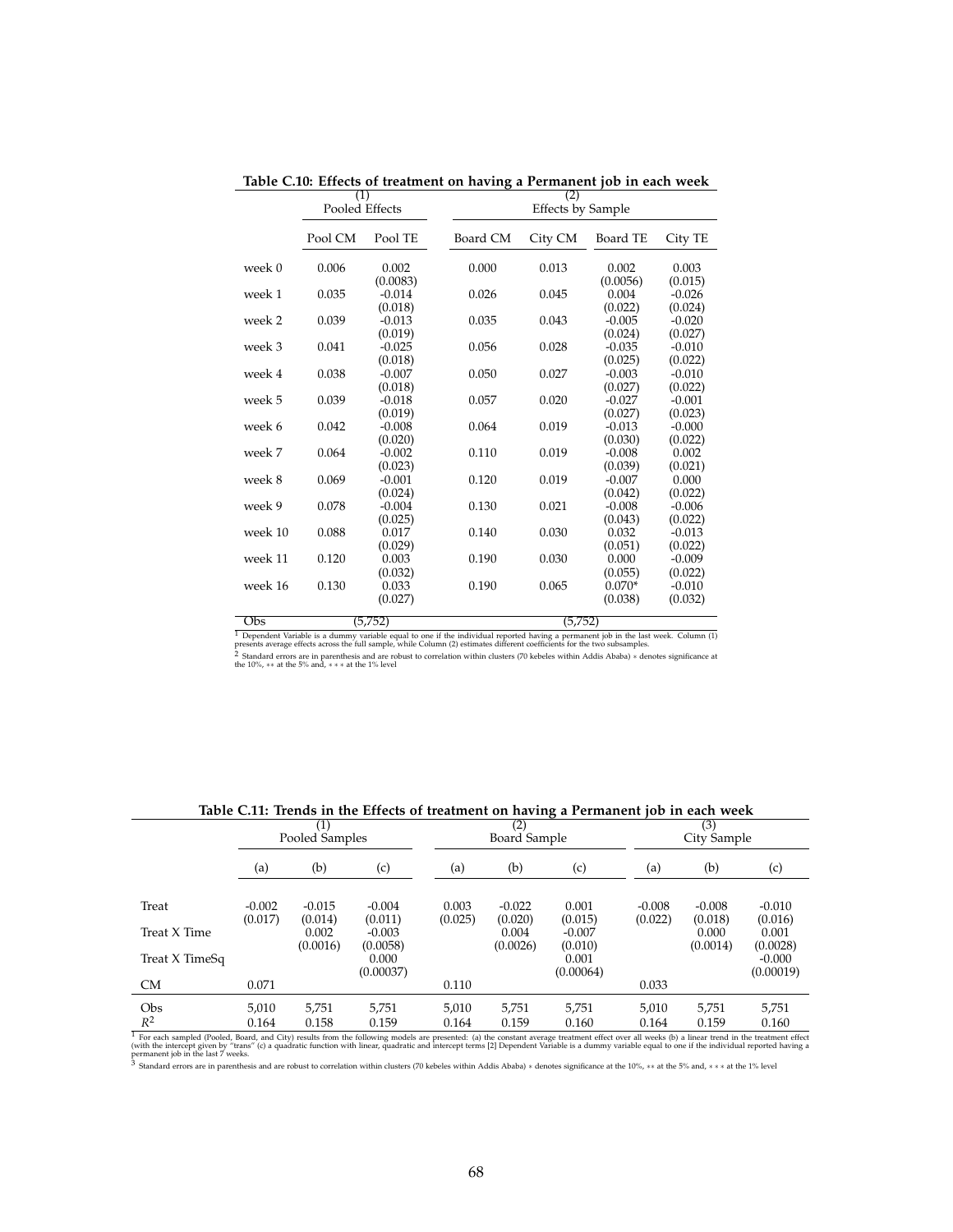**Table C.10: Effects of treatment on having a Permanent job in each week**

| | (1) Pooled Effects | | (2) Effects by Sample | | | |
|---|---|---|---|---|---|---|
| | Pool CM | Pool TE | Board CM | City CM | Board TE | City TE |
| week 0 | 0.006 | 0.002 | 0.000 | 0.013 | 0.002 | 0.003 |
| | | (0.0083) | | | (0.0056) | (0.015) |
| week 1 | 0.035 | -0.014 | 0.026 | 0.045 | 0.004 | -0.026 |
| | | (0.018) | | | (0.022) | (0.024) |
| week 2 | 0.039 | -0.013 | 0.035 | 0.043 | -0.005 | -0.020 |
| | | (0.019) | | | (0.024) | (0.027) |
| week 3 | 0.041 | -0.025 | 0.056 | 0.028 | -0.035 | -0.010 |
| | | (0.018) | | | (0.025) | (0.022) |
| week 4 | 0.038 | -0.007 | 0.050 | 0.027 | -0.003 | -0.010 |
| | | (0.018) | | | (0.027) | (0.022) |
| week 5 | 0.039 | -0.018 | 0.057 | 0.020 | -0.027 | -0.001 |
| | | (0.019) | | | (0.027) | (0.023) |
| week 6 | 0.042 | -0.008 | 0.064 | 0.019 | -0.013 | -0.000 |
| | | (0.020) | | | (0.030) | (0.022) |
| week 7 | 0.064 | -0.002 | 0.110 | 0.019 | -0.008 | 0.002 |
| | | (0.023) | | | (0.039) | (0.021) |
| week 8 | 0.069 | -0.001 | 0.120 | 0.019 | -0.007 | 0.000 |
| | | (0.024) | | | (0.042) | (0.022) |
| week 9 | 0.078 | -0.004 | 0.130 | 0.021 | -0.008 | -0.006 |
| | | (0.025) | | | (0.043) | (0.022) |
| week 10 | 0.088 | 0.017 | 0.140 | 0.030 | 0.032 | -0.013 |
| | | (0.029) | | | (0.051) | (0.022) |
| week 11 | 0.120 | 0.003 | 0.190 | 0.030 | 0.000 | -0.009 |
| | | (0.032) | | | (0.055) | (0.022) |
| week 16 | 0.130 | 0.033 | 0.190 | 0.065 | 0.070* | -0.010 |
| | | (0.027) | | | (0.038) | (0.032) |
| Obs | (5,752) | | (5,752) | | | |

[1] Dependent Variable is a dummy variable equal to one if the individual reported having a permanent job in the last week. Column (1) presents average effects across the full sample, while Column (2) estimates different coefficients for the two subsamples.
[2] Standard errors are in parenthesis and are robust to correlation within clusters (70 kebeles within Addis Ababa) * denotes significance at the 10%, ** at the 5% and, *** at the 1% level

**Table C.11: Trends in the Effects of treatment on having a Permanent job in each week**

| | (1) Pooled Samples | | | (2) Board Sample | | | (3) City Sample | | |
|---|---|---|---|---|---|---|---|---|---|
| | (a) | (b) | (c) | (a) | (b) | (c) | (a) | (b) | (c) |
| Treat | -0.002 | -0.015 | -0.004 | 0.003 | -0.022 | 0.001 | -0.008 | -0.008 | -0.010 |
| | (0.017) | (0.014) | (0.011) | (0.025) | (0.020) | (0.015) | (0.022) | (0.018) | (0.016) |
| Treat X Time | | 0.002 | -0.003 | | 0.004 | -0.007 | | 0.000 | 0.001 |
| | | (0.0016) | (0.0058) | | (0.0026) | (0.010) | | (0.0014) | (0.0028) |
| Treat X TimeSq | | | 0.000 | | | 0.001 | | | -0.000 |
| | | | (0.00037) | | | (0.00064) | | | (0.00019) |
| CM | 0.071 | | | 0.110 | | | 0.033 | | |
| Obs | 5,010 | 5,751 | 5,751 | 5,010 | 5,751 | 5,751 | 5,010 | 5,751 | 5,751 |
| $R^2$ | 0.164 | 0.158 | 0.159 | 0.164 | 0.159 | 0.160 | 0.164 | 0.159 | 0.160 |

[1] For each sampled (Pooled, Board, and City) results from the following models are presented: (a) the constant average treatment effect over all weeks (b) a linear trend in the treatment effect (with the intercept given by "trans" (c) a quadratic function with linear, quadratic and intercept terms [2] Dependent Variable is a dummy variable equal to one if the individual reported having a permanent job in the last 7 weeks.
[3] Standard errors are in parenthesis and are robust to correlation within clusters (70 kebeles within Addis Ababa) * denotes significance at the 10%, ** at the 5% and, *** at the 1% level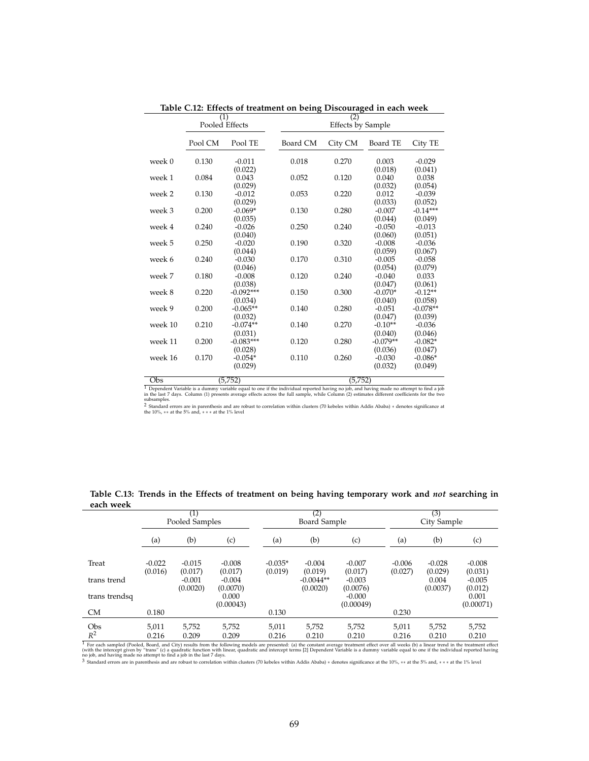**Table C.12: Effects of treatment on being Discouraged in each week**

| | (1) Pooled Effects | | (2) Effects by Sample | | | |
|---|---|---|---|---|---|---|
| | Pool CM | Pool TE | Board CM | City CM | Board TE | City TE |
| week 0 | 0.130 | -0.011 | 0.018 | 0.270 | 0.003 | -0.029 |
| | | (0.022) | | | (0.018) | (0.041) |
| week 1 | 0.084 | 0.043 | 0.052 | 0.120 | 0.040 | 0.038 |
| | | (0.029) | | | (0.032) | (0.054) |
| week 2 | 0.130 | -0.012 | 0.053 | 0.220 | 0.012 | -0.039 |
| | | (0.029) | | | (0.033) | (0.052) |
| week 3 | 0.200 | -0.069* | 0.130 | 0.280 | -0.007 | -0.14*** |
| | | (0.035) | | | (0.044) | (0.049) |
| week 4 | 0.240 | -0.026 | 0.250 | 0.240 | -0.050 | -0.013 |
| | | (0.040) | | | (0.060) | (0.051) |
| week 5 | 0.250 | -0.020 | 0.190 | 0.320 | -0.008 | -0.036 |
| | | (0.044) | | | (0.059) | (0.067) |
| week 6 | 0.240 | -0.030 | 0.170 | 0.310 | -0.005 | -0.058 |
| | | (0.046) | | | (0.054) | (0.079) |
| week 7 | 0.180 | -0.008 | 0.120 | 0.240 | -0.040 | 0.033 |
| | | (0.038) | | | (0.047) | (0.061) |
| week 8 | 0.220 | -0.092*** | 0.150 | 0.300 | -0.070* | -0.12** |
| | | (0.034) | | | (0.040) | (0.058) |
| week 9 | 0.200 | -0.065** | 0.140 | 0.280 | -0.051 | -0.078** |
| | | (0.032) | | | (0.047) | (0.039) |
| week 10 | 0.210 | -0.074** | 0.140 | 0.270 | -0.10** | -0.036 |
| | | (0.031) | | | (0.040) | (0.046) |
| week 11 | 0.200 | -0.083*** | 0.120 | 0.280 | -0.079** | -0.082* |
| | | (0.028) | | | (0.036) | (0.047) |
| week 16 | 0.170 | -0.054* | 0.110 | 0.260 | -0.030 | -0.086* |
| | | (0.029) | | | (0.032) | (0.049) |
| Obs | (5,752) | | (5,752) | | | |

[1] Dependent Variable is a dummy variable equal to one if the individual reported having no job, and having made no attempt to find a job in the last 7 days. Column (1) presents average effects across the full sample, while Column (2) estimates different coefficients for the two subsamples.

[2] Standard errors are in parenthesis and are robust to correlation within clusters (70 kebeles within Addis Ababa) * denotes significance at the 10%, ** at the 5% and, *** at the 1% level

**Table C.13: Trends in the Effects of treatment on being having temporary work and *not* searching in each week**

| | (1) Pooled Samples | | | (2) Board Sample | | | (3) City Sample | | |
|---|---|---|---|---|---|---|---|---|---|
| | (a) | (b) | (c) | (a) | (b) | (c) | (a) | (b) | (c) |
| Treat | -0.022 | -0.015 | -0.008 | -0.035* | -0.004 | -0.007 | -0.006 | -0.028 | -0.008 |
| | (0.016) | (0.017) | (0.017) | (0.019) | (0.019) | (0.017) | (0.027) | (0.029) | (0.031) |
| trans trend | | -0.001 | -0.004 | | -0.0044** | -0.003 | | 0.004 | -0.005 |
| | | (0.0020) | (0.0070) | | (0.0020) | (0.0076) | | (0.0037) | (0.012) |
| trans trendsq | | | 0.000 | | | -0.000 | | | 0.001 |
| | | | (0.00043) | | | (0.00049) | | | (0.00071) |
| CM | 0.180 | | | 0.130 | | | 0.230 | | |
| Obs | 5,011 | 5,752 | 5,752 | 5,011 | 5,752 | 5,752 | 5,011 | 5,752 | 5,752 |
| $R^2$ | 0.216 | 0.209 | 0.209 | 0.216 | 0.210 | 0.210 | 0.216 | 0.210 | 0.210 |

[1] For each sampled (Pooled, Board, and City) results from the following models are presented: (a) the constant average treatment effect over all weeks (b) a linear trend in the treatment effect (with the intercept given by "trans" (c) a quadratic function with linear, quadratic and intercept terms [2] Dependent Variable is a dummy variable equal to one if the individual reported having no job, and having made no attempt to find a job in the last 7 days.

[3] Standard errors are in parenthesis and are robust to correlation within clusters (70 kebeles within Addis Ababa) * denotes significance at the 10%, ** at the 5% and, *** at the 1% level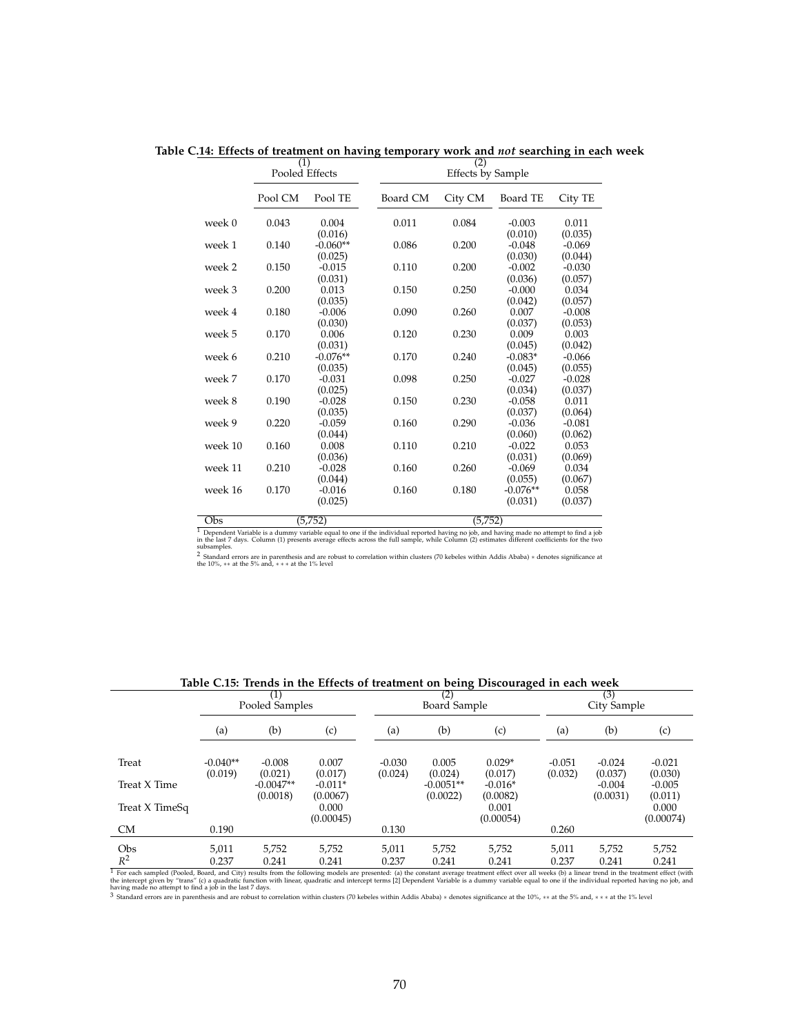**Table C.14: Effects of treatment on having temporary work and *not* searching in each week**

| | (1) Pooled Effects | | (2) Effects by Sample | | | |
|---|---|---|---|---|---|---|
| | Pool CM | Pool TE | Board CM | City CM | Board TE | City TE |
| week 0 | 0.043 | 0.004 | 0.011 | 0.084 | -0.003 | 0.011 |
| | | (0.016) | | | (0.010) | (0.035) |
| week 1 | 0.140 | -0.060** | 0.086 | 0.200 | -0.048 | -0.069 |
| | | (0.025) | | | (0.030) | (0.044) |
| week 2 | 0.150 | -0.015 | 0.110 | 0.200 | -0.002 | -0.030 |
| | | (0.031) | | | (0.036) | (0.057) |
| week 3 | 0.200 | 0.013 | 0.150 | 0.250 | -0.000 | 0.034 |
| | | (0.035) | | | (0.042) | (0.057) |
| week 4 | 0.180 | -0.006 | 0.090 | 0.260 | 0.007 | -0.008 |
| | | (0.030) | | | (0.037) | (0.053) |
| week 5 | 0.170 | 0.006 | 0.120 | 0.230 | 0.009 | 0.003 |
| | | (0.031) | | | (0.045) | (0.042) |
| week 6 | 0.210 | -0.076** | 0.170 | 0.240 | -0.083* | -0.066 |
| | | (0.035) | | | (0.045) | (0.055) |
| week 7 | 0.170 | -0.031 | 0.098 | 0.250 | -0.027 | -0.028 |
| | | (0.025) | | | (0.034) | (0.037) |
| week 8 | 0.190 | -0.028 | 0.150 | 0.230 | -0.058 | 0.011 |
| | | (0.035) | | | (0.037) | (0.064) |
| week 9 | 0.220 | -0.059 | 0.160 | 0.290 | -0.036 | -0.081 |
| | | (0.044) | | | (0.060) | (0.062) |
| week 10 | 0.160 | 0.008 | 0.110 | 0.210 | -0.022 | 0.053 |
| | | (0.036) | | | (0.031) | (0.069) |
| week 11 | 0.210 | -0.028 | 0.160 | 0.260 | -0.069 | 0.034 |
| | | (0.044) | | | (0.055) | (0.067) |
| week 16 | 0.170 | -0.016 | 0.160 | 0.180 | -0.076** | 0.058 |
| | | (0.025) | | | (0.031) | (0.037) |
| Obs | (5,752) | | (5,752) | | | |

[1] Dependent Variable is a dummy variable equal to one if the individual reported having no job, and having made no attempt to find a job in the last 7 days. Column (1) presents average effects across the full sample, while Column (2) estimates different coefficients for the two subsamples.

[2] Standard errors are in parenthesis and are robust to correlation within clusters (70 kebeles within Addis Ababa) * denotes significance at the 10%, ** at the 5% and, *** at the 1% level

**Table C.15: Trends in the Effects of treatment on being Discouraged in each week**

| | (1) Pooled Samples | | | (2) Board Sample | | | (3) City Sample | | |
|---|---|---|---|---|---|---|---|---|---|
| | (a) | (b) | (c) | (a) | (b) | (c) | (a) | (b) | (c) |
| Treat | -0.040** | -0.008 | 0.007 | -0.030 | 0.005 | 0.029* | -0.051 | -0.024 | -0.021 |
| | (0.019) | (0.021) | (0.017) | (0.024) | (0.024) | (0.017) | (0.032) | (0.037) | (0.030) |
| Treat X Time | | -0.0047** | -0.011* | | -0.0051** | -0.016* | | -0.004 | -0.005 |
| | | (0.0018) | (0.0067) | | (0.0022) | (0.0082) | | (0.0031) | (0.011) |
| Treat X TimeSq | | | 0.000 | | | 0.001 | | | 0.000 |
| | | | (0.00045) | | | (0.00054) | | | (0.00074) |
| CM | 0.190 | | | 0.130 | | | 0.260 | | |
| Obs | 5,011 | 5,752 | 5,752 | 5,011 | 5,752 | 5,752 | 5,011 | 5,752 | 5,752 |
| $R^2$ | 0.237 | 0.241 | 0.241 | 0.237 | 0.241 | 0.241 | 0.237 | 0.241 | 0.241 |

[1] For each sampled (Pooled, Board, and City) results from the following models are presented: (a) the constant average treatment effect over all weeks (b) a linear trend in the treatment effect (with the intercept given by "trans" (c) a quadratic function with linear, quadratic and intercept terms [2] Dependent Variable is a dummy variable equal to one if the individual reported having no job, and having made no attempt to find a job in the last 7 days.

[3] Standard errors are in parenthesis and are robust to correlation within clusters (70 kebeles within Addis Ababa) * denotes significance at the 10%, ** at the 5% and, *** at the 1% level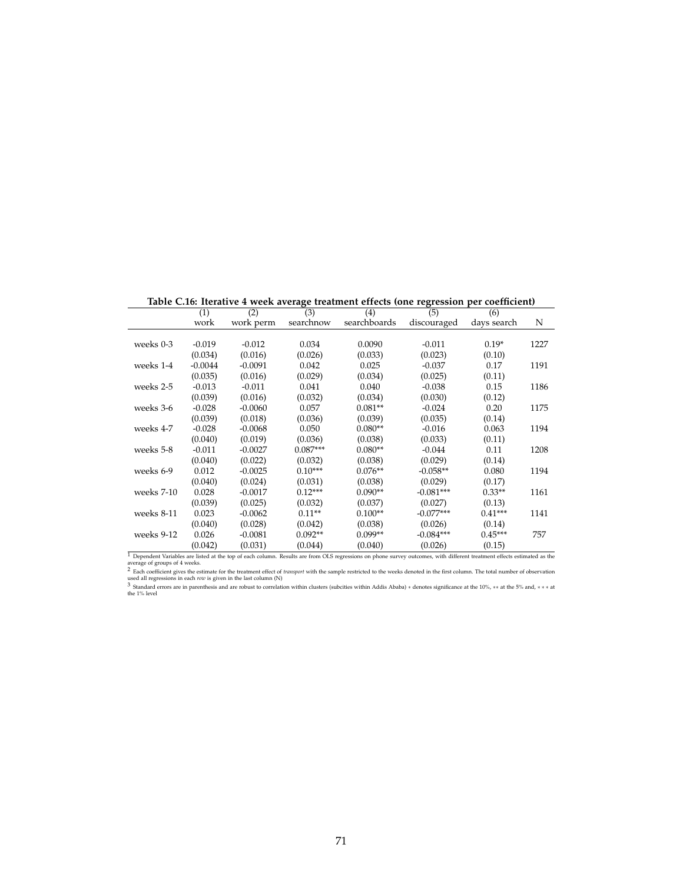**Table C.16: Iterative 4 week average treatment effects (one regression per coefficient)**

| | (1) work | (2) work perm | (3) searchnow | (4) searchboards | (5) discouraged | (6) days search | N |
|---|---|---|---|---|---|---|---|
| weeks 0-3 | -0.019 | -0.012 | 0.034 | 0.0090 | -0.011 | 0.19* | 1227 |
| | (0.034) | (0.016) | (0.026) | (0.033) | (0.023) | (0.10) | |
| weeks 1-4 | -0.0044 | -0.0091 | 0.042 | 0.025 | -0.037 | 0.17 | 1191 |
| | (0.035) | (0.016) | (0.029) | (0.034) | (0.025) | (0.11) | |
| weeks 2-5 | -0.013 | -0.011 | 0.041 | 0.040 | -0.038 | 0.15 | 1186 |
| | (0.039) | (0.016) | (0.032) | (0.034) | (0.030) | (0.12) | |
| weeks 3-6 | -0.028 | -0.0060 | 0.057 | 0.081** | -0.024 | 0.20 | 1175 |
| | (0.039) | (0.018) | (0.036) | (0.039) | (0.035) | (0.14) | |
| weeks 4-7 | -0.028 | -0.0068 | 0.050 | 0.080** | -0.016 | 0.063 | 1194 |
| | (0.040) | (0.019) | (0.036) | (0.038) | (0.033) | (0.11) | |
| weeks 5-8 | -0.011 | -0.0027 | 0.087*** | 0.080** | -0.044 | 0.11 | 1208 |
| | (0.040) | (0.022) | (0.032) | (0.038) | (0.029) | (0.14) | |
| weeks 6-9 | 0.012 | -0.0025 | 0.10*** | 0.076** | -0.058** | 0.080 | 1194 |
| | (0.040) | (0.024) | (0.031) | (0.038) | (0.029) | (0.17) | |
| weeks 7-10 | 0.028 | -0.0017 | 0.12*** | 0.090** | -0.081*** | 0.33** | 1161 |
| | (0.039) | (0.025) | (0.032) | (0.037) | (0.027) | (0.13) | |
| weeks 8-11 | 0.023 | -0.0062 | 0.11** | 0.100** | -0.077*** | 0.41*** | 1141 |
| | (0.040) | (0.028) | (0.042) | (0.038) | (0.026) | (0.14) | |
| weeks 9-12 | 0.026 | -0.0081 | 0.092** | 0.099** | -0.084*** | 0.45*** | 757 |
| | (0.042) | (0.031) | (0.044) | (0.040) | (0.026) | (0.15) | |

[1] Dependent Variables are listed at the top of each column. Results are from OLS regressions on phone survey outcomes, with different treatment effects estimated as the average of groups of 4 weeks.

[2] Each coefficient gives the estimate for the treatment effect of *transport* with the sample restricted to the weeks denoted in the first column. The total number of observation used all regressions in each *row* is given in the last column (N)

[3] Standard errors are in parenthesis and are robust to correlation within clusters (subcities within Addis Ababa) * denotes significance at the 10%, ** at the 5% and, *** at the 1% level